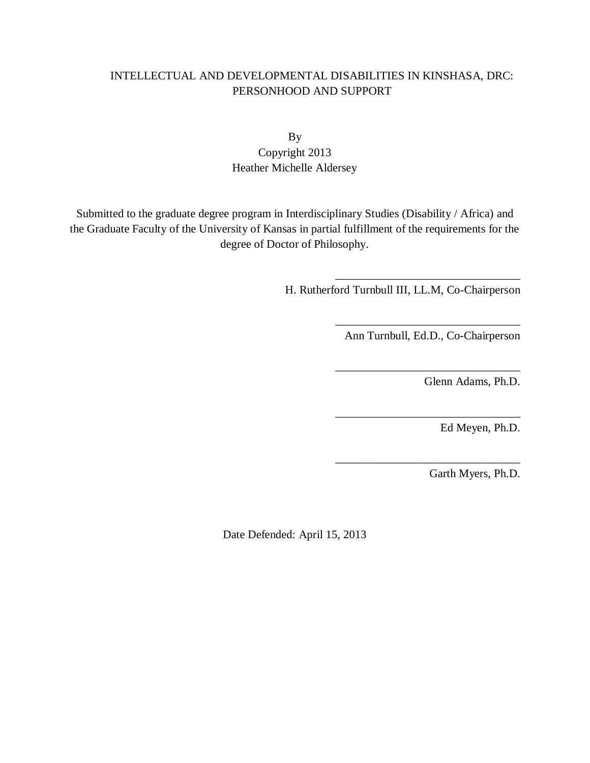# INTELLECTUAL AND DEVELOPMENTAL DISABILITIES IN KINSHASA, DRC: PERSONHOOD AND SUPPORT

By

Copyright 2013

Heather Michelle Aldersey

Submitted to the graduate degree program in Interdisciplinary Studies (Disability / Africa) and the Graduate Faculty of the University of Kansas in partial fulfillment of the requirements for the degree of Doctor of Philosophy.

________________________________

H. Rutherford Turnbull III, LL.M, Co-Chairperson

________________________________

Ann Turnbull, Ed.D., Co-Chairperson

________________________________

Glenn Adams, Ph.D.

________________________________

Ed Meyen, Ph.D.

________________________________

Garth Myers, Ph.D.

Date Defended: April 15, 2013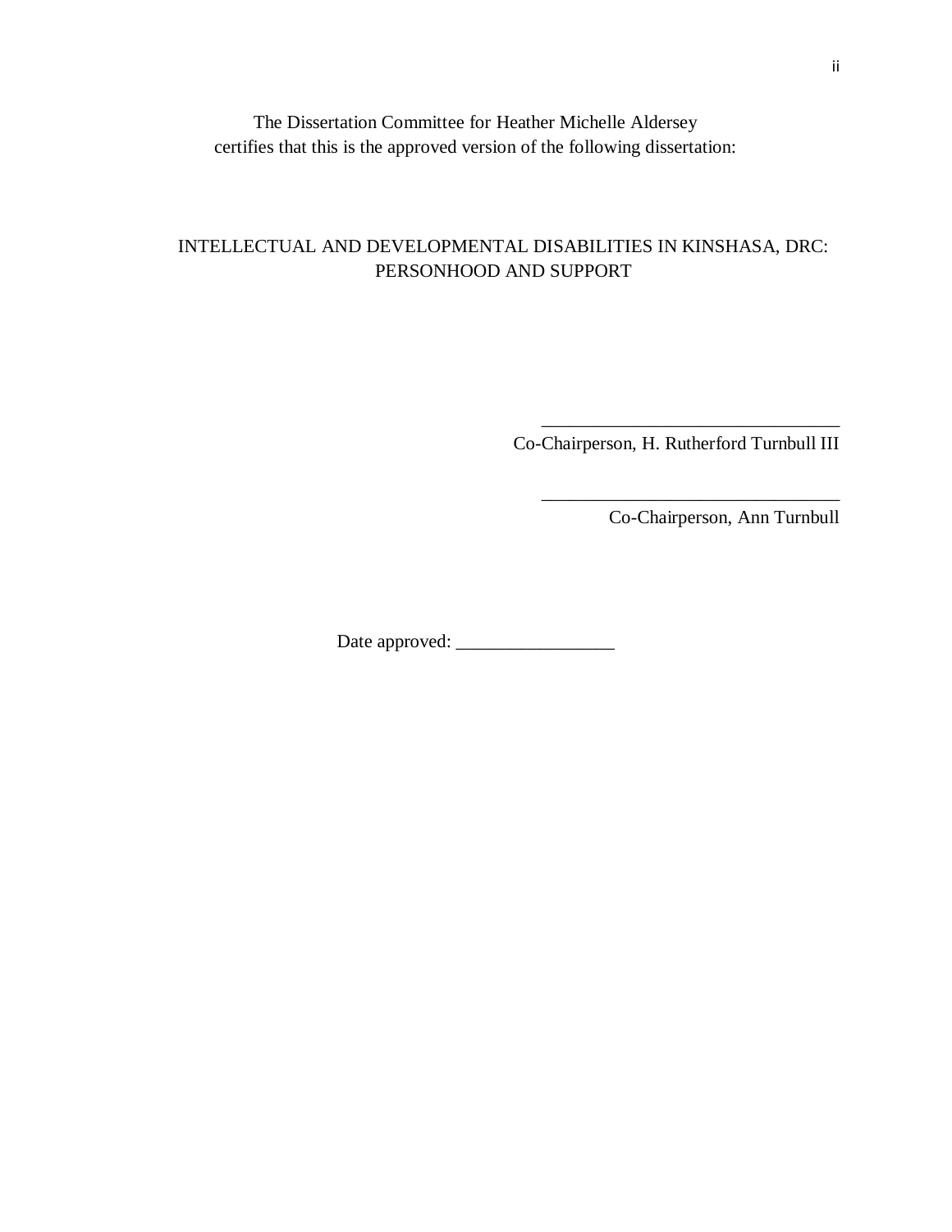The Dissertation Committee for Heather Michelle Aldersey certifies that this is the approved version of the following dissertation:

INTELLECTUAL AND DEVELOPMENTAL DISABILITIES IN KINSHASA, DRC: PERSONHOOD AND SUPPORT

________________________________
Co-Chairperson, H. Rutherford Turnbull III

________________________________
Co-Chairperson, Ann Turnbull

Date approved: _________________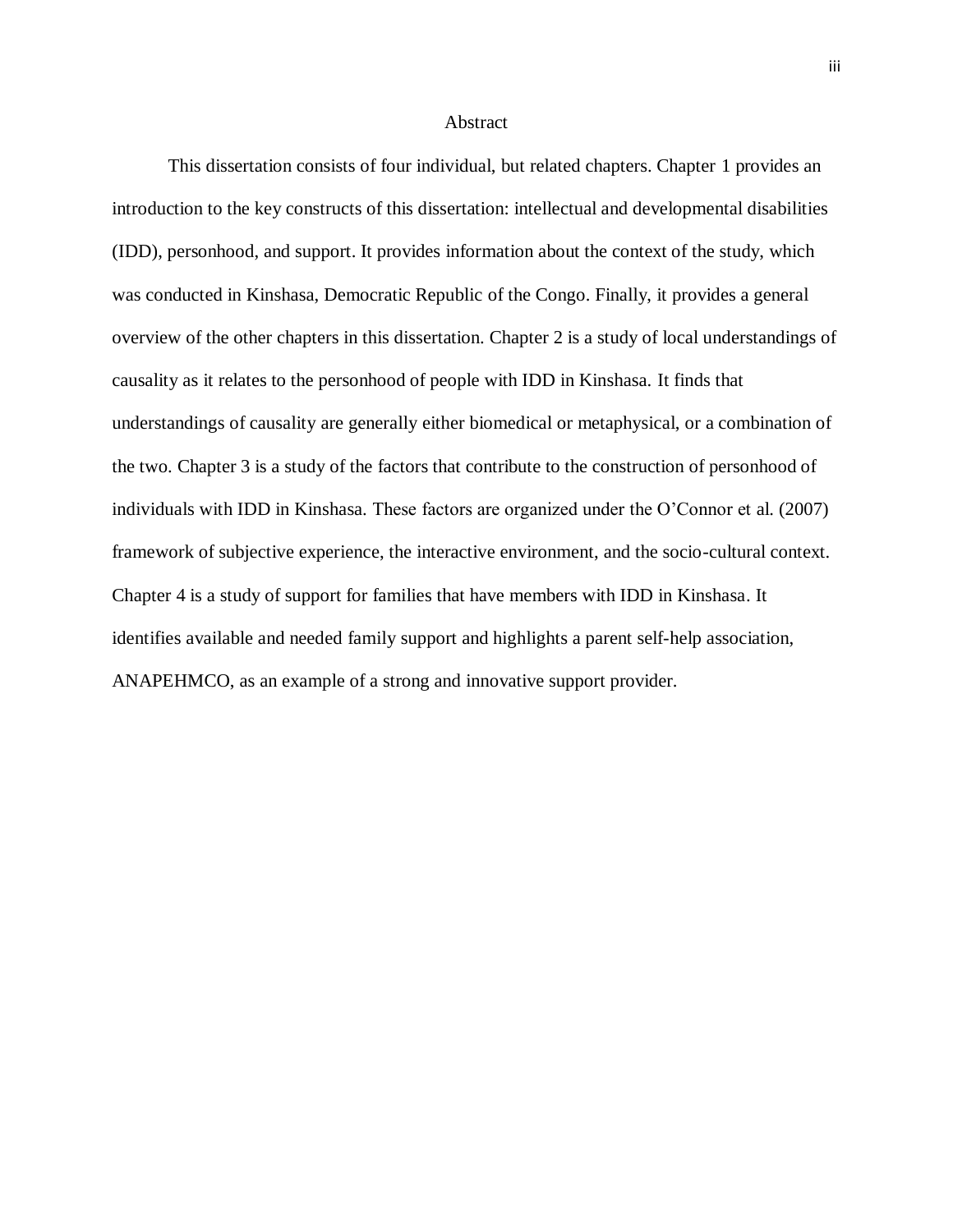# Abstract

This dissertation consists of four individual, but related chapters. Chapter 1 provides an introduction to the key constructs of this dissertation: intellectual and developmental disabilities (IDD), personhood, and support. It provides information about the context of the study, which was conducted in Kinshasa, Democratic Republic of the Congo. Finally, it provides a general overview of the other chapters in this dissertation. Chapter 2 is a study of local understandings of causality as it relates to the personhood of people with IDD in Kinshasa. It finds that understandings of causality are generally either biomedical or metaphysical, or a combination of the two. Chapter 3 is a study of the factors that contribute to the construction of personhood of individuals with IDD in Kinshasa. These factors are organized under the O'Connor et al. (2007) framework of subjective experience, the interactive environment, and the socio-cultural context. Chapter 4 is a study of support for families that have members with IDD in Kinshasa. It identifies available and needed family support and highlights a parent self-help association, ANAPEHMCO, as an example of a strong and innovative support provider.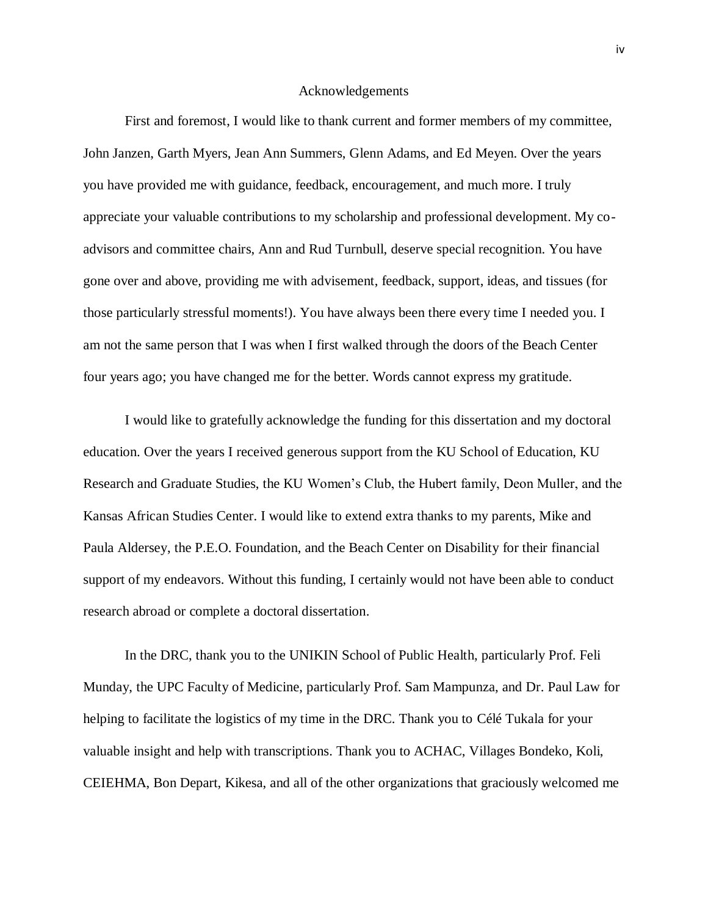# Acknowledgements

First and foremost, I would like to thank current and former members of my committee, John Janzen, Garth Myers, Jean Ann Summers, Glenn Adams, and Ed Meyen. Over the years you have provided me with guidance, feedback, encouragement, and much more. I truly appreciate your valuable contributions to my scholarship and professional development. My co-advisors and committee chairs, Ann and Rud Turnbull, deserve special recognition. You have gone over and above, providing me with advisement, feedback, support, ideas, and tissues (for those particularly stressful moments!). You have always been there every time I needed you. I am not the same person that I was when I first walked through the doors of the Beach Center four years ago; you have changed me for the better. Words cannot express my gratitude.

I would like to gratefully acknowledge the funding for this dissertation and my doctoral education. Over the years I received generous support from the KU School of Education, KU Research and Graduate Studies, the KU Women's Club, the Hubert family, Deon Muller, and the Kansas African Studies Center. I would like to extend extra thanks to my parents, Mike and Paula Aldersey, the P.E.O. Foundation, and the Beach Center on Disability for their financial support of my endeavors. Without this funding, I certainly would not have been able to conduct research abroad or complete a doctoral dissertation.

In the DRC, thank you to the UNIKIN School of Public Health, particularly Prof. Feli Munday, the UPC Faculty of Medicine, particularly Prof. Sam Mampunza, and Dr. Paul Law for helping to facilitate the logistics of my time in the DRC. Thank you to Célé Tukala for your valuable insight and help with transcriptions. Thank you to ACHAC, Villages Bondeko, Koli, CEIEHMA, Bon Depart, Kikesa, and all of the other organizations that graciously welcomed me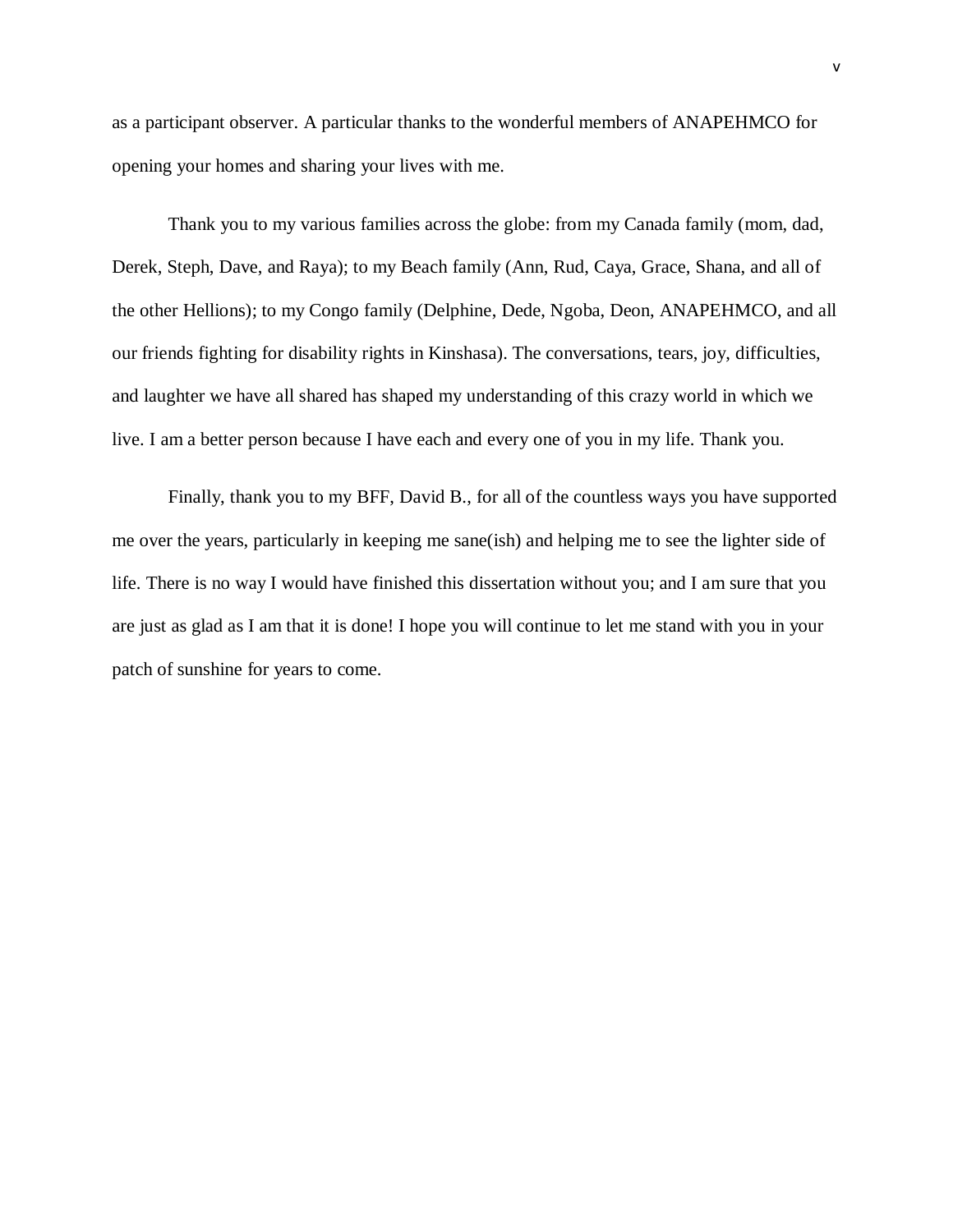as a participant observer. A particular thanks to the wonderful members of ANAPEHMCO for opening your homes and sharing your lives with me.

Thank you to my various families across the globe: from my Canada family (mom, dad, Derek, Steph, Dave, and Raya); to my Beach family (Ann, Rud, Caya, Grace, Shana, and all of the other Hellions); to my Congo family (Delphine, Dede, Ngoba, Deon, ANAPEHMCO, and all our friends fighting for disability rights in Kinshasa). The conversations, tears, joy, difficulties, and laughter we have all shared has shaped my understanding of this crazy world in which we live. I am a better person because I have each and every one of you in my life. Thank you.

Finally, thank you to my BFF, David B., for all of the countless ways you have supported me over the years, particularly in keeping me sane(ish) and helping me to see the lighter side of life. There is no way I would have finished this dissertation without you; and I am sure that you are just as glad as I am that it is done! I hope you will continue to let me stand with you in your patch of sunshine for years to come.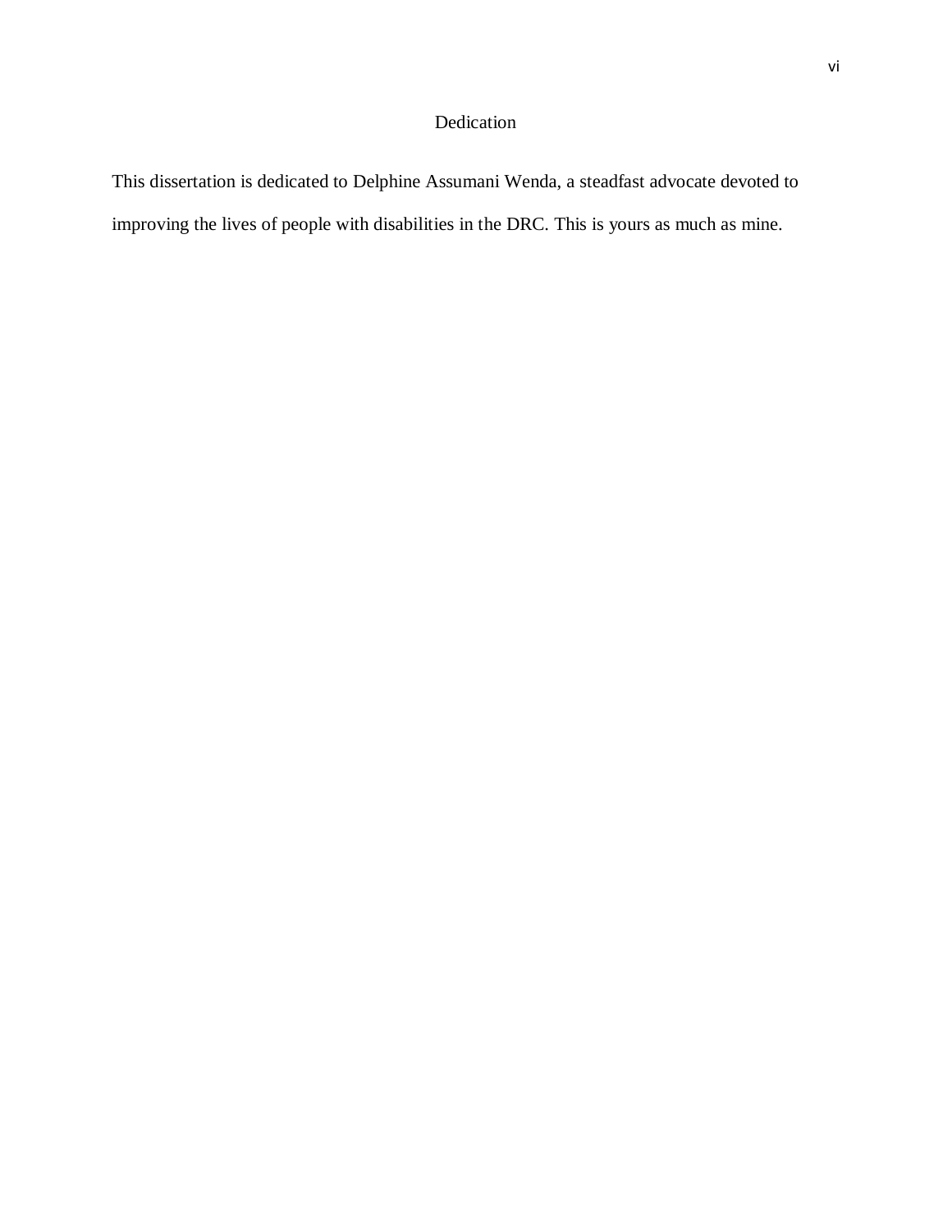# Dedication

This dissertation is dedicated to Delphine Assumani Wenda, a steadfast advocate devoted to improving the lives of people with disabilities in the DRC. This is yours as much as mine.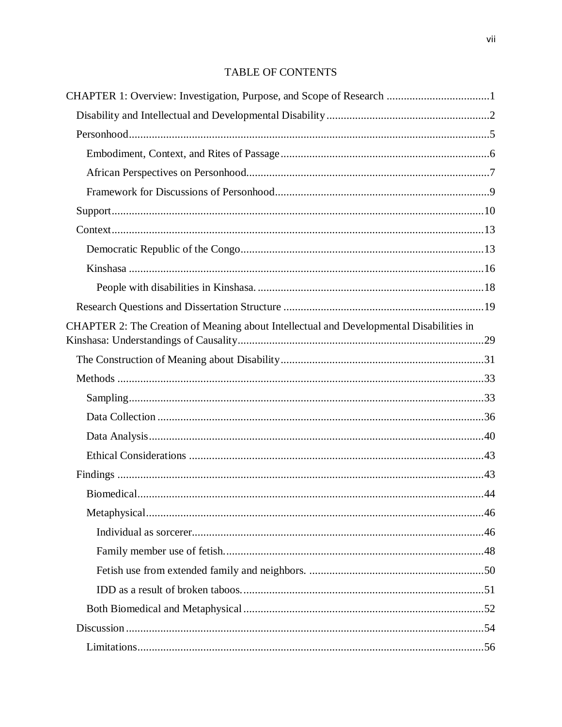# TABLE OF CONTENTS

CHAPTER 1: Overview: Investigation, Purpose, and Scope of Research ....................................1

- Disability and Intellectual and Developmental Disability ........................................................2
- Personhood .............................................................................................................................5
  - Embodiment, Context, and Rites of Passage .........................................................................6
  - African Perspectives on Personhood.....................................................................................7
  - Framework for Discussions of Personhood ...........................................................................9
- Support ..................................................................................................................................10
- Context ..................................................................................................................................13
  - Democratic Republic of the Congo .....................................................................................13
  - Kinshasa ............................................................................................................................16
    - People with disabilities in Kinshasa. ...............................................................................18
- Research Questions and Dissertation Structure ......................................................................19

CHAPTER 2: The Creation of Meaning about Intellectual and Developmental Disabilities in Kinshasa: Understandings of Causality.....................................................................................29

- The Construction of Meaning about Disability ......................................................................31
- Methods ................................................................................................................................33
  - Sampling ............................................................................................................................33
  - Data Collection ..................................................................................................................36
  - Data Analysis .....................................................................................................................40
  - Ethical Considerations .......................................................................................................43
- Findings ................................................................................................................................43
  - Biomedical .........................................................................................................................44
  - Metaphysical ......................................................................................................................46
    - Individual as sorcerer.......................................................................................................46
    - Family member use of fetish. ...........................................................................................48
    - Fetish use from extended family and neighbors. .............................................................50
    - IDD as a result of broken taboos. ....................................................................................51
  - Both Biomedical and Metaphysical ....................................................................................52
- Discussion .............................................................................................................................54
  - Limitations .........................................................................................................................56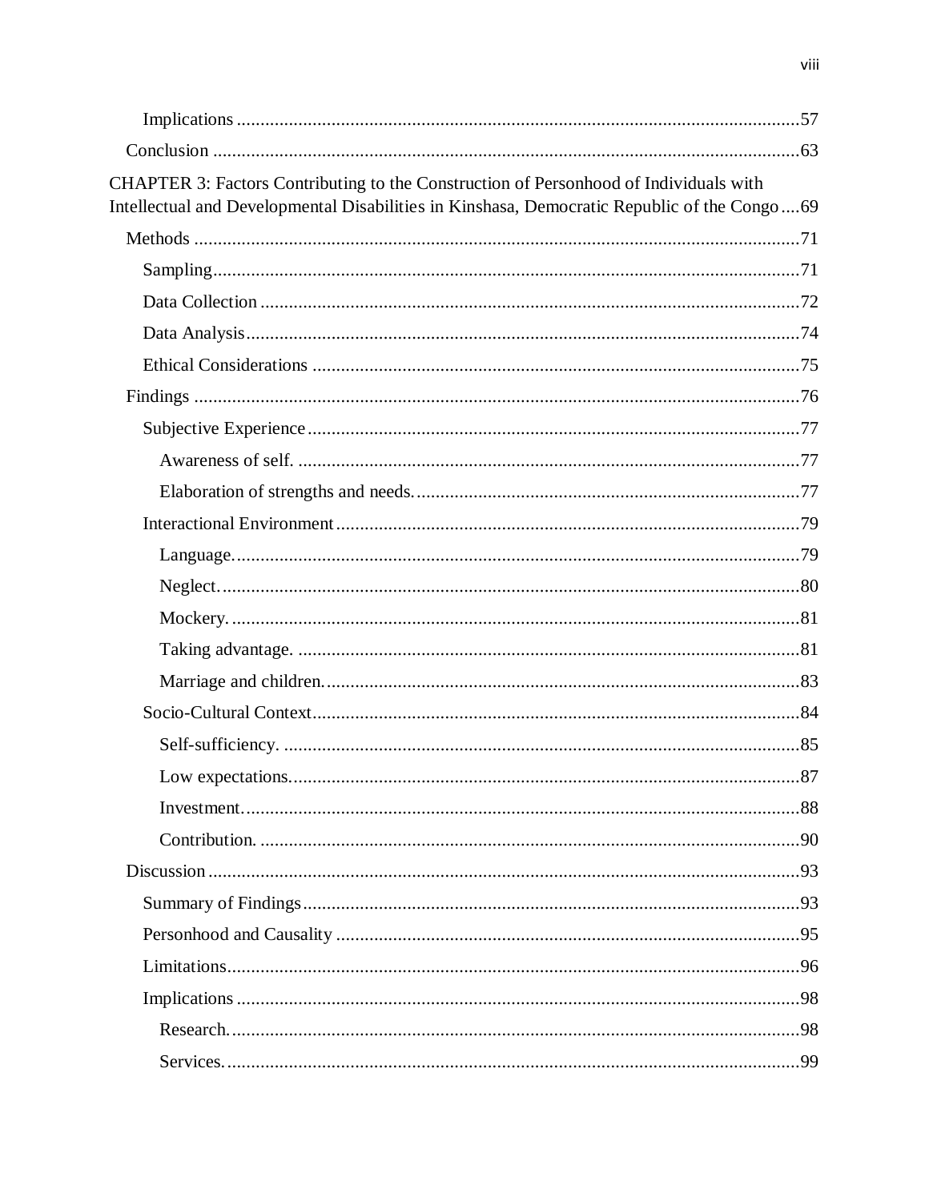Implications ....................................................................................................................57

Conclusion .......................................................................................................................63

CHAPTER 3: Factors Contributing to the Construction of Personhood of Individuals with Intellectual and Developmental Disabilities in Kinshasa, Democratic Republic of the Congo....69

Methods ............................................................................................................................71

Sampling..........................................................................................................................71

Data Collection ................................................................................................................72

Data Analysis ...................................................................................................................74

Ethical Considerations .....................................................................................................75

Findings ............................................................................................................................76

Subjective Experience.......................................................................................................77

Awareness of self. ...........................................................................................................77

Elaboration of strengths and needs. ................................................................................77

Interactional Environment................................................................................................79

Language. .......................................................................................................................79

Neglect. ..........................................................................................................................80

Mockery. ........................................................................................................................81

Taking advantage. ..........................................................................................................81

Marriage and children. ....................................................................................................83

Socio-Cultural Context.....................................................................................................84

Self-sufficiency. .............................................................................................................85

Low expectations. ...........................................................................................................87

Investment. .....................................................................................................................88

Contribution. ..................................................................................................................90

Discussion .........................................................................................................................93

Summary of Findings.......................................................................................................93

Personhood and Causality ................................................................................................95

Limitations.......................................................................................................................96

Implications .....................................................................................................................98

Research. ........................................................................................................................98

Services. .........................................................................................................................99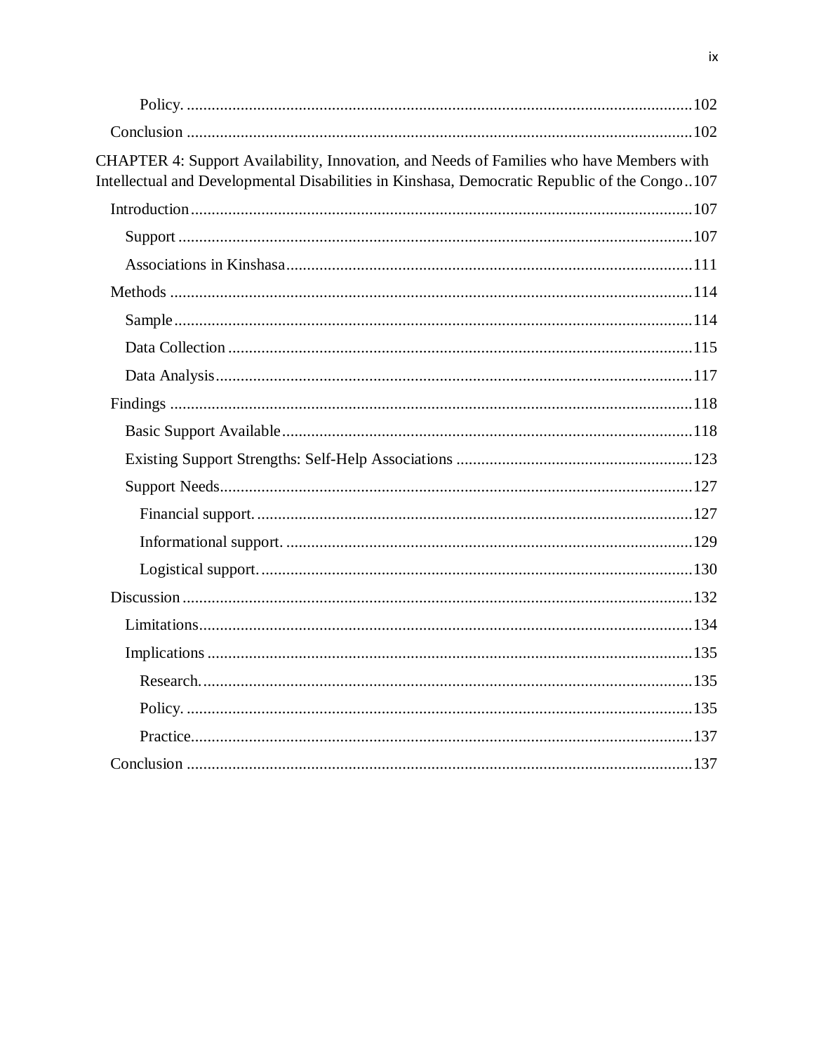Policy. ............................................................................................................102

Conclusion ............................................................................................................102

CHAPTER 4: Support Availability, Innovation, and Needs of Families who have Members with Intellectual and Developmental Disabilities in Kinshasa, Democratic Republic of the Congo..107

Introduction............................................................................................................107

Support ............................................................................................................107

Associations in Kinshasa............................................................................................................111

Methods ............................................................................................................114

Sample............................................................................................................114

Data Collection ............................................................................................................115

Data Analysis............................................................................................................117

Findings ............................................................................................................118

Basic Support Available............................................................................................................118

Existing Support Strengths: Self-Help Associations ............................................................................................................123

Support Needs............................................................................................................127

Financial support. ............................................................................................................127

Informational support. ............................................................................................................129

Logistical support. ............................................................................................................130

Discussion ............................................................................................................132

Limitations............................................................................................................134

Implications ............................................................................................................135

Research. ............................................................................................................135

Policy. ............................................................................................................135

Practice............................................................................................................137

Conclusion ............................................................................................................137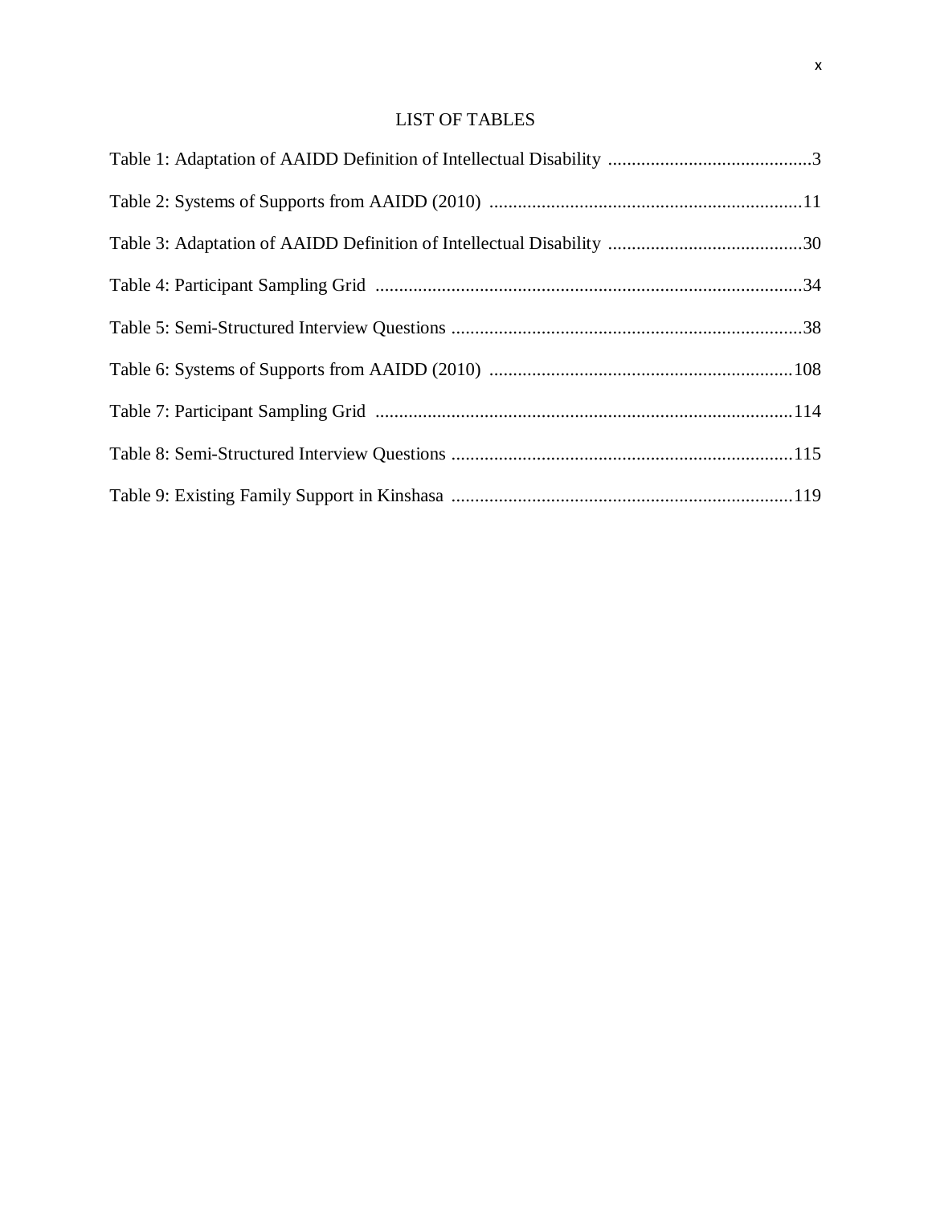# LIST OF TABLES

Table 1: Adaptation of AAIDD Definition of Intellectual Disability ..........................................3

Table 2: Systems of Supports from AAIDD (2010) .................................................................11

Table 3: Adaptation of AAIDD Definition of Intellectual Disability ........................................30

Table 4: Participant Sampling Grid .........................................................................................34

Table 5: Semi-Structured Interview Questions .........................................................................38

Table 6: Systems of Supports from AAIDD (2010) ...............................................................108

Table 7: Participant Sampling Grid .......................................................................................114

Table 8: Semi-Structured Interview Questions .......................................................................115

Table 9: Existing Family Support in Kinshasa .......................................................................119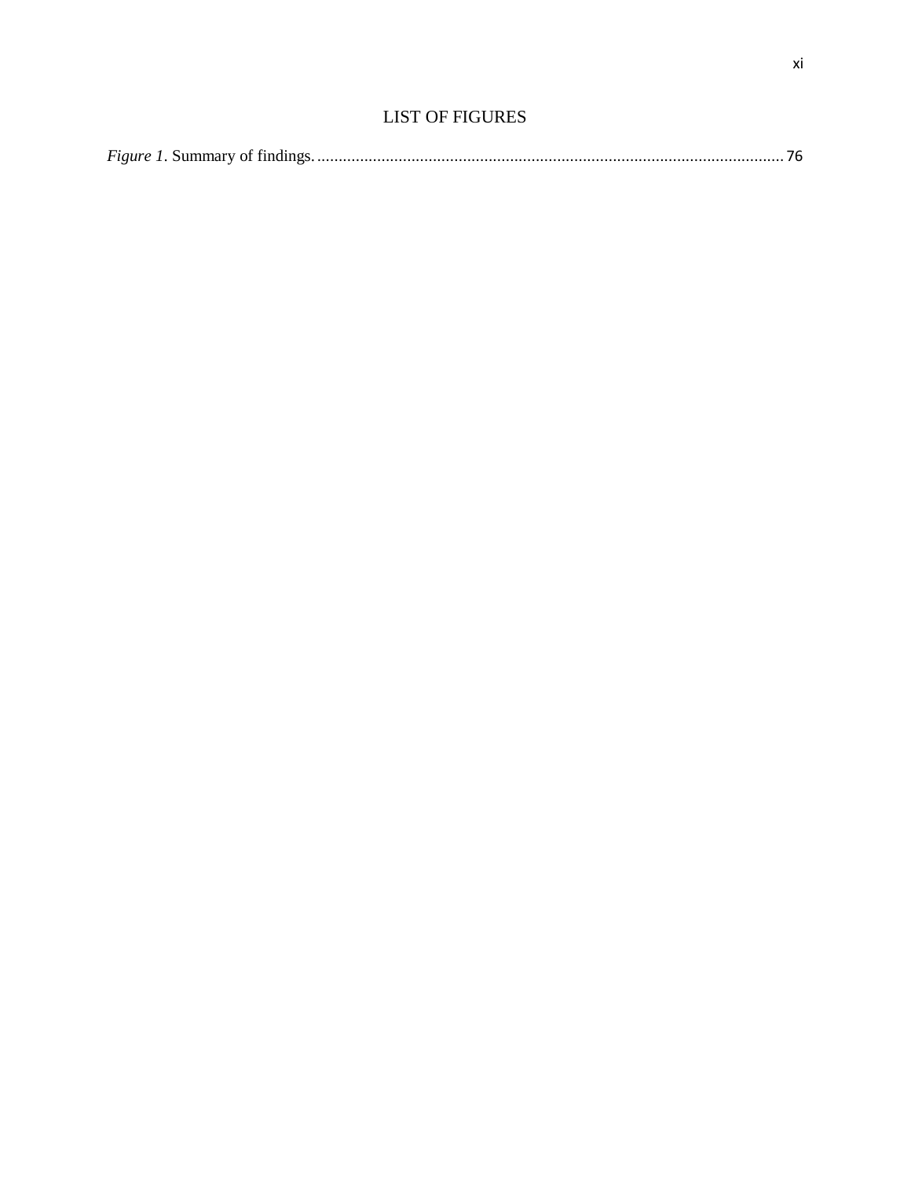# LIST OF FIGURES

*Figure 1*. Summary of findings. ............................................................................................................ 76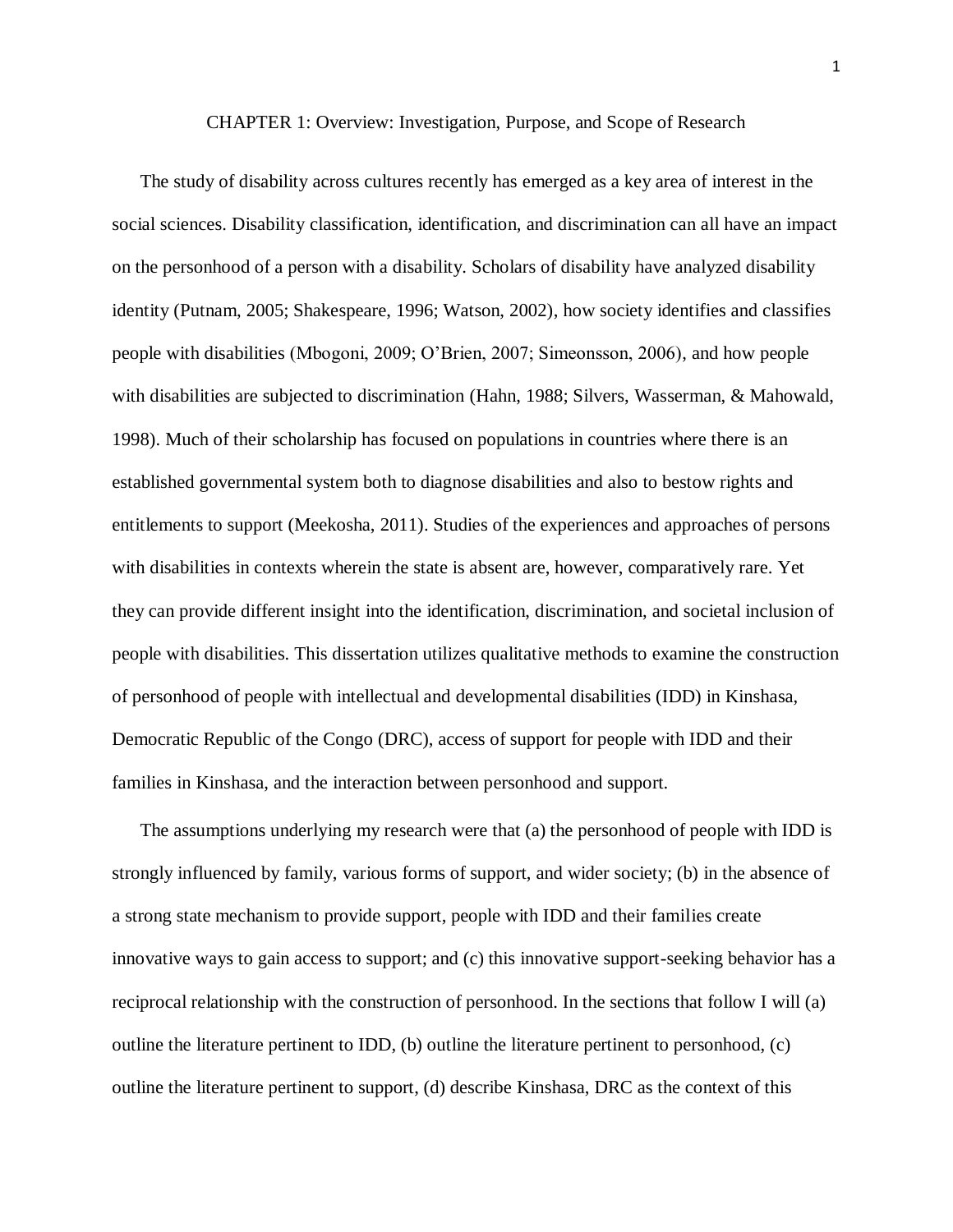# CHAPTER 1: Overview: Investigation, Purpose, and Scope of Research

The study of disability across cultures recently has emerged as a key area of interest in the social sciences. Disability classification, identification, and discrimination can all have an impact on the personhood of a person with a disability. Scholars of disability have analyzed disability identity (Putnam, 2005; Shakespeare, 1996; Watson, 2002), how society identifies and classifies people with disabilities (Mbogoni, 2009; O'Brien, 2007; Simeonsson, 2006), and how people with disabilities are subjected to discrimination (Hahn, 1988; Silvers, Wasserman, & Mahowald, 1998). Much of their scholarship has focused on populations in countries where there is an established governmental system both to diagnose disabilities and also to bestow rights and entitlements to support (Meekosha, 2011). Studies of the experiences and approaches of persons with disabilities in contexts wherein the state is absent are, however, comparatively rare. Yet they can provide different insight into the identification, discrimination, and societal inclusion of people with disabilities. This dissertation utilizes qualitative methods to examine the construction of personhood of people with intellectual and developmental disabilities (IDD) in Kinshasa, Democratic Republic of the Congo (DRC), access of support for people with IDD and their families in Kinshasa, and the interaction between personhood and support.

The assumptions underlying my research were that (a) the personhood of people with IDD is strongly influenced by family, various forms of support, and wider society; (b) in the absence of a strong state mechanism to provide support, people with IDD and their families create innovative ways to gain access to support; and (c) this innovative support-seeking behavior has a reciprocal relationship with the construction of personhood. In the sections that follow I will (a) outline the literature pertinent to IDD, (b) outline the literature pertinent to personhood, (c) outline the literature pertinent to support, (d) describe Kinshasa, DRC as the context of this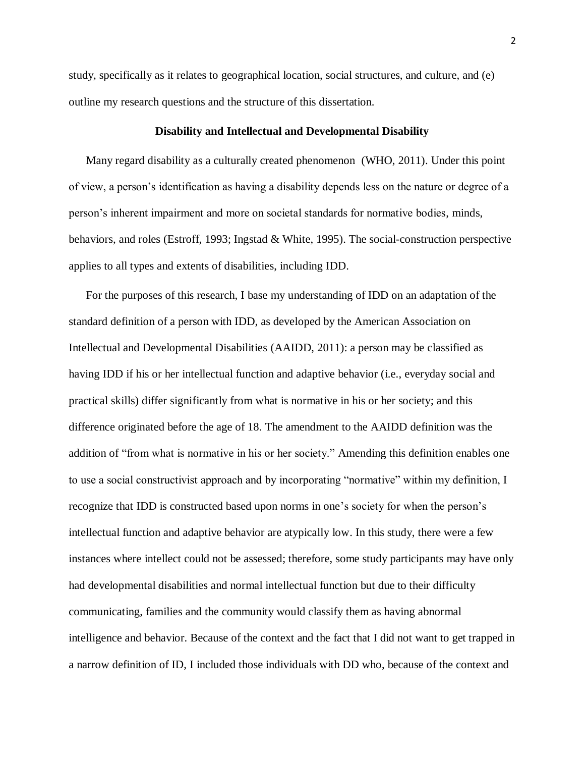study, specifically as it relates to geographical location, social structures, and culture, and (e) outline my research questions and the structure of this dissertation.

## Disability and Intellectual and Developmental Disability

Many regard disability as a culturally created phenomenon (WHO, 2011). Under this point of view, a person's identification as having a disability depends less on the nature or degree of a person's inherent impairment and more on societal standards for normative bodies, minds, behaviors, and roles (Estroff, 1993; Ingstad & White, 1995). The social-construction perspective applies to all types and extents of disabilities, including IDD.

For the purposes of this research, I base my understanding of IDD on an adaptation of the standard definition of a person with IDD, as developed by the American Association on Intellectual and Developmental Disabilities (AAIDD, 2011): a person may be classified as having IDD if his or her intellectual function and adaptive behavior (i.e., everyday social and practical skills) differ significantly from what is normative in his or her society; and this difference originated before the age of 18. The amendment to the AAIDD definition was the addition of "from what is normative in his or her society." Amending this definition enables one to use a social constructivist approach and by incorporating "normative" within my definition, I recognize that IDD is constructed based upon norms in one's society for when the person's intellectual function and adaptive behavior are atypically low. In this study, there were a few instances where intellect could not be assessed; therefore, some study participants may have only had developmental disabilities and normal intellectual function but due to their difficulty communicating, families and the community would classify them as having abnormal intelligence and behavior. Because of the context and the fact that I did not want to get trapped in a narrow definition of ID, I included those individuals with DD who, because of the context and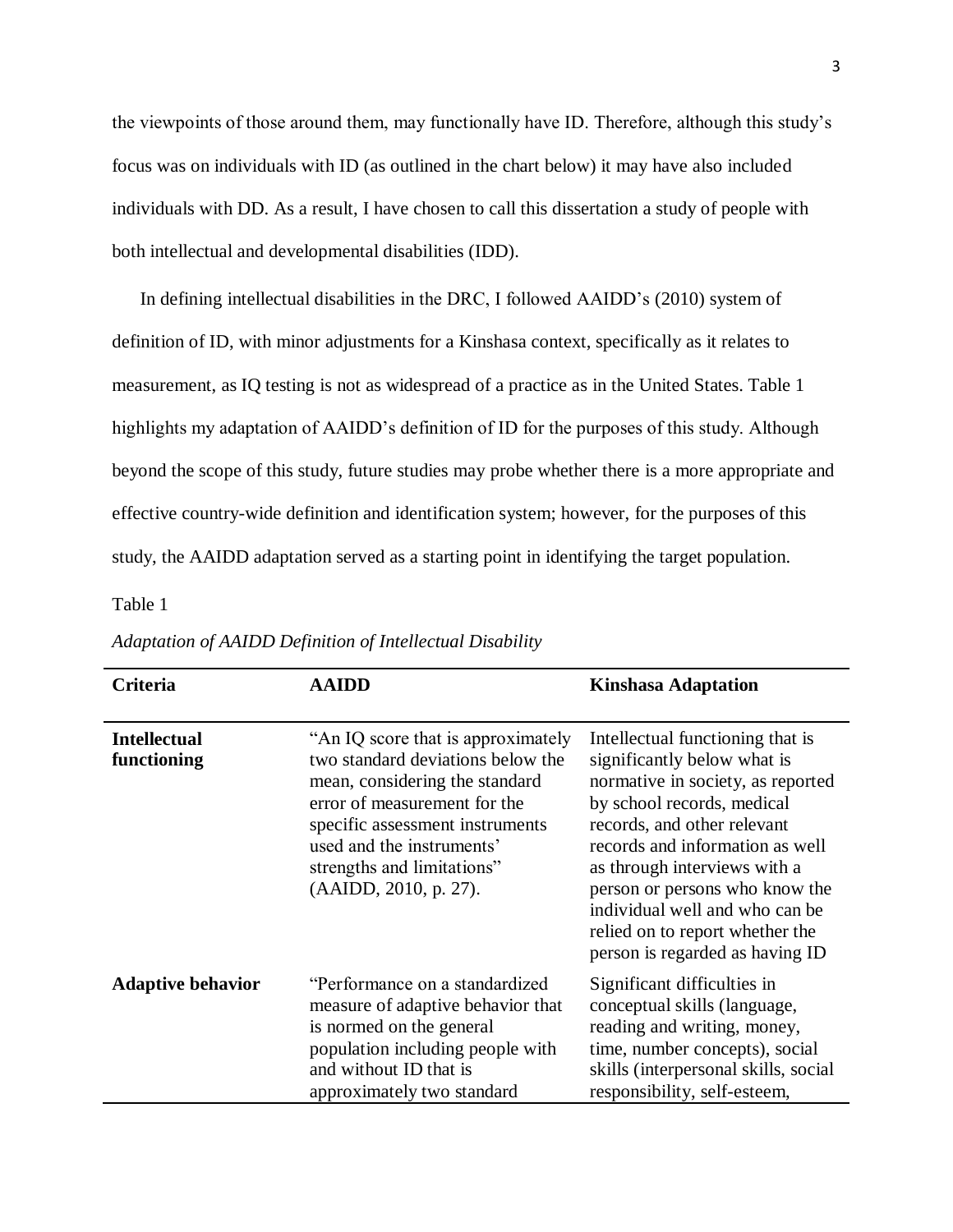the viewpoints of those around them, may functionally have ID. Therefore, although this study's focus was on individuals with ID (as outlined in the chart below) it may have also included individuals with DD. As a result, I have chosen to call this dissertation a study of people with both intellectual and developmental disabilities (IDD).

In defining intellectual disabilities in the DRC, I followed AAIDD's (2010) system of definition of ID, with minor adjustments for a Kinshasa context, specifically as it relates to measurement, as IQ testing is not as widespread of a practice as in the United States. Table 1 highlights my adaptation of AAIDD's definition of ID for the purposes of this study. Although beyond the scope of this study, future studies may probe whether there is a more appropriate and effective country-wide definition and identification system; however, for the purposes of this study, the AAIDD adaptation served as a starting point in identifying the target population.

Table 1

*Adaptation of AAIDD Definition of Intellectual Disability*

| Criteria | AAIDD | Kinshasa Adaptation |
|---|---|---|
| **Intellectual functioning** | "An IQ score that is approximately two standard deviations below the mean, considering the standard error of measurement for the specific assessment instruments used and the instruments' strengths and limitations" (AAIDD, 2010, p. 27). | Intellectual functioning that is significantly below what is normative in society, as reported by school records, medical records, and other relevant records and information as well as through interviews with a person or persons who know the individual well and who can be relied on to report whether the person is regarded as having ID |
| **Adaptive behavior** | "Performance on a standardized measure of adaptive behavior that is normed on the general population including people with and without ID that is approximately two standard | Significant difficulties in conceptual skills (language, reading and writing, money, time, number concepts), social skills (interpersonal skills, social responsibility, self-esteem, |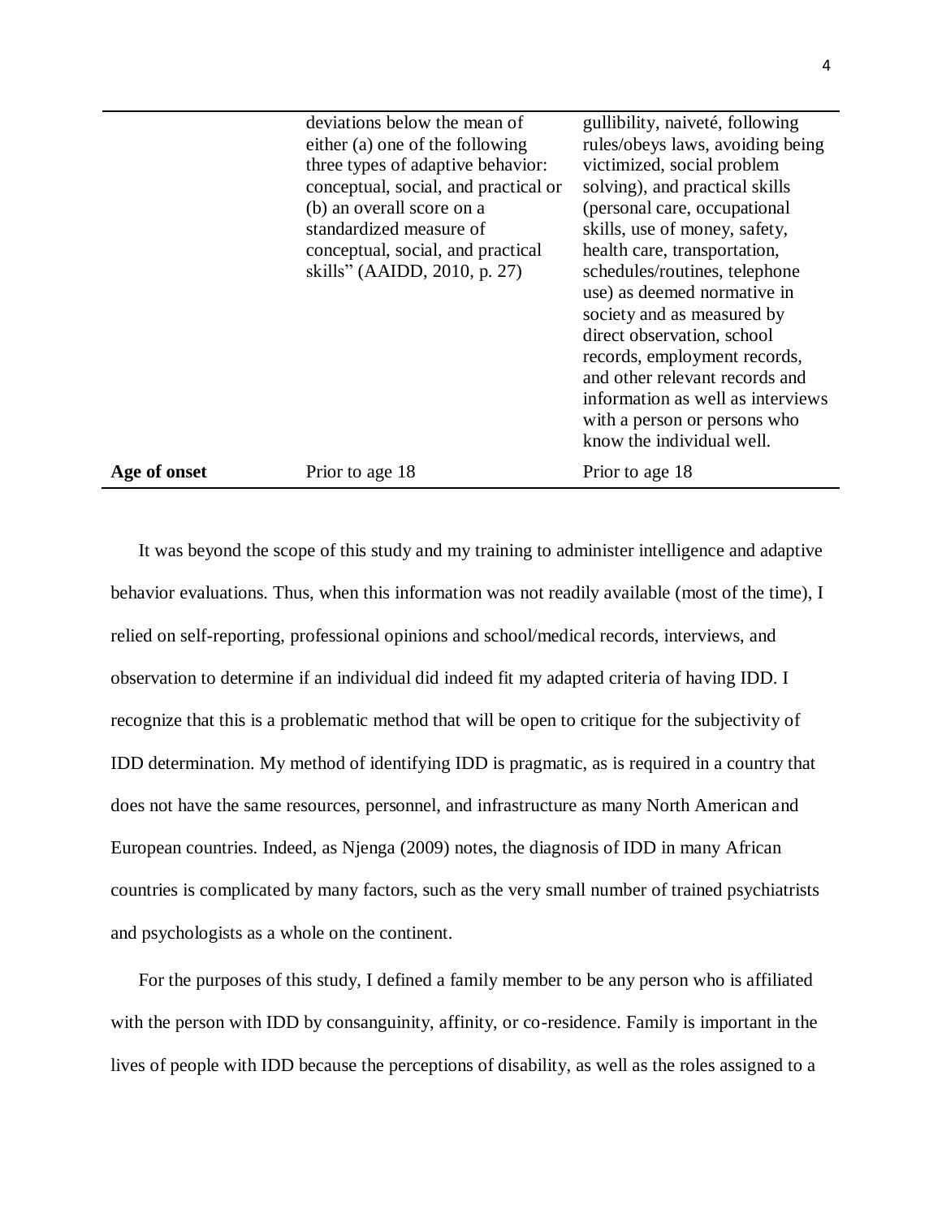| | | |
|---|---|---|
| | deviations below the mean of either (a) one of the following three types of adaptive behavior: conceptual, social, and practical or (b) an overall score on a standardized measure of conceptual, social, and practical skills" (AAIDD, 2010, p. 27) | gullibility, naiveté, following rules/obeys laws, avoiding being victimized, social problem solving), and practical skills (personal care, occupational skills, use of money, safety, health care, transportation, schedules/routines, telephone use) as deemed normative in society and as measured by direct observation, school records, employment records, and other relevant records and information as well as interviews with a person or persons who know the individual well. |
| **Age of onset** | Prior to age 18 | Prior to age 18 |

It was beyond the scope of this study and my training to administer intelligence and adaptive behavior evaluations. Thus, when this information was not readily available (most of the time), I relied on self-reporting, professional opinions and school/medical records, interviews, and observation to determine if an individual did indeed fit my adapted criteria of having IDD. I recognize that this is a problematic method that will be open to critique for the subjectivity of IDD determination. My method of identifying IDD is pragmatic, as is required in a country that does not have the same resources, personnel, and infrastructure as many North American and European countries. Indeed, as Njenga (2009) notes, the diagnosis of IDD in many African countries is complicated by many factors, such as the very small number of trained psychiatrists and psychologists as a whole on the continent.

For the purposes of this study, I defined a family member to be any person who is affiliated with the person with IDD by consanguinity, affinity, or co-residence. Family is important in the lives of people with IDD because the perceptions of disability, as well as the roles assigned to a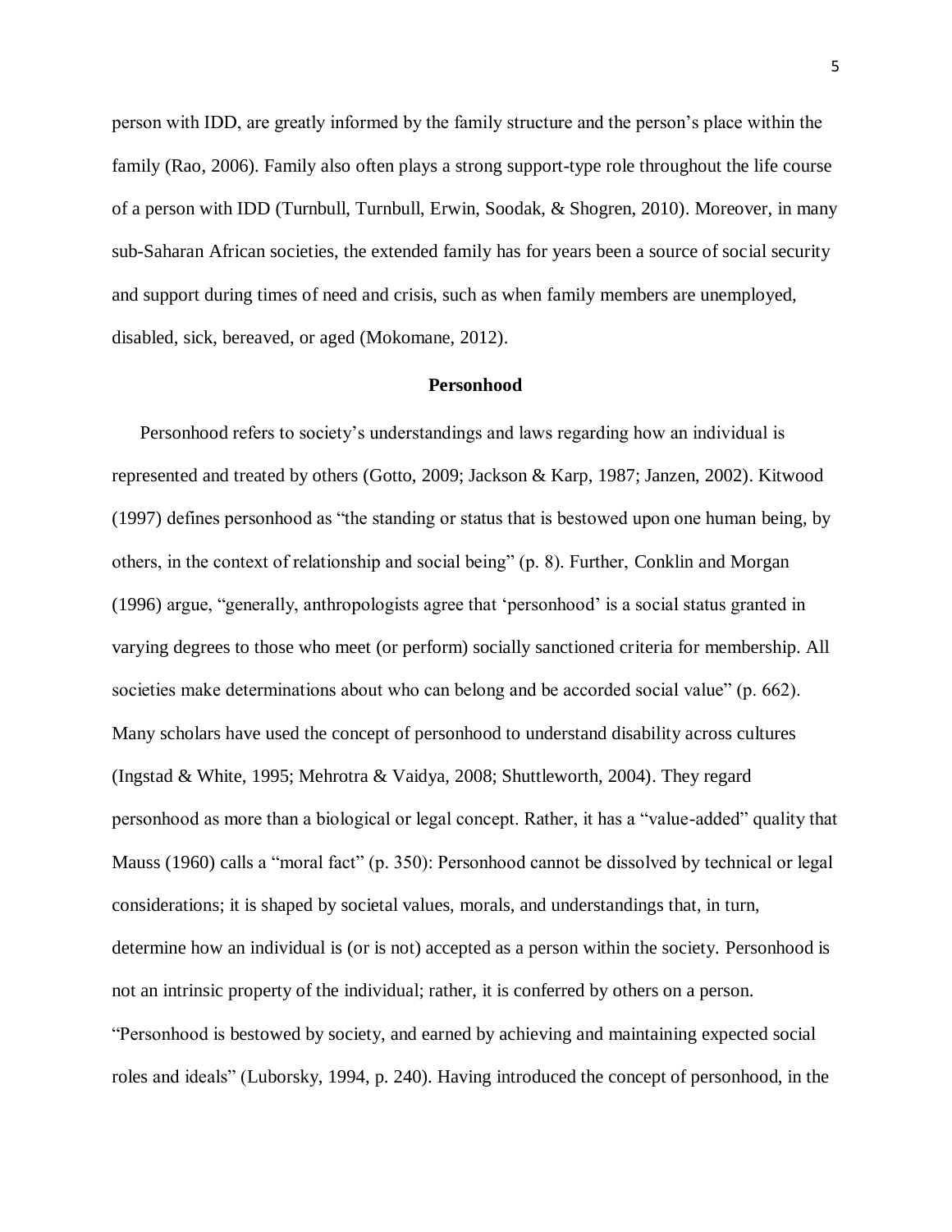person with IDD, are greatly informed by the family structure and the person's place within the family (Rao, 2006). Family also often plays a strong support-type role throughout the life course of a person with IDD (Turnbull, Turnbull, Erwin, Soodak, & Shogren, 2010). Moreover, in many sub-Saharan African societies, the extended family has for years been a source of social security and support during times of need and crisis, such as when family members are unemployed, disabled, sick, bereaved, or aged (Mokomane, 2012).

## Personhood

Personhood refers to society's understandings and laws regarding how an individual is represented and treated by others (Gotto, 2009; Jackson & Karp, 1987; Janzen, 2002). Kitwood (1997) defines personhood as "the standing or status that is bestowed upon one human being, by others, in the context of relationship and social being" (p. 8). Further, Conklin and Morgan (1996) argue, "generally, anthropologists agree that 'personhood' is a social status granted in varying degrees to those who meet (or perform) socially sanctioned criteria for membership. All societies make determinations about who can belong and be accorded social value" (p. 662). Many scholars have used the concept of personhood to understand disability across cultures (Ingstad & White, 1995; Mehrotra & Vaidya, 2008; Shuttleworth, 2004). They regard personhood as more than a biological or legal concept. Rather, it has a "value-added" quality that Mauss (1960) calls a "moral fact" (p. 350): Personhood cannot be dissolved by technical or legal considerations; it is shaped by societal values, morals, and understandings that, in turn, determine how an individual is (or is not) accepted as a person within the society. Personhood is not an intrinsic property of the individual; rather, it is conferred by others on a person. "Personhood is bestowed by society, and earned by achieving and maintaining expected social roles and ideals" (Luborsky, 1994, p. 240). Having introduced the concept of personhood, in the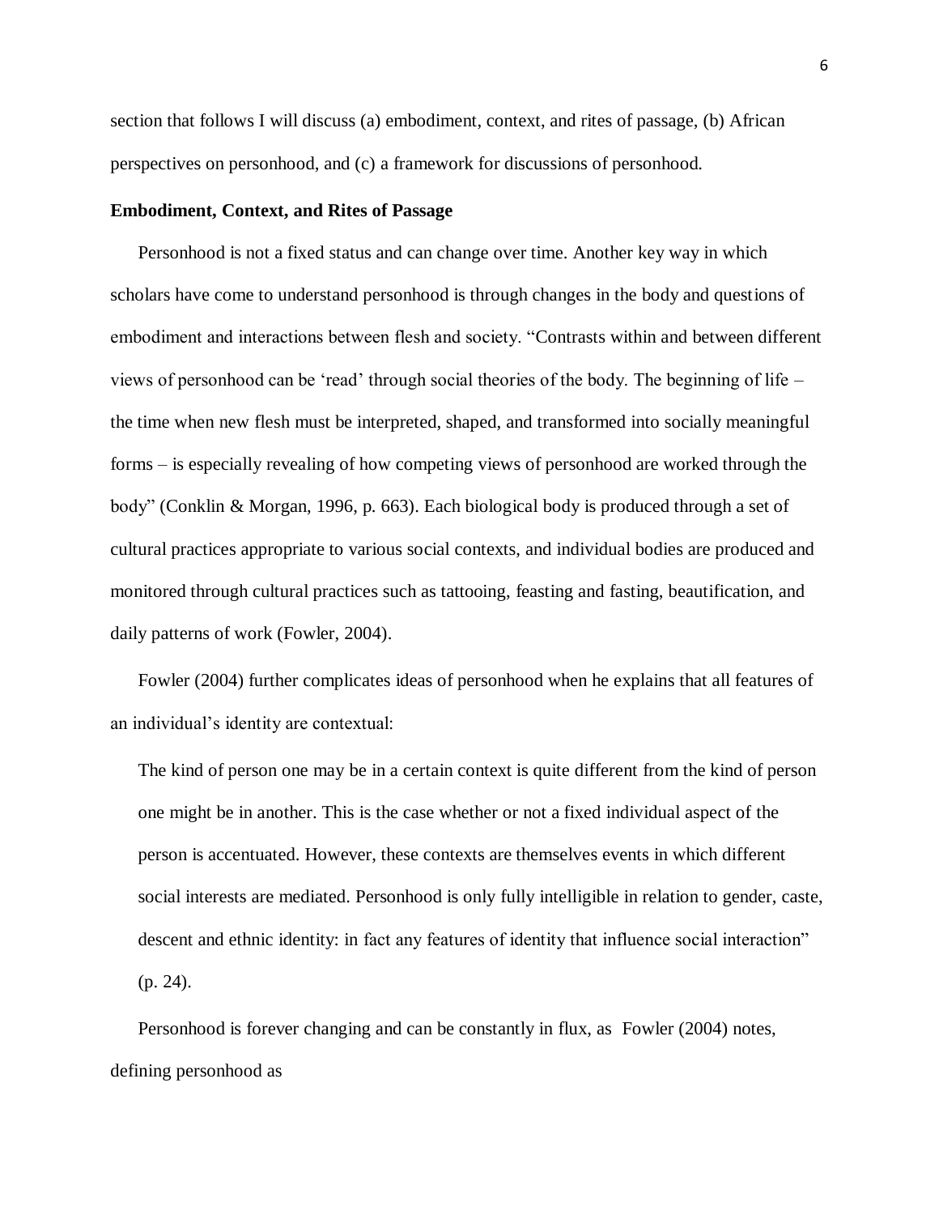section that follows I will discuss (a) embodiment, context, and rites of passage, (b) African perspectives on personhood, and (c) a framework for discussions of personhood.

**Embodiment, Context, and Rites of Passage**

Personhood is not a fixed status and can change over time. Another key way in which scholars have come to understand personhood is through changes in the body and questions of embodiment and interactions between flesh and society. "Contrasts within and between different views of personhood can be 'read' through social theories of the body. The beginning of life – the time when new flesh must be interpreted, shaped, and transformed into socially meaningful forms – is especially revealing of how competing views of personhood are worked through the body" (Conklin & Morgan, 1996, p. 663). Each biological body is produced through a set of cultural practices appropriate to various social contexts, and individual bodies are produced and monitored through cultural practices such as tattooing, feasting and fasting, beautification, and daily patterns of work (Fowler, 2004).

Fowler (2004) further complicates ideas of personhood when he explains that all features of an individual's identity are contextual:

> The kind of person one may be in a certain context is quite different from the kind of person one might be in another. This is the case whether or not a fixed individual aspect of the person is accentuated. However, these contexts are themselves events in which different social interests are mediated. Personhood is only fully intelligible in relation to gender, caste, descent and ethnic identity: in fact any features of identity that influence social interaction" (p. 24).

Personhood is forever changing and can be constantly in flux, as Fowler (2004) notes, defining personhood as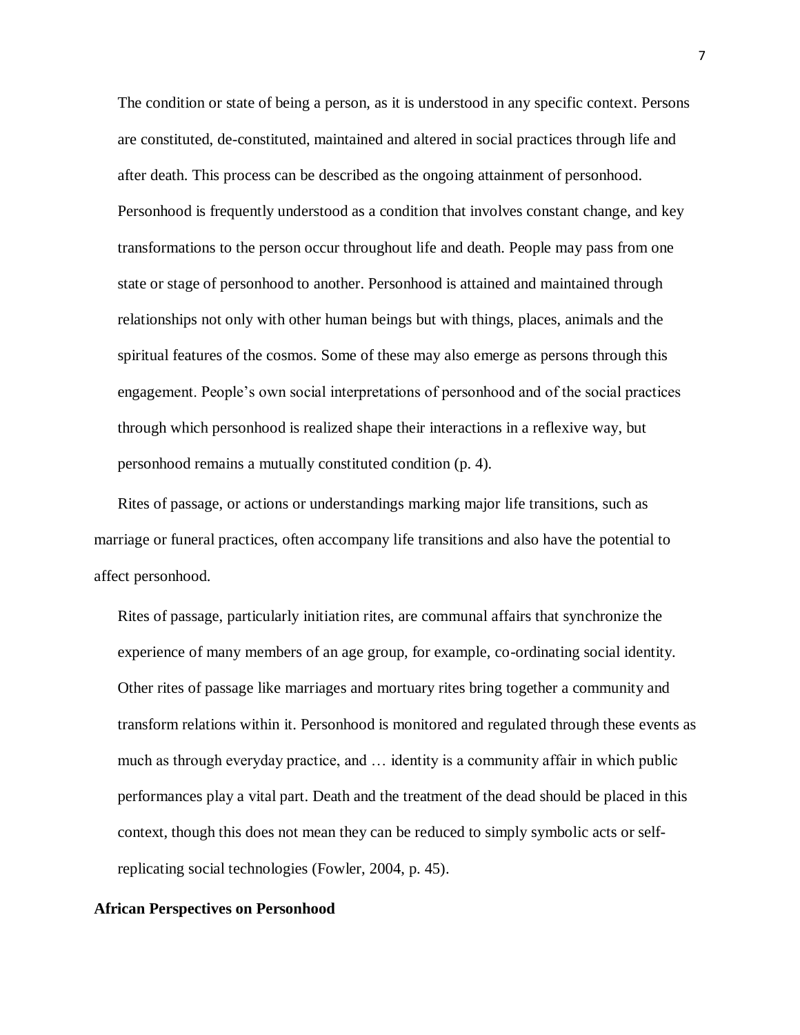> The condition or state of being a person, as it is understood in any specific context. Persons are constituted, de-constituted, maintained and altered in social practices through life and after death. This process can be described as the ongoing attainment of personhood. Personhood is frequently understood as a condition that involves constant change, and key transformations to the person occur throughout life and death. People may pass from one state or stage of personhood to another. Personhood is attained and maintained through relationships not only with other human beings but with things, places, animals and the spiritual features of the cosmos. Some of these may also emerge as persons through this engagement. People's own social interpretations of personhood and of the social practices through which personhood is realized shape their interactions in a reflexive way, but personhood remains a mutually constituted condition (p. 4).

Rites of passage, or actions or understandings marking major life transitions, such as marriage or funeral practices, often accompany life transitions and also have the potential to affect personhood.

> Rites of passage, particularly initiation rites, are communal affairs that synchronize the experience of many members of an age group, for example, co-ordinating social identity. Other rites of passage like marriages and mortuary rites bring together a community and transform relations within it. Personhood is monitored and regulated through these events as much as through everyday practice, and … identity is a community affair in which public performances play a vital part. Death and the treatment of the dead should be placed in this context, though this does not mean they can be reduced to simply symbolic acts or self-replicating social technologies (Fowler, 2004, p. 45).

**African Perspectives on Personhood**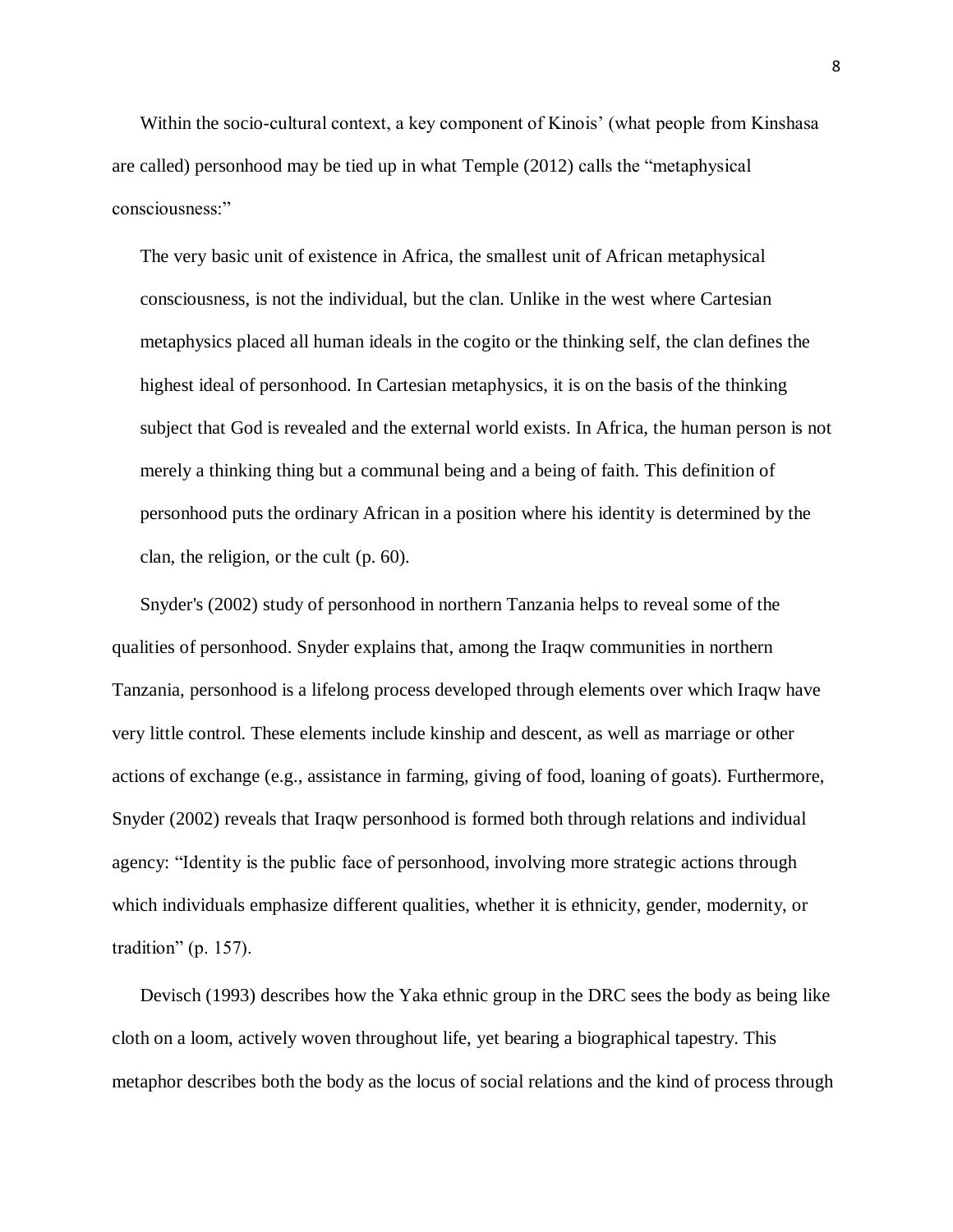Within the socio-cultural context, a key component of Kinois' (what people from Kinshasa are called) personhood may be tied up in what Temple (2012) calls the "metaphysical consciousness:"

> The very basic unit of existence in Africa, the smallest unit of African metaphysical consciousness, is not the individual, but the clan. Unlike in the west where Cartesian metaphysics placed all human ideals in the cogito or the thinking self, the clan defines the highest ideal of personhood. In Cartesian metaphysics, it is on the basis of the thinking subject that God is revealed and the external world exists. In Africa, the human person is not merely a thinking thing but a communal being and a being of faith. This definition of personhood puts the ordinary African in a position where his identity is determined by the clan, the religion, or the cult (p. 60).

Snyder's (2002) study of personhood in northern Tanzania helps to reveal some of the qualities of personhood. Snyder explains that, among the Iraqw communities in northern Tanzania, personhood is a lifelong process developed through elements over which Iraqw have very little control. These elements include kinship and descent, as well as marriage or other actions of exchange (e.g., assistance in farming, giving of food, loaning of goats). Furthermore, Snyder (2002) reveals that Iraqw personhood is formed both through relations and individual agency: "Identity is the public face of personhood, involving more strategic actions through which individuals emphasize different qualities, whether it is ethnicity, gender, modernity, or tradition" (p. 157).

Devisch (1993) describes how the Yaka ethnic group in the DRC sees the body as being like cloth on a loom, actively woven throughout life, yet bearing a biographical tapestry. This metaphor describes both the body as the locus of social relations and the kind of process through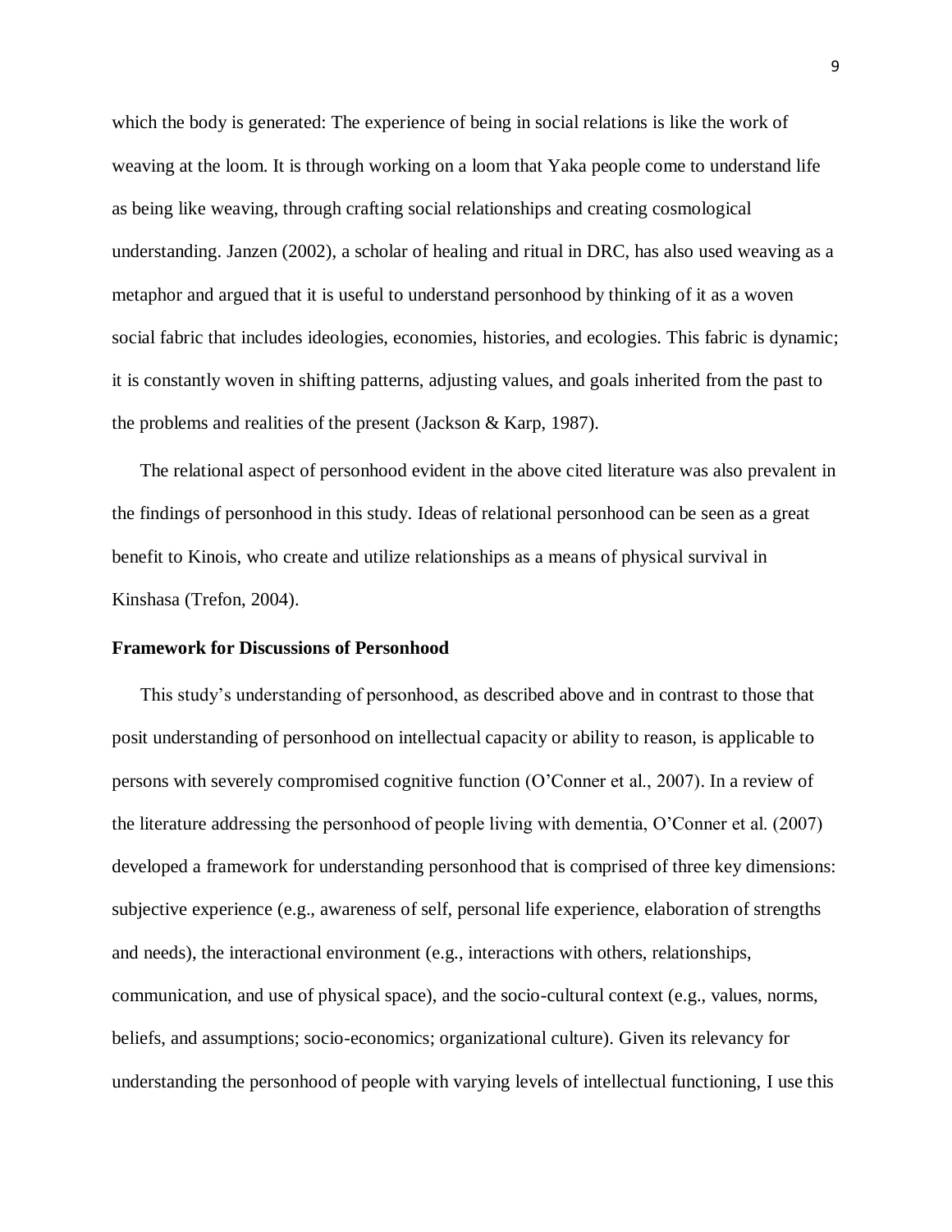which the body is generated: The experience of being in social relations is like the work of weaving at the loom. It is through working on a loom that Yaka people come to understand life as being like weaving, through crafting social relationships and creating cosmological understanding. Janzen (2002), a scholar of healing and ritual in DRC, has also used weaving as a metaphor and argued that it is useful to understand personhood by thinking of it as a woven social fabric that includes ideologies, economies, histories, and ecologies. This fabric is dynamic; it is constantly woven in shifting patterns, adjusting values, and goals inherited from the past to the problems and realities of the present (Jackson & Karp, 1987).

The relational aspect of personhood evident in the above cited literature was also prevalent in the findings of personhood in this study. Ideas of relational personhood can be seen as a great benefit to Kinois, who create and utilize relationships as a means of physical survival in Kinshasa (Trefon, 2004).

**Framework for Discussions of Personhood**

This study's understanding of personhood, as described above and in contrast to those that posit understanding of personhood on intellectual capacity or ability to reason, is applicable to persons with severely compromised cognitive function (O'Conner et al., 2007). In a review of the literature addressing the personhood of people living with dementia, O'Conner et al. (2007) developed a framework for understanding personhood that is comprised of three key dimensions: subjective experience (e.g., awareness of self, personal life experience, elaboration of strengths and needs), the interactional environment (e.g., interactions with others, relationships, communication, and use of physical space), and the socio-cultural context (e.g., values, norms, beliefs, and assumptions; socio-economics; organizational culture). Given its relevancy for understanding the personhood of people with varying levels of intellectual functioning, I use this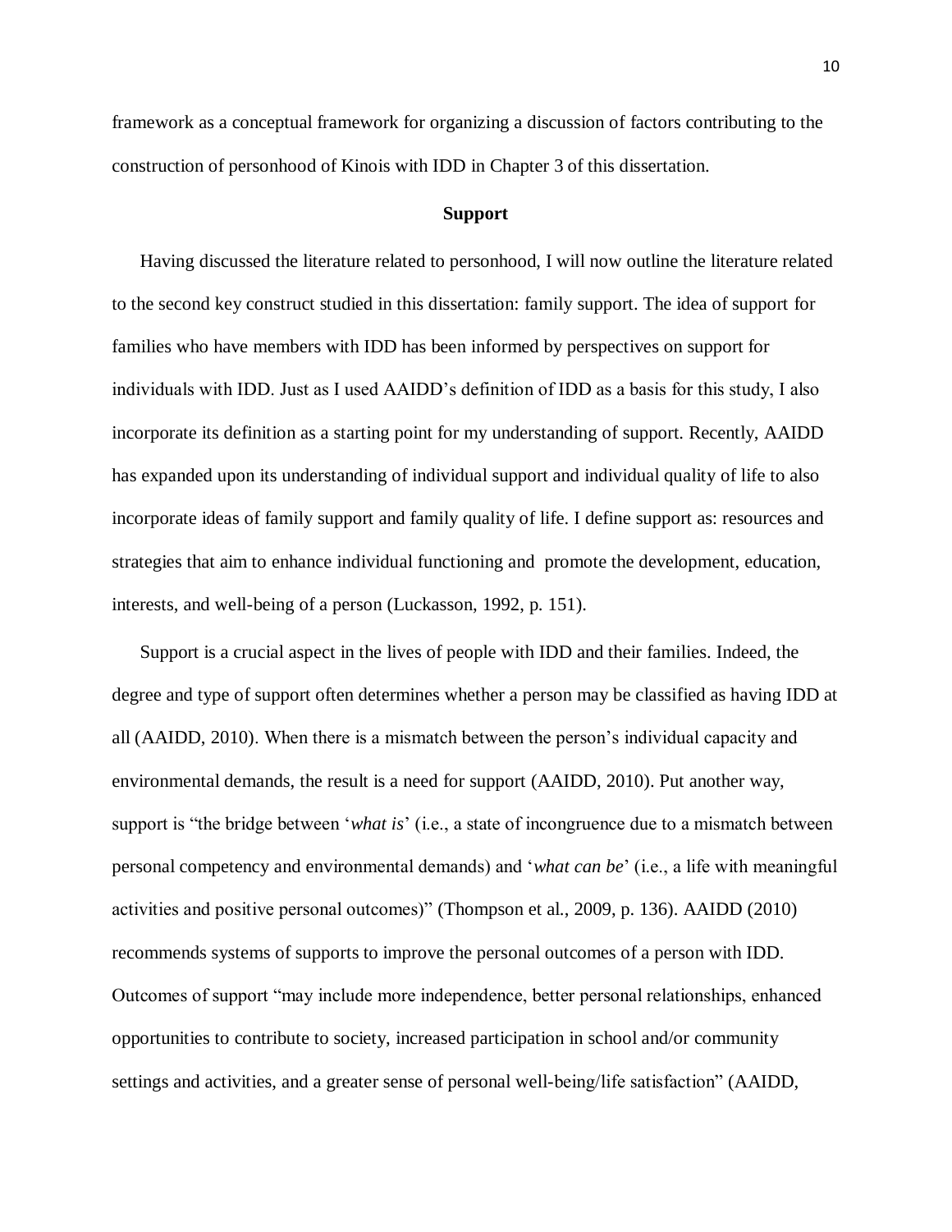framework as a conceptual framework for organizing a discussion of factors contributing to the construction of personhood of Kinois with IDD in Chapter 3 of this dissertation.

## Support

Having discussed the literature related to personhood, I will now outline the literature related to the second key construct studied in this dissertation: family support. The idea of support for families who have members with IDD has been informed by perspectives on support for individuals with IDD. Just as I used AAIDD's definition of IDD as a basis for this study, I also incorporate its definition as a starting point for my understanding of support. Recently, AAIDD has expanded upon its understanding of individual support and individual quality of life to also incorporate ideas of family support and family quality of life. I define support as: resources and strategies that aim to enhance individual functioning and promote the development, education, interests, and well-being of a person (Luckasson, 1992, p. 151).

Support is a crucial aspect in the lives of people with IDD and their families. Indeed, the degree and type of support often determines whether a person may be classified as having IDD at all (AAIDD, 2010). When there is a mismatch between the person's individual capacity and environmental demands, the result is a need for support (AAIDD, 2010). Put another way, support is "the bridge between '*what is*' (i.e., a state of incongruence due to a mismatch between personal competency and environmental demands) and '*what can be*' (i.e., a life with meaningful activities and positive personal outcomes)" (Thompson et al., 2009, p. 136). AAIDD (2010) recommends systems of supports to improve the personal outcomes of a person with IDD. Outcomes of support "may include more independence, better personal relationships, enhanced opportunities to contribute to society, increased participation in school and/or community settings and activities, and a greater sense of personal well-being/life satisfaction" (AAIDD,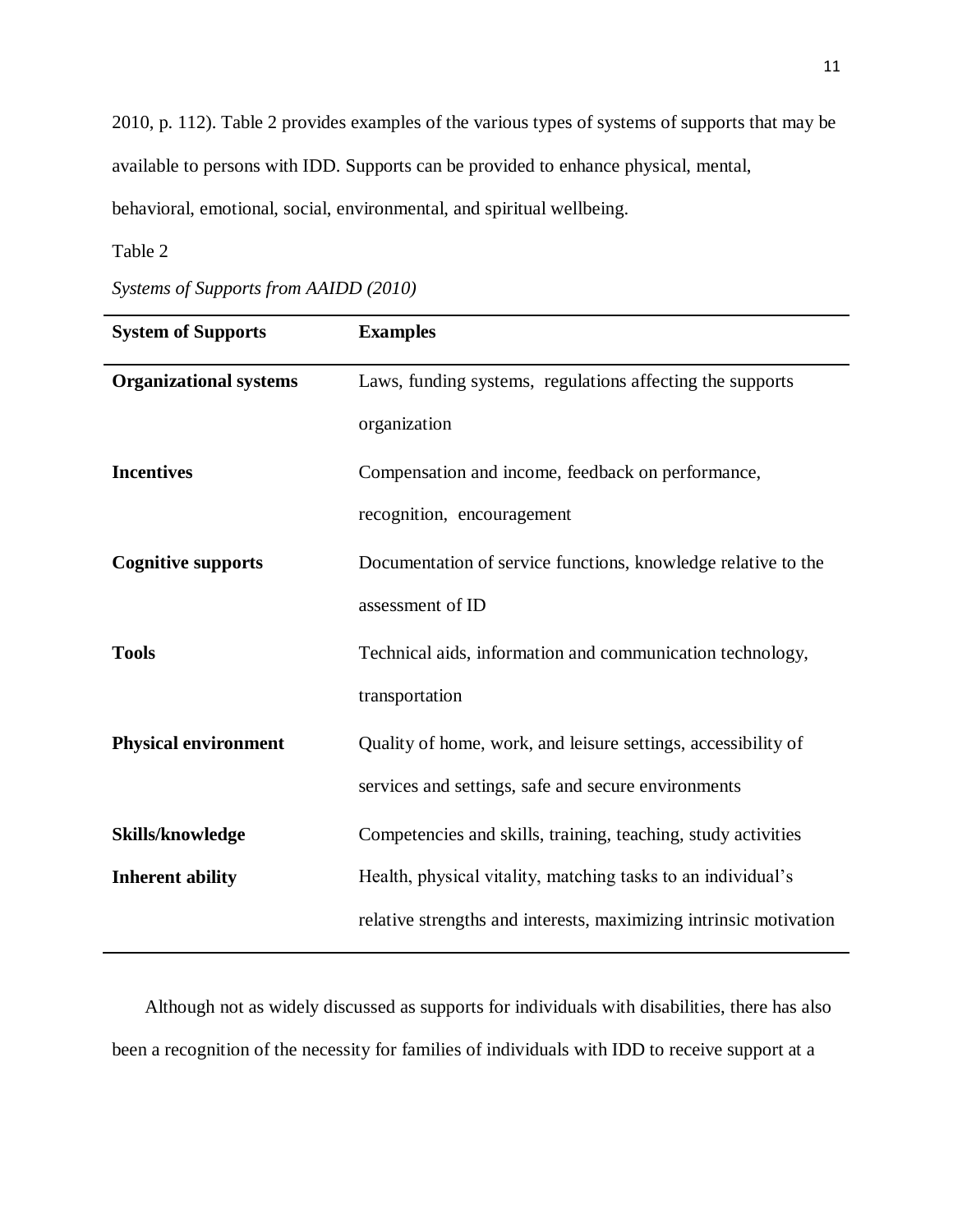2010, p. 112). Table 2 provides examples of the various types of systems of supports that may be available to persons with IDD. Supports can be provided to enhance physical, mental, behavioral, emotional, social, environmental, and spiritual wellbeing.

Table 2

*Systems of Supports from AAIDD (2010)*

| System of Supports | Examples |
|---|---|
| **Organizational systems** | Laws, funding systems, regulations affecting the supports organization |
| **Incentives** | Compensation and income, feedback on performance, recognition, encouragement |
| **Cognitive supports** | Documentation of service functions, knowledge relative to the assessment of ID |
| **Tools** | Technical aids, information and communication technology, transportation |
| **Physical environment** | Quality of home, work, and leisure settings, accessibility of services and settings, safe and secure environments |
| **Skills/knowledge** | Competencies and skills, training, teaching, study activities |
| **Inherent ability** | Health, physical vitality, matching tasks to an individual's relative strengths and interests, maximizing intrinsic motivation |

Although not as widely discussed as supports for individuals with disabilities, there has also been a recognition of the necessity for families of individuals with IDD to receive support at a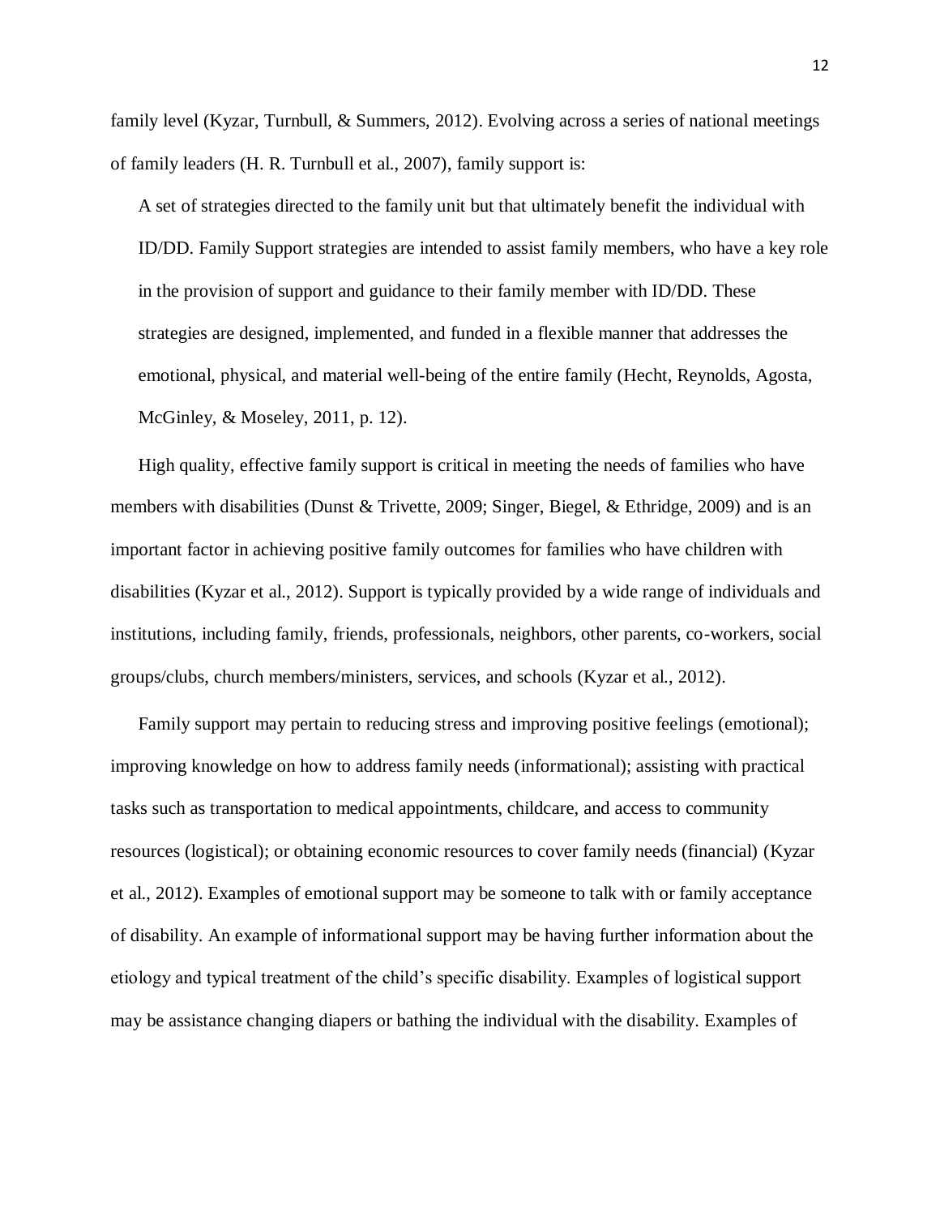family level (Kyzar, Turnbull, & Summers, 2012). Evolving across a series of national meetings of family leaders (H. R. Turnbull et al., 2007), family support is:

> A set of strategies directed to the family unit but that ultimately benefit the individual with ID/DD. Family Support strategies are intended to assist family members, who have a key role in the provision of support and guidance to their family member with ID/DD. These strategies are designed, implemented, and funded in a flexible manner that addresses the emotional, physical, and material well-being of the entire family (Hecht, Reynolds, Agosta, McGinley, & Moseley, 2011, p. 12).

High quality, effective family support is critical in meeting the needs of families who have members with disabilities (Dunst & Trivette, 2009; Singer, Biegel, & Ethridge, 2009) and is an important factor in achieving positive family outcomes for families who have children with disabilities (Kyzar et al., 2012). Support is typically provided by a wide range of individuals and institutions, including family, friends, professionals, neighbors, other parents, co-workers, social groups/clubs, church members/ministers, services, and schools (Kyzar et al., 2012).

Family support may pertain to reducing stress and improving positive feelings (emotional); improving knowledge on how to address family needs (informational); assisting with practical tasks such as transportation to medical appointments, childcare, and access to community resources (logistical); or obtaining economic resources to cover family needs (financial) (Kyzar et al., 2012). Examples of emotional support may be someone to talk with or family acceptance of disability. An example of informational support may be having further information about the etiology and typical treatment of the child's specific disability. Examples of logistical support may be assistance changing diapers or bathing the individual with the disability. Examples of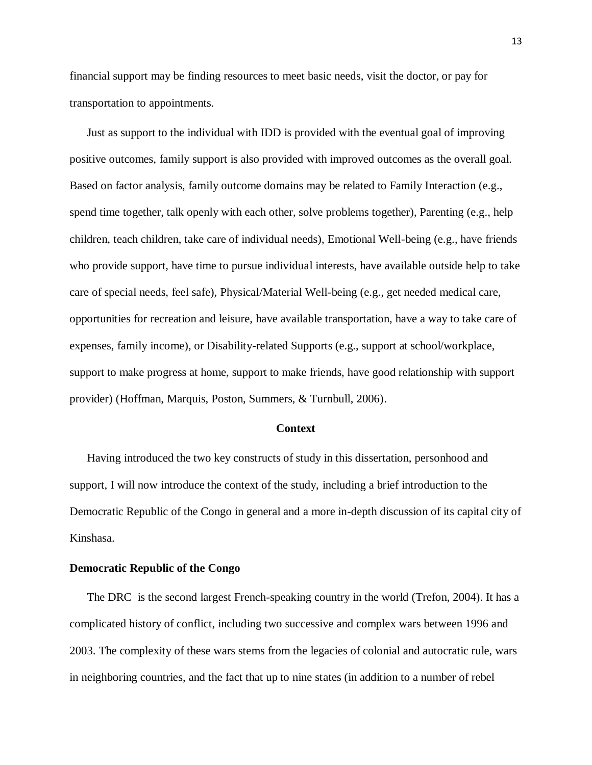financial support may be finding resources to meet basic needs, visit the doctor, or pay for transportation to appointments.

Just as support to the individual with IDD is provided with the eventual goal of improving positive outcomes, family support is also provided with improved outcomes as the overall goal. Based on factor analysis, family outcome domains may be related to Family Interaction (e.g., spend time together, talk openly with each other, solve problems together), Parenting (e.g., help children, teach children, take care of individual needs), Emotional Well-being (e.g., have friends who provide support, have time to pursue individual interests, have available outside help to take care of special needs, feel safe), Physical/Material Well-being (e.g., get needed medical care, opportunities for recreation and leisure, have available transportation, have a way to take care of expenses, family income), or Disability-related Supports (e.g., support at school/workplace, support to make progress at home, support to make friends, have good relationship with support provider) (Hoffman, Marquis, Poston, Summers, & Turnbull, 2006).

## Context

Having introduced the two key constructs of study in this dissertation, personhood and support, I will now introduce the context of the study, including a brief introduction to the Democratic Republic of the Congo in general and a more in-depth discussion of its capital city of Kinshasa.

### Democratic Republic of the Congo

The DRC is the second largest French-speaking country in the world (Trefon, 2004). It has a complicated history of conflict, including two successive and complex wars between 1996 and 2003. The complexity of these wars stems from the legacies of colonial and autocratic rule, wars in neighboring countries, and the fact that up to nine states (in addition to a number of rebel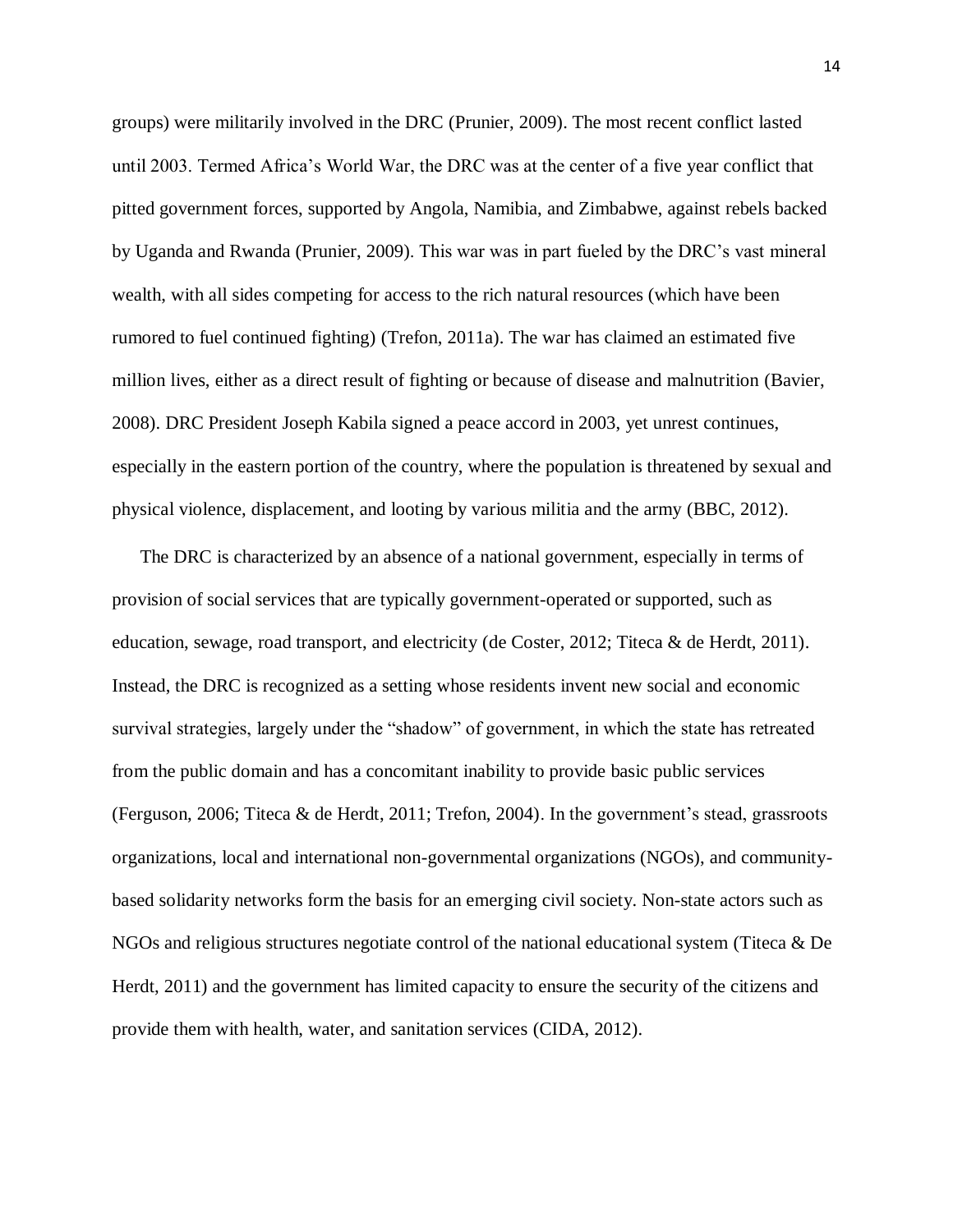groups) were militarily involved in the DRC (Prunier, 2009). The most recent conflict lasted until 2003. Termed Africa's World War, the DRC was at the center of a five year conflict that pitted government forces, supported by Angola, Namibia, and Zimbabwe, against rebels backed by Uganda and Rwanda (Prunier, 2009). This war was in part fueled by the DRC's vast mineral wealth, with all sides competing for access to the rich natural resources (which have been rumored to fuel continued fighting) (Trefon, 2011a). The war has claimed an estimated five million lives, either as a direct result of fighting or because of disease and malnutrition (Bavier, 2008). DRC President Joseph Kabila signed a peace accord in 2003, yet unrest continues, especially in the eastern portion of the country, where the population is threatened by sexual and physical violence, displacement, and looting by various militia and the army (BBC, 2012).

The DRC is characterized by an absence of a national government, especially in terms of provision of social services that are typically government-operated or supported, such as education, sewage, road transport, and electricity (de Coster, 2012; Titeca & de Herdt, 2011). Instead, the DRC is recognized as a setting whose residents invent new social and economic survival strategies, largely under the "shadow" of government, in which the state has retreated from the public domain and has a concomitant inability to provide basic public services (Ferguson, 2006; Titeca & de Herdt, 2011; Trefon, 2004). In the government's stead, grassroots organizations, local and international non-governmental organizations (NGOs), and community-based solidarity networks form the basis for an emerging civil society. Non-state actors such as NGOs and religious structures negotiate control of the national educational system (Titeca & De Herdt, 2011) and the government has limited capacity to ensure the security of the citizens and provide them with health, water, and sanitation services (CIDA, 2012).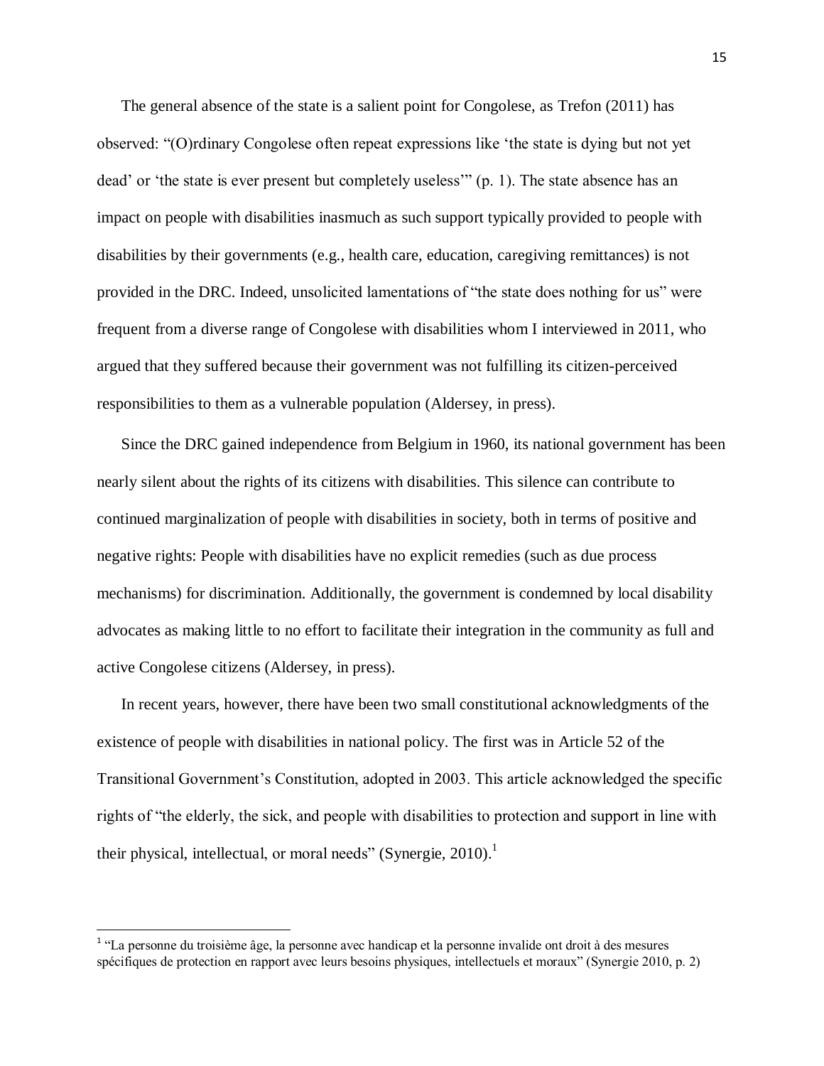The general absence of the state is a salient point for Congolese, as Trefon (2011) has observed: "(O)rdinary Congolese often repeat expressions like 'the state is dying but not yet dead' or 'the state is ever present but completely useless'" (p. 1). The state absence has an impact on people with disabilities inasmuch as such support typically provided to people with disabilities by their governments (e.g., health care, education, caregiving remittances) is not provided in the DRC. Indeed, unsolicited lamentations of "the state does nothing for us" were frequent from a diverse range of Congolese with disabilities whom I interviewed in 2011, who argued that they suffered because their government was not fulfilling its citizen-perceived responsibilities to them as a vulnerable population (Aldersey, in press).

Since the DRC gained independence from Belgium in 1960, its national government has been nearly silent about the rights of its citizens with disabilities. This silence can contribute to continued marginalization of people with disabilities in society, both in terms of positive and negative rights: People with disabilities have no explicit remedies (such as due process mechanisms) for discrimination. Additionally, the government is condemned by local disability advocates as making little to no effort to facilitate their integration in the community as full and active Congolese citizens (Aldersey, in press).

In recent years, however, there have been two small constitutional acknowledgments of the existence of people with disabilities in national policy. The first was in Article 52 of the Transitional Government's Constitution, adopted in 2003. This article acknowledged the specific rights of "the elderly, the sick, and people with disabilities to protection and support in line with their physical, intellectual, or moral needs" (Synergie, 2010).[1]

---

[1] "La personne du troisième âge, la personne avec handicap et la personne invalide ont droit à des mesures spécifiques de protection en rapport avec leurs besoins physiques, intellectuels et moraux" (Synergie 2010, p. 2)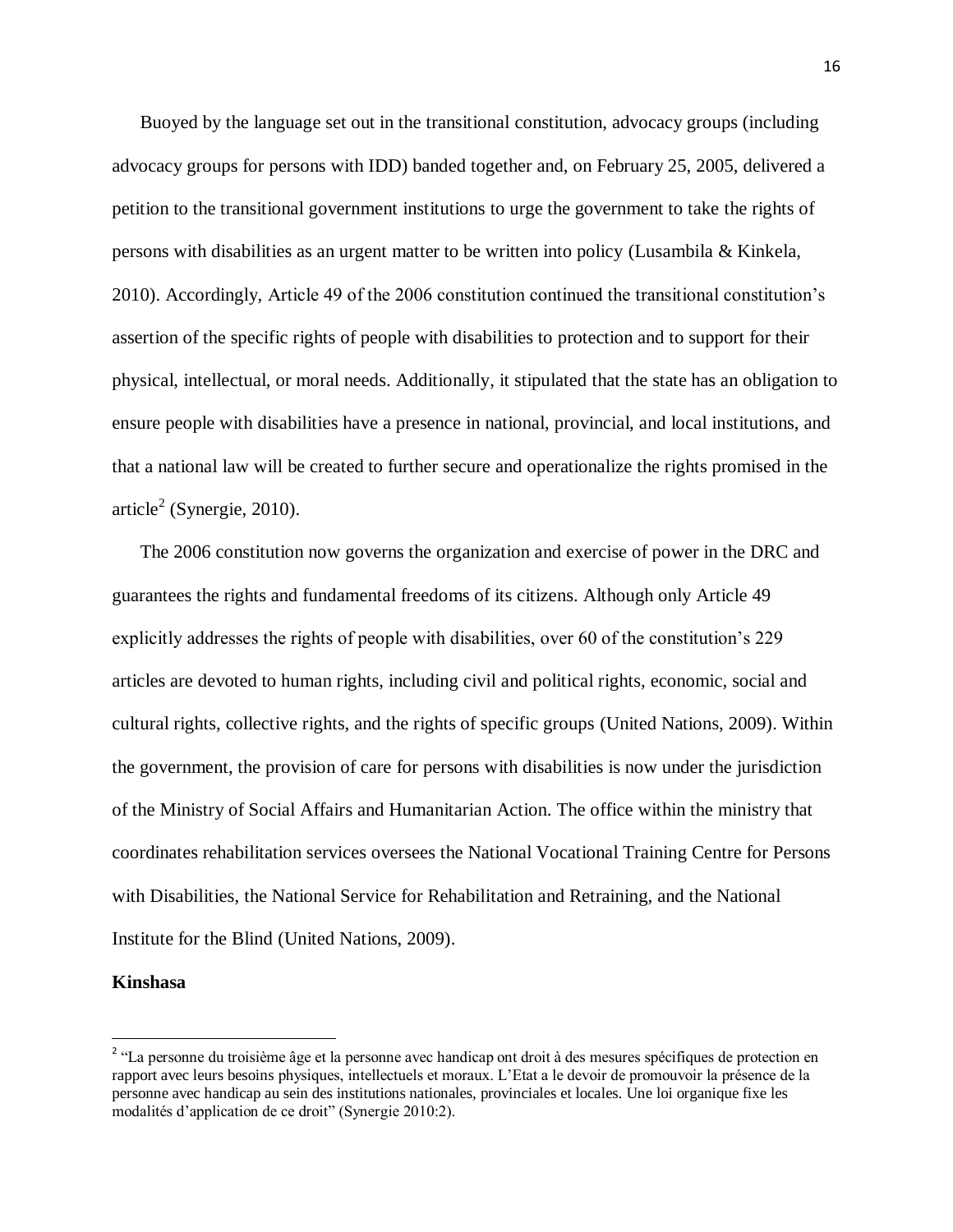Buoyed by the language set out in the transitional constitution, advocacy groups (including advocacy groups for persons with IDD) banded together and, on February 25, 2005, delivered a petition to the transitional government institutions to urge the government to take the rights of persons with disabilities as an urgent matter to be written into policy (Lusambila & Kinkela, 2010). Accordingly, Article 49 of the 2006 constitution continued the transitional constitution's assertion of the specific rights of people with disabilities to protection and to support for their physical, intellectual, or moral needs. Additionally, it stipulated that the state has an obligation to ensure people with disabilities have a presence in national, provincial, and local institutions, and that a national law will be created to further secure and operationalize the rights promised in the article[2] (Synergie, 2010).

The 2006 constitution now governs the organization and exercise of power in the DRC and guarantees the rights and fundamental freedoms of its citizens. Although only Article 49 explicitly addresses the rights of people with disabilities, over 60 of the constitution's 229 articles are devoted to human rights, including civil and political rights, economic, social and cultural rights, collective rights, and the rights of specific groups (United Nations, 2009). Within the government, the provision of care for persons with disabilities is now under the jurisdiction of the Ministry of Social Affairs and Humanitarian Action. The office within the ministry that coordinates rehabilitation services oversees the National Vocational Training Centre for Persons with Disabilities, the National Service for Rehabilitation and Retraining, and the National Institute for the Blind (United Nations, 2009).

**Kinshasa**

---

[2] "La personne du troisième âge et la personne avec handicap ont droit à des mesures spécifiques de protection en rapport avec leurs besoins physiques, intellectuels et moraux. L'Etat a le devoir de promouvoir la présence de la personne avec handicap au sein des institutions nationales, provinciales et locales. Une loi organique fixe les modalités d'application de ce droit" (Synergie 2010:2).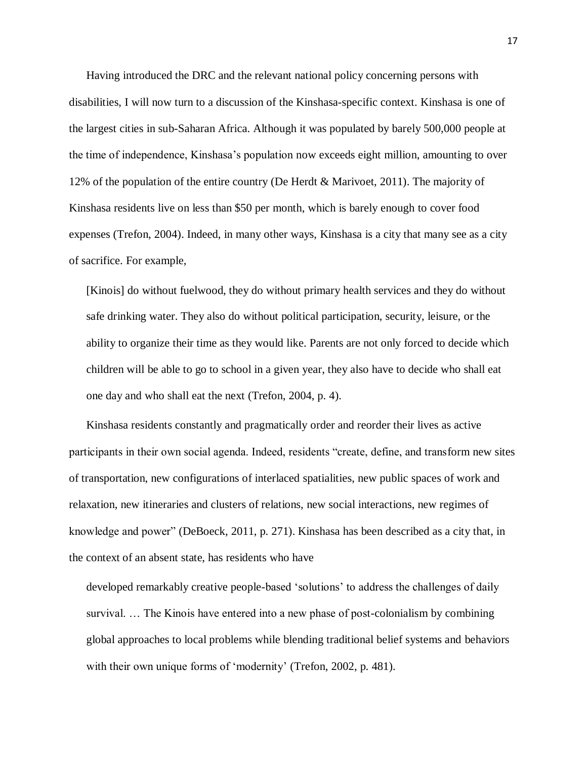Having introduced the DRC and the relevant national policy concerning persons with disabilities, I will now turn to a discussion of the Kinshasa-specific context. Kinshasa is one of the largest cities in sub-Saharan Africa. Although it was populated by barely 500,000 people at the time of independence, Kinshasa's population now exceeds eight million, amounting to over 12% of the population of the entire country (De Herdt & Marivoet, 2011). The majority of Kinshasa residents live on less than $50 per month, which is barely enough to cover food expenses (Trefon, 2004). Indeed, in many other ways, Kinshasa is a city that many see as a city of sacrifice. For example,

> [Kinois] do without fuelwood, they do without primary health services and they do without safe drinking water. They also do without political participation, security, leisure, or the ability to organize their time as they would like. Parents are not only forced to decide which children will be able to go to school in a given year, they also have to decide who shall eat one day and who shall eat the next (Trefon, 2004, p. 4).

Kinshasa residents constantly and pragmatically order and reorder their lives as active participants in their own social agenda. Indeed, residents "create, define, and transform new sites of transportation, new configurations of interlaced spatialities, new public spaces of work and relaxation, new itineraries and clusters of relations, new social interactions, new regimes of knowledge and power" (DeBoeck, 2011, p. 271). Kinshasa has been described as a city that, in the context of an absent state, has residents who have

> developed remarkably creative people-based 'solutions' to address the challenges of daily survival. … The Kinois have entered into a new phase of post-colonialism by combining global approaches to local problems while blending traditional belief systems and behaviors with their own unique forms of 'modernity' (Trefon, 2002, p. 481).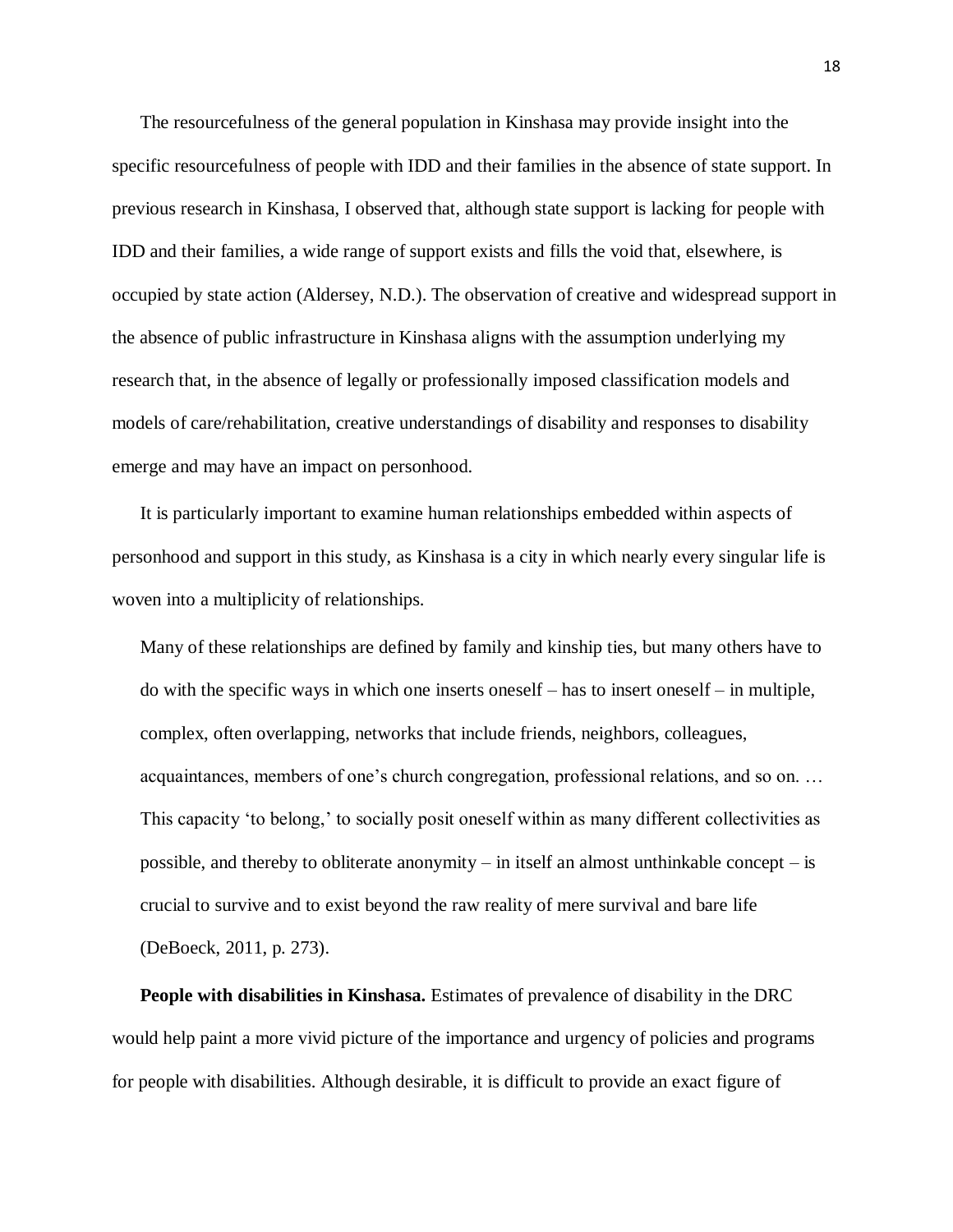The resourcefulness of the general population in Kinshasa may provide insight into the specific resourcefulness of people with IDD and their families in the absence of state support. In previous research in Kinshasa, I observed that, although state support is lacking for people with IDD and their families, a wide range of support exists and fills the void that, elsewhere, is occupied by state action (Aldersey, N.D.). The observation of creative and widespread support in the absence of public infrastructure in Kinshasa aligns with the assumption underlying my research that, in the absence of legally or professionally imposed classification models and models of care/rehabilitation, creative understandings of disability and responses to disability emerge and may have an impact on personhood.

It is particularly important to examine human relationships embedded within aspects of personhood and support in this study, as Kinshasa is a city in which nearly every singular life is woven into a multiplicity of relationships.

> Many of these relationships are defined by family and kinship ties, but many others have to do with the specific ways in which one inserts oneself – has to insert oneself – in multiple, complex, often overlapping, networks that include friends, neighbors, colleagues, acquaintances, members of one's church congregation, professional relations, and so on. … This capacity 'to belong,' to socially posit oneself within as many different collectivities as possible, and thereby to obliterate anonymity – in itself an almost unthinkable concept – is crucial to survive and to exist beyond the raw reality of mere survival and bare life (DeBoeck, 2011, p. 273).

**People with disabilities in Kinshasa.** Estimates of prevalence of disability in the DRC would help paint a more vivid picture of the importance and urgency of policies and programs for people with disabilities. Although desirable, it is difficult to provide an exact figure of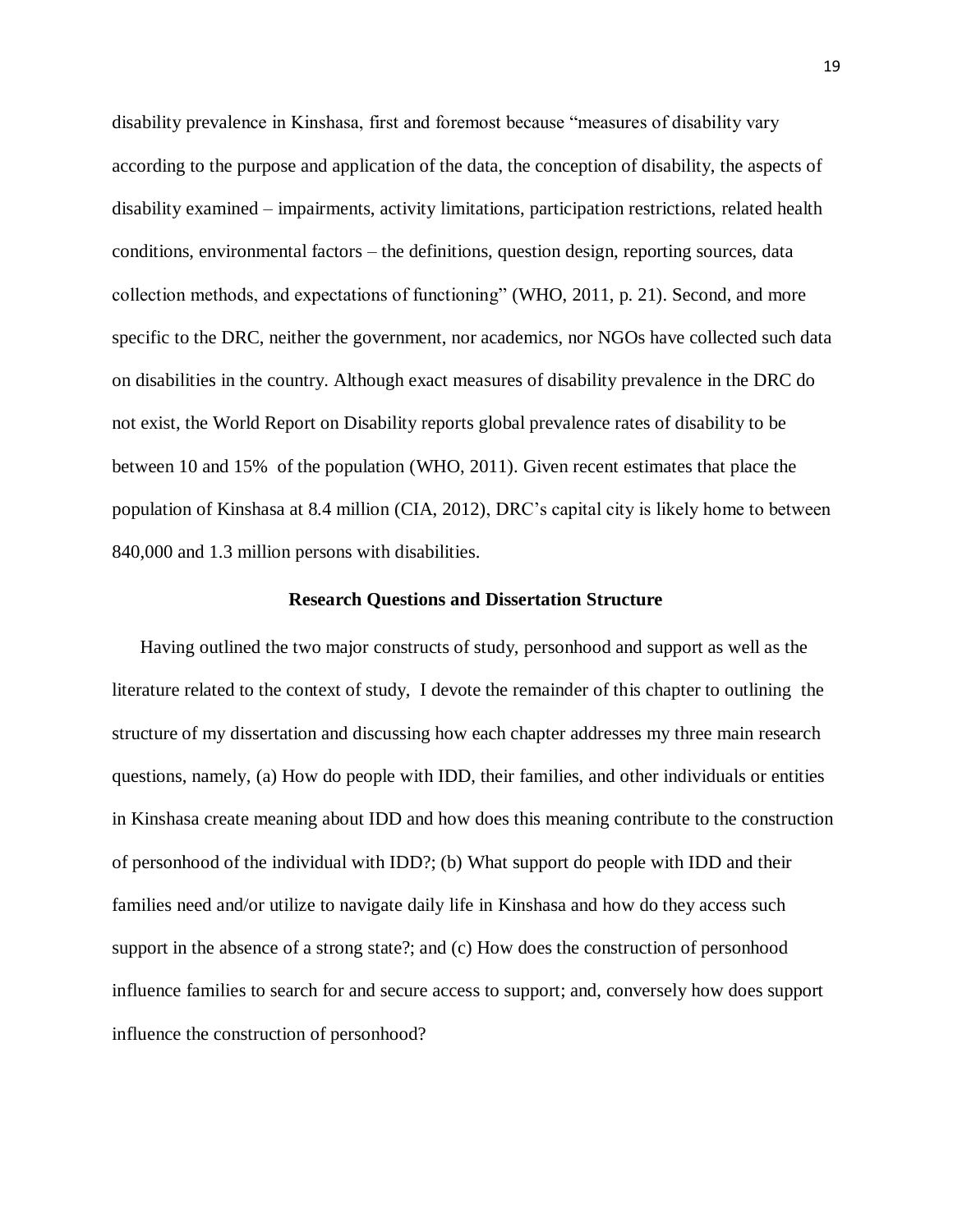disability prevalence in Kinshasa, first and foremost because "measures of disability vary according to the purpose and application of the data, the conception of disability, the aspects of disability examined – impairments, activity limitations, participation restrictions, related health conditions, environmental factors – the definitions, question design, reporting sources, data collection methods, and expectations of functioning" (WHO, 2011, p. 21). Second, and more specific to the DRC, neither the government, nor academics, nor NGOs have collected such data on disabilities in the country. Although exact measures of disability prevalence in the DRC do not exist, the World Report on Disability reports global prevalence rates of disability to be between 10 and 15% of the population (WHO, 2011). Given recent estimates that place the population of Kinshasa at 8.4 million (CIA, 2012), DRC's capital city is likely home to between 840,000 and 1.3 million persons with disabilities.

## Research Questions and Dissertation Structure

Having outlined the two major constructs of study, personhood and support as well as the literature related to the context of study, I devote the remainder of this chapter to outlining the structure of my dissertation and discussing how each chapter addresses my three main research questions, namely, (a) How do people with IDD, their families, and other individuals or entities in Kinshasa create meaning about IDD and how does this meaning contribute to the construction of personhood of the individual with IDD?; (b) What support do people with IDD and their families need and/or utilize to navigate daily life in Kinshasa and how do they access such support in the absence of a strong state?; and (c) How does the construction of personhood influence families to search for and secure access to support; and, conversely how does support influence the construction of personhood?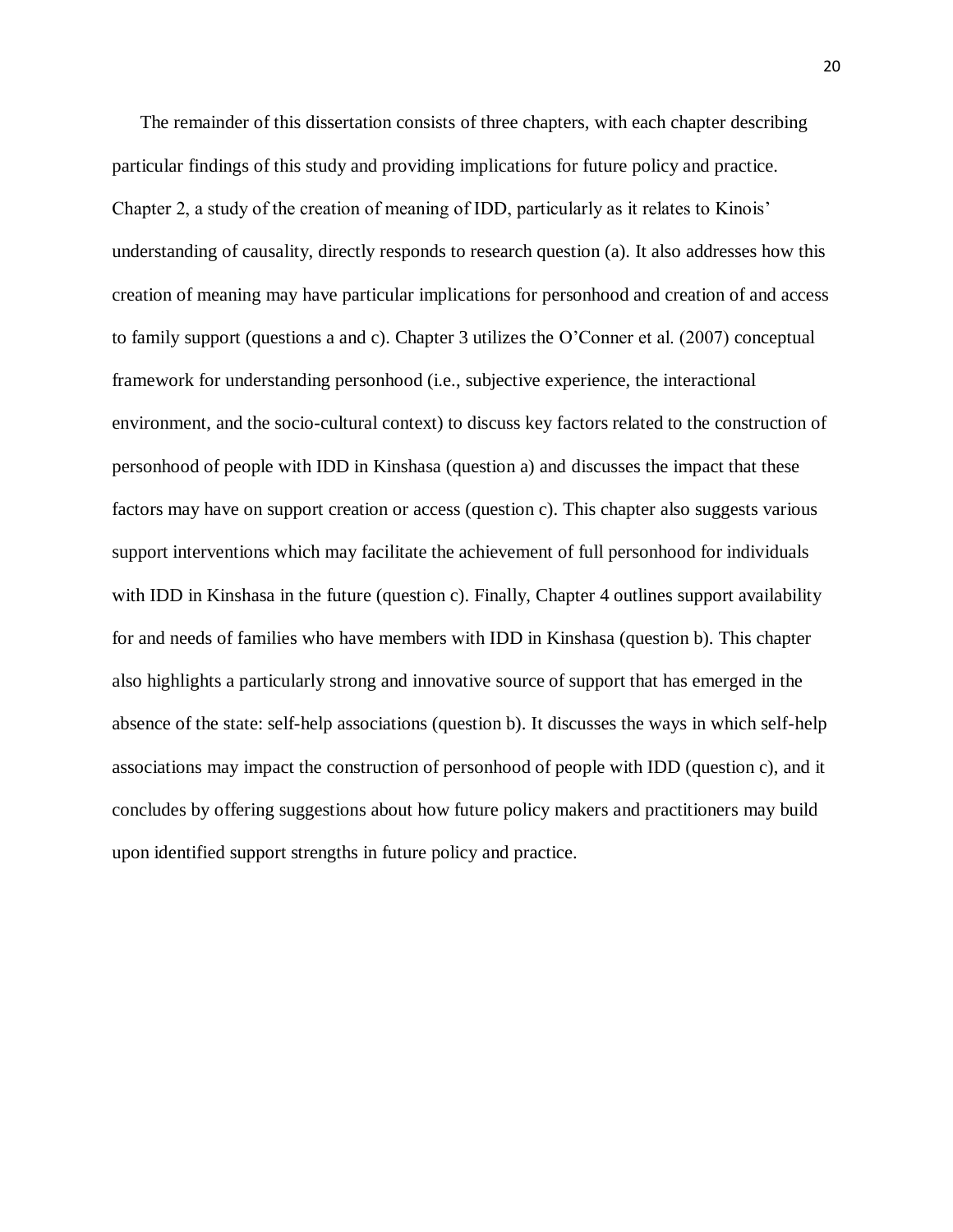The remainder of this dissertation consists of three chapters, with each chapter describing particular findings of this study and providing implications for future policy and practice. Chapter 2, a study of the creation of meaning of IDD, particularly as it relates to Kinois' understanding of causality, directly responds to research question (a). It also addresses how this creation of meaning may have particular implications for personhood and creation of and access to family support (questions a and c). Chapter 3 utilizes the O'Conner et al. (2007) conceptual framework for understanding personhood (i.e., subjective experience, the interactional environment, and the socio-cultural context) to discuss key factors related to the construction of personhood of people with IDD in Kinshasa (question a) and discusses the impact that these factors may have on support creation or access (question c). This chapter also suggests various support interventions which may facilitate the achievement of full personhood for individuals with IDD in Kinshasa in the future (question c). Finally, Chapter 4 outlines support availability for and needs of families who have members with IDD in Kinshasa (question b). This chapter also highlights a particularly strong and innovative source of support that has emerged in the absence of the state: self-help associations (question b). It discusses the ways in which self-help associations may impact the construction of personhood of people with IDD (question c), and it concludes by offering suggestions about how future policy makers and practitioners may build upon identified support strengths in future policy and practice.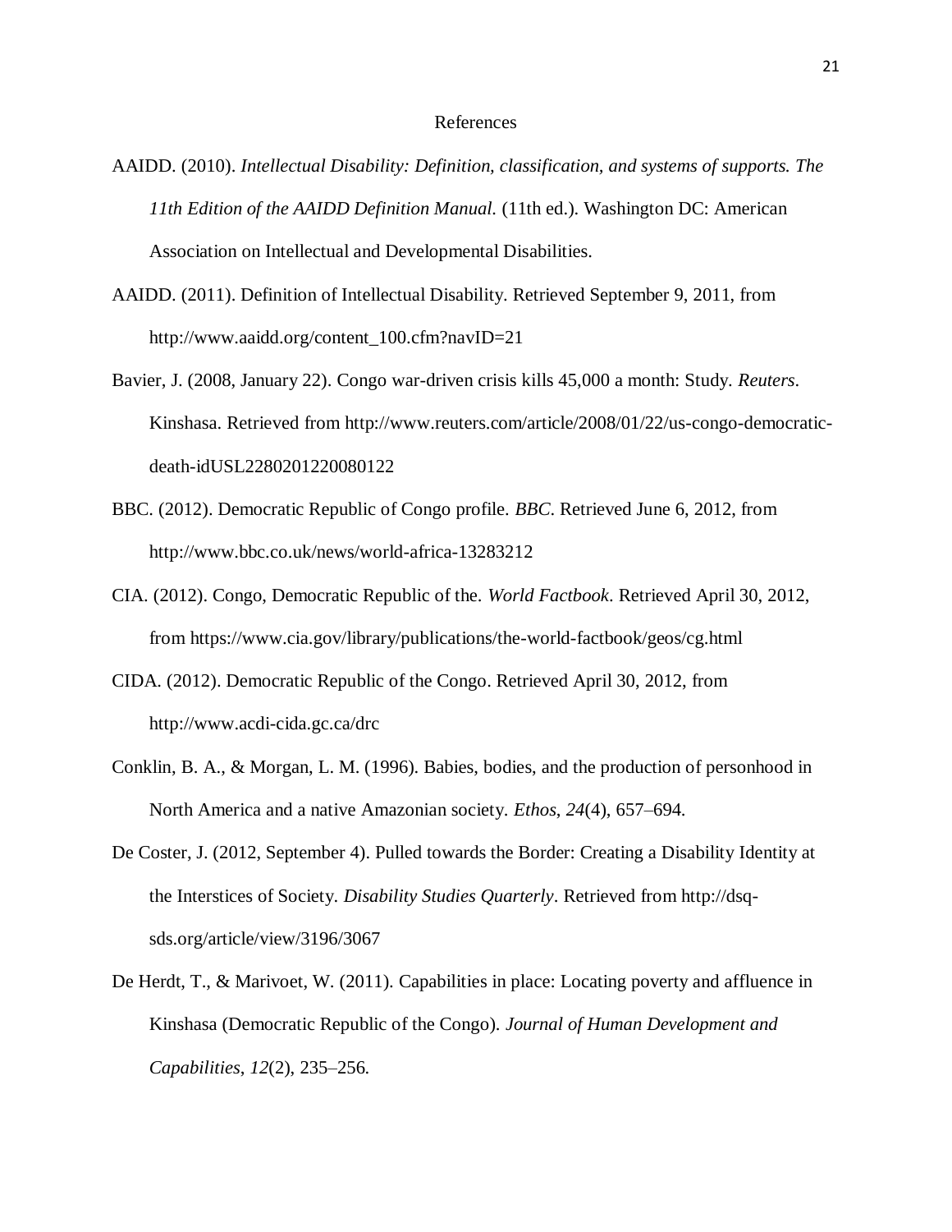# References

AAIDD. (2010). *Intellectual Disability: Definition, classification, and systems of supports. The 11th Edition of the AAIDD Definition Manual.* (11th ed.). Washington DC: American Association on Intellectual and Developmental Disabilities.

AAIDD. (2011). Definition of Intellectual Disability. Retrieved September 9, 2011, from http://www.aaidd.org/content_100.cfm?navID=21

Bavier, J. (2008, January 22). Congo war-driven crisis kills 45,000 a month: Study. *Reuters*. Kinshasa. Retrieved from http://www.reuters.com/article/2008/01/22/us-congo-democratic-death-idUSL2280201220080122

BBC. (2012). Democratic Republic of Congo profile. *BBC*. Retrieved June 6, 2012, from http://www.bbc.co.uk/news/world-africa-13283212

CIA. (2012). Congo, Democratic Republic of the. *World Factbook*. Retrieved April 30, 2012, from https://www.cia.gov/library/publications/the-world-factbook/geos/cg.html

CIDA. (2012). Democratic Republic of the Congo. Retrieved April 30, 2012, from http://www.acdi-cida.gc.ca/drc

Conklin, B. A., & Morgan, L. M. (1996). Babies, bodies, and the production of personhood in North America and a native Amazonian society. *Ethos*, *24*(4), 657–694.

De Coster, J. (2012, September 4). Pulled towards the Border: Creating a Disability Identity at the Interstices of Society. *Disability Studies Quarterly*. Retrieved from http://dsq-sds.org/article/view/3196/3067

De Herdt, T., & Marivoet, W. (2011). Capabilities in place: Locating poverty and affluence in Kinshasa (Democratic Republic of the Congo). *Journal of Human Development and Capabilities*, *12*(2), 235–256.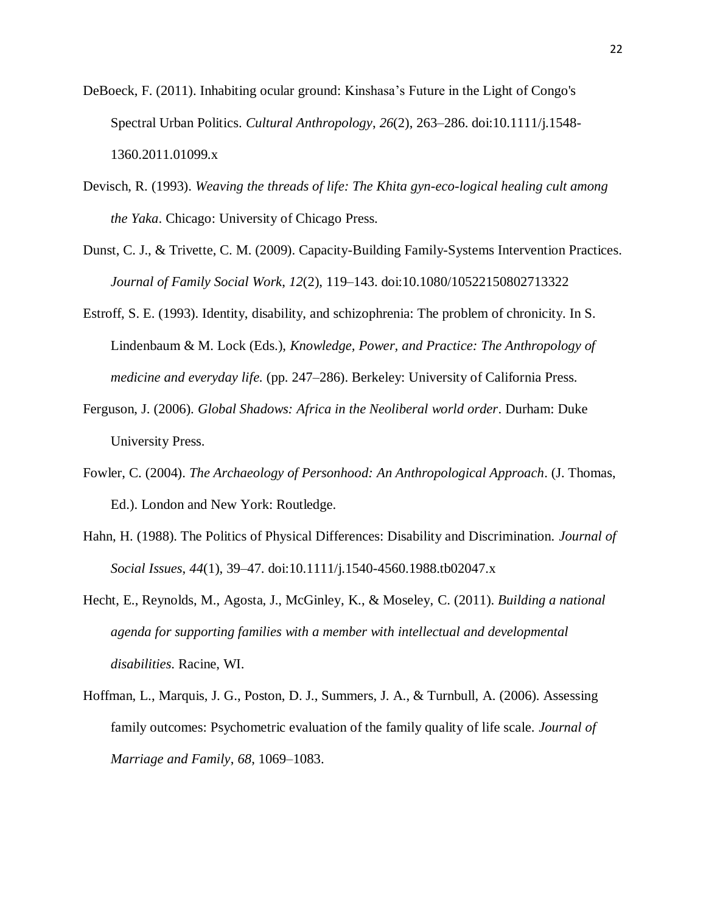DeBoeck, F. (2011). Inhabiting ocular ground: Kinshasa's Future in the Light of Congo's Spectral Urban Politics. *Cultural Anthropology*, *26*(2), 263–286. doi:10.1111/j.1548-1360.2011.01099.x

Devisch, R. (1993). *Weaving the threads of life: The Khita gyn-eco-logical healing cult among the Yaka*. Chicago: University of Chicago Press.

Dunst, C. J., & Trivette, C. M. (2009). Capacity-Building Family-Systems Intervention Practices. *Journal of Family Social Work*, *12*(2), 119–143. doi:10.1080/10522150802713322

Estroff, S. E. (1993). Identity, disability, and schizophrenia: The problem of chronicity. In S. Lindenbaum & M. Lock (Eds.), *Knowledge, Power, and Practice: The Anthropology of medicine and everyday life.* (pp. 247–286). Berkeley: University of California Press.

Ferguson, J. (2006). *Global Shadows: Africa in the Neoliberal world order*. Durham: Duke University Press.

Fowler, C. (2004). *The Archaeology of Personhood: An Anthropological Approach*. (J. Thomas, Ed.). London and New York: Routledge.

Hahn, H. (1988). The Politics of Physical Differences: Disability and Discrimination. *Journal of Social Issues*, *44*(1), 39–47. doi:10.1111/j.1540-4560.1988.tb02047.x

Hecht, E., Reynolds, M., Agosta, J., McGinley, K., & Moseley, C. (2011). *Building a national agenda for supporting families with a member with intellectual and developmental disabilities*. Racine, WI.

Hoffman, L., Marquis, J. G., Poston, D. J., Summers, J. A., & Turnbull, A. (2006). Assessing family outcomes: Psychometric evaluation of the family quality of life scale. *Journal of Marriage and Family*, *68*, 1069–1083.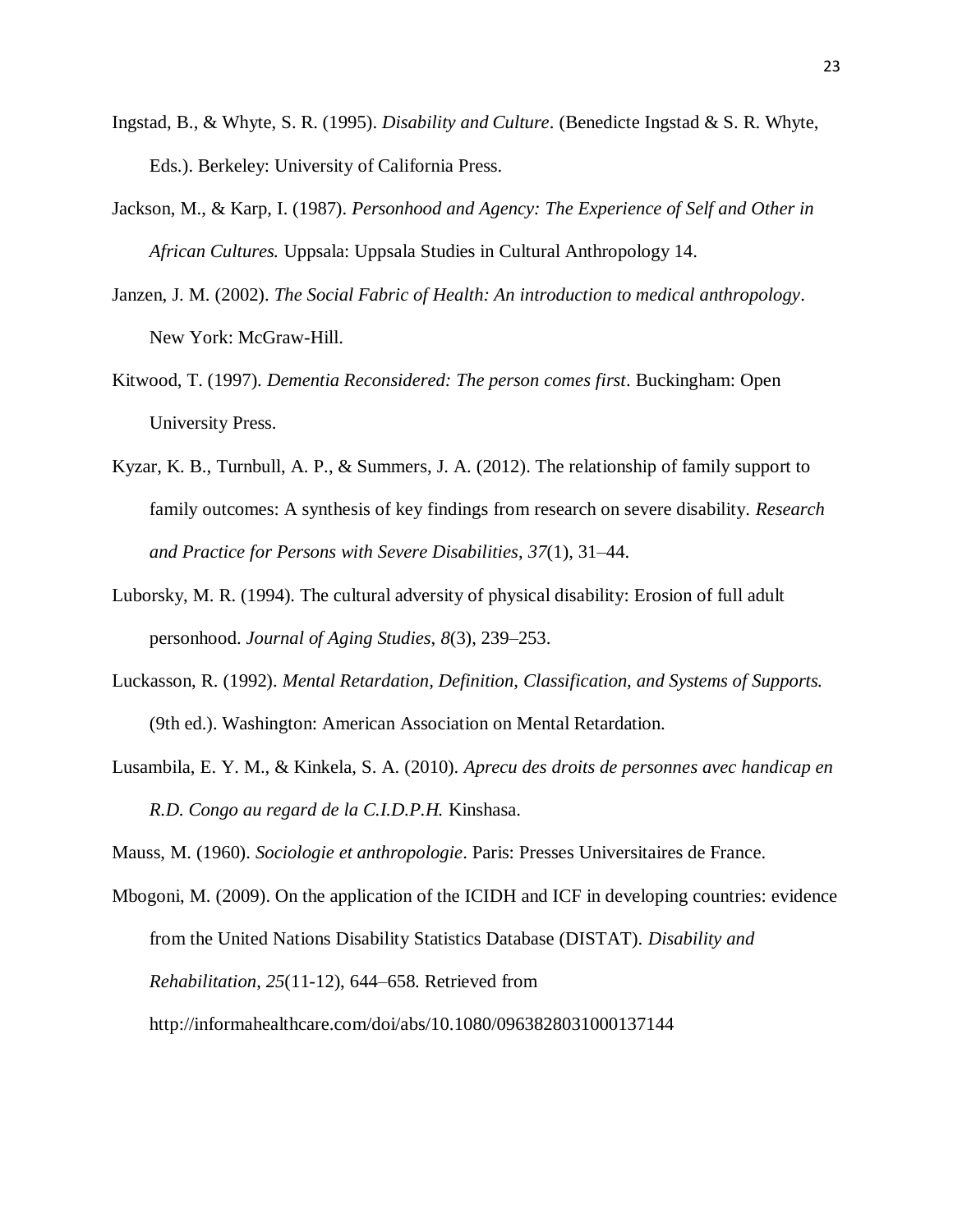Ingstad, B., & Whyte, S. R. (1995). *Disability and Culture*. (Benedicte Ingstad & S. R. Whyte, Eds.). Berkeley: University of California Press.

Jackson, M., & Karp, I. (1987). *Personhood and Agency: The Experience of Self and Other in African Cultures.* Uppsala: Uppsala Studies in Cultural Anthropology 14.

Janzen, J. M. (2002). *The Social Fabric of Health: An introduction to medical anthropology*. New York: McGraw-Hill.

Kitwood, T. (1997). *Dementia Reconsidered: The person comes first*. Buckingham: Open University Press.

Kyzar, K. B., Turnbull, A. P., & Summers, J. A. (2012). The relationship of family support to family outcomes: A synthesis of key findings from research on severe disability. *Research and Practice for Persons with Severe Disabilities*, *37*(1), 31–44.

Luborsky, M. R. (1994). The cultural adversity of physical disability: Erosion of full adult personhood. *Journal of Aging Studies, 8*(3), 239–253.

Luckasson, R. (1992). *Mental Retardation, Definition, Classification, and Systems of Supports.* (9th ed.). Washington: American Association on Mental Retardation.

Lusambila, E. Y. M., & Kinkela, S. A. (2010). *Aprecu des droits de personnes avec handicap en R.D. Congo au regard de la C.I.D.P.H.* Kinshasa.

Mauss, M. (1960). *Sociologie et anthropologie*. Paris: Presses Universitaires de France.

Mbogoni, M. (2009). On the application of the ICIDH and ICF in developing countries: evidence from the United Nations Disability Statistics Database (DISTAT). *Disability and Rehabilitation*, *25*(11-12), 644–658. Retrieved from http://informahealthcare.com/doi/abs/10.1080/0963828031000137144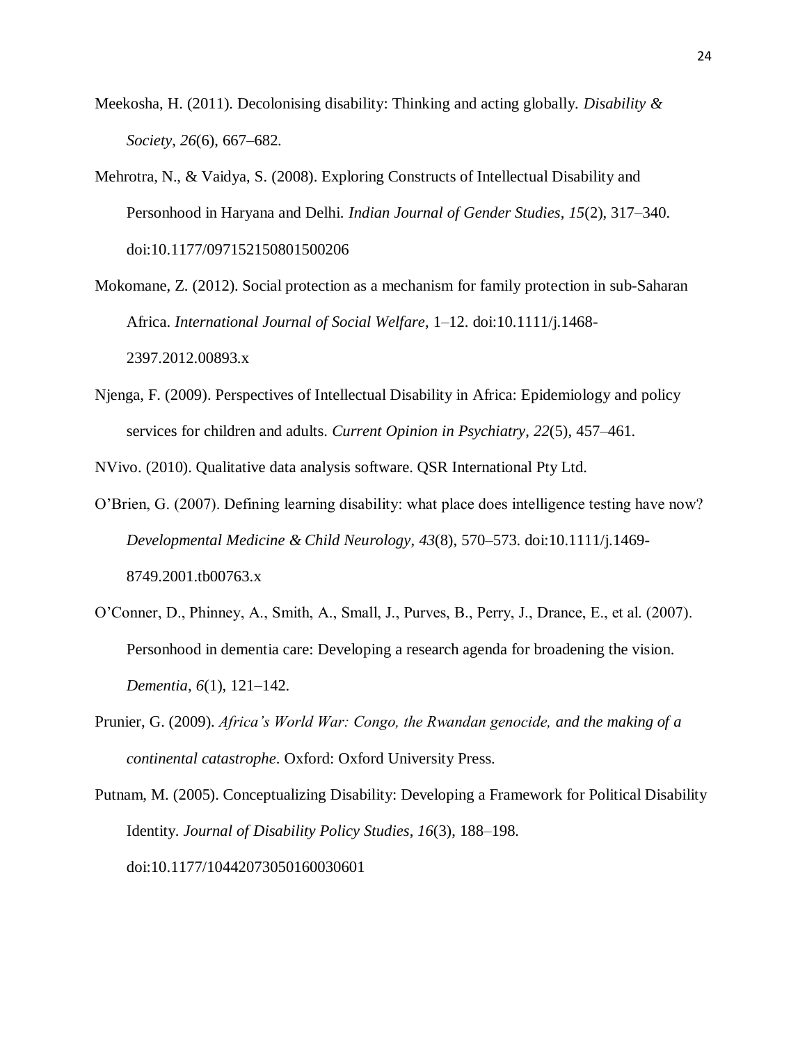Meekosha, H. (2011). Decolonising disability: Thinking and acting globally. *Disability & Society*, *26*(6), 667–682.

Mehrotra, N., & Vaidya, S. (2008). Exploring Constructs of Intellectual Disability and Personhood in Haryana and Delhi. *Indian Journal of Gender Studies*, *15*(2), 317–340. doi:10.1177/097152150801500206

Mokomane, Z. (2012). Social protection as a mechanism for family protection in sub-Saharan Africa. *International Journal of Social Welfare*, 1–12. doi:10.1111/j.1468-2397.2012.00893.x

Njenga, F. (2009). Perspectives of Intellectual Disability in Africa: Epidemiology and policy services for children and adults. *Current Opinion in Psychiatry*, *22*(5), 457–461.

NVivo. (2010). Qualitative data analysis software. QSR International Pty Ltd.

O'Brien, G. (2007). Defining learning disability: what place does intelligence testing have now? *Developmental Medicine & Child Neurology*, *43*(8), 570–573. doi:10.1111/j.1469-8749.2001.tb00763.x

O'Conner, D., Phinney, A., Smith, A., Small, J., Purves, B., Perry, J., Drance, E., et al. (2007). Personhood in dementia care: Developing a research agenda for broadening the vision. *Dementia*, *6*(1), 121–142.

Prunier, G. (2009). *Africa's World War: Congo, the Rwandan genocide, and the making of a continental catastrophe*. Oxford: Oxford University Press.

Putnam, M. (2005). Conceptualizing Disability: Developing a Framework for Political Disability Identity. *Journal of Disability Policy Studies*, *16*(3), 188–198. doi:10.1177/10442073050160030601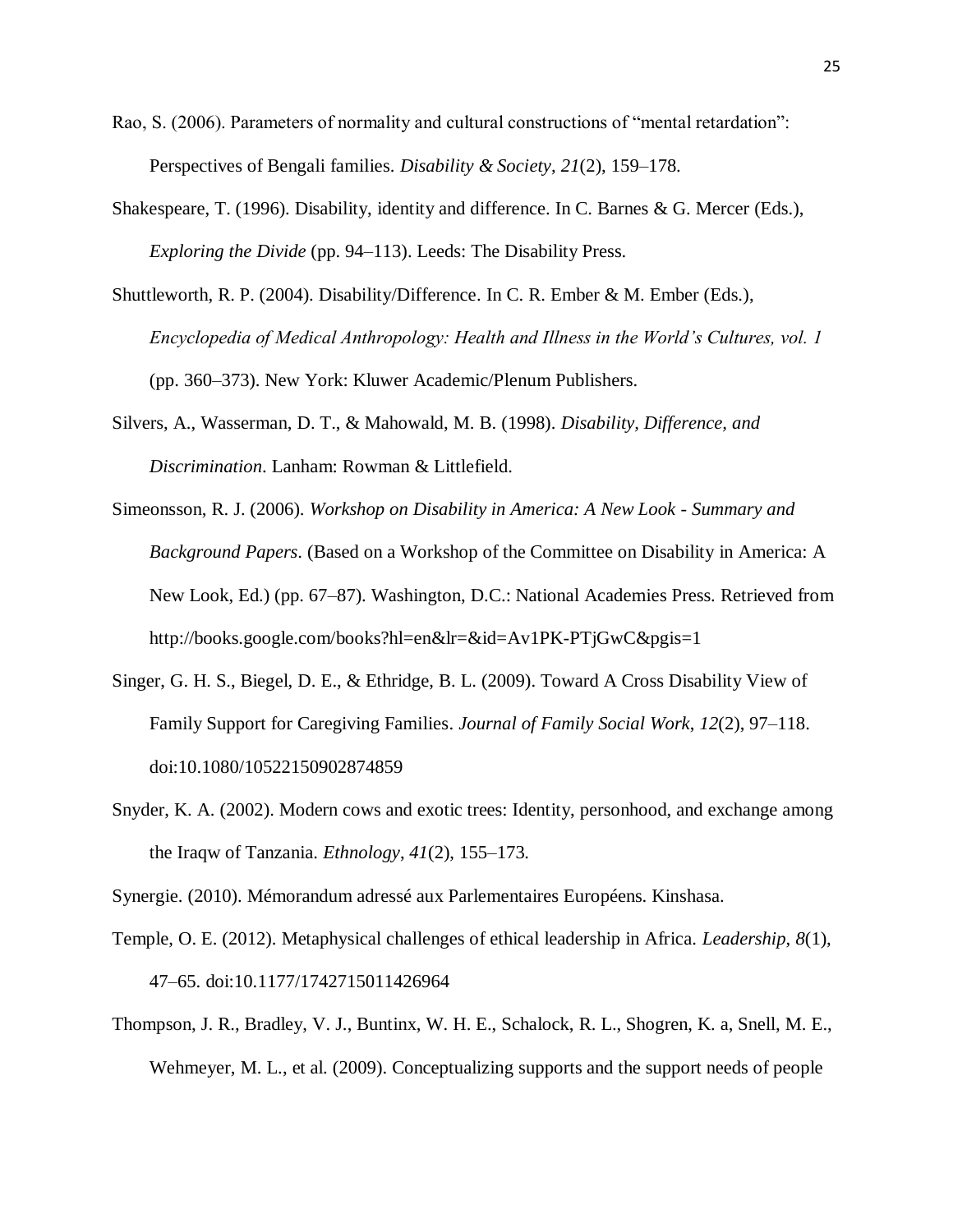Rao, S. (2006). Parameters of normality and cultural constructions of "mental retardation": Perspectives of Bengali families. *Disability & Society*, *21*(2), 159–178.

Shakespeare, T. (1996). Disability, identity and difference. In C. Barnes & G. Mercer (Eds.), *Exploring the Divide* (pp. 94–113). Leeds: The Disability Press.

Shuttleworth, R. P. (2004). Disability/Difference. In C. R. Ember & M. Ember (Eds.), *Encyclopedia of Medical Anthropology: Health and Illness in the World's Cultures, vol. 1* (pp. 360–373). New York: Kluwer Academic/Plenum Publishers.

Silvers, A., Wasserman, D. T., & Mahowald, M. B. (1998). *Disability, Difference, and Discrimination*. Lanham: Rowman & Littlefield.

Simeonsson, R. J. (2006). *Workshop on Disability in America: A New Look - Summary and Background Papers*. (Based on a Workshop of the Committee on Disability in America: A New Look, Ed.) (pp. 67–87). Washington, D.C.: National Academies Press. Retrieved from http://books.google.com/books?hl=en&lr=&id=Av1PK-PTjGwC&pgis=1

Singer, G. H. S., Biegel, D. E., & Ethridge, B. L. (2009). Toward A Cross Disability View of Family Support for Caregiving Families. *Journal of Family Social Work*, *12*(2), 97–118. doi:10.1080/10522150902874859

Snyder, K. A. (2002). Modern cows and exotic trees: Identity, personhood, and exchange among the Iraqw of Tanzania. *Ethnology*, *41*(2), 155–173.

Synergie. (2010). Mémorandum adressé aux Parlementaires Européens. Kinshasa.

Temple, O. E. (2012). Metaphysical challenges of ethical leadership in Africa. *Leadership*, *8*(1), 47–65. doi:10.1177/1742715011426964

Thompson, J. R., Bradley, V. J., Buntinx, W. H. E., Schalock, R. L., Shogren, K. a, Snell, M. E., Wehmeyer, M. L., et al. (2009). Conceptualizing supports and the support needs of people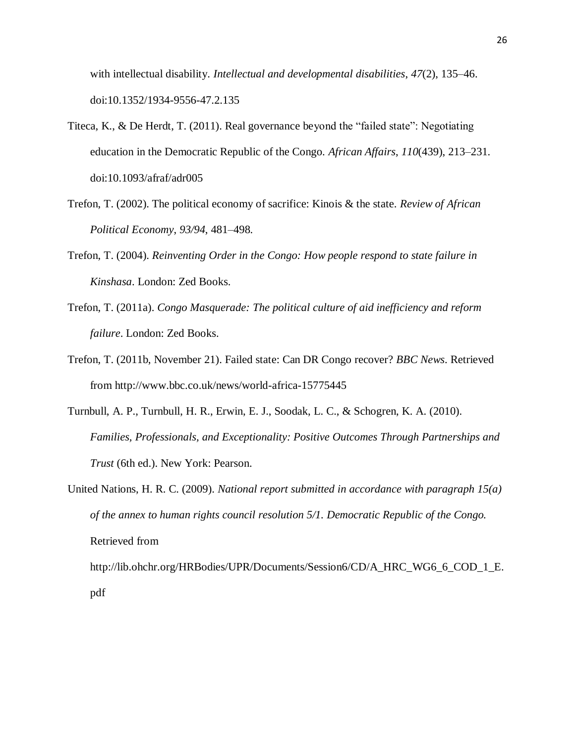with intellectual disability. *Intellectual and developmental disabilities*, *47*(2), 135–46. doi:10.1352/1934-9556-47.2.135

Titeca, K., & De Herdt, T. (2011). Real governance beyond the "failed state": Negotiating education in the Democratic Republic of the Congo. *African Affairs*, *110*(439), 213–231. doi:10.1093/afraf/adr005

Trefon, T. (2002). The political economy of sacrifice: Kinois & the state. *Review of African Political Economy*, *93/94*, 481–498.

Trefon, T. (2004). *Reinventing Order in the Congo: How people respond to state failure in Kinshasa*. London: Zed Books.

Trefon, T. (2011a). *Congo Masquerade: The political culture of aid inefficiency and reform failure*. London: Zed Books.

Trefon, T. (2011b, November 21). Failed state: Can DR Congo recover? *BBC News*. Retrieved from http://www.bbc.co.uk/news/world-africa-15775445

Turnbull, A. P., Turnbull, H. R., Erwin, E. J., Soodak, L. C., & Schogren, K. A. (2010). *Families, Professionals, and Exceptionality: Positive Outcomes Through Partnerships and Trust* (6th ed.). New York: Pearson.

United Nations, H. R. C. (2009). *National report submitted in accordance with paragraph 15(a) of the annex to human rights council resolution 5/1. Democratic Republic of the Congo.* Retrieved from http://lib.ohchr.org/HRBodies/UPR/Documents/Session6/CD/A_HRC_WG6_6_COD_1_E.pdf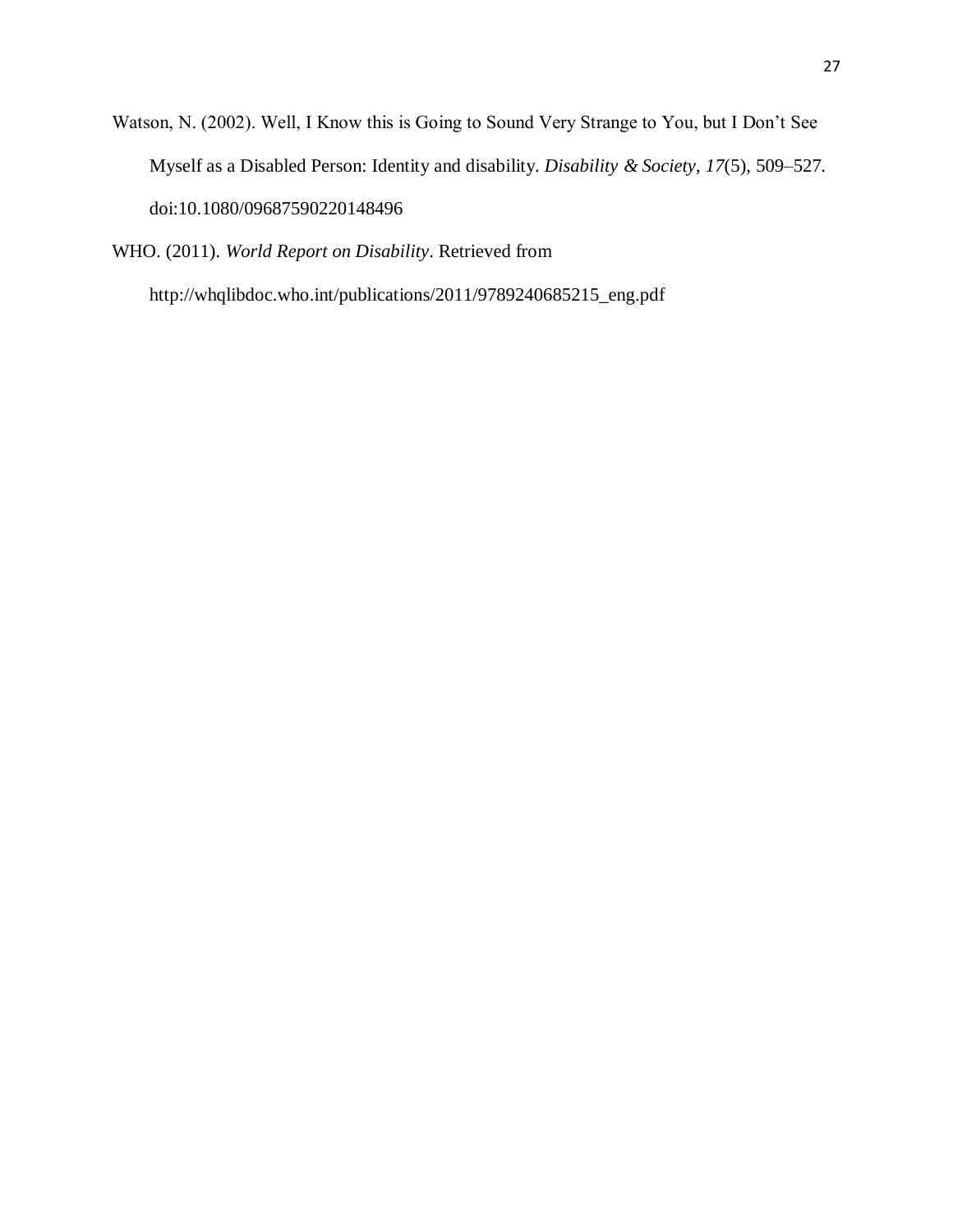Watson, N. (2002). Well, I Know this is Going to Sound Very Strange to You, but I Don't See Myself as a Disabled Person: Identity and disability. *Disability & Society*, *17*(5), 509–527. doi:10.1080/09687590220148496

WHO. (2011). *World Report on Disability*. Retrieved from http://whqlibdoc.who.int/publications/2011/9789240685215_eng.pdf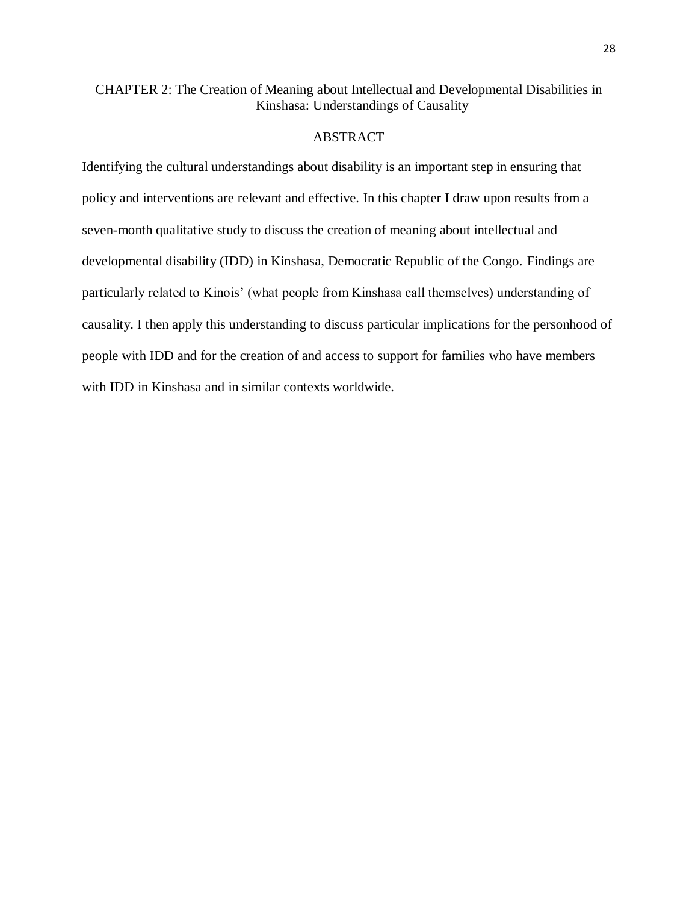# CHAPTER 2: The Creation of Meaning about Intellectual and Developmental Disabilities in Kinshasa: Understandings of Causality

## ABSTRACT

Identifying the cultural understandings about disability is an important step in ensuring that policy and interventions are relevant and effective. In this chapter I draw upon results from a seven-month qualitative study to discuss the creation of meaning about intellectual and developmental disability (IDD) in Kinshasa, Democratic Republic of the Congo. Findings are particularly related to Kinois' (what people from Kinshasa call themselves) understanding of causality. I then apply this understanding to discuss particular implications for the personhood of people with IDD and for the creation of and access to support for families who have members with IDD in Kinshasa and in similar contexts worldwide.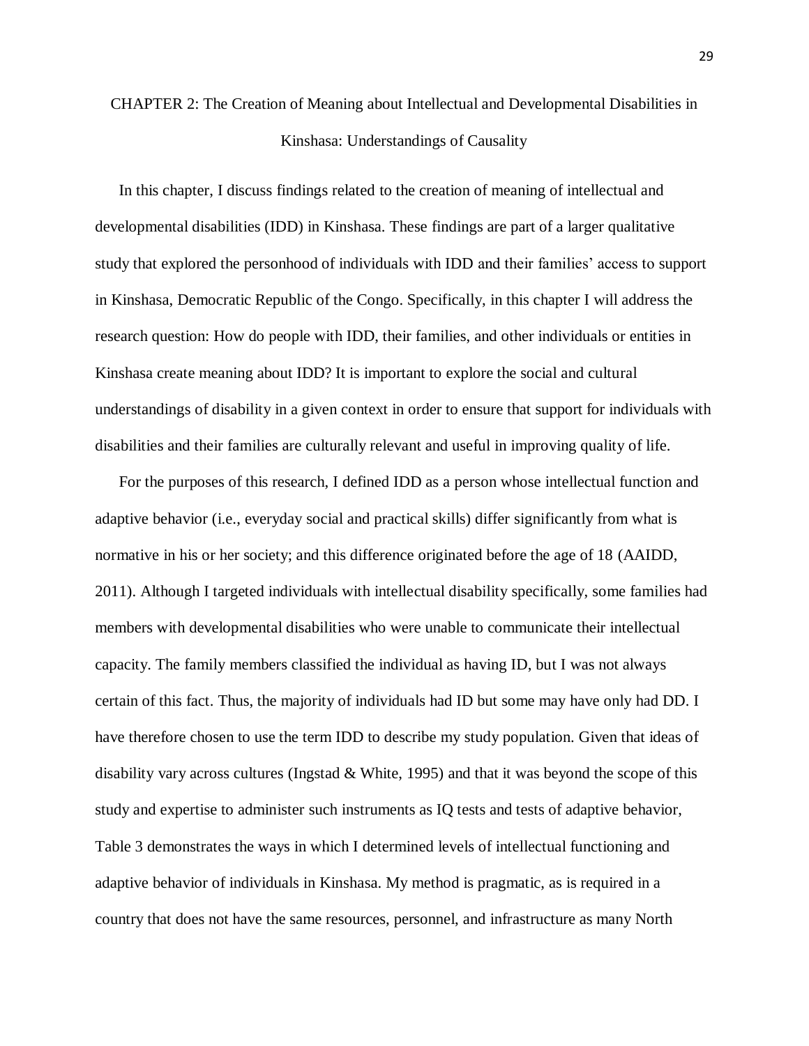# CHAPTER 2: The Creation of Meaning about Intellectual and Developmental Disabilities in Kinshasa: Understandings of Causality

In this chapter, I discuss findings related to the creation of meaning of intellectual and developmental disabilities (IDD) in Kinshasa. These findings are part of a larger qualitative study that explored the personhood of individuals with IDD and their families' access to support in Kinshasa, Democratic Republic of the Congo. Specifically, in this chapter I will address the research question: How do people with IDD, their families, and other individuals or entities in Kinshasa create meaning about IDD? It is important to explore the social and cultural understandings of disability in a given context in order to ensure that support for individuals with disabilities and their families are culturally relevant and useful in improving quality of life.

For the purposes of this research, I defined IDD as a person whose intellectual function and adaptive behavior (i.e., everyday social and practical skills) differ significantly from what is normative in his or her society; and this difference originated before the age of 18 (AAIDD, 2011). Although I targeted individuals with intellectual disability specifically, some families had members with developmental disabilities who were unable to communicate their intellectual capacity. The family members classified the individual as having ID, but I was not always certain of this fact. Thus, the majority of individuals had ID but some may have only had DD. I have therefore chosen to use the term IDD to describe my study population. Given that ideas of disability vary across cultures (Ingstad & White, 1995) and that it was beyond the scope of this study and expertise to administer such instruments as IQ tests and tests of adaptive behavior, Table 3 demonstrates the ways in which I determined levels of intellectual functioning and adaptive behavior of individuals in Kinshasa. My method is pragmatic, as is required in a country that does not have the same resources, personnel, and infrastructure as many North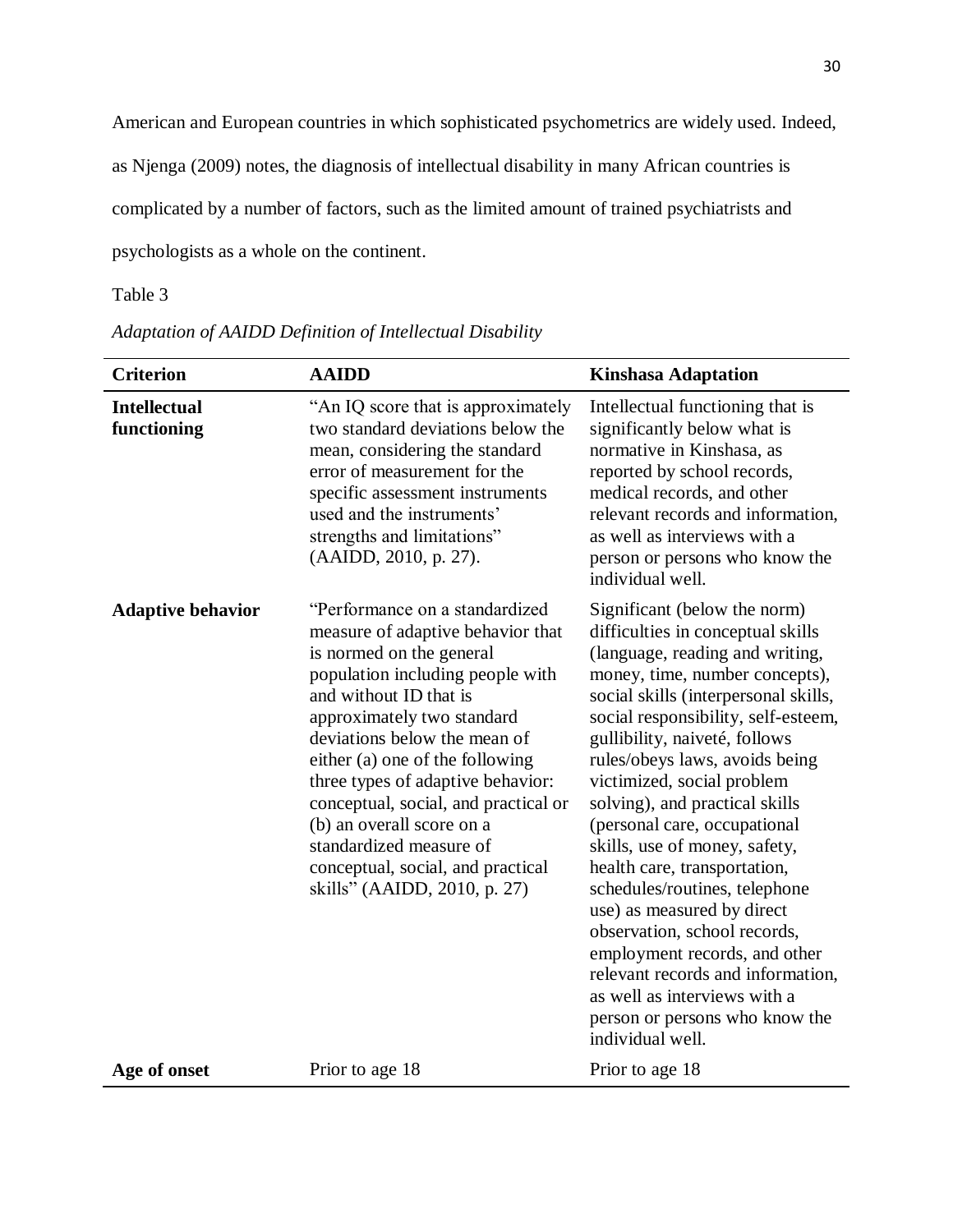American and European countries in which sophisticated psychometrics are widely used. Indeed, as Njenga (2009) notes, the diagnosis of intellectual disability in many African countries is complicated by a number of factors, such as the limited amount of trained psychiatrists and psychologists as a whole on the continent.

Table 3

*Adaptation of AAIDD Definition of Intellectual Disability*

| Criterion | AAIDD | Kinshasa Adaptation |
| --- | --- | --- |
| **Intellectual functioning** | "An IQ score that is approximately two standard deviations below the mean, considering the standard error of measurement for the specific assessment instruments used and the instruments' strengths and limitations" (AAIDD, 2010, p. 27). | Intellectual functioning that is significantly below what is normative in Kinshasa, as reported by school records, medical records, and other relevant records and information, as well as interviews with a person or persons who know the individual well. |
| **Adaptive behavior** | "Performance on a standardized measure of adaptive behavior that is normed on the general population including people with and without ID that is approximately two standard deviations below the mean of either (a) one of the following three types of adaptive behavior: conceptual, social, and practical or (b) an overall score on a standardized measure of conceptual, social, and practical skills" (AAIDD, 2010, p. 27) | Significant (below the norm) difficulties in conceptual skills (language, reading and writing, money, time, number concepts), social skills (interpersonal skills, social responsibility, self-esteem, gullibility, naiveté, follows rules/obeys laws, avoids being victimized, social problem solving), and practical skills (personal care, occupational skills, use of money, safety, health care, transportation, schedules/routines, telephone use) as measured by direct observation, school records, employment records, and other relevant records and information, as well as interviews with a person or persons who know the individual well. |
| **Age of onset** | Prior to age 18 | Prior to age 18 |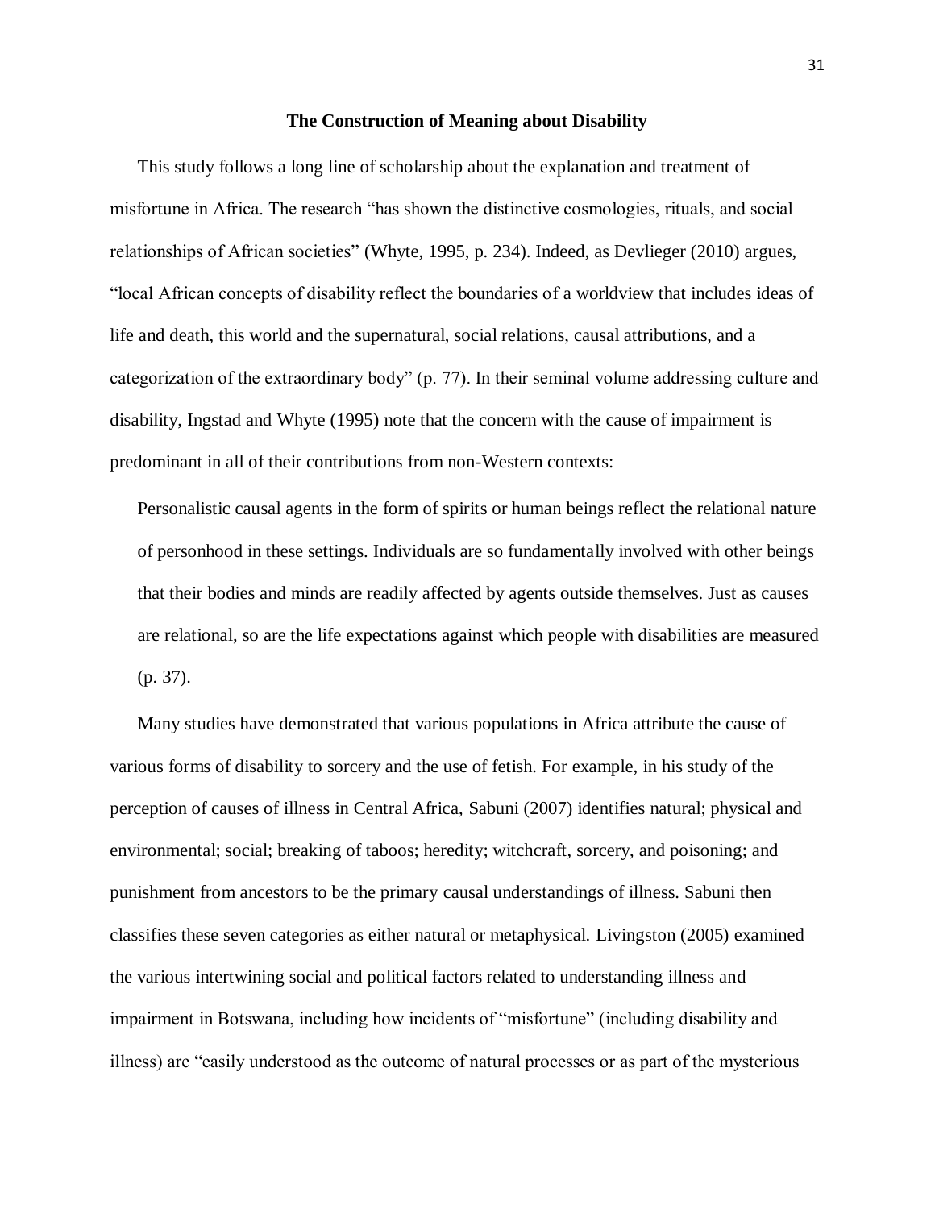## The Construction of Meaning about Disability

This study follows a long line of scholarship about the explanation and treatment of misfortune in Africa. The research "has shown the distinctive cosmologies, rituals, and social relationships of African societies" (Whyte, 1995, p. 234). Indeed, as Devlieger (2010) argues, "local African concepts of disability reflect the boundaries of a worldview that includes ideas of life and death, this world and the supernatural, social relations, causal attributions, and a categorization of the extraordinary body" (p. 77). In their seminal volume addressing culture and disability, Ingstad and Whyte (1995) note that the concern with the cause of impairment is predominant in all of their contributions from non-Western contexts:

> Personalistic causal agents in the form of spirits or human beings reflect the relational nature of personhood in these settings. Individuals are so fundamentally involved with other beings that their bodies and minds are readily affected by agents outside themselves. Just as causes are relational, so are the life expectations against which people with disabilities are measured (p. 37).

Many studies have demonstrated that various populations in Africa attribute the cause of various forms of disability to sorcery and the use of fetish. For example, in his study of the perception of causes of illness in Central Africa, Sabuni (2007) identifies natural; physical and environmental; social; breaking of taboos; heredity; witchcraft, sorcery, and poisoning; and punishment from ancestors to be the primary causal understandings of illness. Sabuni then classifies these seven categories as either natural or metaphysical. Livingston (2005) examined the various intertwining social and political factors related to understanding illness and impairment in Botswana, including how incidents of "misfortune" (including disability and illness) are "easily understood as the outcome of natural processes or as part of the mysterious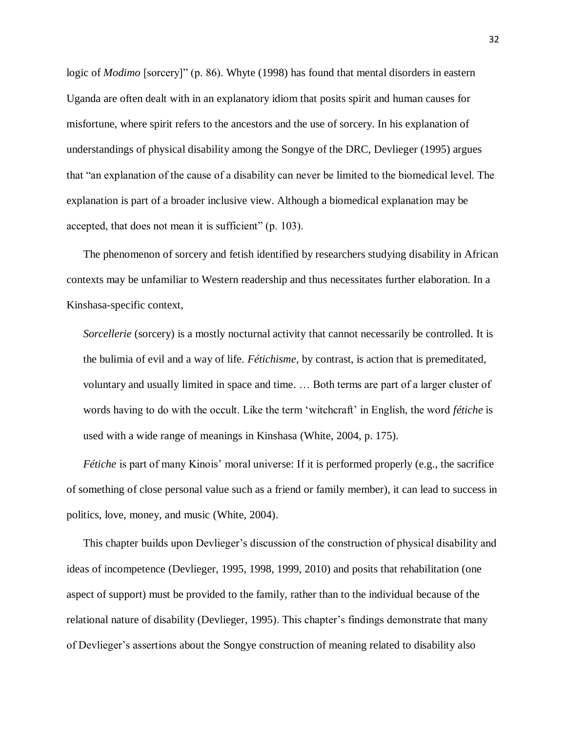logic of *Modimo* [sorcery]" (p. 86). Whyte (1998) has found that mental disorders in eastern Uganda are often dealt with in an explanatory idiom that posits spirit and human causes for misfortune, where spirit refers to the ancestors and the use of sorcery. In his explanation of understandings of physical disability among the Songye of the DRC, Devlieger (1995) argues that "an explanation of the cause of a disability can never be limited to the biomedical level. The explanation is part of a broader inclusive view. Although a biomedical explanation may be accepted, that does not mean it is sufficient" (p. 103).

The phenomenon of sorcery and fetish identified by researchers studying disability in African contexts may be unfamiliar to Western readership and thus necessitates further elaboration. In a Kinshasa-specific context,

> *Sorcellerie* (sorcery) is a mostly nocturnal activity that cannot necessarily be controlled. It is the bulimia of evil and a way of life. *Fétichisme*, by contrast, is action that is premeditated, voluntary and usually limited in space and time. … Both terms are part of a larger cluster of words having to do with the occult. Like the term 'witchcraft' in English, the word *fétiche* is used with a wide range of meanings in Kinshasa (White, 2004, p. 175).

*Fétiche* is part of many Kinois' moral universe: If it is performed properly (e.g., the sacrifice of something of close personal value such as a friend or family member), it can lead to success in politics, love, money, and music (White, 2004).

This chapter builds upon Devlieger's discussion of the construction of physical disability and ideas of incompetence (Devlieger, 1995, 1998, 1999, 2010) and posits that rehabilitation (one aspect of support) must be provided to the family, rather than to the individual because of the relational nature of disability (Devlieger, 1995). This chapter's findings demonstrate that many of Devlieger's assertions about the Songye construction of meaning related to disability also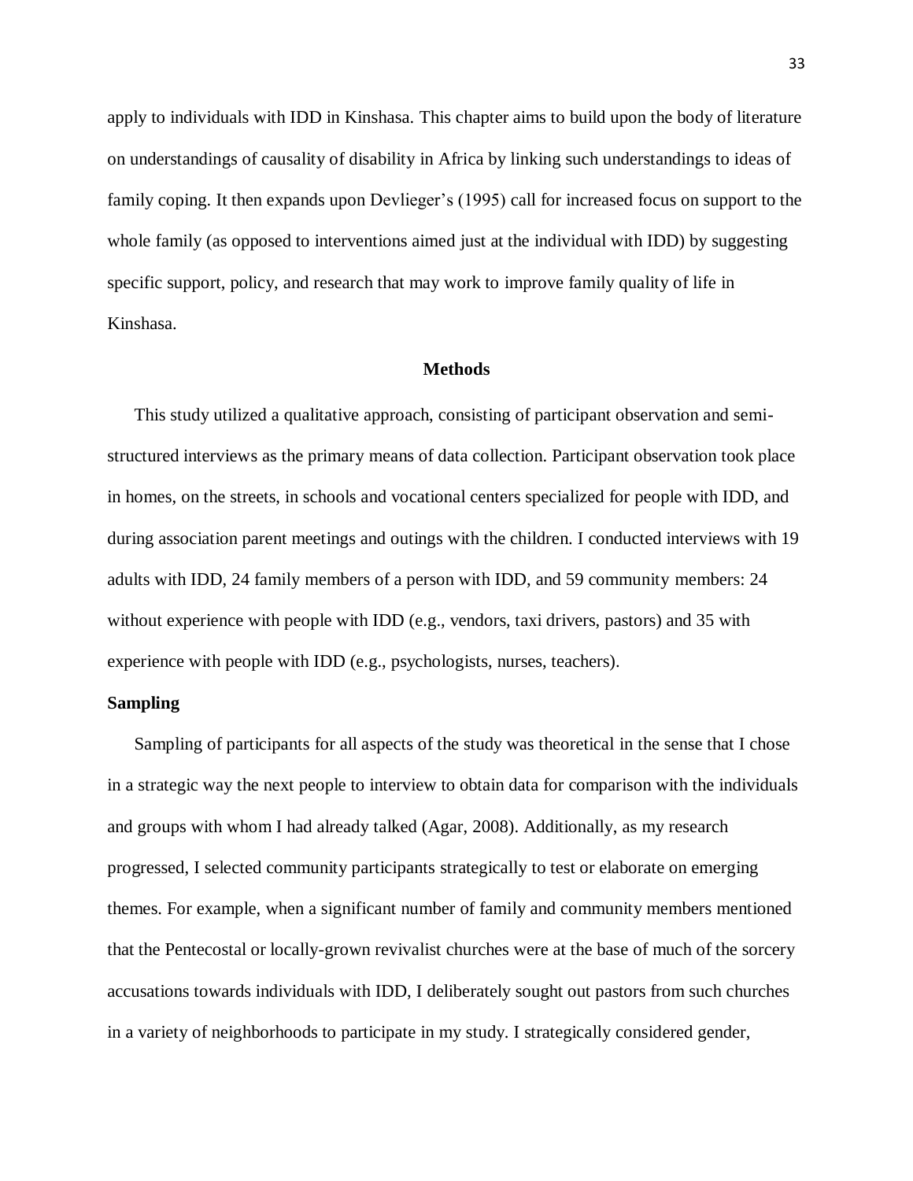apply to individuals with IDD in Kinshasa. This chapter aims to build upon the body of literature on understandings of causality of disability in Africa by linking such understandings to ideas of family coping. It then expands upon Devlieger's (1995) call for increased focus on support to the whole family (as opposed to interventions aimed just at the individual with IDD) by suggesting specific support, policy, and research that may work to improve family quality of life in Kinshasa.

## Methods

This study utilized a qualitative approach, consisting of participant observation and semi-structured interviews as the primary means of data collection. Participant observation took place in homes, on the streets, in schools and vocational centers specialized for people with IDD, and during association parent meetings and outings with the children. I conducted interviews with 19 adults with IDD, 24 family members of a person with IDD, and 59 community members: 24 without experience with people with IDD (e.g., vendors, taxi drivers, pastors) and 35 with experience with people with IDD (e.g., psychologists, nurses, teachers).

### Sampling

Sampling of participants for all aspects of the study was theoretical in the sense that I chose in a strategic way the next people to interview to obtain data for comparison with the individuals and groups with whom I had already talked (Agar, 2008). Additionally, as my research progressed, I selected community participants strategically to test or elaborate on emerging themes. For example, when a significant number of family and community members mentioned that the Pentecostal or locally-grown revivalist churches were at the base of much of the sorcery accusations towards individuals with IDD, I deliberately sought out pastors from such churches in a variety of neighborhoods to participate in my study. I strategically considered gender,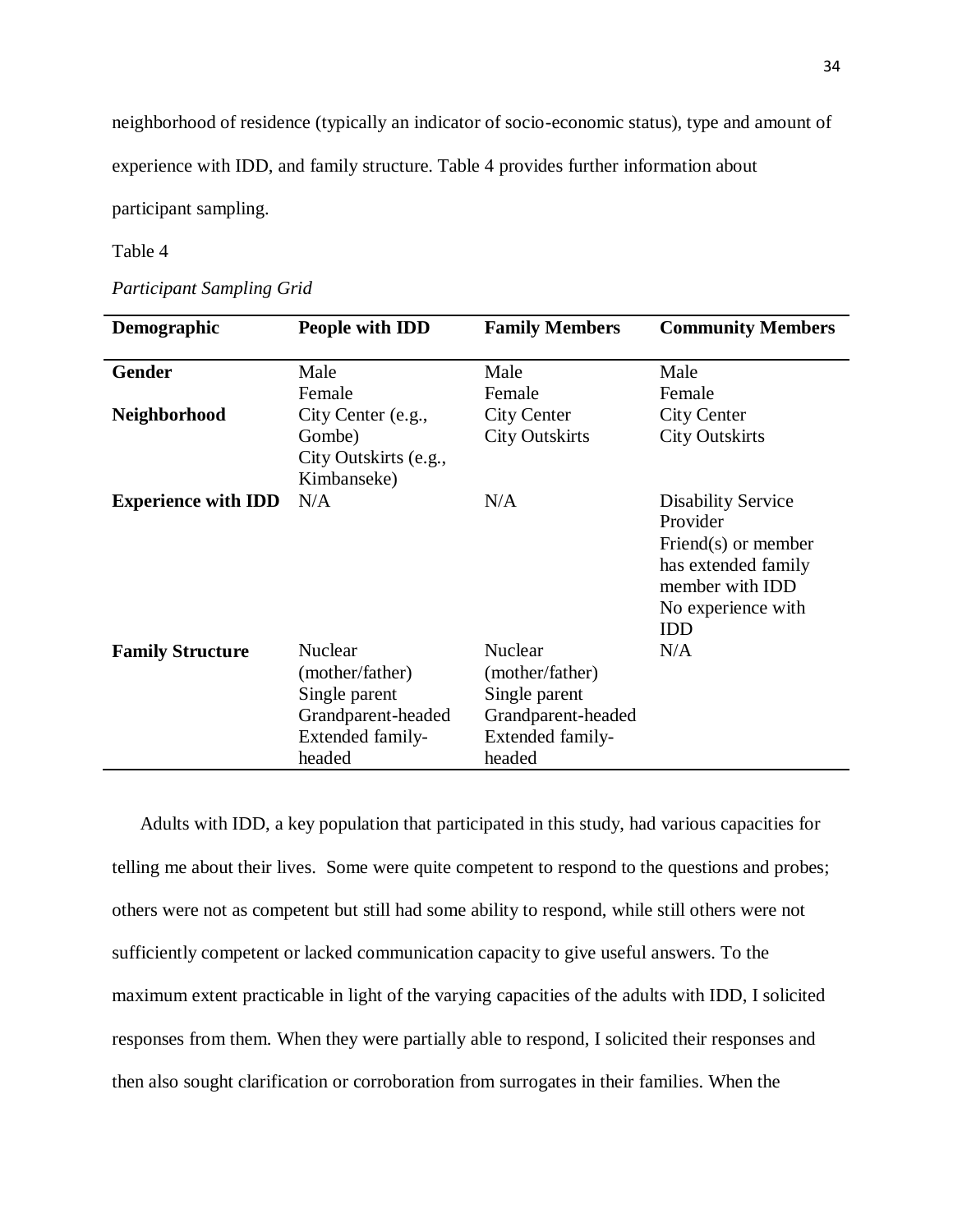neighborhood of residence (typically an indicator of socio-economic status), type and amount of experience with IDD, and family structure. Table 4 provides further information about participant sampling.

Table 4

*Participant Sampling Grid*

| **Demographic** | **People with IDD** | **Family Members** | **Community Members** |
|---|---|---|---|
| **Gender** | Male<br>Female | Male<br>Female | Male<br>Female |
| **Neighborhood** | City Center (e.g., Gombe)<br>City Outskirts (e.g., Kimbanseke) | City Center<br>City Outskirts | City Center<br>City Outskirts |
| **Experience with IDD** | N/A | N/A | Disability Service Provider<br>Friend(s) or member has extended family member with IDD<br>No experience with IDD |
| **Family Structure** | Nuclear (mother/father)<br>Single parent<br>Grandparent-headed<br>Extended family-headed | Nuclear (mother/father)<br>Single parent<br>Grandparent-headed<br>Extended family-headed | N/A |

Adults with IDD, a key population that participated in this study, had various capacities for telling me about their lives. Some were quite competent to respond to the questions and probes; others were not as competent but still had some ability to respond, while still others were not sufficiently competent or lacked communication capacity to give useful answers. To the maximum extent practicable in light of the varying capacities of the adults with IDD, I solicited responses from them. When they were partially able to respond, I solicited their responses and then also sought clarification or corroboration from surrogates in their families. When the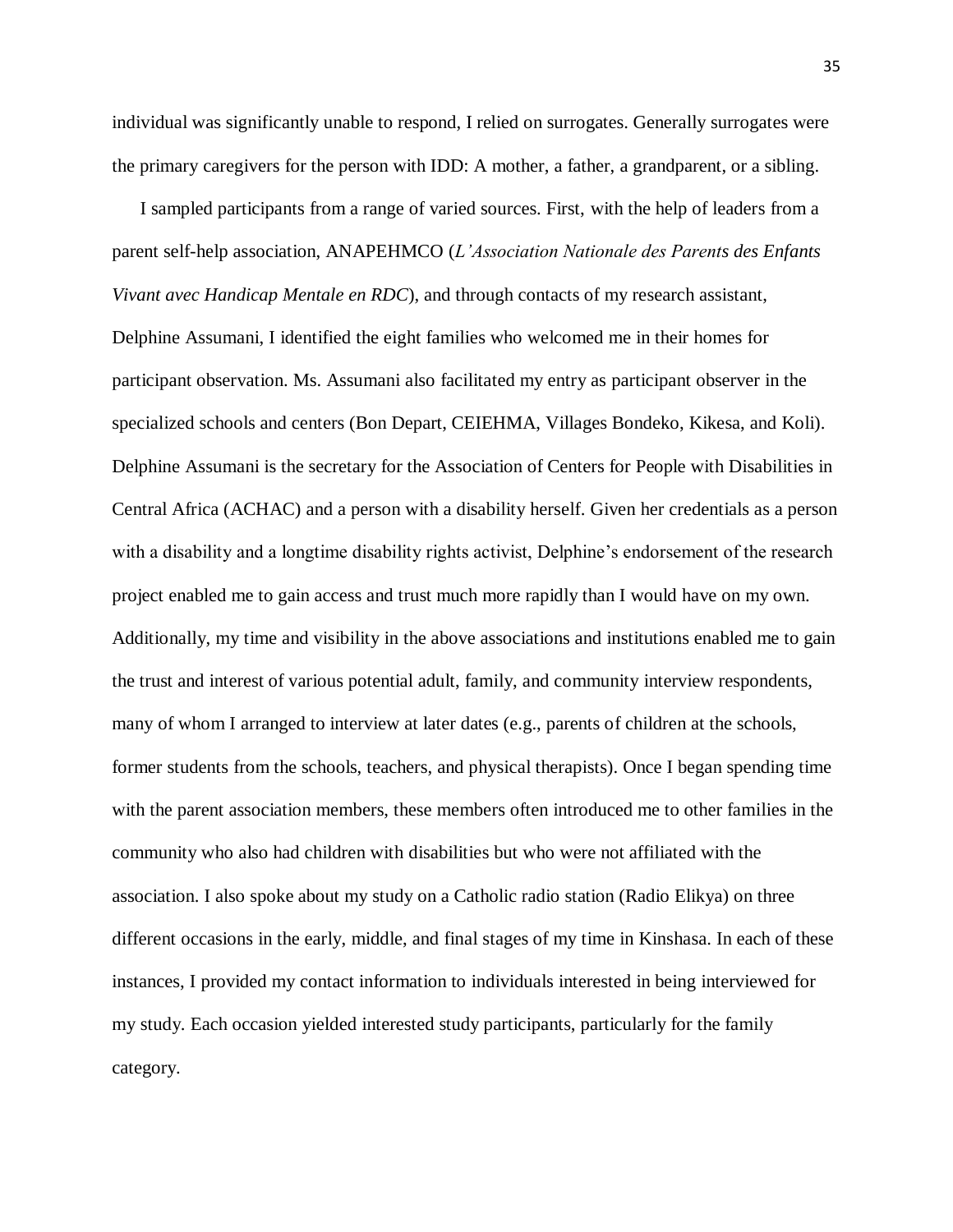individual was significantly unable to respond, I relied on surrogates. Generally surrogates were the primary caregivers for the person with IDD: A mother, a father, a grandparent, or a sibling.

I sampled participants from a range of varied sources. First, with the help of leaders from a parent self-help association, ANAPEHMCO (*L'Association Nationale des Parents des Enfants Vivant avec Handicap Mentale en RDC*), and through contacts of my research assistant, Delphine Assumani, I identified the eight families who welcomed me in their homes for participant observation. Ms. Assumani also facilitated my entry as participant observer in the specialized schools and centers (Bon Depart, CEIEHMA, Villages Bondeko, Kikesa, and Koli). Delphine Assumani is the secretary for the Association of Centers for People with Disabilities in Central Africa (ACHAC) and a person with a disability herself. Given her credentials as a person with a disability and a longtime disability rights activist, Delphine's endorsement of the research project enabled me to gain access and trust much more rapidly than I would have on my own. Additionally, my time and visibility in the above associations and institutions enabled me to gain the trust and interest of various potential adult, family, and community interview respondents, many of whom I arranged to interview at later dates (e.g., parents of children at the schools, former students from the schools, teachers, and physical therapists). Once I began spending time with the parent association members, these members often introduced me to other families in the community who also had children with disabilities but who were not affiliated with the association. I also spoke about my study on a Catholic radio station (Radio Elikya) on three different occasions in the early, middle, and final stages of my time in Kinshasa. In each of these instances, I provided my contact information to individuals interested in being interviewed for my study. Each occasion yielded interested study participants, particularly for the family category.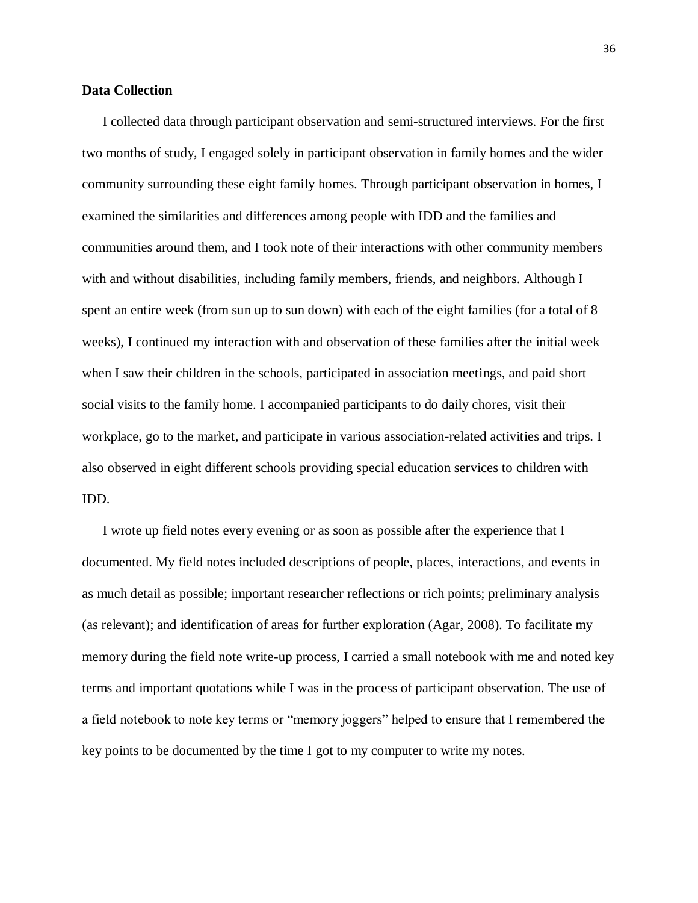### Data Collection

I collected data through participant observation and semi-structured interviews. For the first two months of study, I engaged solely in participant observation in family homes and the wider community surrounding these eight family homes. Through participant observation in homes, I examined the similarities and differences among people with IDD and the families and communities around them, and I took note of their interactions with other community members with and without disabilities, including family members, friends, and neighbors. Although I spent an entire week (from sun up to sun down) with each of the eight families (for a total of 8 weeks), I continued my interaction with and observation of these families after the initial week when I saw their children in the schools, participated in association meetings, and paid short social visits to the family home. I accompanied participants to do daily chores, visit their workplace, go to the market, and participate in various association-related activities and trips. I also observed in eight different schools providing special education services to children with IDD.

I wrote up field notes every evening or as soon as possible after the experience that I documented. My field notes included descriptions of people, places, interactions, and events in as much detail as possible; important researcher reflections or rich points; preliminary analysis (as relevant); and identification of areas for further exploration (Agar, 2008). To facilitate my memory during the field note write-up process, I carried a small notebook with me and noted key terms and important quotations while I was in the process of participant observation. The use of a field notebook to note key terms or "memory joggers" helped to ensure that I remembered the key points to be documented by the time I got to my computer to write my notes.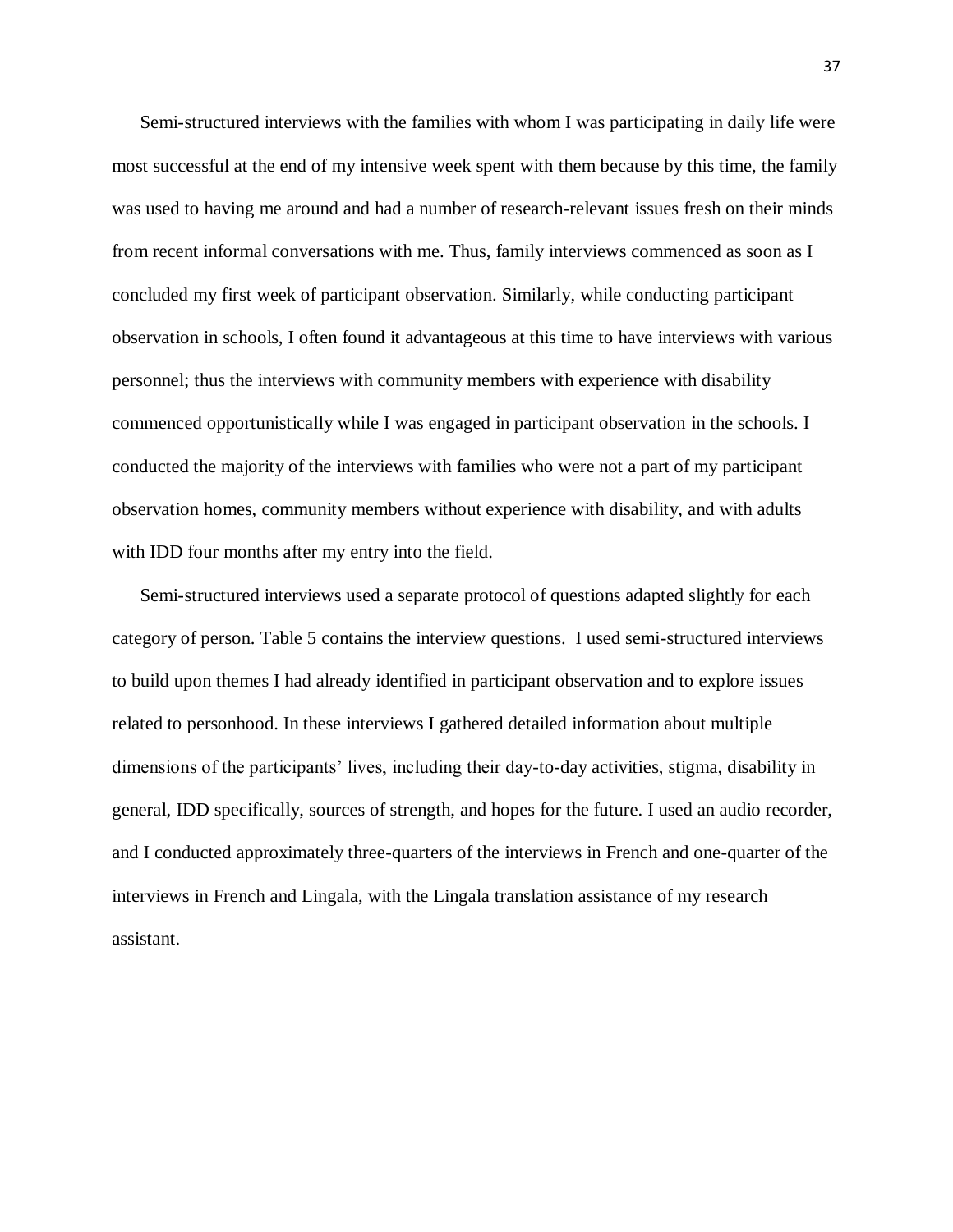Semi-structured interviews with the families with whom I was participating in daily life were most successful at the end of my intensive week spent with them because by this time, the family was used to having me around and had a number of research-relevant issues fresh on their minds from recent informal conversations with me. Thus, family interviews commenced as soon as I concluded my first week of participant observation. Similarly, while conducting participant observation in schools, I often found it advantageous at this time to have interviews with various personnel; thus the interviews with community members with experience with disability commenced opportunistically while I was engaged in participant observation in the schools. I conducted the majority of the interviews with families who were not a part of my participant observation homes, community members without experience with disability, and with adults with IDD four months after my entry into the field.

Semi-structured interviews used a separate protocol of questions adapted slightly for each category of person. Table 5 contains the interview questions. I used semi-structured interviews to build upon themes I had already identified in participant observation and to explore issues related to personhood. In these interviews I gathered detailed information about multiple dimensions of the participants' lives, including their day-to-day activities, stigma, disability in general, IDD specifically, sources of strength, and hopes for the future. I used an audio recorder, and I conducted approximately three-quarters of the interviews in French and one-quarter of the interviews in French and Lingala, with the Lingala translation assistance of my research assistant.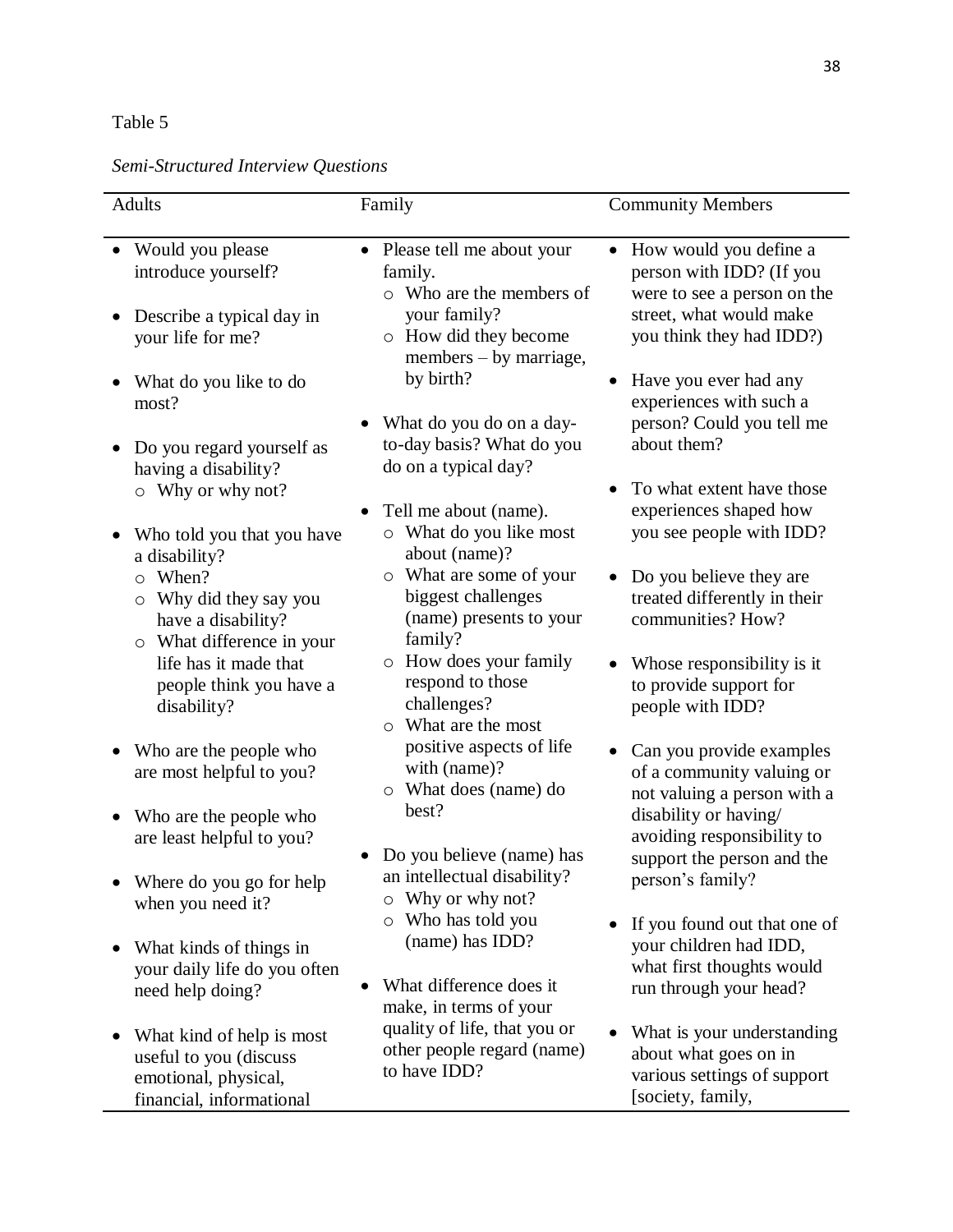Table 5

*Semi-Structured Interview Questions*

| Adults | Family | Community Members |
|---|---|---|
| • Would you please introduce yourself?<br><br>• Describe a typical day in your life for me?<br><br>• What do you like to do most?<br><br>• Do you regard yourself as having a disability?<br>&nbsp;&nbsp;○ Why or why not?<br><br>• Who told you that you have a disability?<br>&nbsp;&nbsp;○ When?<br>&nbsp;&nbsp;○ Why did they say you have a disability?<br>&nbsp;&nbsp;○ What difference in your life has it made that people think you have a disability?<br><br>• Who are the people who are most helpful to you?<br><br>• Who are the people who are least helpful to you?<br><br>• Where do you go for help when you need it?<br><br>• What kinds of things in your daily life do you often need help doing?<br><br>• What kind of help is most useful to you (discuss emotional, physical, financial, informational | • Please tell me about your family.<br>&nbsp;&nbsp;○ Who are the members of your family?<br>&nbsp;&nbsp;○ How did they become members – by marriage, by birth?<br><br>• What do you do on a day-to-day basis? What do you do on a typical day?<br><br>• Tell me about (name).<br>&nbsp;&nbsp;○ What do you like most about (name)?<br>&nbsp;&nbsp;○ What are some of your biggest challenges (name) presents to your family?<br>&nbsp;&nbsp;○ How does your family respond to those challenges?<br>&nbsp;&nbsp;○ What are the most positive aspects of life with (name)?<br>&nbsp;&nbsp;○ What does (name) do best?<br><br>• Do you believe (name) has an intellectual disability?<br>&nbsp;&nbsp;○ Why or why not?<br>&nbsp;&nbsp;○ Who has told you (name) has IDD?<br><br>• What difference does it make, in terms of your quality of life, that you or other people regard (name) to have IDD? | • How would you define a person with IDD? (If you were to see a person on the street, what would make you think they had IDD?)<br><br>• Have you ever had any experiences with such a person? Could you tell me about them?<br><br>• To what extent have those experiences shaped how you see people with IDD?<br><br>• Do you believe they are treated differently in their communities? How?<br><br>• Whose responsibility is it to provide support for people with IDD?<br><br>• Can you provide examples of a community valuing or not valuing a person with a disability or having/ avoiding responsibility to support the person and the person's family?<br><br>• If you found out that one of your children had IDD, what first thoughts would run through your head?<br><br>• What is your understanding about what goes on in various settings of support [society, family, |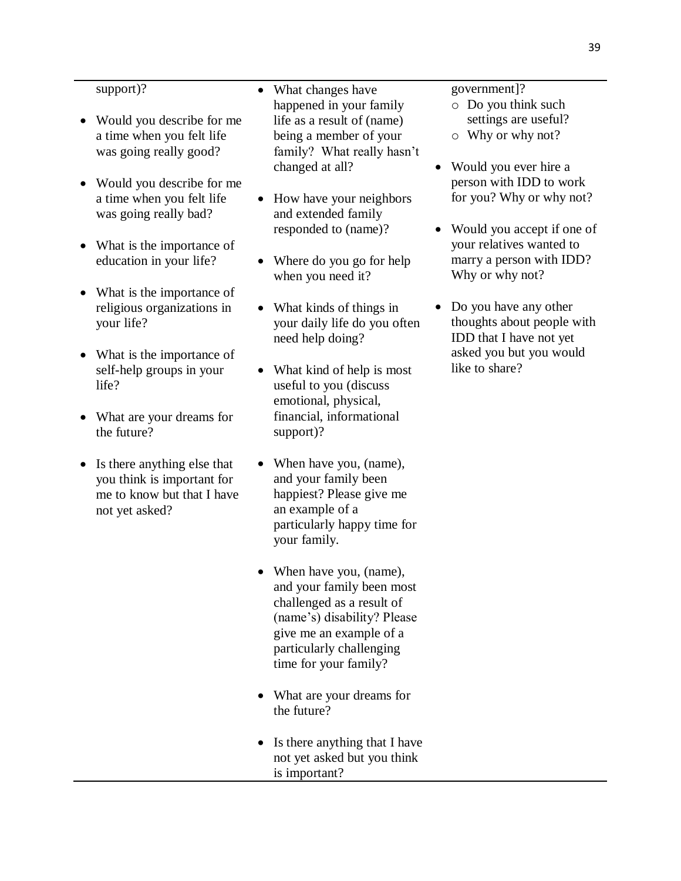support)?

- Would you describe for me a time when you felt life was going really good?
- Would you describe for me a time when you felt life was going really bad?
- What is the importance of education in your life?
- What is the importance of religious organizations in your life?
- What is the importance of self-help groups in your life?
- What are your dreams for the future?
- Is there anything else that you think is important for me to know but that I have not yet asked?

- What changes have happened in your family life as a result of (name) being a member of your family? What really hasn't changed at all?
- How have your neighbors and extended family responded to (name)?
- Where do you go for help when you need it?
- What kinds of things in your daily life do you often need help doing?
- What kind of help is most useful to you (discuss emotional, physical, financial, informational support)?
- When have you, (name), and your family been happiest? Please give me an example of a particularly happy time for your family.
- When have you, (name), and your family been most challenged as a result of (name's) disability? Please give me an example of a particularly challenging time for your family?
- What are your dreams for the future?
- Is there anything that I have not yet asked but you think is important?

government]?
  - Do you think such settings are useful?
  - Why or why not?
- Would you ever hire a person with IDD to work for you? Why or why not?
- Would you accept if one of your relatives wanted to marry a person with IDD? Why or why not?
- Do you have any other thoughts about people with IDD that I have not yet asked you but you would like to share?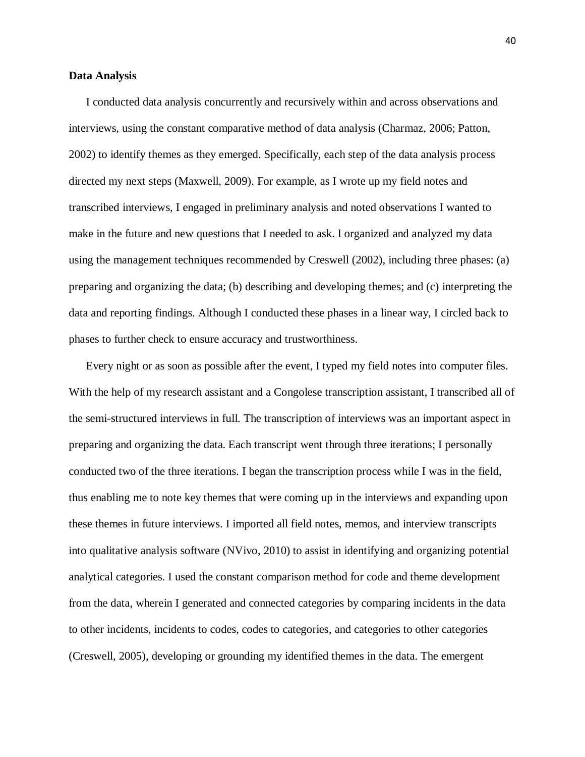**Data Analysis**

I conducted data analysis concurrently and recursively within and across observations and interviews, using the constant comparative method of data analysis (Charmaz, 2006; Patton, 2002) to identify themes as they emerged. Specifically, each step of the data analysis process directed my next steps (Maxwell, 2009). For example, as I wrote up my field notes and transcribed interviews, I engaged in preliminary analysis and noted observations I wanted to make in the future and new questions that I needed to ask. I organized and analyzed my data using the management techniques recommended by Creswell (2002), including three phases: (a) preparing and organizing the data; (b) describing and developing themes; and (c) interpreting the data and reporting findings. Although I conducted these phases in a linear way, I circled back to phases to further check to ensure accuracy and trustworthiness.

Every night or as soon as possible after the event, I typed my field notes into computer files. With the help of my research assistant and a Congolese transcription assistant, I transcribed all of the semi-structured interviews in full. The transcription of interviews was an important aspect in preparing and organizing the data. Each transcript went through three iterations; I personally conducted two of the three iterations. I began the transcription process while I was in the field, thus enabling me to note key themes that were coming up in the interviews and expanding upon these themes in future interviews. I imported all field notes, memos, and interview transcripts into qualitative analysis software (NVivo, 2010) to assist in identifying and organizing potential analytical categories. I used the constant comparison method for code and theme development from the data, wherein I generated and connected categories by comparing incidents in the data to other incidents, incidents to codes, codes to categories, and categories to other categories (Creswell, 2005), developing or grounding my identified themes in the data. The emergent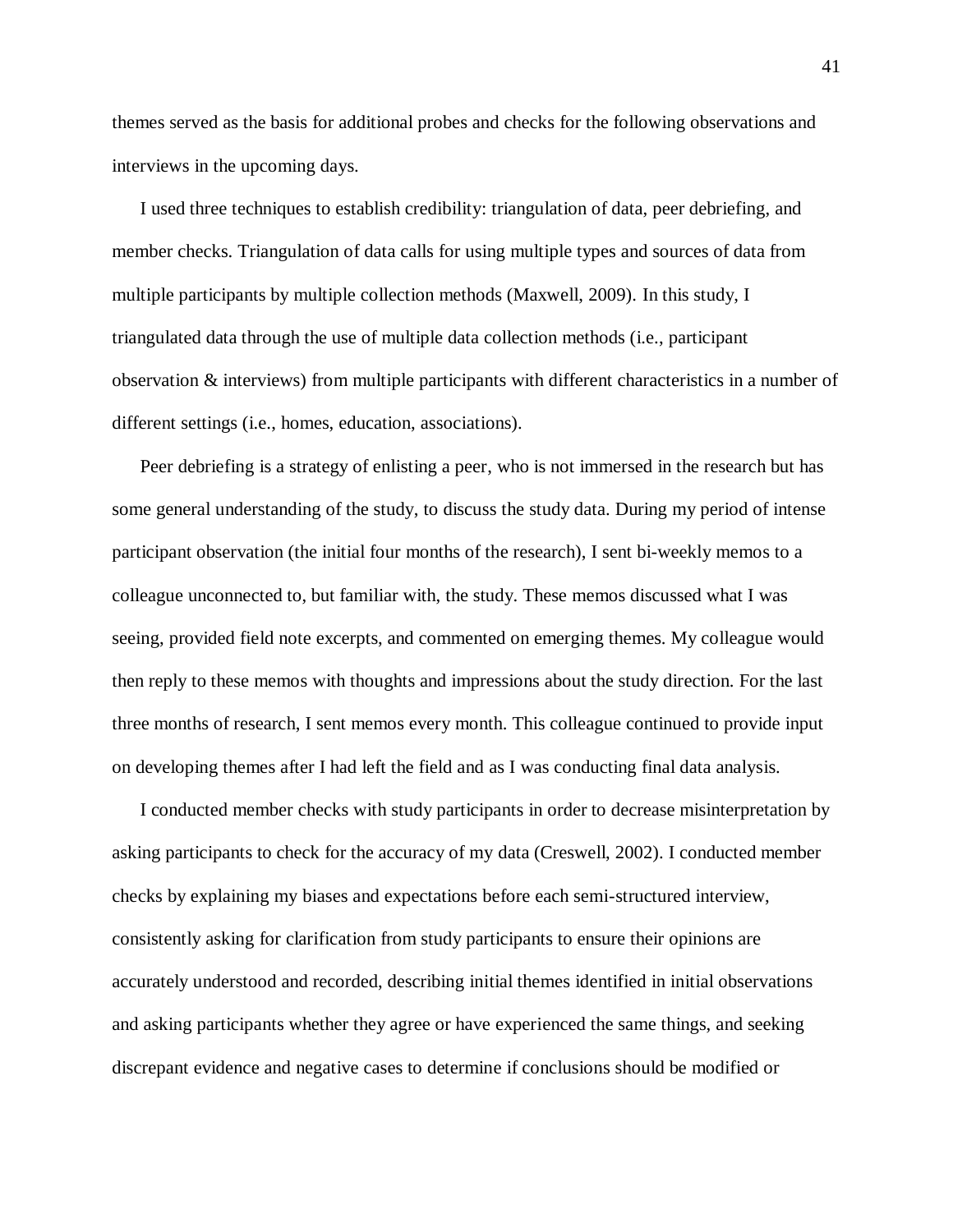themes served as the basis for additional probes and checks for the following observations and interviews in the upcoming days.

I used three techniques to establish credibility: triangulation of data, peer debriefing, and member checks. Triangulation of data calls for using multiple types and sources of data from multiple participants by multiple collection methods (Maxwell, 2009). In this study, I triangulated data through the use of multiple data collection methods (i.e., participant observation & interviews) from multiple participants with different characteristics in a number of different settings (i.e., homes, education, associations).

Peer debriefing is a strategy of enlisting a peer, who is not immersed in the research but has some general understanding of the study, to discuss the study data. During my period of intense participant observation (the initial four months of the research), I sent bi-weekly memos to a colleague unconnected to, but familiar with, the study. These memos discussed what I was seeing, provided field note excerpts, and commented on emerging themes. My colleague would then reply to these memos with thoughts and impressions about the study direction. For the last three months of research, I sent memos every month. This colleague continued to provide input on developing themes after I had left the field and as I was conducting final data analysis.

I conducted member checks with study participants in order to decrease misinterpretation by asking participants to check for the accuracy of my data (Creswell, 2002). I conducted member checks by explaining my biases and expectations before each semi-structured interview, consistently asking for clarification from study participants to ensure their opinions are accurately understood and recorded, describing initial themes identified in initial observations and asking participants whether they agree or have experienced the same things, and seeking discrepant evidence and negative cases to determine if conclusions should be modified or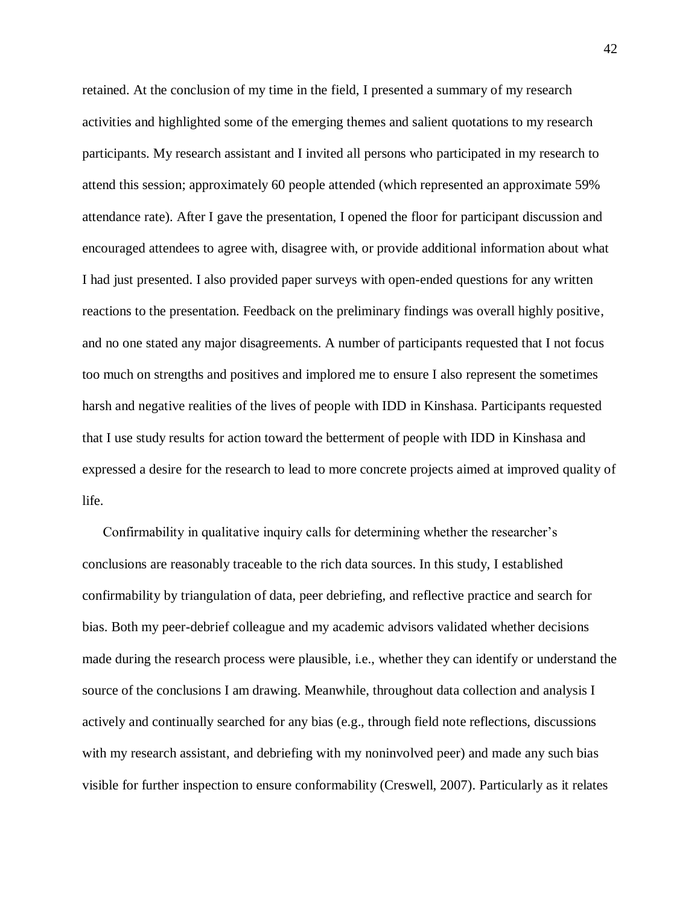retained. At the conclusion of my time in the field, I presented a summary of my research activities and highlighted some of the emerging themes and salient quotations to my research participants. My research assistant and I invited all persons who participated in my research to attend this session; approximately 60 people attended (which represented an approximate 59% attendance rate). After I gave the presentation, I opened the floor for participant discussion and encouraged attendees to agree with, disagree with, or provide additional information about what I had just presented. I also provided paper surveys with open-ended questions for any written reactions to the presentation. Feedback on the preliminary findings was overall highly positive, and no one stated any major disagreements. A number of participants requested that I not focus too much on strengths and positives and implored me to ensure I also represent the sometimes harsh and negative realities of the lives of people with IDD in Kinshasa. Participants requested that I use study results for action toward the betterment of people with IDD in Kinshasa and expressed a desire for the research to lead to more concrete projects aimed at improved quality of life.

Confirmability in qualitative inquiry calls for determining whether the researcher's conclusions are reasonably traceable to the rich data sources. In this study, I established confirmability by triangulation of data, peer debriefing, and reflective practice and search for bias. Both my peer-debrief colleague and my academic advisors validated whether decisions made during the research process were plausible, i.e., whether they can identify or understand the source of the conclusions I am drawing. Meanwhile, throughout data collection and analysis I actively and continually searched for any bias (e.g., through field note reflections, discussions with my research assistant, and debriefing with my noninvolved peer) and made any such bias visible for further inspection to ensure conformability (Creswell, 2007). Particularly as it relates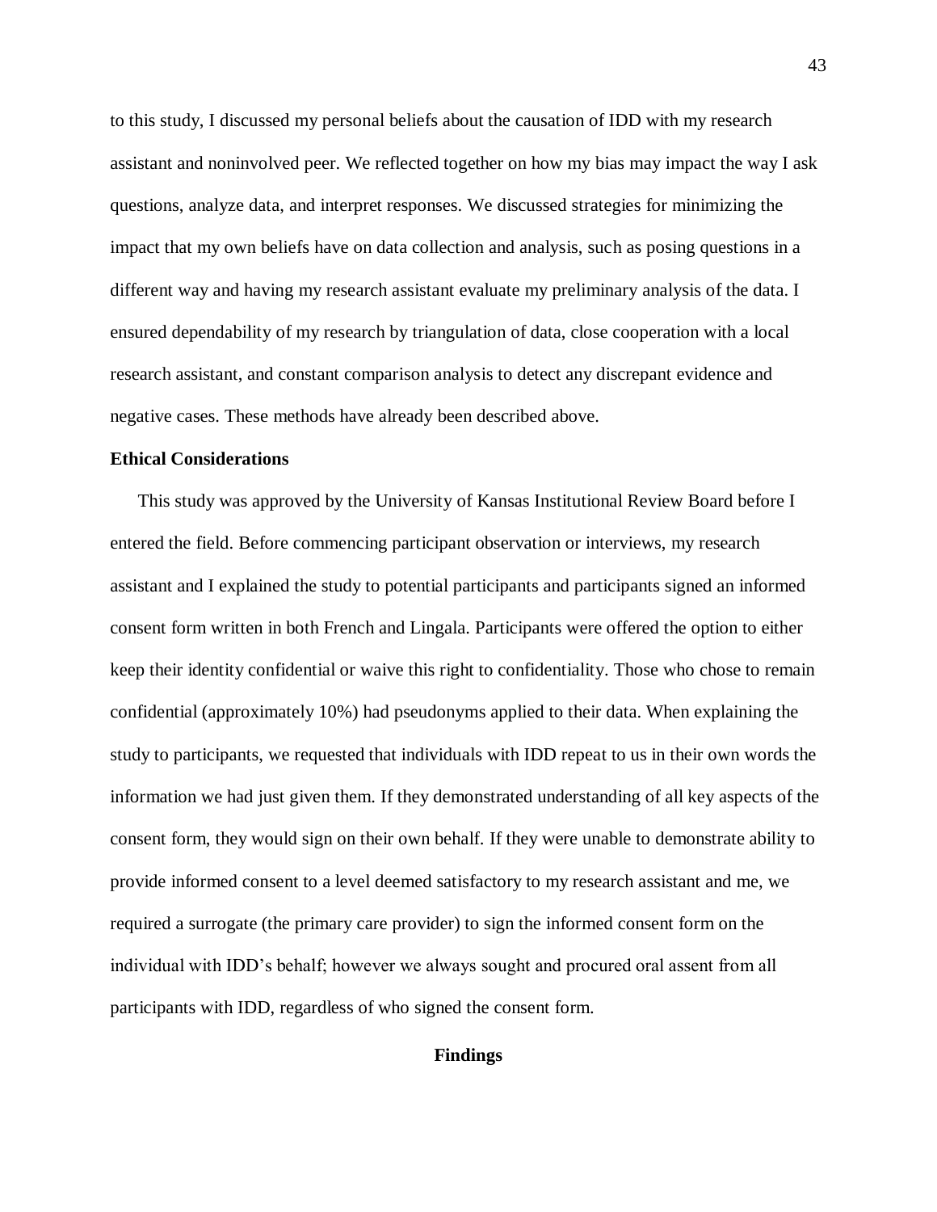to this study, I discussed my personal beliefs about the causation of IDD with my research assistant and noninvolved peer. We reflected together on how my bias may impact the way I ask questions, analyze data, and interpret responses. We discussed strategies for minimizing the impact that my own beliefs have on data collection and analysis, such as posing questions in a different way and having my research assistant evaluate my preliminary analysis of the data. I ensured dependability of my research by triangulation of data, close cooperation with a local research assistant, and constant comparison analysis to detect any discrepant evidence and negative cases. These methods have already been described above.

### Ethical Considerations

This study was approved by the University of Kansas Institutional Review Board before I entered the field. Before commencing participant observation or interviews, my research assistant and I explained the study to potential participants and participants signed an informed consent form written in both French and Lingala. Participants were offered the option to either keep their identity confidential or waive this right to confidentiality. Those who chose to remain confidential (approximately 10%) had pseudonyms applied to their data. When explaining the study to participants, we requested that individuals with IDD repeat to us in their own words the information we had just given them. If they demonstrated understanding of all key aspects of the consent form, they would sign on their own behalf. If they were unable to demonstrate ability to provide informed consent to a level deemed satisfactory to my research assistant and me, we required a surrogate (the primary care provider) to sign the informed consent form on the individual with IDD's behalf; however we always sought and procured oral assent from all participants with IDD, regardless of who signed the consent form.

## Findings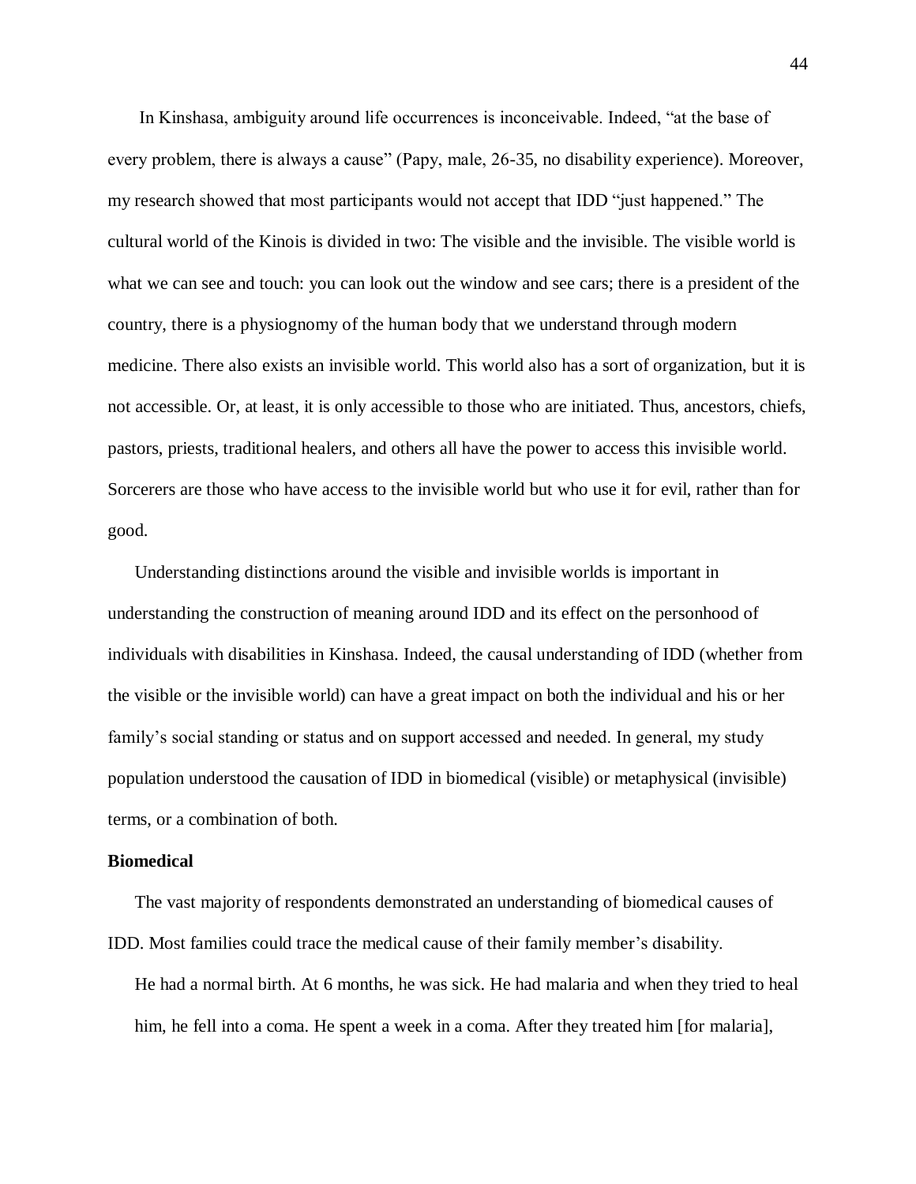In Kinshasa, ambiguity around life occurrences is inconceivable. Indeed, "at the base of every problem, there is always a cause" (Papy, male, 26-35, no disability experience). Moreover, my research showed that most participants would not accept that IDD "just happened." The cultural world of the Kinois is divided in two: The visible and the invisible. The visible world is what we can see and touch: you can look out the window and see cars; there is a president of the country, there is a physiognomy of the human body that we understand through modern medicine. There also exists an invisible world. This world also has a sort of organization, but it is not accessible. Or, at least, it is only accessible to those who are initiated. Thus, ancestors, chiefs, pastors, priests, traditional healers, and others all have the power to access this invisible world. Sorcerers are those who have access to the invisible world but who use it for evil, rather than for good.

Understanding distinctions around the visible and invisible worlds is important in understanding the construction of meaning around IDD and its effect on the personhood of individuals with disabilities in Kinshasa. Indeed, the causal understanding of IDD (whether from the visible or the invisible world) can have a great impact on both the individual and his or her family's social standing or status and on support accessed and needed. In general, my study population understood the causation of IDD in biomedical (visible) or metaphysical (invisible) terms, or a combination of both.

**Biomedical**

The vast majority of respondents demonstrated an understanding of biomedical causes of IDD. Most families could trace the medical cause of their family member's disability.

> He had a normal birth. At 6 months, he was sick. He had malaria and when they tried to heal him, he fell into a coma. He spent a week in a coma. After they treated him [for malaria],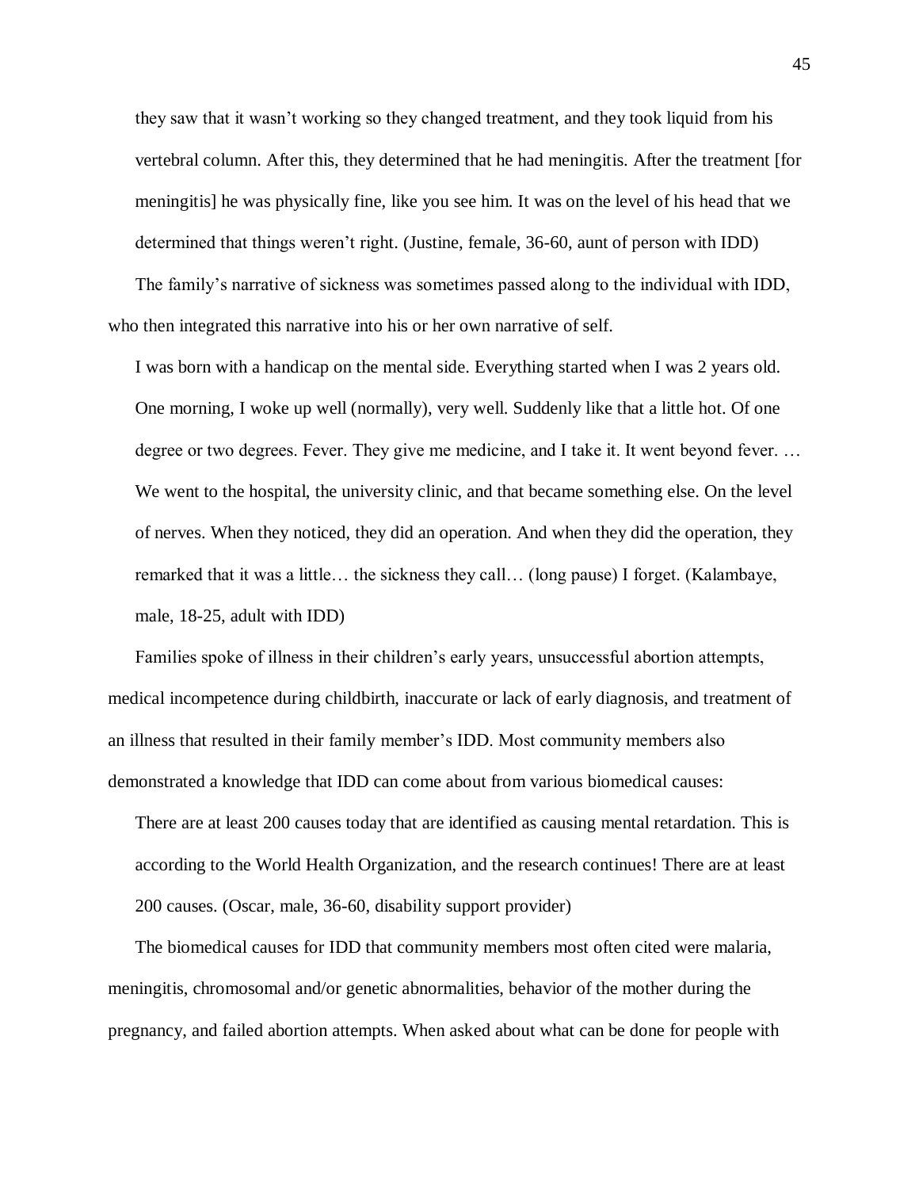they saw that it wasn't working so they changed treatment, and they took liquid from his vertebral column. After this, they determined that he had meningitis. After the treatment [for meningitis] he was physically fine, like you see him. It was on the level of his head that we determined that things weren't right. (Justine, female, 36-60, aunt of person with IDD)

The family's narrative of sickness was sometimes passed along to the individual with IDD, who then integrated this narrative into his or her own narrative of self.

> I was born with a handicap on the mental side. Everything started when I was 2 years old. One morning, I woke up well (normally), very well. Suddenly like that a little hot. Of one degree or two degrees. Fever. They give me medicine, and I take it. It went beyond fever. … We went to the hospital, the university clinic, and that became something else. On the level of nerves. When they noticed, they did an operation. And when they did the operation, they remarked that it was a little… the sickness they call… (long pause) I forget. (Kalambaye, male, 18-25, adult with IDD)

Families spoke of illness in their children's early years, unsuccessful abortion attempts, medical incompetence during childbirth, inaccurate or lack of early diagnosis, and treatment of an illness that resulted in their family member's IDD. Most community members also demonstrated a knowledge that IDD can come about from various biomedical causes:

> There are at least 200 causes today that are identified as causing mental retardation. This is according to the World Health Organization, and the research continues! There are at least 200 causes. (Oscar, male, 36-60, disability support provider)

The biomedical causes for IDD that community members most often cited were malaria, meningitis, chromosomal and/or genetic abnormalities, behavior of the mother during the pregnancy, and failed abortion attempts. When asked about what can be done for people with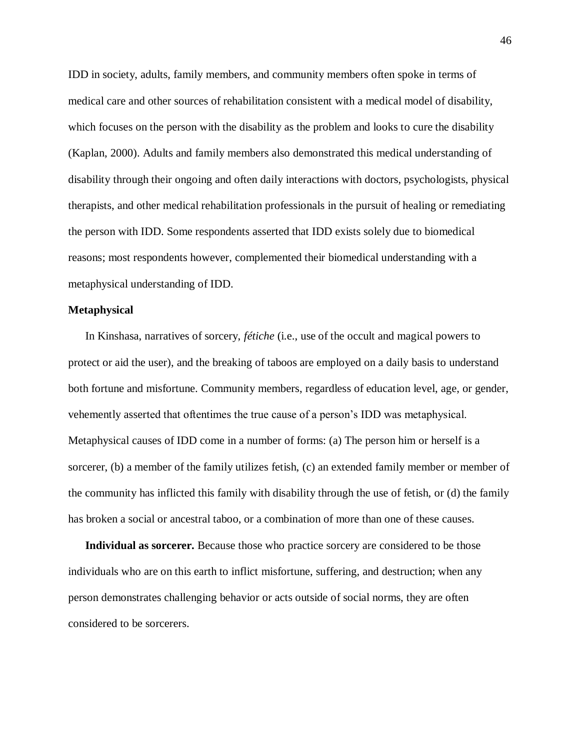IDD in society, adults, family members, and community members often spoke in terms of medical care and other sources of rehabilitation consistent with a medical model of disability, which focuses on the person with the disability as the problem and looks to cure the disability (Kaplan, 2000). Adults and family members also demonstrated this medical understanding of disability through their ongoing and often daily interactions with doctors, psychologists, physical therapists, and other medical rehabilitation professionals in the pursuit of healing or remediating the person with IDD. Some respondents asserted that IDD exists solely due to biomedical reasons; most respondents however, complemented their biomedical understanding with a metaphysical understanding of IDD.

### Metaphysical

In Kinshasa, narratives of sorcery, *fétiche* (i.e., use of the occult and magical powers to protect or aid the user), and the breaking of taboos are employed on a daily basis to understand both fortune and misfortune. Community members, regardless of education level, age, or gender, vehemently asserted that oftentimes the true cause of a person's IDD was metaphysical. Metaphysical causes of IDD come in a number of forms: (a) The person him or herself is a sorcerer, (b) a member of the family utilizes fetish, (c) an extended family member or member of the community has inflicted this family with disability through the use of fetish, or (d) the family has broken a social or ancestral taboo, or a combination of more than one of these causes.

**Individual as sorcerer.** Because those who practice sorcery are considered to be those individuals who are on this earth to inflict misfortune, suffering, and destruction; when any person demonstrates challenging behavior or acts outside of social norms, they are often considered to be sorcerers.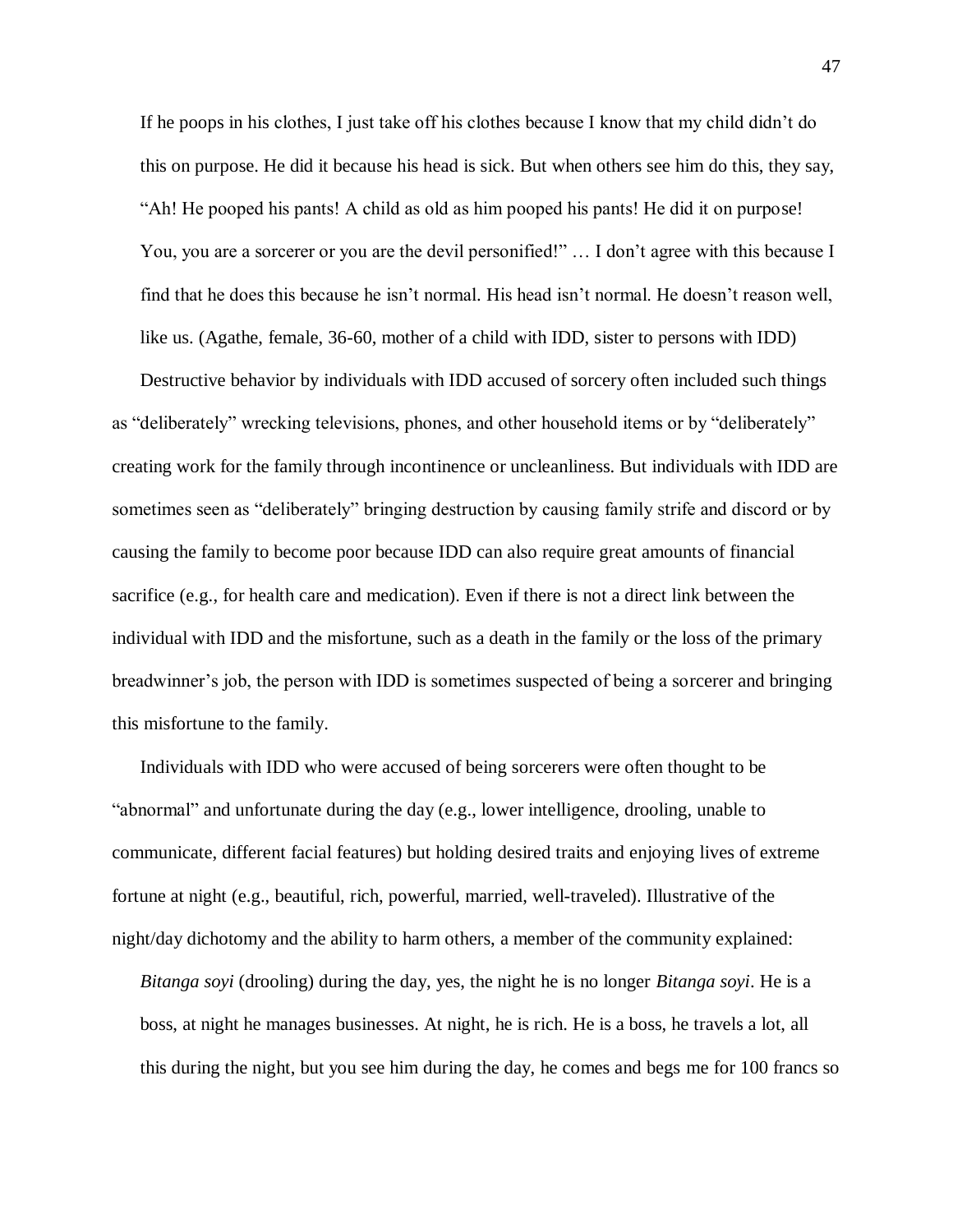> If he poops in his clothes, I just take off his clothes because I know that my child didn't do this on purpose. He did it because his head is sick. But when others see him do this, they say, "Ah! He pooped his pants! A child as old as him pooped his pants! He did it on purpose! You, you are a sorcerer or you are the devil personified!" … I don't agree with this because I find that he does this because he isn't normal. His head isn't normal. He doesn't reason well, like us. (Agathe, female, 36-60, mother of a child with IDD, sister to persons with IDD)

Destructive behavior by individuals with IDD accused of sorcery often included such things as "deliberately" wrecking televisions, phones, and other household items or by "deliberately" creating work for the family through incontinence or uncleanliness. But individuals with IDD are sometimes seen as "deliberately" bringing destruction by causing family strife and discord or by causing the family to become poor because IDD can also require great amounts of financial sacrifice (e.g., for health care and medication). Even if there is not a direct link between the individual with IDD and the misfortune, such as a death in the family or the loss of the primary breadwinner's job, the person with IDD is sometimes suspected of being a sorcerer and bringing this misfortune to the family.

Individuals with IDD who were accused of being sorcerers were often thought to be "abnormal" and unfortunate during the day (e.g., lower intelligence, drooling, unable to communicate, different facial features) but holding desired traits and enjoying lives of extreme fortune at night (e.g., beautiful, rich, powerful, married, well-traveled). Illustrative of the night/day dichotomy and the ability to harm others, a member of the community explained:

> *Bitanga soyi* (drooling) during the day, yes, the night he is no longer *Bitanga soyi*. He is a boss, at night he manages businesses. At night, he is rich. He is a boss, he travels a lot, all this during the night, but you see him during the day, he comes and begs me for 100 francs so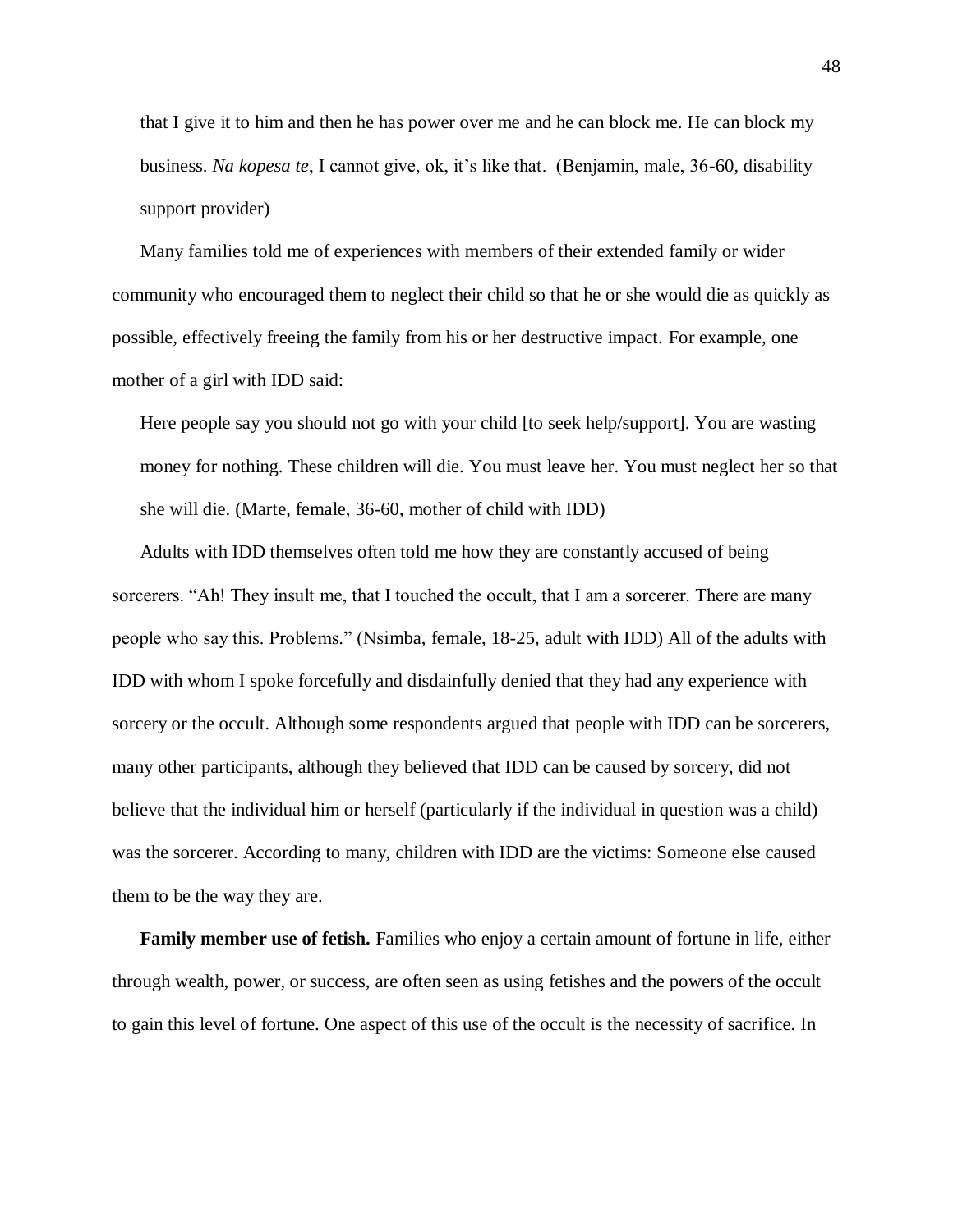that I give it to him and then he has power over me and he can block me. He can block my business. *Na kopesa te*, I cannot give, ok, it's like that. (Benjamin, male, 36-60, disability support provider)

Many families told me of experiences with members of their extended family or wider community who encouraged them to neglect their child so that he or she would die as quickly as possible, effectively freeing the family from his or her destructive impact. For example, one mother of a girl with IDD said:

> Here people say you should not go with your child [to seek help/support]. You are wasting money for nothing. These children will die. You must leave her. You must neglect her so that she will die. (Marte, female, 36-60, mother of child with IDD)

Adults with IDD themselves often told me how they are constantly accused of being sorcerers. "Ah! They insult me, that I touched the occult, that I am a sorcerer. There are many people who say this. Problems." (Nsimba, female, 18-25, adult with IDD) All of the adults with IDD with whom I spoke forcefully and disdainfully denied that they had any experience with sorcery or the occult. Although some respondents argued that people with IDD can be sorcerers, many other participants, although they believed that IDD can be caused by sorcery, did not believe that the individual him or herself (particularly if the individual in question was a child) was the sorcerer. According to many, children with IDD are the victims: Someone else caused them to be the way they are.

**Family member use of fetish.** Families who enjoy a certain amount of fortune in life, either through wealth, power, or success, are often seen as using fetishes and the powers of the occult to gain this level of fortune. One aspect of this use of the occult is the necessity of sacrifice. In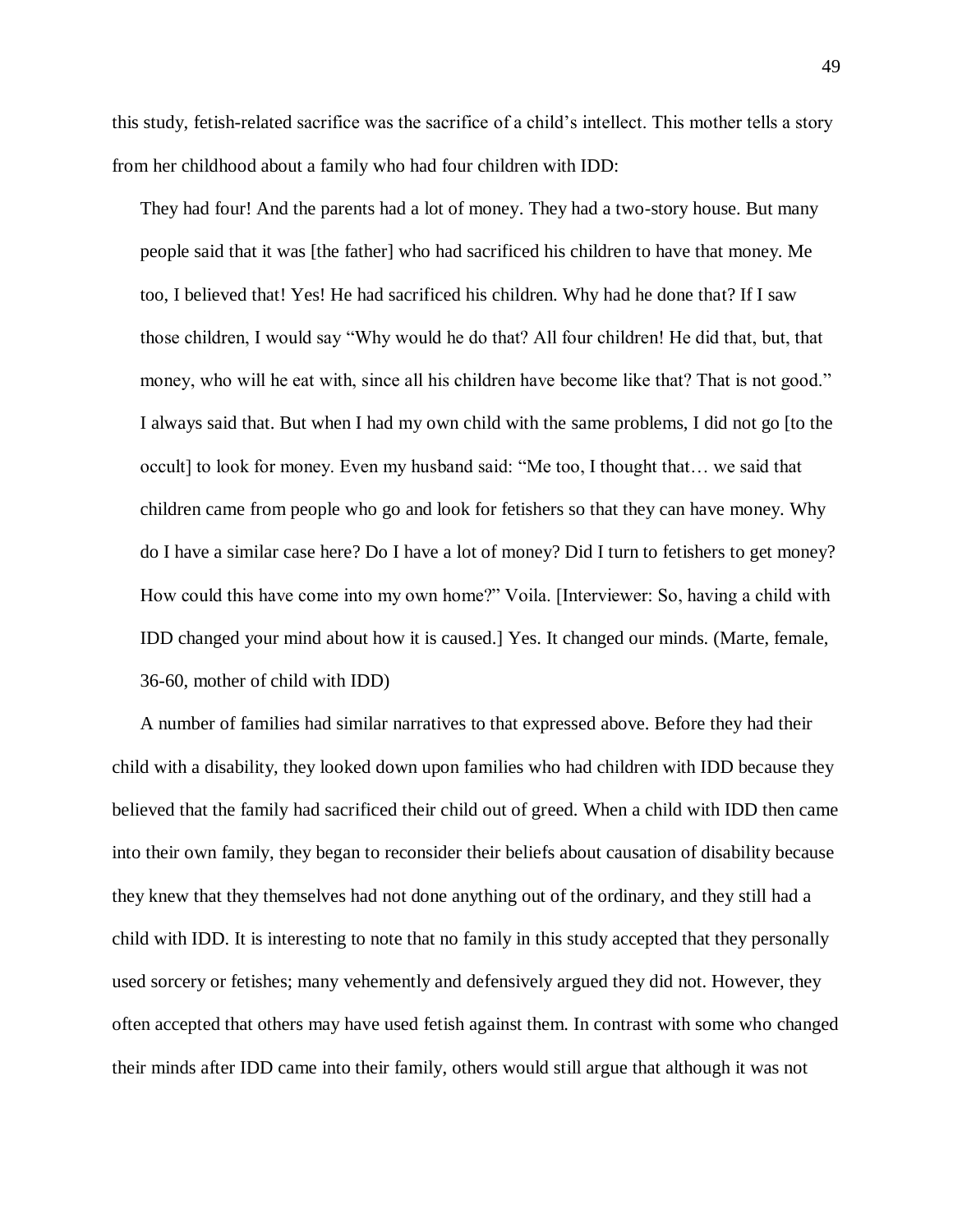this study, fetish-related sacrifice was the sacrifice of a child's intellect. This mother tells a story from her childhood about a family who had four children with IDD:

> They had four! And the parents had a lot of money. They had a two-story house. But many people said that it was [the father] who had sacrificed his children to have that money. Me too, I believed that! Yes! He had sacrificed his children. Why had he done that? If I saw those children, I would say "Why would he do that? All four children! He did that, but, that money, who will he eat with, since all his children have become like that? That is not good." I always said that. But when I had my own child with the same problems, I did not go [to the occult] to look for money. Even my husband said: "Me too, I thought that… we said that children came from people who go and look for fetishers so that they can have money. Why do I have a similar case here? Do I have a lot of money? Did I turn to fetishers to get money? How could this have come into my own home?" Voila. [Interviewer: So, having a child with IDD changed your mind about how it is caused.] Yes. It changed our minds. (Marte, female, 36-60, mother of child with IDD)

A number of families had similar narratives to that expressed above. Before they had their child with a disability, they looked down upon families who had children with IDD because they believed that the family had sacrificed their child out of greed. When a child with IDD then came into their own family, they began to reconsider their beliefs about causation of disability because they knew that they themselves had not done anything out of the ordinary, and they still had a child with IDD. It is interesting to note that no family in this study accepted that they personally used sorcery or fetishes; many vehemently and defensively argued they did not. However, they often accepted that others may have used fetish against them. In contrast with some who changed their minds after IDD came into their family, others would still argue that although it was not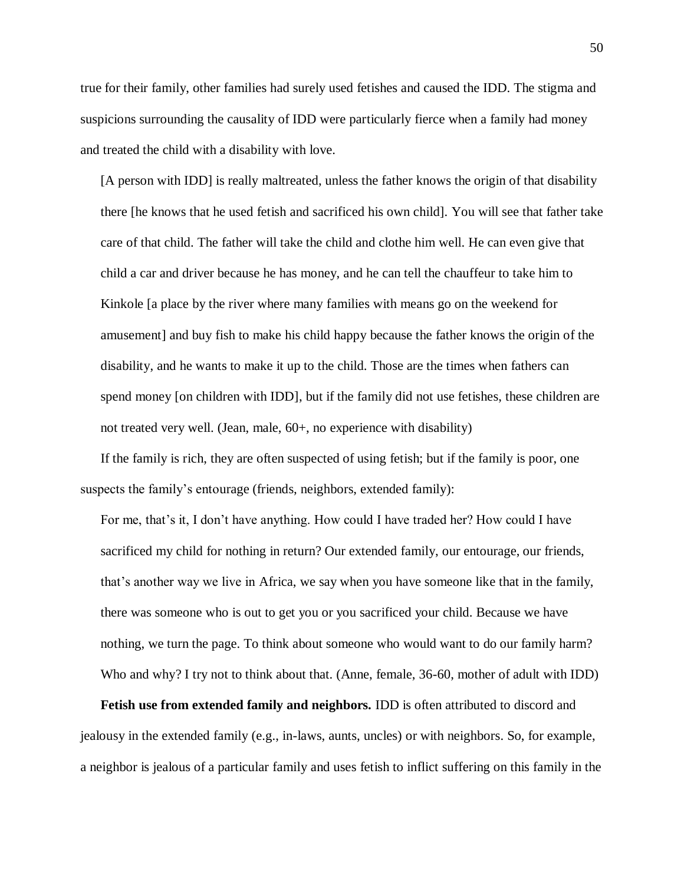true for their family, other families had surely used fetishes and caused the IDD. The stigma and suspicions surrounding the causality of IDD were particularly fierce when a family had money and treated the child with a disability with love.

> [A person with IDD] is really maltreated, unless the father knows the origin of that disability there [he knows that he used fetish and sacrificed his own child]. You will see that father take care of that child. The father will take the child and clothe him well. He can even give that child a car and driver because he has money, and he can tell the chauffeur to take him to Kinkole [a place by the river where many families with means go on the weekend for amusement] and buy fish to make his child happy because the father knows the origin of the disability, and he wants to make it up to the child. Those are the times when fathers can spend money [on children with IDD], but if the family did not use fetishes, these children are not treated very well. (Jean, male, 60+, no experience with disability)

If the family is rich, they are often suspected of using fetish; but if the family is poor, one suspects the family's entourage (friends, neighbors, extended family):

> For me, that's it, I don't have anything. How could I have traded her? How could I have sacrificed my child for nothing in return? Our extended family, our entourage, our friends, that's another way we live in Africa, we say when you have someone like that in the family, there was someone who is out to get you or you sacrificed your child. Because we have nothing, we turn the page. To think about someone who would want to do our family harm? Who and why? I try not to think about that. (Anne, female, 36-60, mother of adult with IDD)

**Fetish use from extended family and neighbors.** IDD is often attributed to discord and jealousy in the extended family (e.g., in-laws, aunts, uncles) or with neighbors. So, for example, a neighbor is jealous of a particular family and uses fetish to inflict suffering on this family in the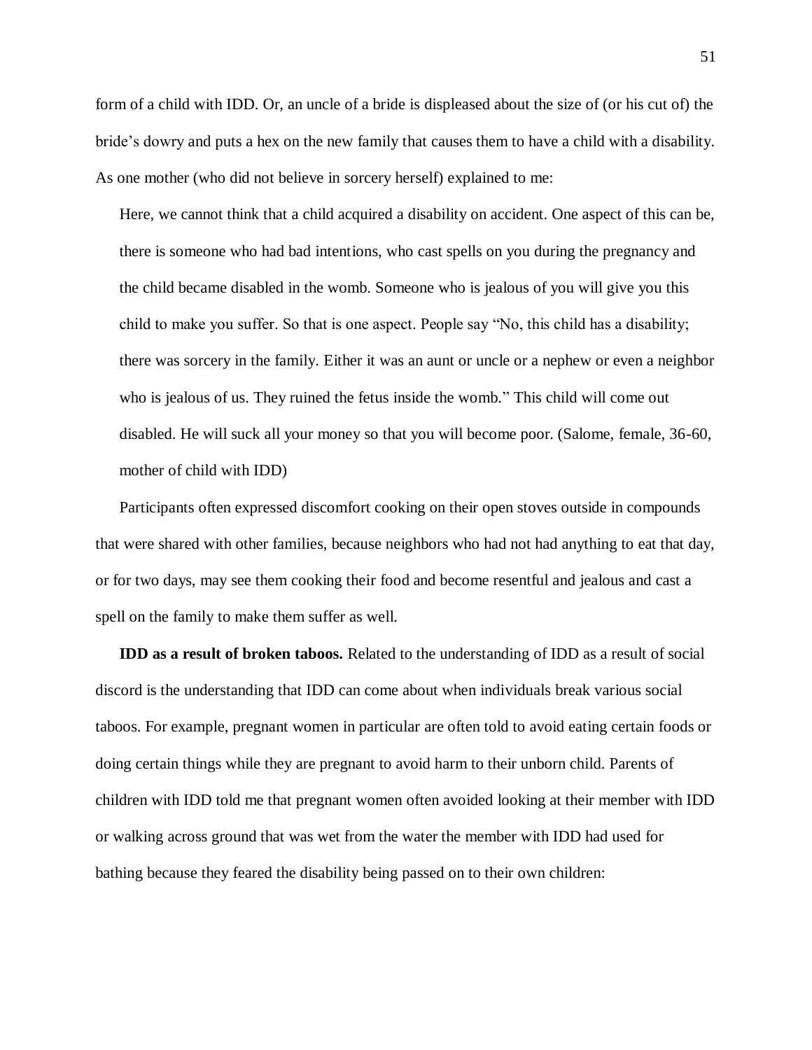form of a child with IDD. Or, an uncle of a bride is displeased about the size of (or his cut of) the bride's dowry and puts a hex on the new family that causes them to have a child with a disability. As one mother (who did not believe in sorcery herself) explained to me:

> Here, we cannot think that a child acquired a disability on accident. One aspect of this can be, there is someone who had bad intentions, who cast spells on you during the pregnancy and the child became disabled in the womb. Someone who is jealous of you will give you this child to make you suffer. So that is one aspect. People say "No, this child has a disability; there was sorcery in the family. Either it was an aunt or uncle or a nephew or even a neighbor who is jealous of us. They ruined the fetus inside the womb." This child will come out disabled. He will suck all your money so that you will become poor. (Salome, female, 36-60, mother of child with IDD)

Participants often expressed discomfort cooking on their open stoves outside in compounds that were shared with other families, because neighbors who had not had anything to eat that day, or for two days, may see them cooking their food and become resentful and jealous and cast a spell on the family to make them suffer as well.

**IDD as a result of broken taboos.** Related to the understanding of IDD as a result of social discord is the understanding that IDD can come about when individuals break various social taboos. For example, pregnant women in particular are often told to avoid eating certain foods or doing certain things while they are pregnant to avoid harm to their unborn child. Parents of children with IDD told me that pregnant women often avoided looking at their member with IDD or walking across ground that was wet from the water the member with IDD had used for bathing because they feared the disability being passed on to their own children: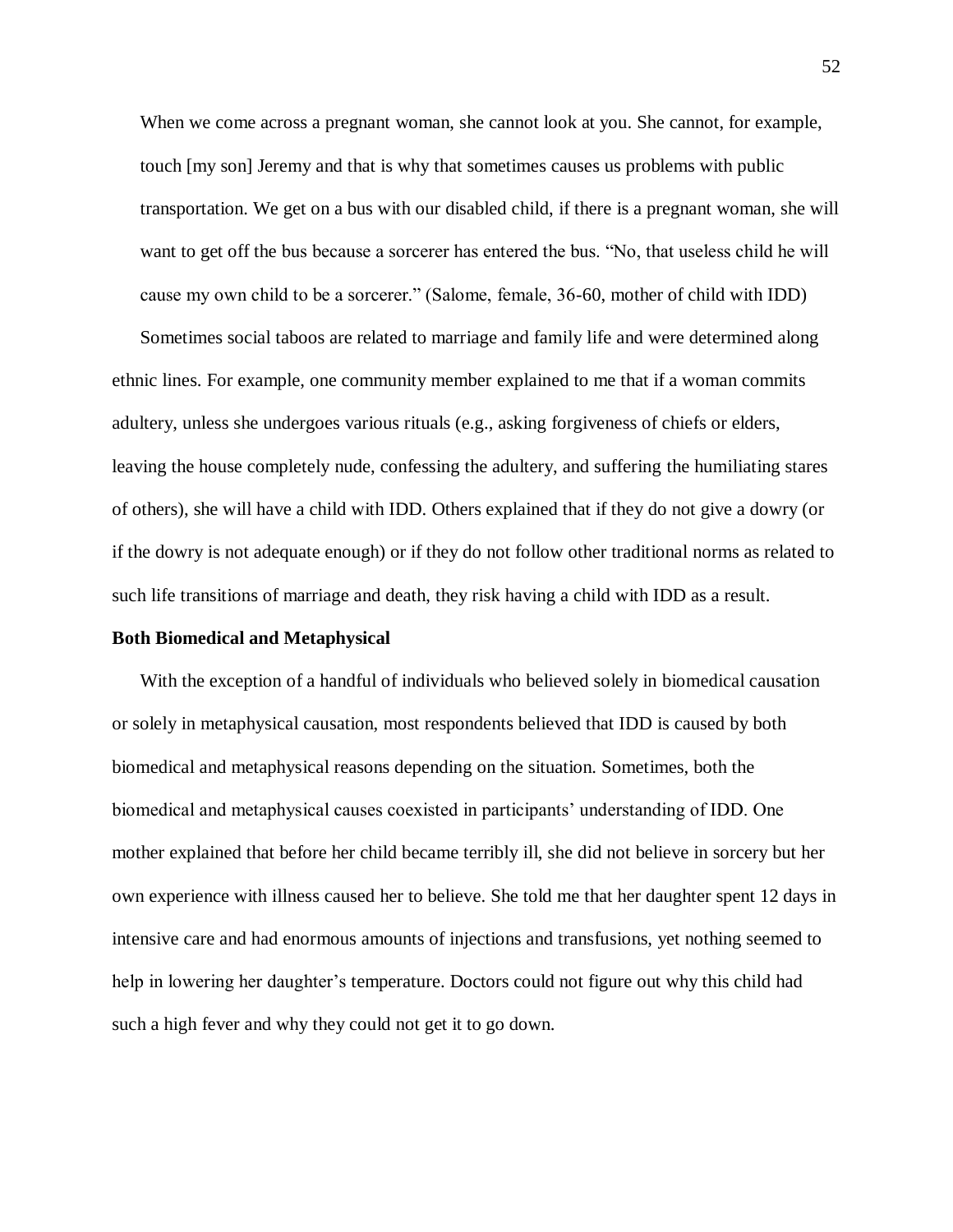> When we come across a pregnant woman, she cannot look at you. She cannot, for example, touch [my son] Jeremy and that is why that sometimes causes us problems with public transportation. We get on a bus with our disabled child, if there is a pregnant woman, she will want to get off the bus because a sorcerer has entered the bus. "No, that useless child he will cause my own child to be a sorcerer." (Salome, female, 36-60, mother of child with IDD)

Sometimes social taboos are related to marriage and family life and were determined along ethnic lines. For example, one community member explained to me that if a woman commits adultery, unless she undergoes various rituals (e.g., asking forgiveness of chiefs or elders, leaving the house completely nude, confessing the adultery, and suffering the humiliating stares of others), she will have a child with IDD. Others explained that if they do not give a dowry (or if the dowry is not adequate enough) or if they do not follow other traditional norms as related to such life transitions of marriage and death, they risk having a child with IDD as a result.

**Both Biomedical and Metaphysical**

With the exception of a handful of individuals who believed solely in biomedical causation or solely in metaphysical causation, most respondents believed that IDD is caused by both biomedical and metaphysical reasons depending on the situation. Sometimes, both the biomedical and metaphysical causes coexisted in participants' understanding of IDD. One mother explained that before her child became terribly ill, she did not believe in sorcery but her own experience with illness caused her to believe. She told me that her daughter spent 12 days in intensive care and had enormous amounts of injections and transfusions, yet nothing seemed to help in lowering her daughter's temperature. Doctors could not figure out why this child had such a high fever and why they could not get it to go down.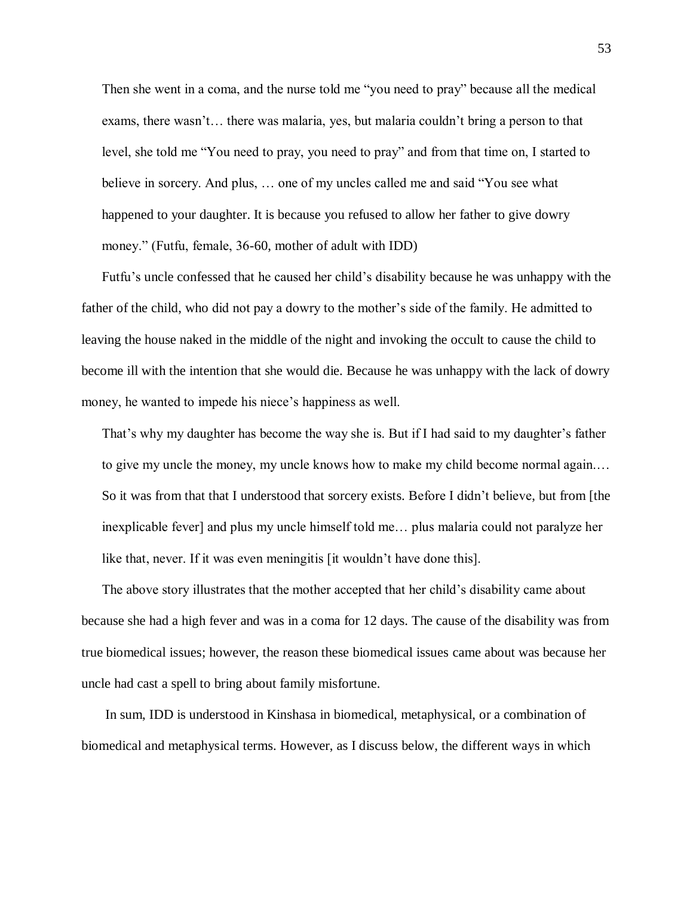> Then she went in a coma, and the nurse told me "you need to pray" because all the medical exams, there wasn't… there was malaria, yes, but malaria couldn't bring a person to that level, she told me "You need to pray, you need to pray" and from that time on, I started to believe in sorcery. And plus, … one of my uncles called me and said "You see what happened to your daughter. It is because you refused to allow her father to give dowry money." (Futfu, female, 36-60, mother of adult with IDD)

Futfu's uncle confessed that he caused her child's disability because he was unhappy with the father of the child, who did not pay a dowry to the mother's side of the family. He admitted to leaving the house naked in the middle of the night and invoking the occult to cause the child to become ill with the intention that she would die. Because he was unhappy with the lack of dowry money, he wanted to impede his niece's happiness as well.

> That's why my daughter has become the way she is. But if I had said to my daughter's father to give my uncle the money, my uncle knows how to make my child become normal again.… So it was from that that I understood that sorcery exists. Before I didn't believe, but from [the inexplicable fever] and plus my uncle himself told me… plus malaria could not paralyze her like that, never. If it was even meningitis [it wouldn't have done this].

The above story illustrates that the mother accepted that her child's disability came about because she had a high fever and was in a coma for 12 days. The cause of the disability was from true biomedical issues; however, the reason these biomedical issues came about was because her uncle had cast a spell to bring about family misfortune.

In sum, IDD is understood in Kinshasa in biomedical, metaphysical, or a combination of biomedical and metaphysical terms. However, as I discuss below, the different ways in which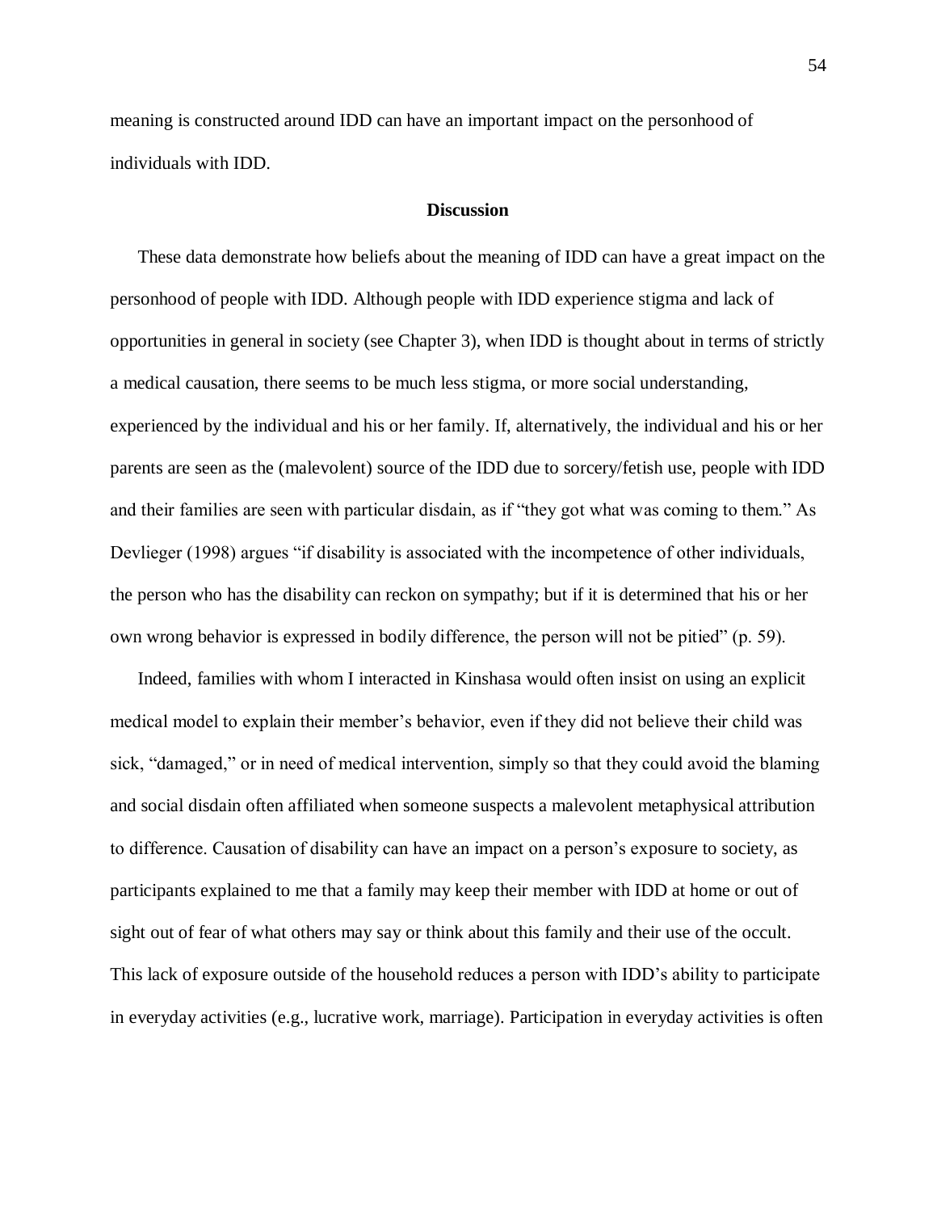meaning is constructed around IDD can have an important impact on the personhood of individuals with IDD.

## Discussion

These data demonstrate how beliefs about the meaning of IDD can have a great impact on the personhood of people with IDD. Although people with IDD experience stigma and lack of opportunities in general in society (see Chapter 3), when IDD is thought about in terms of strictly a medical causation, there seems to be much less stigma, or more social understanding, experienced by the individual and his or her family. If, alternatively, the individual and his or her parents are seen as the (malevolent) source of the IDD due to sorcery/fetish use, people with IDD and their families are seen with particular disdain, as if "they got what was coming to them." As Devlieger (1998) argues "if disability is associated with the incompetence of other individuals, the person who has the disability can reckon on sympathy; but if it is determined that his or her own wrong behavior is expressed in bodily difference, the person will not be pitied" (p. 59).

Indeed, families with whom I interacted in Kinshasa would often insist on using an explicit medical model to explain their member's behavior, even if they did not believe their child was sick, "damaged," or in need of medical intervention, simply so that they could avoid the blaming and social disdain often affiliated when someone suspects a malevolent metaphysical attribution to difference. Causation of disability can have an impact on a person's exposure to society, as participants explained to me that a family may keep their member with IDD at home or out of sight out of fear of what others may say or think about this family and their use of the occult. This lack of exposure outside of the household reduces a person with IDD's ability to participate in everyday activities (e.g., lucrative work, marriage). Participation in everyday activities is often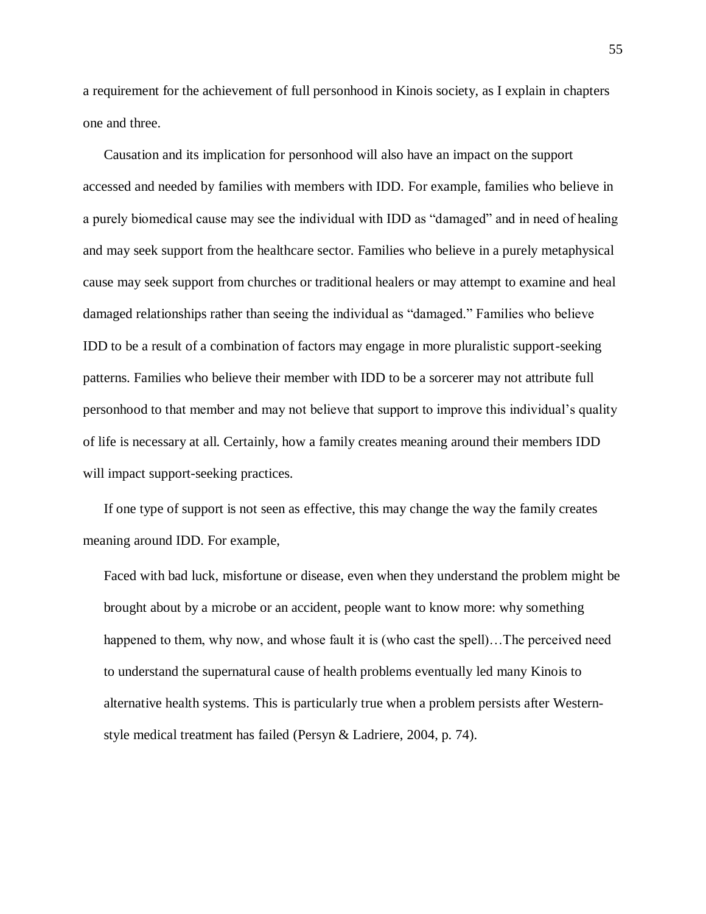a requirement for the achievement of full personhood in Kinois society, as I explain in chapters one and three.

Causation and its implication for personhood will also have an impact on the support accessed and needed by families with members with IDD. For example, families who believe in a purely biomedical cause may see the individual with IDD as "damaged" and in need of healing and may seek support from the healthcare sector. Families who believe in a purely metaphysical cause may seek support from churches or traditional healers or may attempt to examine and heal damaged relationships rather than seeing the individual as "damaged." Families who believe IDD to be a result of a combination of factors may engage in more pluralistic support-seeking patterns. Families who believe their member with IDD to be a sorcerer may not attribute full personhood to that member and may not believe that support to improve this individual's quality of life is necessary at all. Certainly, how a family creates meaning around their members IDD will impact support-seeking practices.

If one type of support is not seen as effective, this may change the way the family creates meaning around IDD. For example,

> Faced with bad luck, misfortune or disease, even when they understand the problem might be brought about by a microbe or an accident, people want to know more: why something happened to them, why now, and whose fault it is (who cast the spell)…The perceived need to understand the supernatural cause of health problems eventually led many Kinois to alternative health systems. This is particularly true when a problem persists after Western-style medical treatment has failed (Persyn & Ladriere, 2004, p. 74).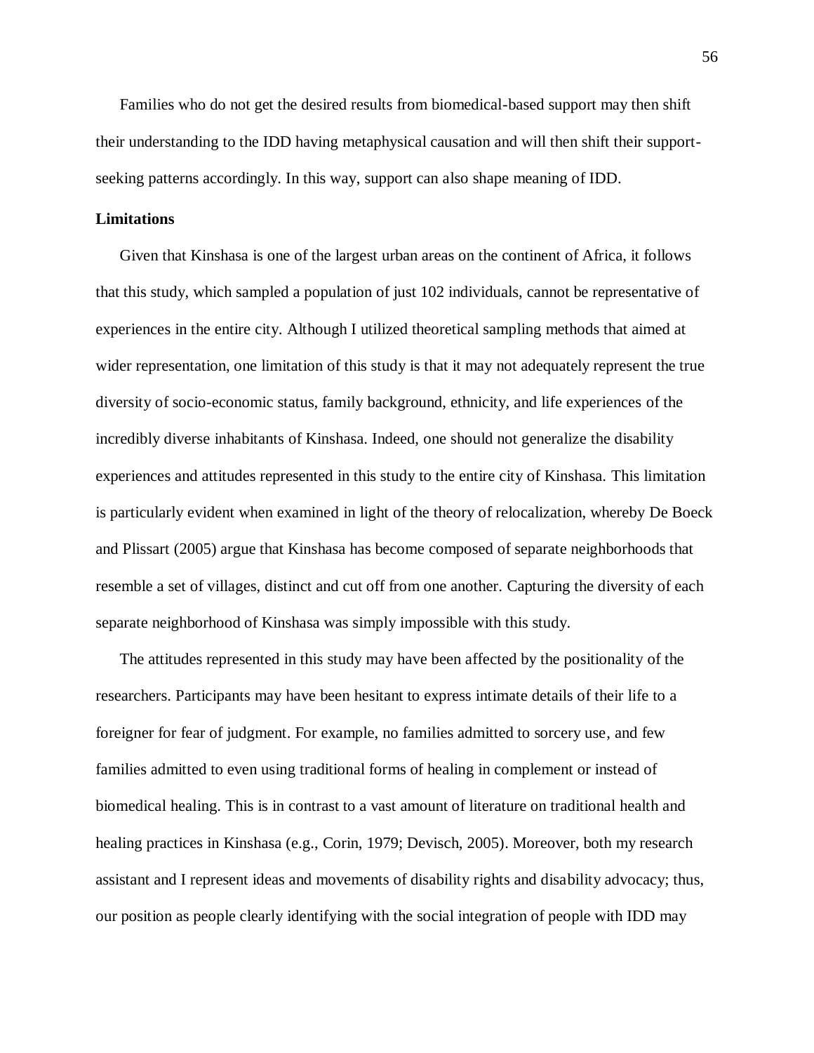Families who do not get the desired results from biomedical-based support may then shift their understanding to the IDD having metaphysical causation and will then shift their support-seeking patterns accordingly. In this way, support can also shape meaning of IDD.

**Limitations**

Given that Kinshasa is one of the largest urban areas on the continent of Africa, it follows that this study, which sampled a population of just 102 individuals, cannot be representative of experiences in the entire city. Although I utilized theoretical sampling methods that aimed at wider representation, one limitation of this study is that it may not adequately represent the true diversity of socio-economic status, family background, ethnicity, and life experiences of the incredibly diverse inhabitants of Kinshasa. Indeed, one should not generalize the disability experiences and attitudes represented in this study to the entire city of Kinshasa. This limitation is particularly evident when examined in light of the theory of relocalization, whereby De Boeck and Plissart (2005) argue that Kinshasa has become composed of separate neighborhoods that resemble a set of villages, distinct and cut off from one another. Capturing the diversity of each separate neighborhood of Kinshasa was simply impossible with this study.

The attitudes represented in this study may have been affected by the positionality of the researchers. Participants may have been hesitant to express intimate details of their life to a foreigner for fear of judgment. For example, no families admitted to sorcery use, and few families admitted to even using traditional forms of healing in complement or instead of biomedical healing. This is in contrast to a vast amount of literature on traditional health and healing practices in Kinshasa (e.g., Corin, 1979; Devisch, 2005). Moreover, both my research assistant and I represent ideas and movements of disability rights and disability advocacy; thus, our position as people clearly identifying with the social integration of people with IDD may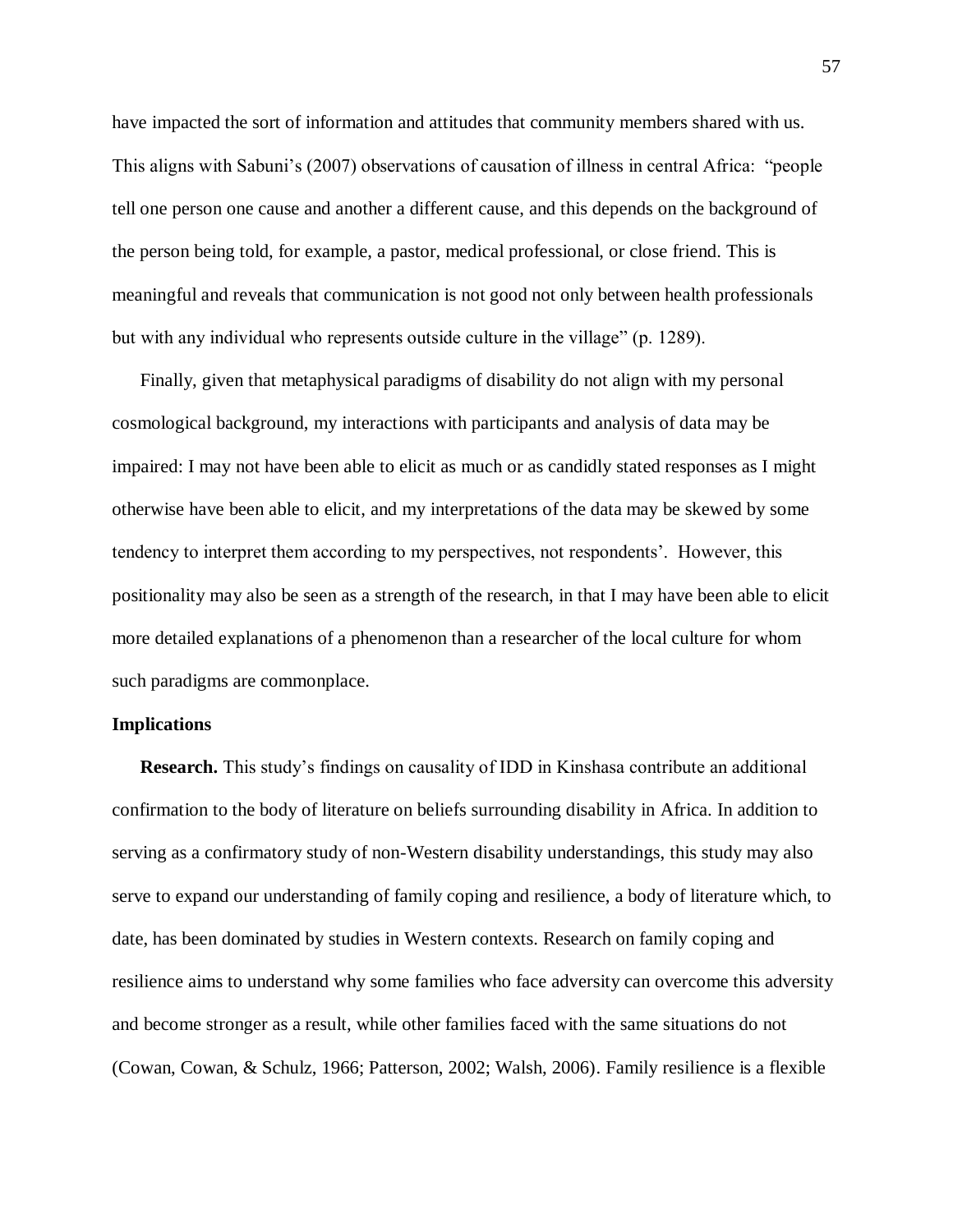have impacted the sort of information and attitudes that community members shared with us. This aligns with Sabuni's (2007) observations of causation of illness in central Africa: "people tell one person one cause and another a different cause, and this depends on the background of the person being told, for example, a pastor, medical professional, or close friend. This is meaningful and reveals that communication is not good not only between health professionals but with any individual who represents outside culture in the village" (p. 1289).

Finally, given that metaphysical paradigms of disability do not align with my personal cosmological background, my interactions with participants and analysis of data may be impaired: I may not have been able to elicit as much or as candidly stated responses as I might otherwise have been able to elicit, and my interpretations of the data may be skewed by some tendency to interpret them according to my perspectives, not respondents'. However, this positionality may also be seen as a strength of the research, in that I may have been able to elicit more detailed explanations of a phenomenon than a researcher of the local culture for whom such paradigms are commonplace.

**Implications**

**Research.** This study's findings on causality of IDD in Kinshasa contribute an additional confirmation to the body of literature on beliefs surrounding disability in Africa. In addition to serving as a confirmatory study of non-Western disability understandings, this study may also serve to expand our understanding of family coping and resilience, a body of literature which, to date, has been dominated by studies in Western contexts. Research on family coping and resilience aims to understand why some families who face adversity can overcome this adversity and become stronger as a result, while other families faced with the same situations do not (Cowan, Cowan, & Schulz, 1966; Patterson, 2002; Walsh, 2006). Family resilience is a flexible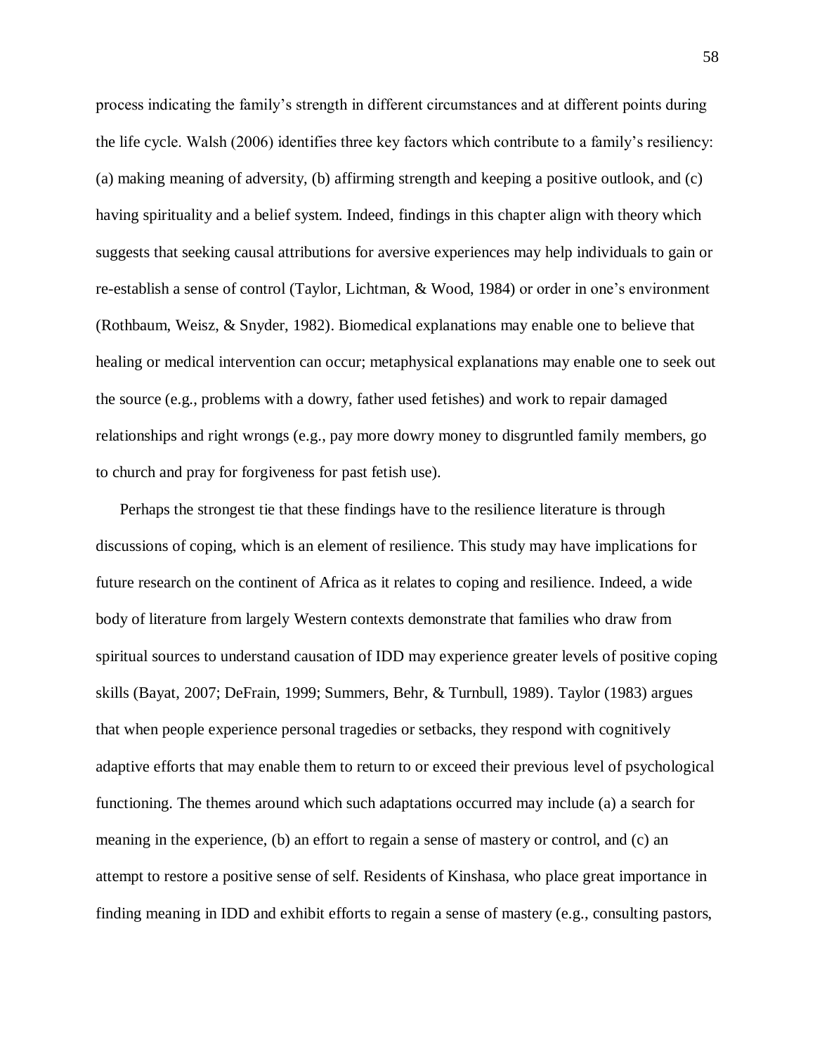process indicating the family's strength in different circumstances and at different points during the life cycle. Walsh (2006) identifies three key factors which contribute to a family's resiliency: (a) making meaning of adversity, (b) affirming strength and keeping a positive outlook, and (c) having spirituality and a belief system. Indeed, findings in this chapter align with theory which suggests that seeking causal attributions for aversive experiences may help individuals to gain or re-establish a sense of control (Taylor, Lichtman, & Wood, 1984) or order in one's environment (Rothbaum, Weisz, & Snyder, 1982). Biomedical explanations may enable one to believe that healing or medical intervention can occur; metaphysical explanations may enable one to seek out the source (e.g., problems with a dowry, father used fetishes) and work to repair damaged relationships and right wrongs (e.g., pay more dowry money to disgruntled family members, go to church and pray for forgiveness for past fetish use).

Perhaps the strongest tie that these findings have to the resilience literature is through discussions of coping, which is an element of resilience. This study may have implications for future research on the continent of Africa as it relates to coping and resilience. Indeed, a wide body of literature from largely Western contexts demonstrate that families who draw from spiritual sources to understand causation of IDD may experience greater levels of positive coping skills (Bayat, 2007; DeFrain, 1999; Summers, Behr, & Turnbull, 1989). Taylor (1983) argues that when people experience personal tragedies or setbacks, they respond with cognitively adaptive efforts that may enable them to return to or exceed their previous level of psychological functioning. The themes around which such adaptations occurred may include (a) a search for meaning in the experience, (b) an effort to regain a sense of mastery or control, and (c) an attempt to restore a positive sense of self. Residents of Kinshasa, who place great importance in finding meaning in IDD and exhibit efforts to regain a sense of mastery (e.g., consulting pastors,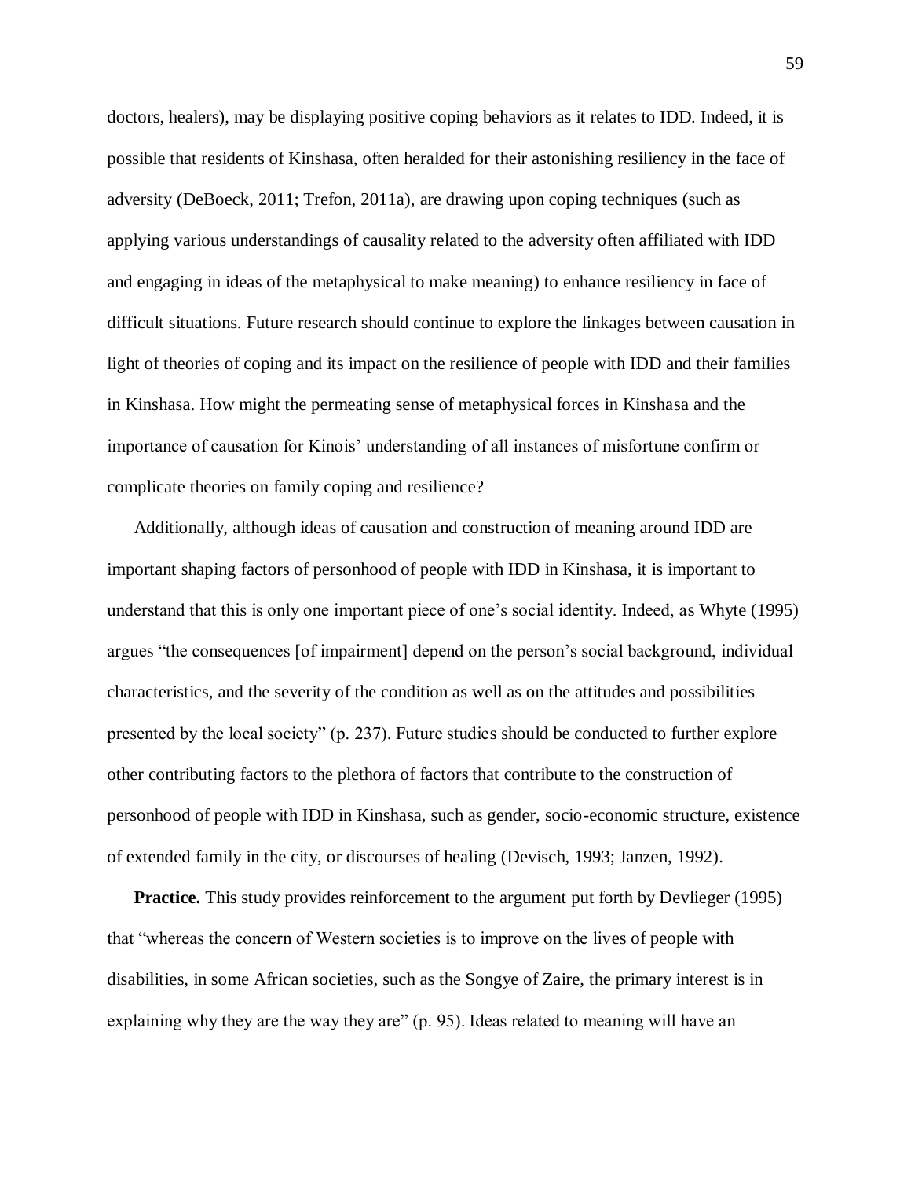doctors, healers), may be displaying positive coping behaviors as it relates to IDD. Indeed, it is possible that residents of Kinshasa, often heralded for their astonishing resiliency in the face of adversity (DeBoeck, 2011; Trefon, 2011a), are drawing upon coping techniques (such as applying various understandings of causality related to the adversity often affiliated with IDD and engaging in ideas of the metaphysical to make meaning) to enhance resiliency in face of difficult situations. Future research should continue to explore the linkages between causation in light of theories of coping and its impact on the resilience of people with IDD and their families in Kinshasa. How might the permeating sense of metaphysical forces in Kinshasa and the importance of causation for Kinois' understanding of all instances of misfortune confirm or complicate theories on family coping and resilience?

Additionally, although ideas of causation and construction of meaning around IDD are important shaping factors of personhood of people with IDD in Kinshasa, it is important to understand that this is only one important piece of one's social identity. Indeed, as Whyte (1995) argues "the consequences [of impairment] depend on the person's social background, individual characteristics, and the severity of the condition as well as on the attitudes and possibilities presented by the local society" (p. 237). Future studies should be conducted to further explore other contributing factors to the plethora of factors that contribute to the construction of personhood of people with IDD in Kinshasa, such as gender, socio-economic structure, existence of extended family in the city, or discourses of healing (Devisch, 1993; Janzen, 1992).

**Practice.** This study provides reinforcement to the argument put forth by Devlieger (1995) that "whereas the concern of Western societies is to improve on the lives of people with disabilities, in some African societies, such as the Songye of Zaire, the primary interest is in explaining why they are the way they are" (p. 95). Ideas related to meaning will have an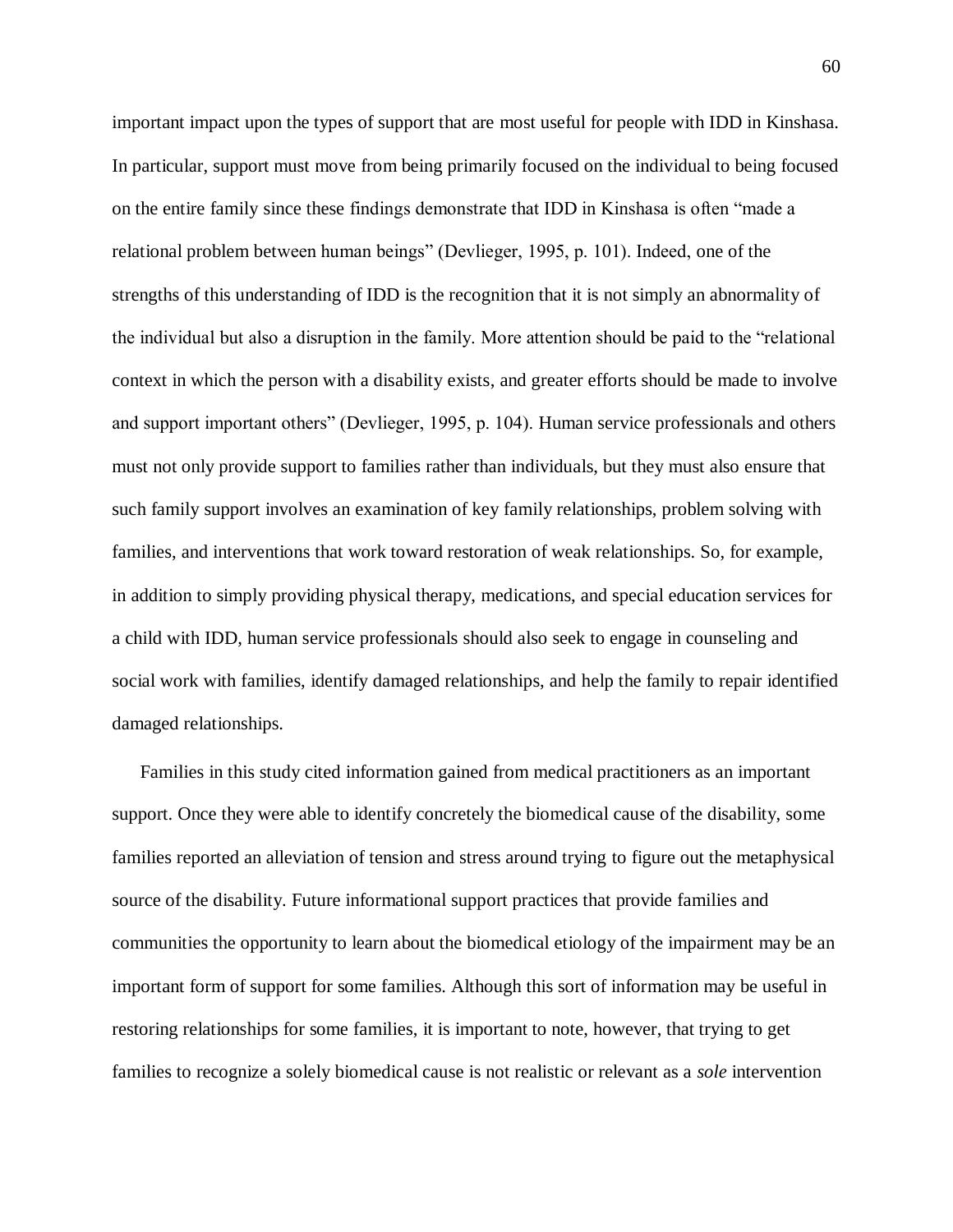important impact upon the types of support that are most useful for people with IDD in Kinshasa. In particular, support must move from being primarily focused on the individual to being focused on the entire family since these findings demonstrate that IDD in Kinshasa is often "made a relational problem between human beings" (Devlieger, 1995, p. 101). Indeed, one of the strengths of this understanding of IDD is the recognition that it is not simply an abnormality of the individual but also a disruption in the family. More attention should be paid to the "relational context in which the person with a disability exists, and greater efforts should be made to involve and support important others" (Devlieger, 1995, p. 104). Human service professionals and others must not only provide support to families rather than individuals, but they must also ensure that such family support involves an examination of key family relationships, problem solving with families, and interventions that work toward restoration of weak relationships. So, for example, in addition to simply providing physical therapy, medications, and special education services for a child with IDD, human service professionals should also seek to engage in counseling and social work with families, identify damaged relationships, and help the family to repair identified damaged relationships.

Families in this study cited information gained from medical practitioners as an important support. Once they were able to identify concretely the biomedical cause of the disability, some families reported an alleviation of tension and stress around trying to figure out the metaphysical source of the disability. Future informational support practices that provide families and communities the opportunity to learn about the biomedical etiology of the impairment may be an important form of support for some families. Although this sort of information may be useful in restoring relationships for some families, it is important to note, however, that trying to get families to recognize a solely biomedical cause is not realistic or relevant as a *sole* intervention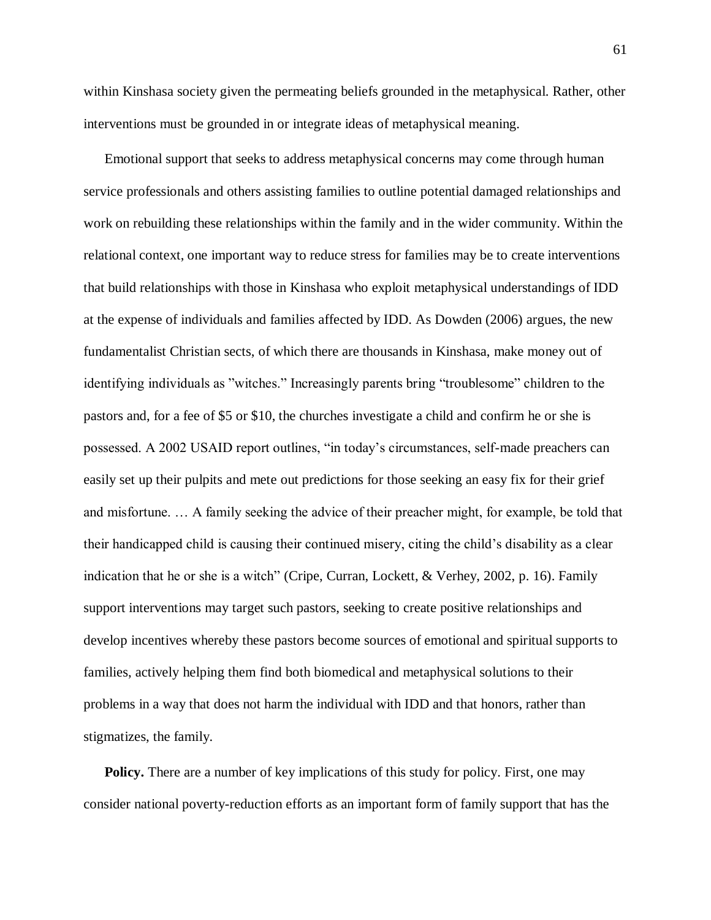within Kinshasa society given the permeating beliefs grounded in the metaphysical. Rather, other interventions must be grounded in or integrate ideas of metaphysical meaning.

Emotional support that seeks to address metaphysical concerns may come through human service professionals and others assisting families to outline potential damaged relationships and work on rebuilding these relationships within the family and in the wider community. Within the relational context, one important way to reduce stress for families may be to create interventions that build relationships with those in Kinshasa who exploit metaphysical understandings of IDD at the expense of individuals and families affected by IDD. As Dowden (2006) argues, the new fundamentalist Christian sects, of which there are thousands in Kinshasa, make money out of identifying individuals as "witches." Increasingly parents bring "troublesome" children to the pastors and, for a fee of $5 or $10, the churches investigate a child and confirm he or she is possessed. A 2002 USAID report outlines, "in today's circumstances, self-made preachers can easily set up their pulpits and mete out predictions for those seeking an easy fix for their grief and misfortune. … A family seeking the advice of their preacher might, for example, be told that their handicapped child is causing their continued misery, citing the child's disability as a clear indication that he or she is a witch" (Cripe, Curran, Lockett, & Verhey, 2002, p. 16). Family support interventions may target such pastors, seeking to create positive relationships and develop incentives whereby these pastors become sources of emotional and spiritual supports to families, actively helping them find both biomedical and metaphysical solutions to their problems in a way that does not harm the individual with IDD and that honors, rather than stigmatizes, the family.

**Policy.** There are a number of key implications of this study for policy. First, one may consider national poverty-reduction efforts as an important form of family support that has the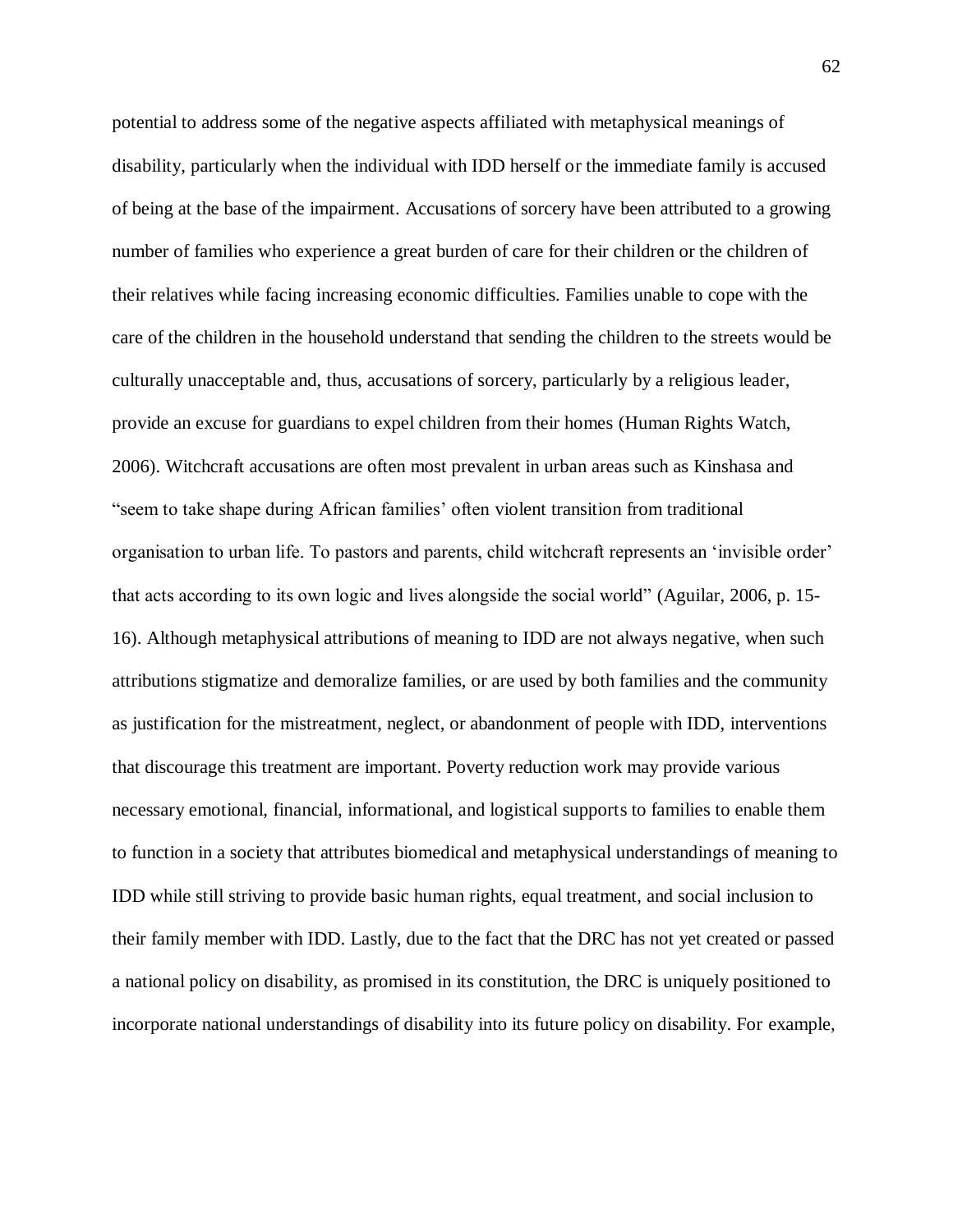potential to address some of the negative aspects affiliated with metaphysical meanings of disability, particularly when the individual with IDD herself or the immediate family is accused of being at the base of the impairment. Accusations of sorcery have been attributed to a growing number of families who experience a great burden of care for their children or the children of their relatives while facing increasing economic difficulties. Families unable to cope with the care of the children in the household understand that sending the children to the streets would be culturally unacceptable and, thus, accusations of sorcery, particularly by a religious leader, provide an excuse for guardians to expel children from their homes (Human Rights Watch, 2006). Witchcraft accusations are often most prevalent in urban areas such as Kinshasa and "seem to take shape during African families' often violent transition from traditional organisation to urban life. To pastors and parents, child witchcraft represents an 'invisible order' that acts according to its own logic and lives alongside the social world" (Aguilar, 2006, p. 15-16). Although metaphysical attributions of meaning to IDD are not always negative, when such attributions stigmatize and demoralize families, or are used by both families and the community as justification for the mistreatment, neglect, or abandonment of people with IDD, interventions that discourage this treatment are important. Poverty reduction work may provide various necessary emotional, financial, informational, and logistical supports to families to enable them to function in a society that attributes biomedical and metaphysical understandings of meaning to IDD while still striving to provide basic human rights, equal treatment, and social inclusion to their family member with IDD. Lastly, due to the fact that the DRC has not yet created or passed a national policy on disability, as promised in its constitution, the DRC is uniquely positioned to incorporate national understandings of disability into its future policy on disability. For example,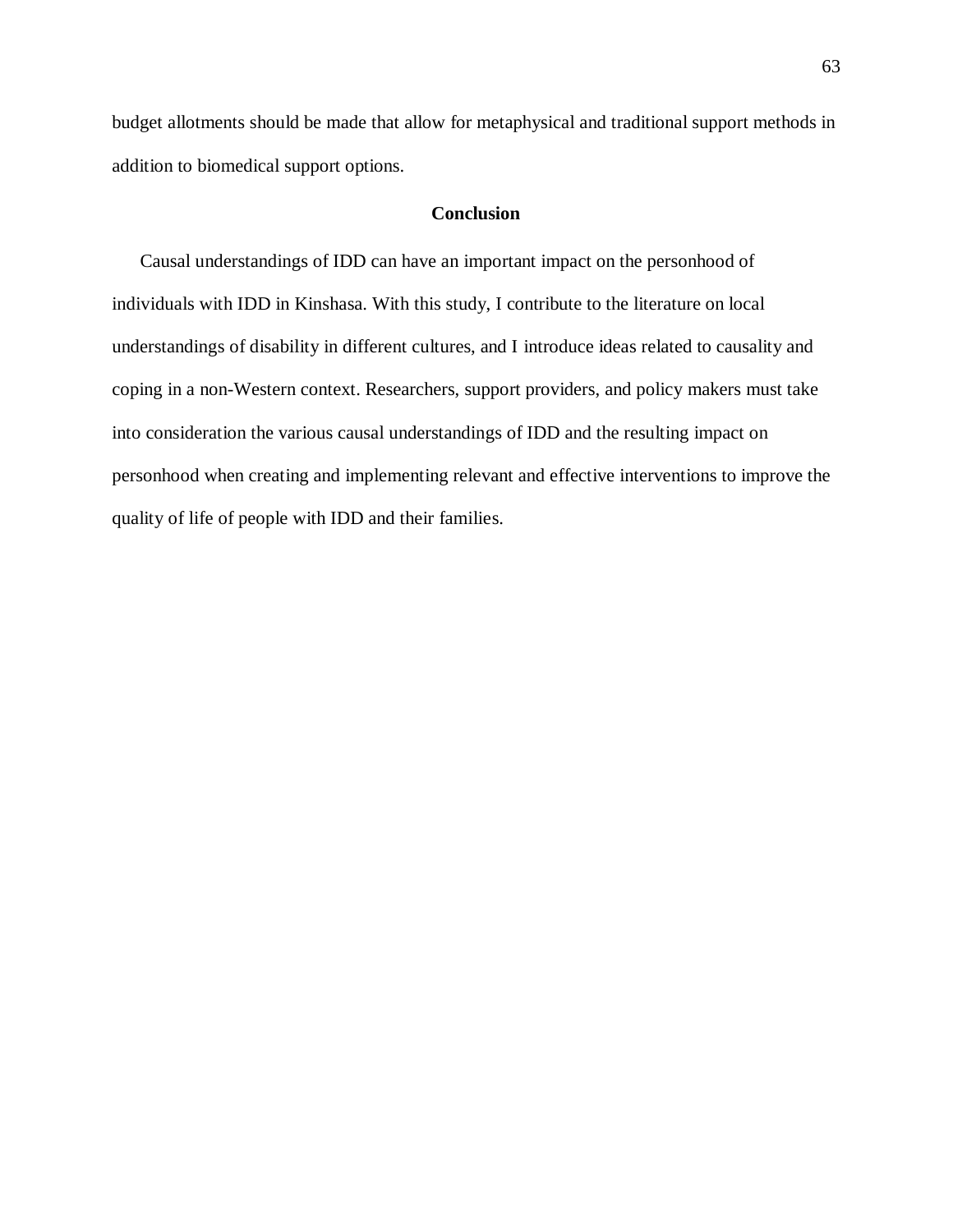budget allotments should be made that allow for metaphysical and traditional support methods in addition to biomedical support options.

## Conclusion

Causal understandings of IDD can have an important impact on the personhood of individuals with IDD in Kinshasa. With this study, I contribute to the literature on local understandings of disability in different cultures, and I introduce ideas related to causality and coping in a non-Western context. Researchers, support providers, and policy makers must take into consideration the various causal understandings of IDD and the resulting impact on personhood when creating and implementing relevant and effective interventions to improve the quality of life of people with IDD and their families.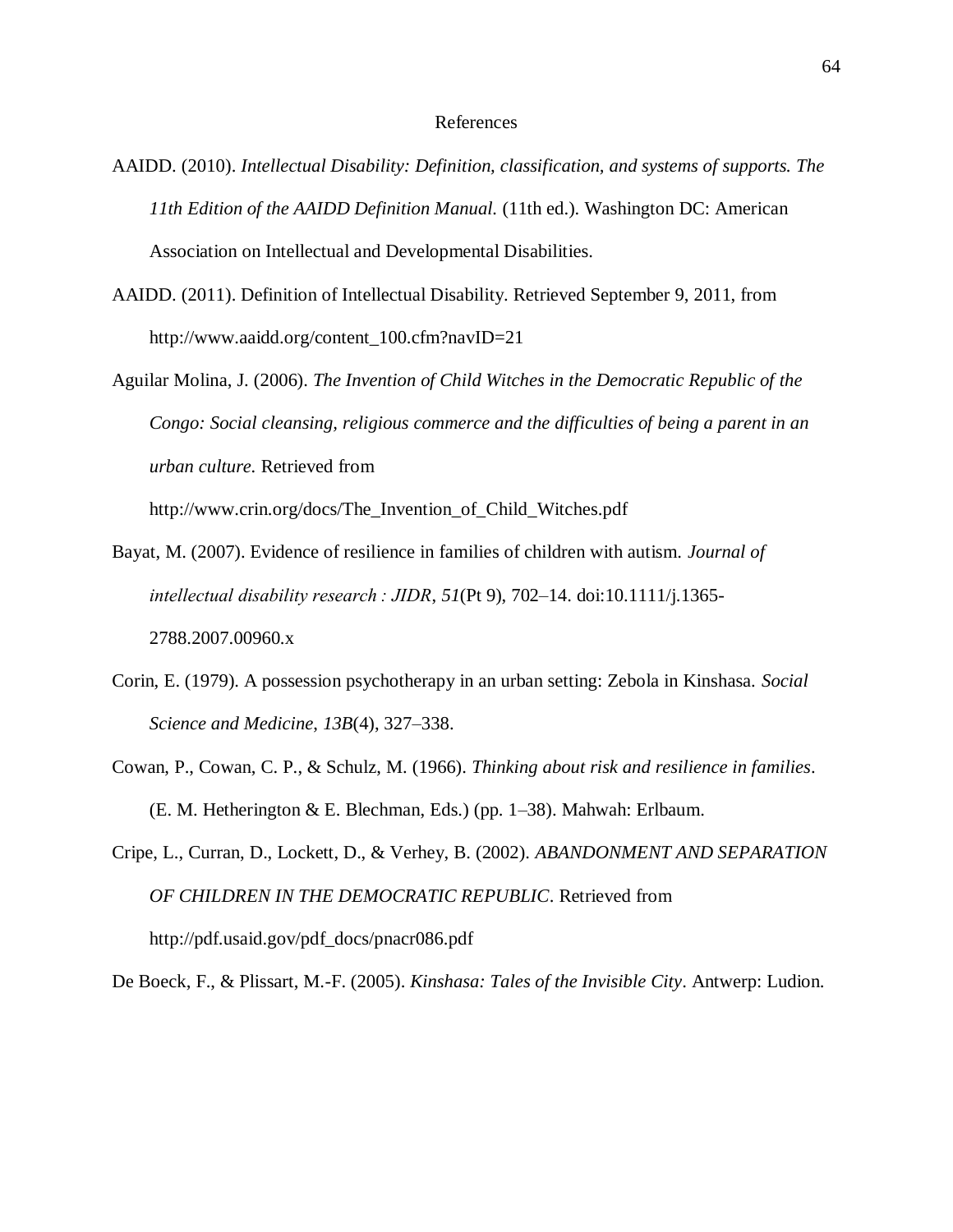# References

AAIDD. (2010). *Intellectual Disability: Definition, classification, and systems of supports. The 11th Edition of the AAIDD Definition Manual.* (11th ed.). Washington DC: American Association on Intellectual and Developmental Disabilities.

AAIDD. (2011). Definition of Intellectual Disability. Retrieved September 9, 2011, from http://www.aaidd.org/content_100.cfm?navID=21

Aguilar Molina, J. (2006). *The Invention of Child Witches in the Democratic Republic of the Congo: Social cleansing, religious commerce and the difficulties of being a parent in an urban culture.* Retrieved from http://www.crin.org/docs/The_Invention_of_Child_Witches.pdf

Bayat, M. (2007). Evidence of resilience in families of children with autism. *Journal of intellectual disability research : JIDR*, *51*(Pt 9), 702–14. doi:10.1111/j.1365-2788.2007.00960.x

Corin, E. (1979). A possession psychotherapy in an urban setting: Zebola in Kinshasa. *Social Science and Medicine*, *13B*(4), 327–338.

Cowan, P., Cowan, C. P., & Schulz, M. (1966). *Thinking about risk and resilience in families*. (E. M. Hetherington & E. Blechman, Eds.) (pp. 1–38). Mahwah: Erlbaum.

Cripe, L., Curran, D., Lockett, D., & Verhey, B. (2002). *ABANDONMENT AND SEPARATION OF CHILDREN IN THE DEMOCRATIC REPUBLIC*. Retrieved from http://pdf.usaid.gov/pdf_docs/pnacr086.pdf

De Boeck, F., & Plissart, M.-F. (2005). *Kinshasa: Tales of the Invisible City*. Antwerp: Ludion.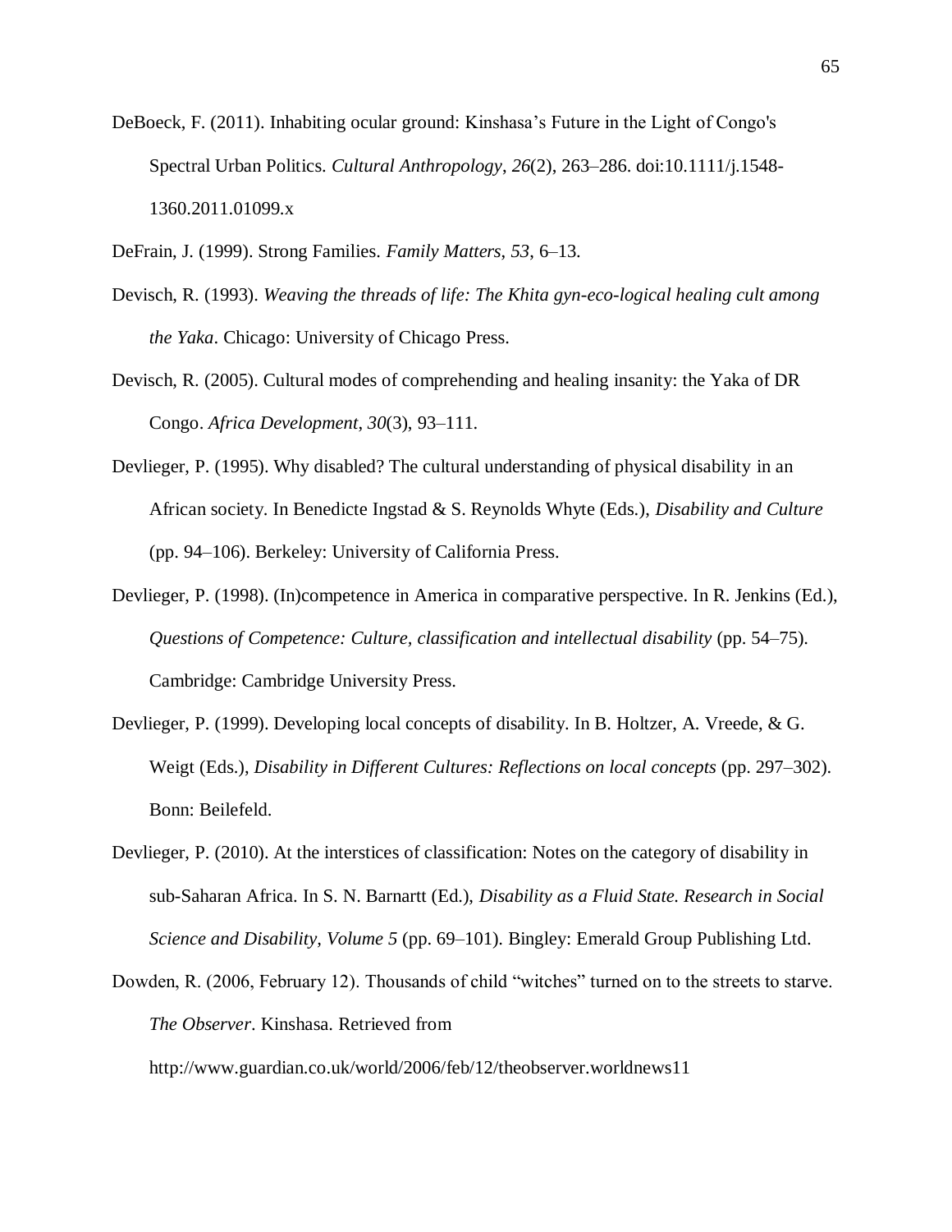DeBoeck, F. (2011). Inhabiting ocular ground: Kinshasa's Future in the Light of Congo's Spectral Urban Politics. *Cultural Anthropology*, *26*(2), 263–286. doi:10.1111/j.1548-1360.2011.01099.x

DeFrain, J. (1999). Strong Families. *Family Matters*, *53*, 6–13.

Devisch, R. (1993). *Weaving the threads of life: The Khita gyn-eco-logical healing cult among the Yaka*. Chicago: University of Chicago Press.

Devisch, R. (2005). Cultural modes of comprehending and healing insanity: the Yaka of DR Congo. *Africa Development*, *30*(3), 93–111.

Devlieger, P. (1995). Why disabled? The cultural understanding of physical disability in an African society. In Benedicte Ingstad & S. Reynolds Whyte (Eds.), *Disability and Culture* (pp. 94–106). Berkeley: University of California Press.

Devlieger, P. (1998). (In)competence in America in comparative perspective. In R. Jenkins (Ed.), *Questions of Competence: Culture, classification and intellectual disability* (pp. 54–75). Cambridge: Cambridge University Press.

Devlieger, P. (1999). Developing local concepts of disability. In B. Holtzer, A. Vreede, & G. Weigt (Eds.), *Disability in Different Cultures: Reflections on local concepts* (pp. 297–302). Bonn: Beilefeld.

Devlieger, P. (2010). At the interstices of classification: Notes on the category of disability in sub-Saharan Africa. In S. N. Barnartt (Ed.), *Disability as a Fluid State. Research in Social Science and Disability, Volume 5* (pp. 69–101). Bingley: Emerald Group Publishing Ltd.

Dowden, R. (2006, February 12). Thousands of child "witches" turned on to the streets to starve. *The Observer*. Kinshasa. Retrieved from http://www.guardian.co.uk/world/2006/feb/12/theobserver.worldnews11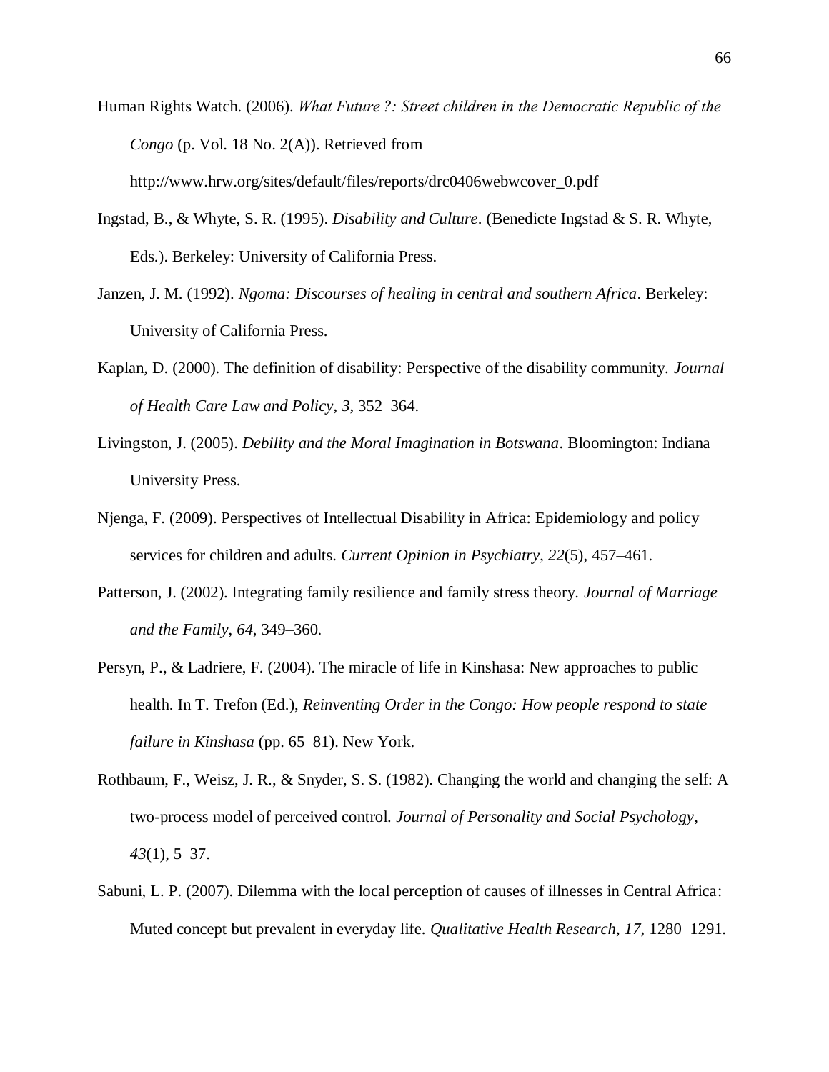Human Rights Watch. (2006). *What Future ?: Street children in the Democratic Republic of the Congo* (p. Vol. 18 No. 2(A)). Retrieved from http://www.hrw.org/sites/default/files/reports/drc0406webwcover_0.pdf

Ingstad, B., & Whyte, S. R. (1995). *Disability and Culture*. (Benedicte Ingstad & S. R. Whyte, Eds.). Berkeley: University of California Press.

Janzen, J. M. (1992). *Ngoma: Discourses of healing in central and southern Africa*. Berkeley: University of California Press.

Kaplan, D. (2000). The definition of disability: Perspective of the disability community. *Journal of Health Care Law and Policy*, *3*, 352–364.

Livingston, J. (2005). *Debility and the Moral Imagination in Botswana*. Bloomington: Indiana University Press.

Njenga, F. (2009). Perspectives of Intellectual Disability in Africa: Epidemiology and policy services for children and adults. *Current Opinion in Psychiatry*, *22*(5), 457–461.

Patterson, J. (2002). Integrating family resilience and family stress theory. *Journal of Marriage and the Family*, *64*, 349–360.

Persyn, P., & Ladriere, F. (2004). The miracle of life in Kinshasa: New approaches to public health. In T. Trefon (Ed.), *Reinventing Order in the Congo: How people respond to state failure in Kinshasa* (pp. 65–81). New York.

Rothbaum, F., Weisz, J. R., & Snyder, S. S. (1982). Changing the world and changing the self: A two-process model of perceived control. *Journal of Personality and Social Psychology*, *43*(1), 5–37.

Sabuni, L. P. (2007). Dilemma with the local perception of causes of illnesses in Central Africa: Muted concept but prevalent in everyday life. *Qualitative Health Research*, *17*, 1280–1291.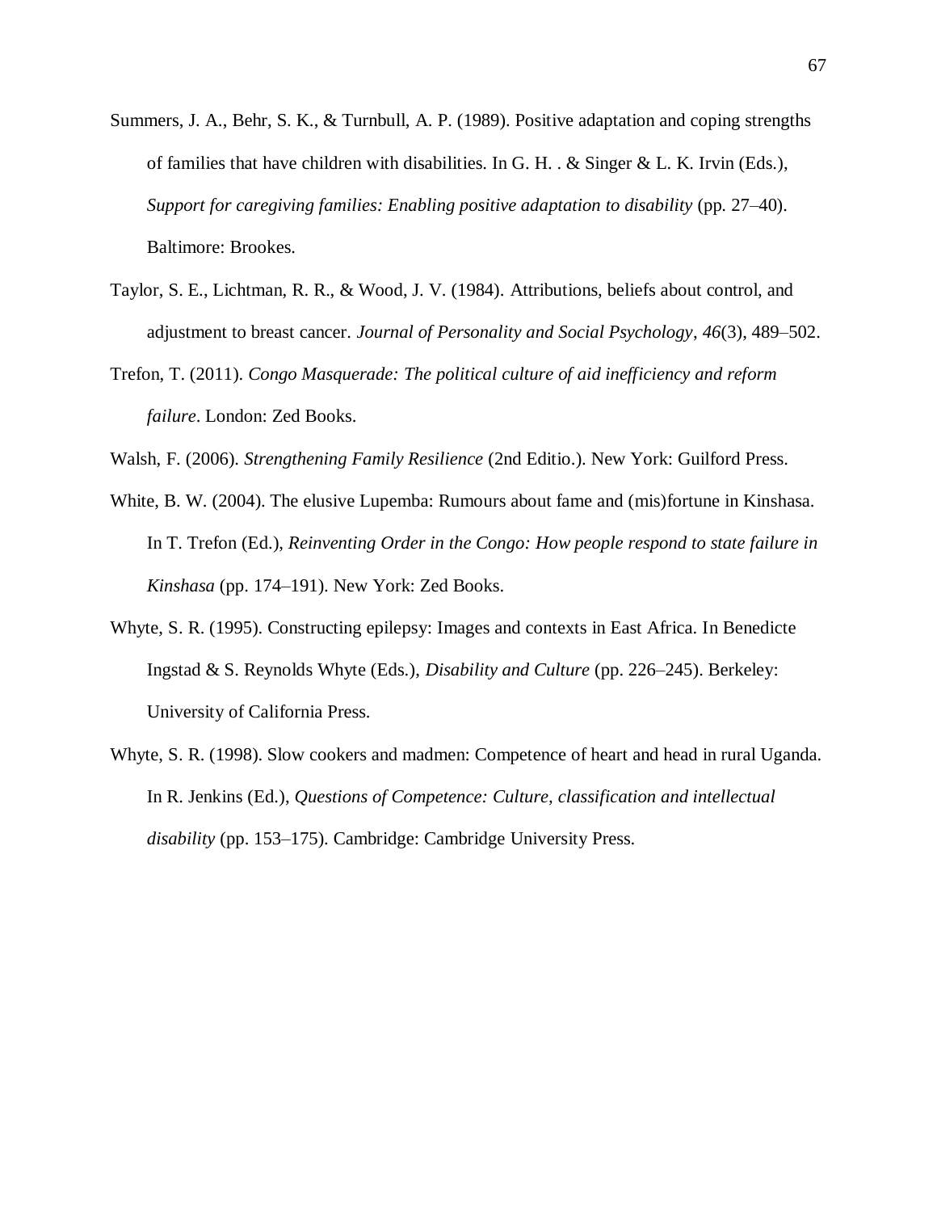Summers, J. A., Behr, S. K., & Turnbull, A. P. (1989). Positive adaptation and coping strengths of families that have children with disabilities. In G. H. . & Singer & L. K. Irvin (Eds.), *Support for caregiving families: Enabling positive adaptation to disability* (pp. 27–40). Baltimore: Brookes.

Taylor, S. E., Lichtman, R. R., & Wood, J. V. (1984). Attributions, beliefs about control, and adjustment to breast cancer. *Journal of Personality and Social Psychology*, *46*(3), 489–502.

Trefon, T. (2011). *Congo Masquerade: The political culture of aid inefficiency and reform failure*. London: Zed Books.

Walsh, F. (2006). *Strengthening Family Resilience* (2nd Editio.). New York: Guilford Press.

White, B. W. (2004). The elusive Lupemba: Rumours about fame and (mis)fortune in Kinshasa. In T. Trefon (Ed.), *Reinventing Order in the Congo: How people respond to state failure in Kinshasa* (pp. 174–191). New York: Zed Books.

Whyte, S. R. (1995). Constructing epilepsy: Images and contexts in East Africa. In Benedicte Ingstad & S. Reynolds Whyte (Eds.), *Disability and Culture* (pp. 226–245). Berkeley: University of California Press.

Whyte, S. R. (1998). Slow cookers and madmen: Competence of heart and head in rural Uganda. In R. Jenkins (Ed.), *Questions of Competence: Culture, classification and intellectual disability* (pp. 153–175). Cambridge: Cambridge University Press.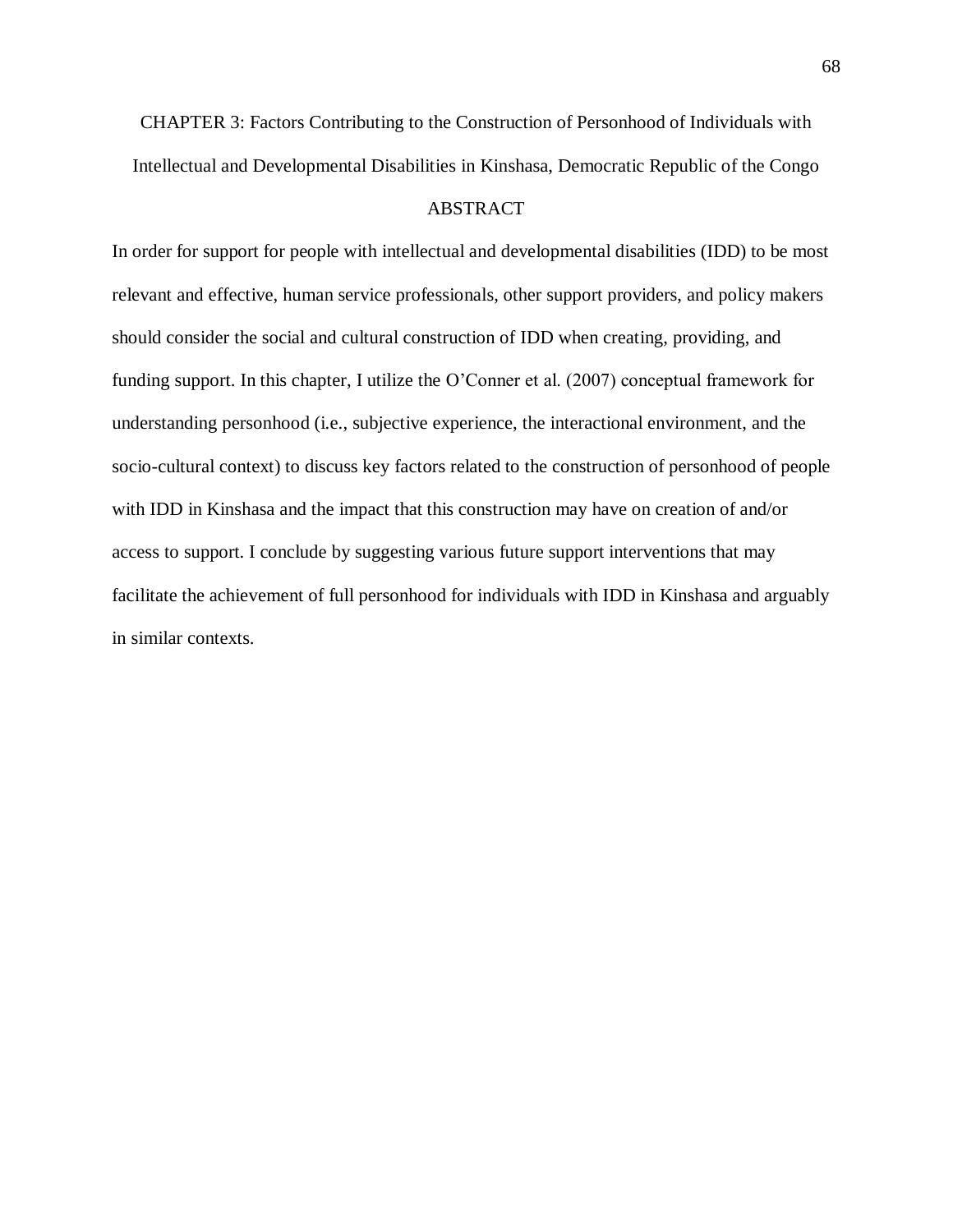# CHAPTER 3: Factors Contributing to the Construction of Personhood of Individuals with Intellectual and Developmental Disabilities in Kinshasa, Democratic Republic of the Congo

## ABSTRACT

In order for support for people with intellectual and developmental disabilities (IDD) to be most relevant and effective, human service professionals, other support providers, and policy makers should consider the social and cultural construction of IDD when creating, providing, and funding support. In this chapter, I utilize the O'Conner et al. (2007) conceptual framework for understanding personhood (i.e., subjective experience, the interactional environment, and the socio-cultural context) to discuss key factors related to the construction of personhood of people with IDD in Kinshasa and the impact that this construction may have on creation of and/or access to support. I conclude by suggesting various future support interventions that may facilitate the achievement of full personhood for individuals with IDD in Kinshasa and arguably in similar contexts.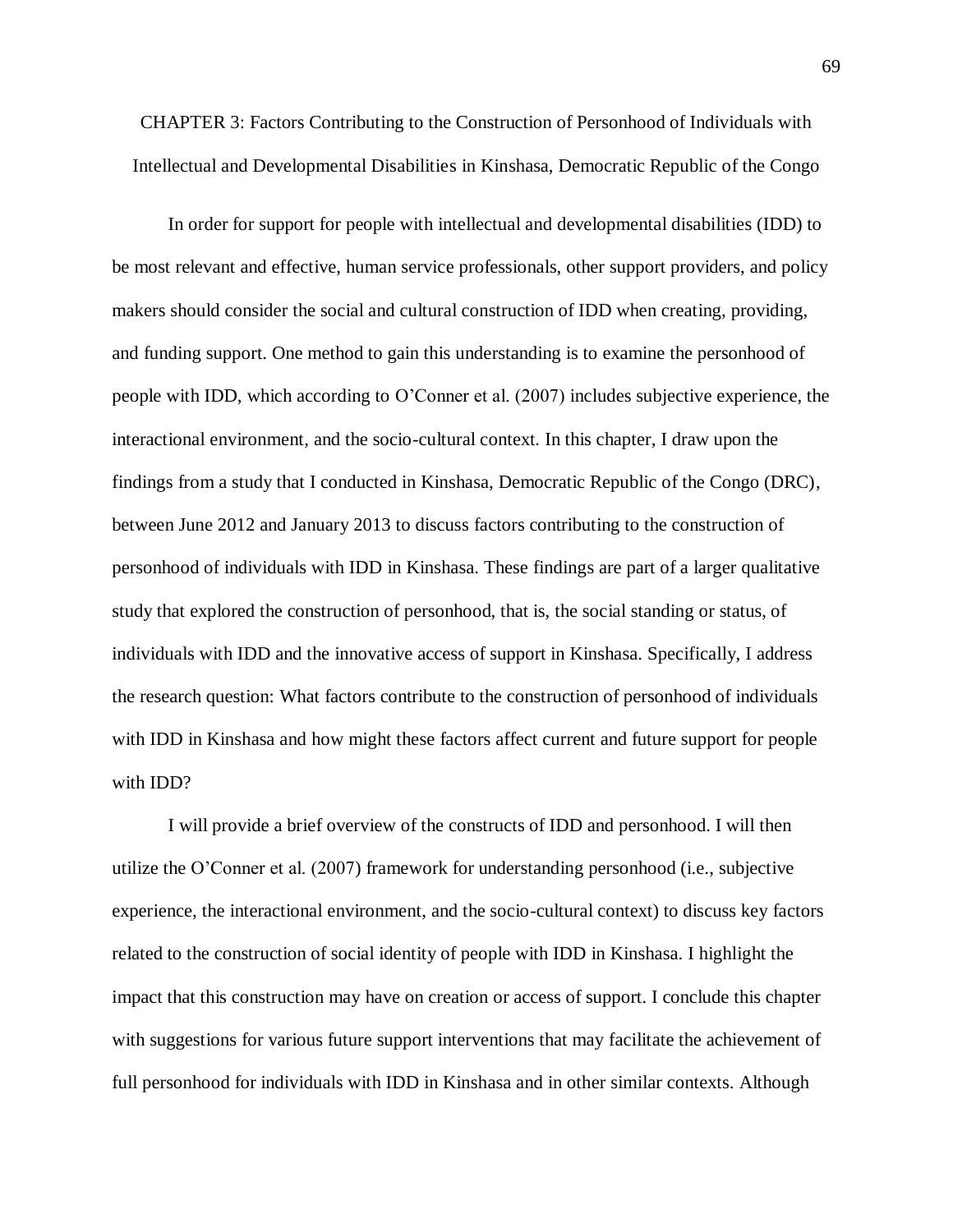# CHAPTER 3: Factors Contributing to the Construction of Personhood of Individuals with Intellectual and Developmental Disabilities in Kinshasa, Democratic Republic of the Congo

In order for support for people with intellectual and developmental disabilities (IDD) to be most relevant and effective, human service professionals, other support providers, and policy makers should consider the social and cultural construction of IDD when creating, providing, and funding support. One method to gain this understanding is to examine the personhood of people with IDD, which according to O'Conner et al. (2007) includes subjective experience, the interactional environment, and the socio-cultural context. In this chapter, I draw upon the findings from a study that I conducted in Kinshasa, Democratic Republic of the Congo (DRC), between June 2012 and January 2013 to discuss factors contributing to the construction of personhood of individuals with IDD in Kinshasa. These findings are part of a larger qualitative study that explored the construction of personhood, that is, the social standing or status, of individuals with IDD and the innovative access of support in Kinshasa. Specifically, I address the research question: What factors contribute to the construction of personhood of individuals with IDD in Kinshasa and how might these factors affect current and future support for people with IDD?

I will provide a brief overview of the constructs of IDD and personhood. I will then utilize the O'Conner et al. (2007) framework for understanding personhood (i.e., subjective experience, the interactional environment, and the socio-cultural context) to discuss key factors related to the construction of social identity of people with IDD in Kinshasa. I highlight the impact that this construction may have on creation or access of support. I conclude this chapter with suggestions for various future support interventions that may facilitate the achievement of full personhood for individuals with IDD in Kinshasa and in other similar contexts. Although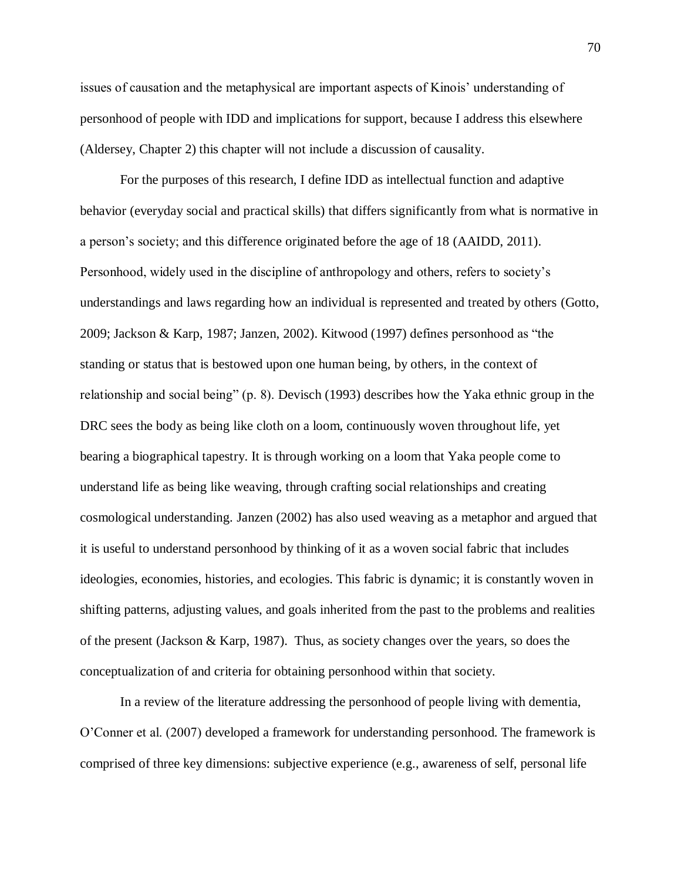issues of causation and the metaphysical are important aspects of Kinois' understanding of personhood of people with IDD and implications for support, because I address this elsewhere (Aldersey, Chapter 2) this chapter will not include a discussion of causality.

For the purposes of this research, I define IDD as intellectual function and adaptive behavior (everyday social and practical skills) that differs significantly from what is normative in a person's society; and this difference originated before the age of 18 (AAIDD, 2011). Personhood, widely used in the discipline of anthropology and others, refers to society's understandings and laws regarding how an individual is represented and treated by others (Gotto, 2009; Jackson & Karp, 1987; Janzen, 2002). Kitwood (1997) defines personhood as "the standing or status that is bestowed upon one human being, by others, in the context of relationship and social being" (p. 8). Devisch (1993) describes how the Yaka ethnic group in the DRC sees the body as being like cloth on a loom, continuously woven throughout life, yet bearing a biographical tapestry. It is through working on a loom that Yaka people come to understand life as being like weaving, through crafting social relationships and creating cosmological understanding. Janzen (2002) has also used weaving as a metaphor and argued that it is useful to understand personhood by thinking of it as a woven social fabric that includes ideologies, economies, histories, and ecologies. This fabric is dynamic; it is constantly woven in shifting patterns, adjusting values, and goals inherited from the past to the problems and realities of the present (Jackson & Karp, 1987). Thus, as society changes over the years, so does the conceptualization of and criteria for obtaining personhood within that society.

In a review of the literature addressing the personhood of people living with dementia, O'Conner et al. (2007) developed a framework for understanding personhood. The framework is comprised of three key dimensions: subjective experience (e.g., awareness of self, personal life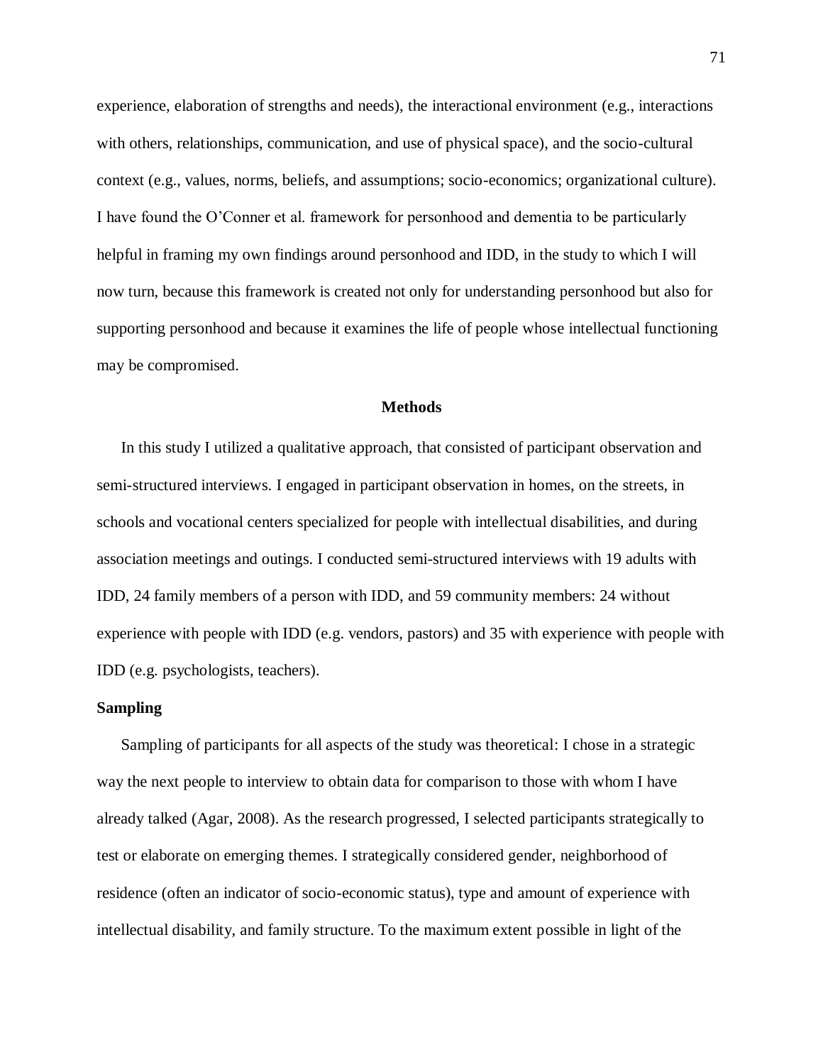experience, elaboration of strengths and needs), the interactional environment (e.g., interactions with others, relationships, communication, and use of physical space), and the socio-cultural context (e.g., values, norms, beliefs, and assumptions; socio-economics; organizational culture). I have found the O'Conner et al. framework for personhood and dementia to be particularly helpful in framing my own findings around personhood and IDD, in the study to which I will now turn, because this framework is created not only for understanding personhood but also for supporting personhood and because it examines the life of people whose intellectual functioning may be compromised.

## Methods

In this study I utilized a qualitative approach, that consisted of participant observation and semi-structured interviews. I engaged in participant observation in homes, on the streets, in schools and vocational centers specialized for people with intellectual disabilities, and during association meetings and outings. I conducted semi-structured interviews with 19 adults with IDD, 24 family members of a person with IDD, and 59 community members: 24 without experience with people with IDD (e.g. vendors, pastors) and 35 with experience with people with IDD (e.g. psychologists, teachers).

### Sampling

Sampling of participants for all aspects of the study was theoretical: I chose in a strategic way the next people to interview to obtain data for comparison to those with whom I have already talked (Agar, 2008). As the research progressed, I selected participants strategically to test or elaborate on emerging themes. I strategically considered gender, neighborhood of residence (often an indicator of socio-economic status), type and amount of experience with intellectual disability, and family structure. To the maximum extent possible in light of the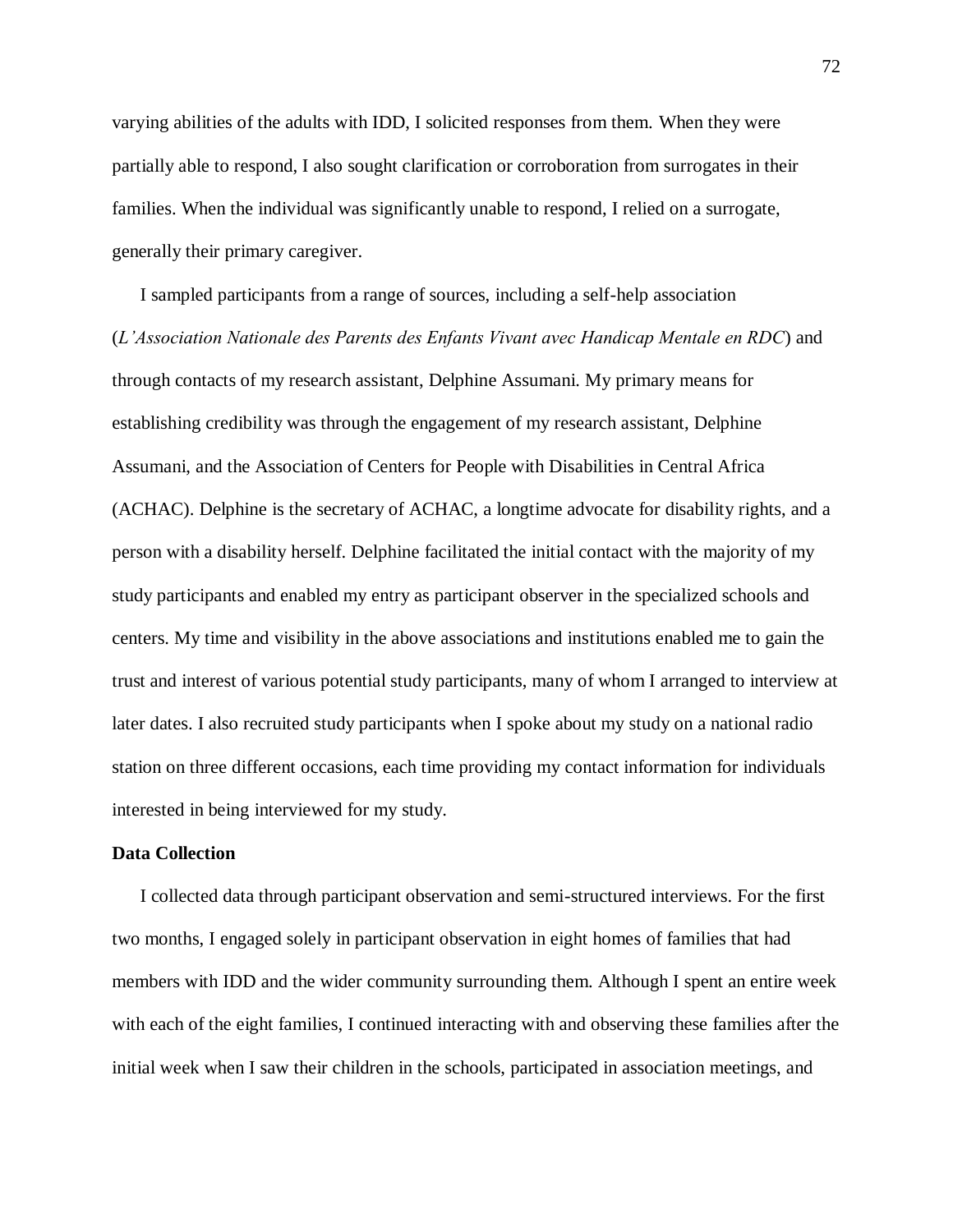varying abilities of the adults with IDD, I solicited responses from them. When they were partially able to respond, I also sought clarification or corroboration from surrogates in their families. When the individual was significantly unable to respond, I relied on a surrogate, generally their primary caregiver.

I sampled participants from a range of sources, including a self-help association (*L'Association Nationale des Parents des Enfants Vivant avec Handicap Mentale en RDC*) and through contacts of my research assistant, Delphine Assumani. My primary means for establishing credibility was through the engagement of my research assistant, Delphine Assumani, and the Association of Centers for People with Disabilities in Central Africa (ACHAC). Delphine is the secretary of ACHAC, a longtime advocate for disability rights, and a person with a disability herself. Delphine facilitated the initial contact with the majority of my study participants and enabled my entry as participant observer in the specialized schools and centers. My time and visibility in the above associations and institutions enabled me to gain the trust and interest of various potential study participants, many of whom I arranged to interview at later dates. I also recruited study participants when I spoke about my study on a national radio station on three different occasions, each time providing my contact information for individuals interested in being interviewed for my study.

**Data Collection**

I collected data through participant observation and semi-structured interviews. For the first two months, I engaged solely in participant observation in eight homes of families that had members with IDD and the wider community surrounding them. Although I spent an entire week with each of the eight families, I continued interacting with and observing these families after the initial week when I saw their children in the schools, participated in association meetings, and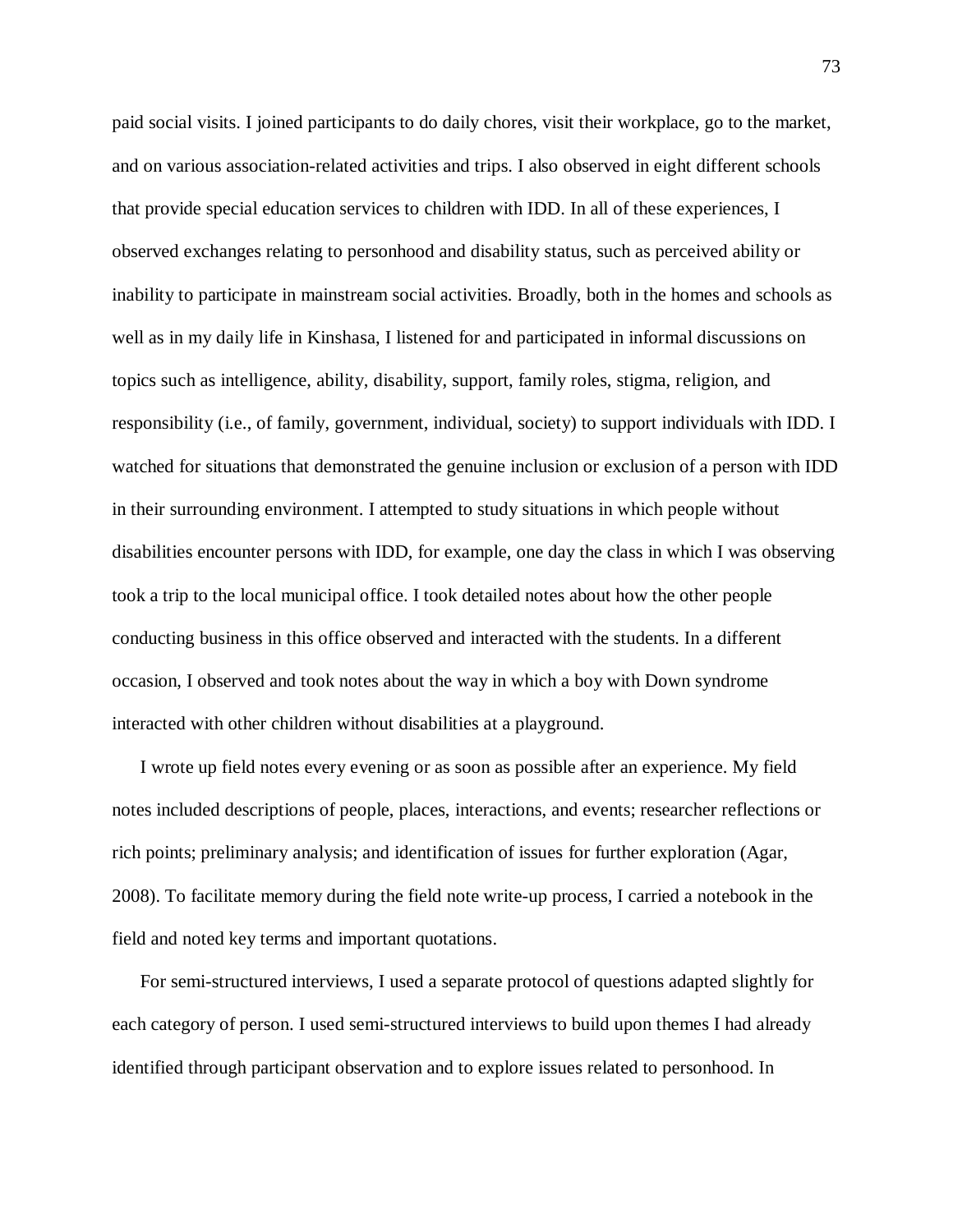paid social visits. I joined participants to do daily chores, visit their workplace, go to the market, and on various association-related activities and trips. I also observed in eight different schools that provide special education services to children with IDD. In all of these experiences, I observed exchanges relating to personhood and disability status, such as perceived ability or inability to participate in mainstream social activities. Broadly, both in the homes and schools as well as in my daily life in Kinshasa, I listened for and participated in informal discussions on topics such as intelligence, ability, disability, support, family roles, stigma, religion, and responsibility (i.e., of family, government, individual, society) to support individuals with IDD. I watched for situations that demonstrated the genuine inclusion or exclusion of a person with IDD in their surrounding environment. I attempted to study situations in which people without disabilities encounter persons with IDD, for example, one day the class in which I was observing took a trip to the local municipal office. I took detailed notes about how the other people conducting business in this office observed and interacted with the students. In a different occasion, I observed and took notes about the way in which a boy with Down syndrome interacted with other children without disabilities at a playground.

I wrote up field notes every evening or as soon as possible after an experience. My field notes included descriptions of people, places, interactions, and events; researcher reflections or rich points; preliminary analysis; and identification of issues for further exploration (Agar, 2008). To facilitate memory during the field note write-up process, I carried a notebook in the field and noted key terms and important quotations.

For semi-structured interviews, I used a separate protocol of questions adapted slightly for each category of person. I used semi-structured interviews to build upon themes I had already identified through participant observation and to explore issues related to personhood. In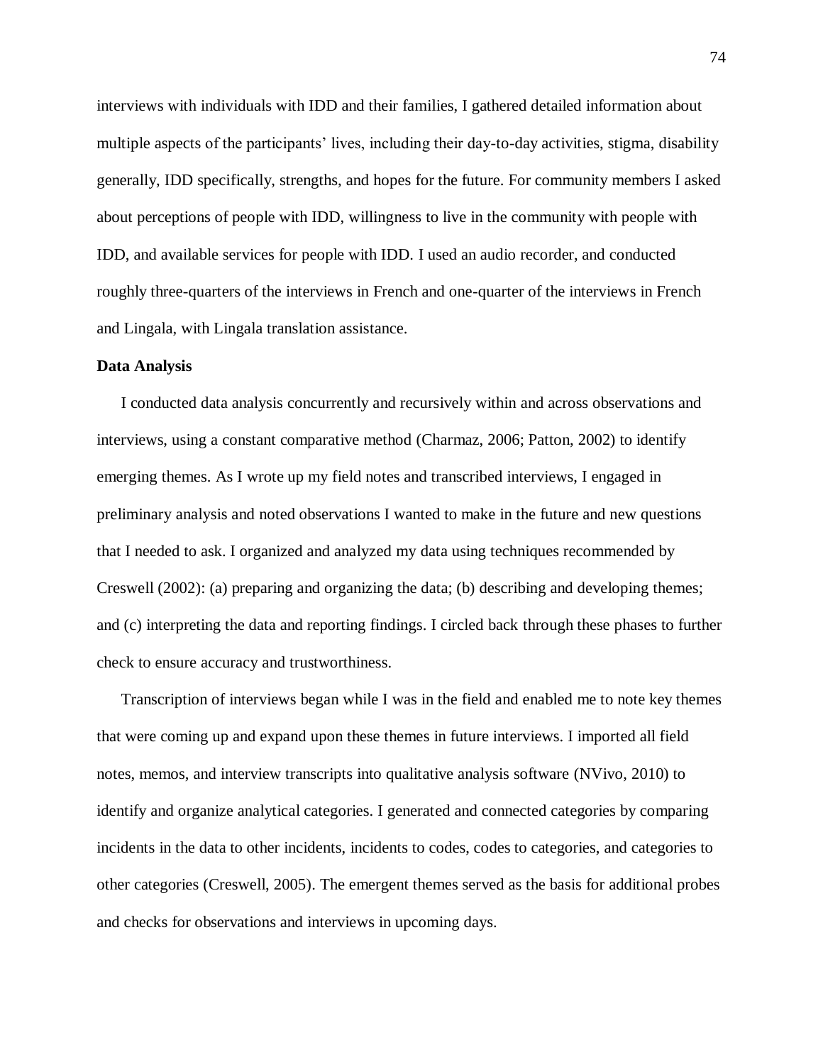interviews with individuals with IDD and their families, I gathered detailed information about multiple aspects of the participants' lives, including their day-to-day activities, stigma, disability generally, IDD specifically, strengths, and hopes for the future. For community members I asked about perceptions of people with IDD, willingness to live in the community with people with IDD, and available services for people with IDD. I used an audio recorder, and conducted roughly three-quarters of the interviews in French and one-quarter of the interviews in French and Lingala, with Lingala translation assistance.

**Data Analysis**

I conducted data analysis concurrently and recursively within and across observations and interviews, using a constant comparative method (Charmaz, 2006; Patton, 2002) to identify emerging themes. As I wrote up my field notes and transcribed interviews, I engaged in preliminary analysis and noted observations I wanted to make in the future and new questions that I needed to ask. I organized and analyzed my data using techniques recommended by Creswell (2002): (a) preparing and organizing the data; (b) describing and developing themes; and (c) interpreting the data and reporting findings. I circled back through these phases to further check to ensure accuracy and trustworthiness.

Transcription of interviews began while I was in the field and enabled me to note key themes that were coming up and expand upon these themes in future interviews. I imported all field notes, memos, and interview transcripts into qualitative analysis software (NVivo, 2010) to identify and organize analytical categories. I generated and connected categories by comparing incidents in the data to other incidents, incidents to codes, codes to categories, and categories to other categories (Creswell, 2005). The emergent themes served as the basis for additional probes and checks for observations and interviews in upcoming days.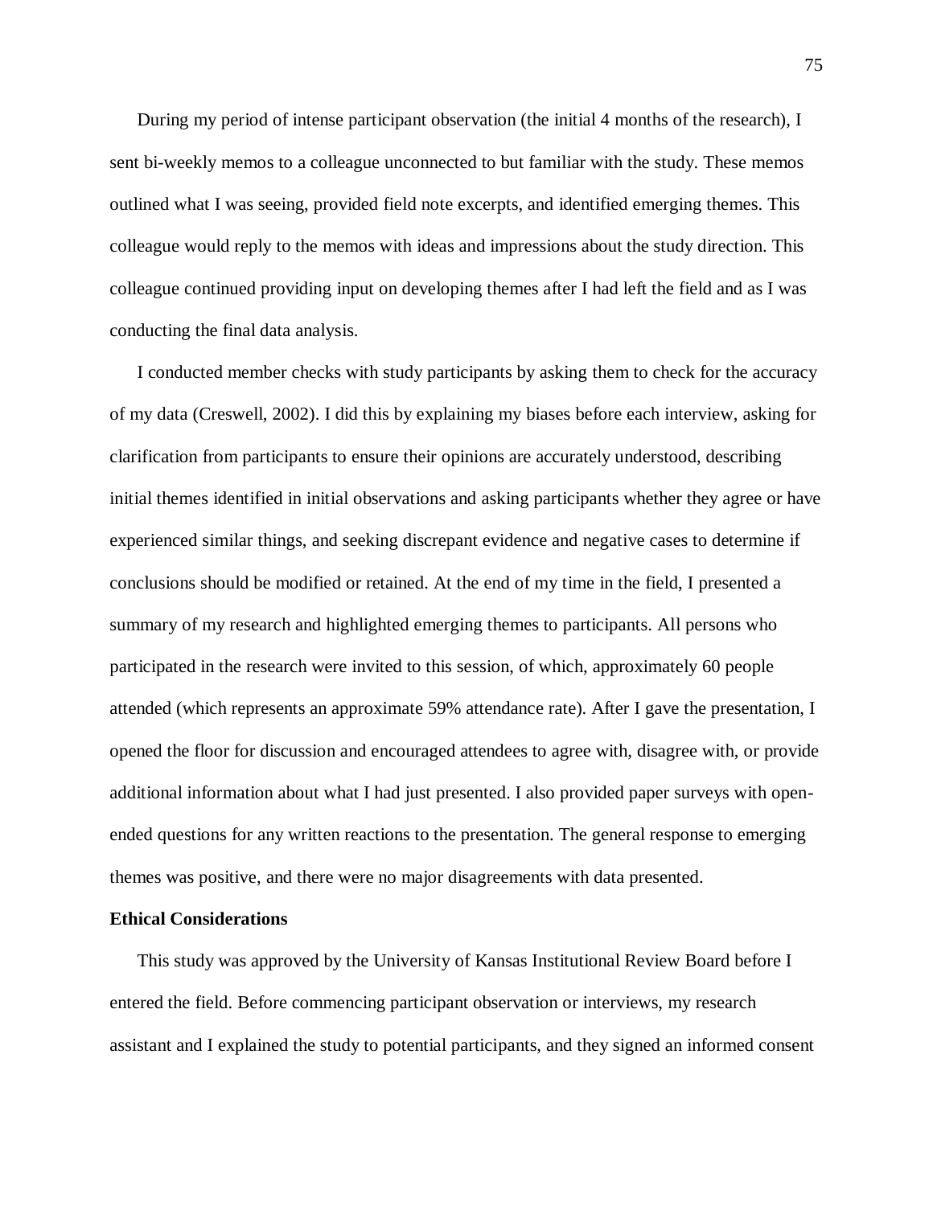During my period of intense participant observation (the initial 4 months of the research), I sent bi-weekly memos to a colleague unconnected to but familiar with the study. These memos outlined what I was seeing, provided field note excerpts, and identified emerging themes. This colleague would reply to the memos with ideas and impressions about the study direction. This colleague continued providing input on developing themes after I had left the field and as I was conducting the final data analysis.

I conducted member checks with study participants by asking them to check for the accuracy of my data (Creswell, 2002). I did this by explaining my biases before each interview, asking for clarification from participants to ensure their opinions are accurately understood, describing initial themes identified in initial observations and asking participants whether they agree or have experienced similar things, and seeking discrepant evidence and negative cases to determine if conclusions should be modified or retained. At the end of my time in the field, I presented a summary of my research and highlighted emerging themes to participants. All persons who participated in the research were invited to this session, of which, approximately 60 people attended (which represents an approximate 59% attendance rate). After I gave the presentation, I opened the floor for discussion and encouraged attendees to agree with, disagree with, or provide additional information about what I had just presented. I also provided paper surveys with open-ended questions for any written reactions to the presentation. The general response to emerging themes was positive, and there were no major disagreements with data presented.

**Ethical Considerations**

This study was approved by the University of Kansas Institutional Review Board before I entered the field. Before commencing participant observation or interviews, my research assistant and I explained the study to potential participants, and they signed an informed consent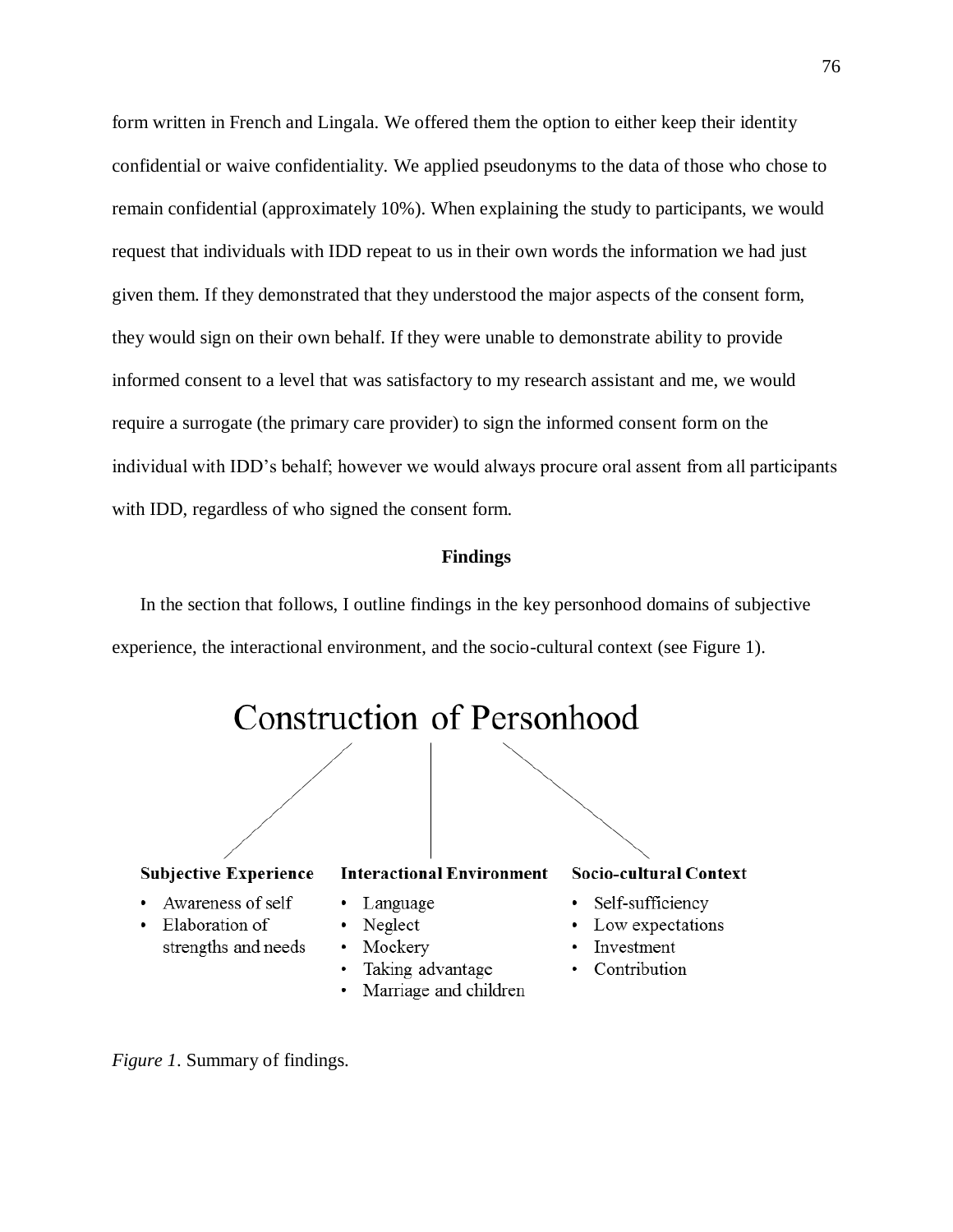form written in French and Lingala. We offered them the option to either keep their identity confidential or waive confidentiality. We applied pseudonyms to the data of those who chose to remain confidential (approximately 10%). When explaining the study to participants, we would request that individuals with IDD repeat to us in their own words the information we had just given them. If they demonstrated that they understood the major aspects of the consent form, they would sign on their own behalf. If they were unable to demonstrate ability to provide informed consent to a level that was satisfactory to my research assistant and me, we would require a surrogate (the primary care provider) to sign the informed consent form on the individual with IDD's behalf; however we would always procure oral assent from all participants with IDD, regardless of who signed the consent form.

## Findings

In the section that follows, I outline findings in the key personhood domains of subjective experience, the interactional environment, and the socio-cultural context (see Figure 1).

**Construction of Personhood**

**Subjective Experience**

- Awareness of self
- Elaboration of strengths and needs

**Interactional Environment**

- Language
- Neglect
- Mockery
- Taking advantage
- Marriage and children

**Socio-cultural Context**

- Self-sufficiency
- Low expectations
- Investment
- Contribution

*Figure 1*. Summary of findings.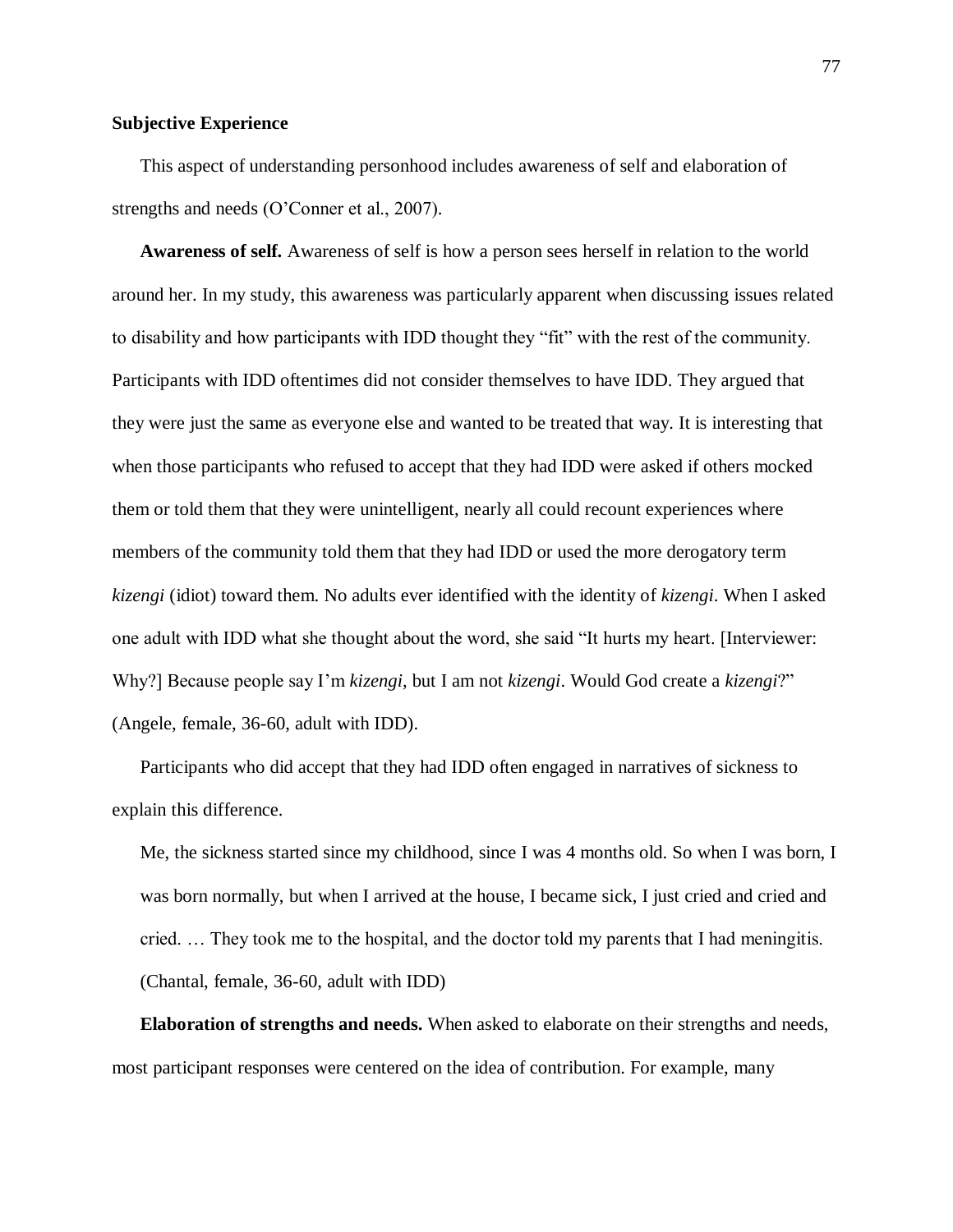## Subjective Experience

This aspect of understanding personhood includes awareness of self and elaboration of strengths and needs (O'Conner et al., 2007).

**Awareness of self.** Awareness of self is how a person sees herself in relation to the world around her. In my study, this awareness was particularly apparent when discussing issues related to disability and how participants with IDD thought they "fit" with the rest of the community. Participants with IDD oftentimes did not consider themselves to have IDD. They argued that they were just the same as everyone else and wanted to be treated that way. It is interesting that when those participants who refused to accept that they had IDD were asked if others mocked them or told them that they were unintelligent, nearly all could recount experiences where members of the community told them that they had IDD or used the more derogatory term *kizengi* (idiot) toward them. No adults ever identified with the identity of *kizengi*. When I asked one adult with IDD what she thought about the word, she said "It hurts my heart. [Interviewer: Why?] Because people say I'm *kizengi*, but I am not *kizengi*. Would God create a *kizengi*?" (Angele, female, 36-60, adult with IDD).

Participants who did accept that they had IDD often engaged in narratives of sickness to explain this difference.

> Me, the sickness started since my childhood, since I was 4 months old. So when I was born, I was born normally, but when I arrived at the house, I became sick, I just cried and cried and cried. … They took me to the hospital, and the doctor told my parents that I had meningitis. (Chantal, female, 36-60, adult with IDD)

**Elaboration of strengths and needs.** When asked to elaborate on their strengths and needs, most participant responses were centered on the idea of contribution. For example, many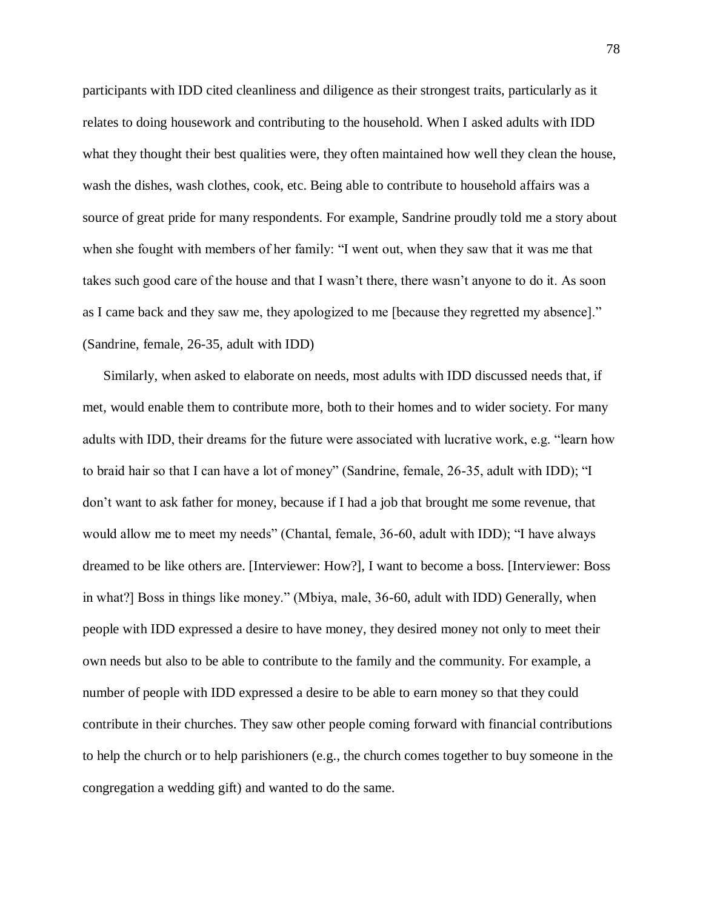participants with IDD cited cleanliness and diligence as their strongest traits, particularly as it relates to doing housework and contributing to the household. When I asked adults with IDD what they thought their best qualities were, they often maintained how well they clean the house, wash the dishes, wash clothes, cook, etc. Being able to contribute to household affairs was a source of great pride for many respondents. For example, Sandrine proudly told me a story about when she fought with members of her family: "I went out, when they saw that it was me that takes such good care of the house and that I wasn't there, there wasn't anyone to do it. As soon as I came back and they saw me, they apologized to me [because they regretted my absence]." (Sandrine, female, 26-35, adult with IDD)

Similarly, when asked to elaborate on needs, most adults with IDD discussed needs that, if met, would enable them to contribute more, both to their homes and to wider society. For many adults with IDD, their dreams for the future were associated with lucrative work, e.g. "learn how to braid hair so that I can have a lot of money" (Sandrine, female, 26-35, adult with IDD); "I don't want to ask father for money, because if I had a job that brought me some revenue, that would allow me to meet my needs" (Chantal, female, 36-60, adult with IDD); "I have always dreamed to be like others are. [Interviewer: How?], I want to become a boss. [Interviewer: Boss in what?] Boss in things like money." (Mbiya, male, 36-60, adult with IDD) Generally, when people with IDD expressed a desire to have money, they desired money not only to meet their own needs but also to be able to contribute to the family and the community. For example, a number of people with IDD expressed a desire to be able to earn money so that they could contribute in their churches. They saw other people coming forward with financial contributions to help the church or to help parishioners (e.g., the church comes together to buy someone in the congregation a wedding gift) and wanted to do the same.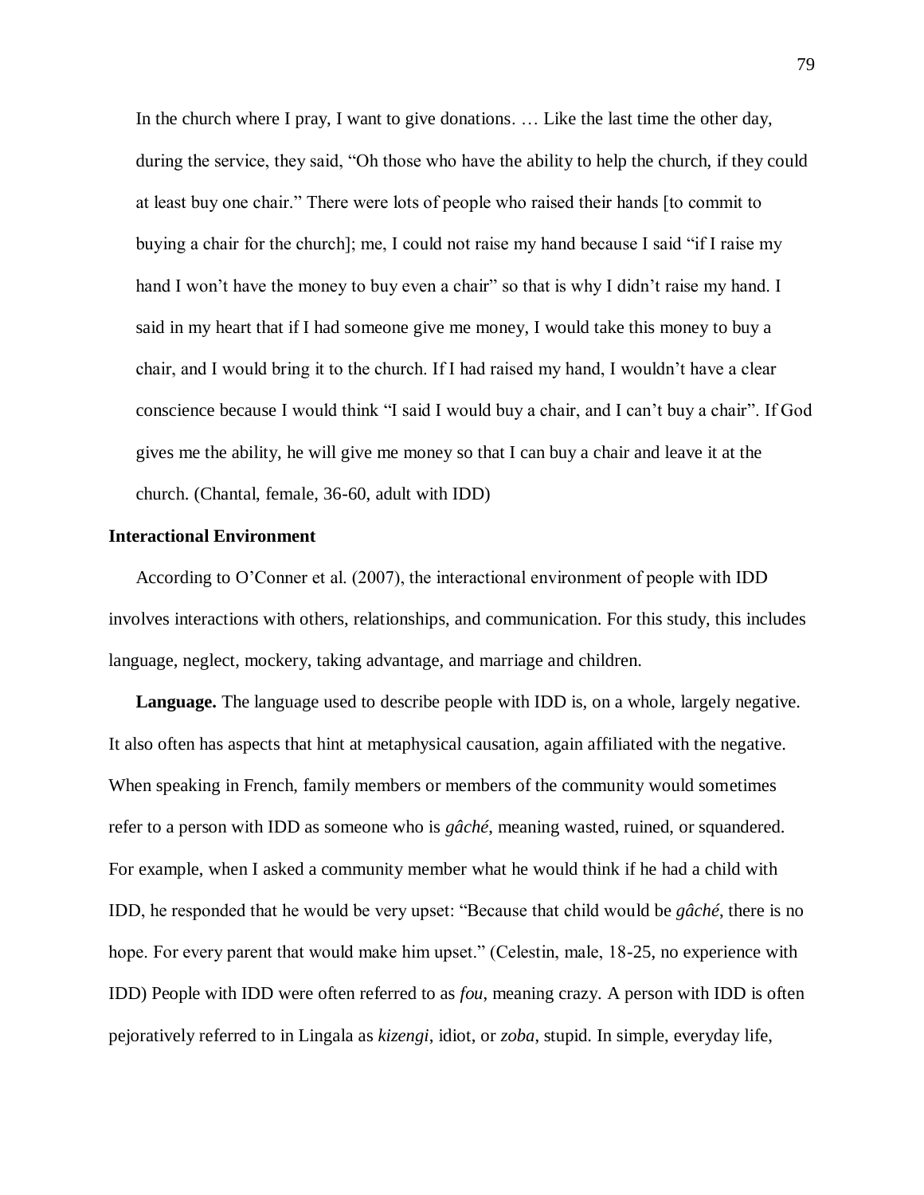> In the church where I pray, I want to give donations. … Like the last time the other day, during the service, they said, "Oh those who have the ability to help the church, if they could at least buy one chair." There were lots of people who raised their hands [to commit to buying a chair for the church]; me, I could not raise my hand because I said "if I raise my hand I won't have the money to buy even a chair" so that is why I didn't raise my hand. I said in my heart that if I had someone give me money, I would take this money to buy a chair, and I would bring it to the church. If I had raised my hand, I wouldn't have a clear conscience because I would think "I said I would buy a chair, and I can't buy a chair". If God gives me the ability, he will give me money so that I can buy a chair and leave it at the church. (Chantal, female, 36-60, adult with IDD)

### Interactional Environment

According to O'Conner et al. (2007), the interactional environment of people with IDD involves interactions with others, relationships, and communication. For this study, this includes language, neglect, mockery, taking advantage, and marriage and children.

**Language.** The language used to describe people with IDD is, on a whole, largely negative. It also often has aspects that hint at metaphysical causation, again affiliated with the negative. When speaking in French, family members or members of the community would sometimes refer to a person with IDD as someone who is *gâché*, meaning wasted, ruined, or squandered. For example, when I asked a community member what he would think if he had a child with IDD, he responded that he would be very upset: "Because that child would be *gâché*, there is no hope. For every parent that would make him upset." (Celestin, male, 18-25, no experience with IDD) People with IDD were often referred to as *fou*, meaning crazy. A person with IDD is often pejoratively referred to in Lingala as *kizengi*, idiot, or *zoba*, stupid. In simple, everyday life,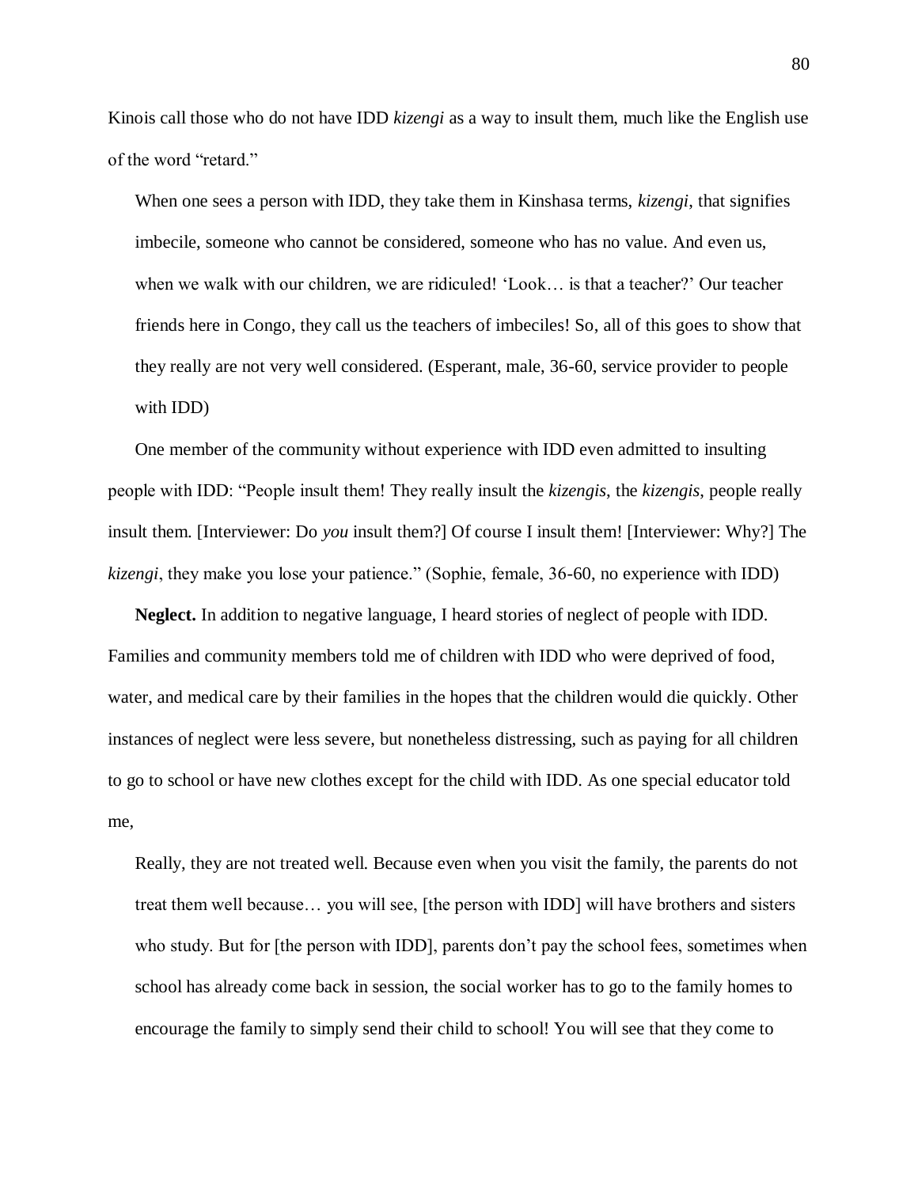Kinois call those who do not have IDD *kizengi* as a way to insult them, much like the English use of the word "retard."

> When one sees a person with IDD, they take them in Kinshasa terms, *kizengi*, that signifies imbecile, someone who cannot be considered, someone who has no value. And even us, when we walk with our children, we are ridiculed! 'Look… is that a teacher?' Our teacher friends here in Congo, they call us the teachers of imbeciles! So, all of this goes to show that they really are not very well considered. (Esperant, male, 36-60, service provider to people with IDD)

One member of the community without experience with IDD even admitted to insulting people with IDD: "People insult them! They really insult the *kizengis*, the *kizengis*, people really insult them. [Interviewer: Do *you* insult them?] Of course I insult them! [Interviewer: Why?] The *kizengi*, they make you lose your patience." (Sophie, female, 36-60, no experience with IDD)

**Neglect.** In addition to negative language, I heard stories of neglect of people with IDD. Families and community members told me of children with IDD who were deprived of food, water, and medical care by their families in the hopes that the children would die quickly. Other instances of neglect were less severe, but nonetheless distressing, such as paying for all children to go to school or have new clothes except for the child with IDD. As one special educator told me,

> Really, they are not treated well. Because even when you visit the family, the parents do not treat them well because… you will see, [the person with IDD] will have brothers and sisters who study. But for [the person with IDD], parents don't pay the school fees, sometimes when school has already come back in session, the social worker has to go to the family homes to encourage the family to simply send their child to school! You will see that they come to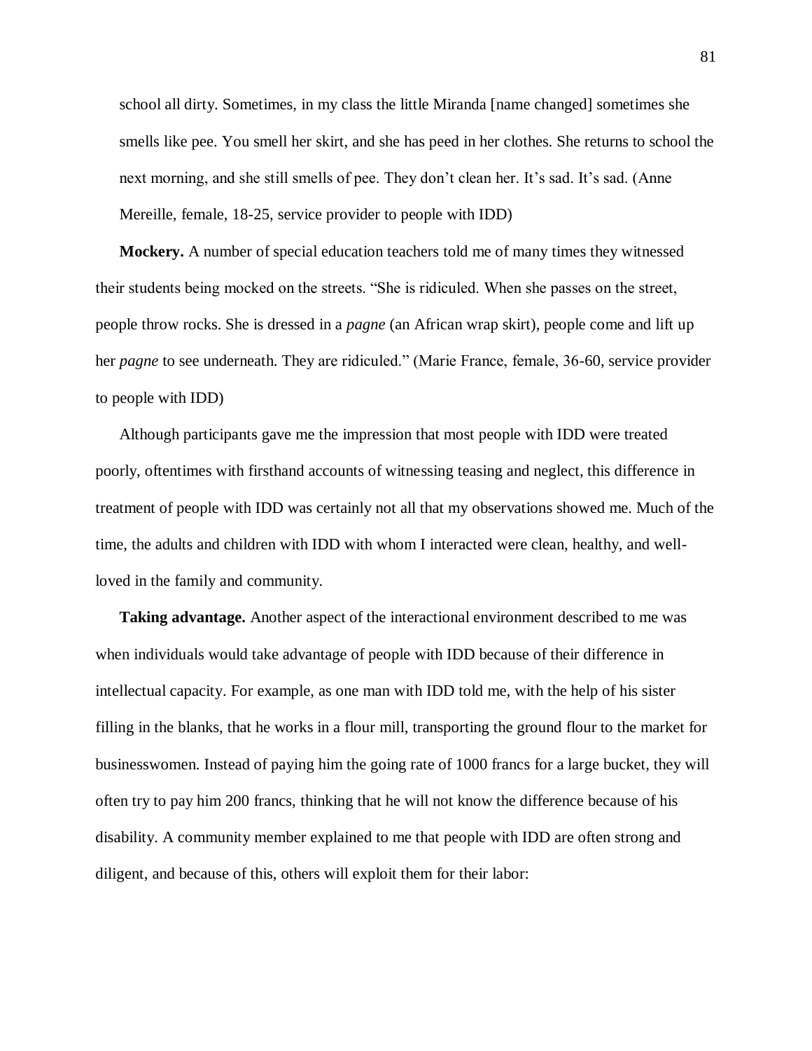school all dirty. Sometimes, in my class the little Miranda [name changed] sometimes she smells like pee. You smell her skirt, and she has peed in her clothes. She returns to school the next morning, and she still smells of pee. They don't clean her. It's sad. It's sad. (Anne Mereille, female, 18-25, service provider to people with IDD)

**Mockery.** A number of special education teachers told me of many times they witnessed their students being mocked on the streets. "She is ridiculed. When she passes on the street, people throw rocks. She is dressed in a *pagne* (an African wrap skirt), people come and lift up her *pagne* to see underneath. They are ridiculed." (Marie France, female, 36-60, service provider to people with IDD)

Although participants gave me the impression that most people with IDD were treated poorly, oftentimes with firsthand accounts of witnessing teasing and neglect, this difference in treatment of people with IDD was certainly not all that my observations showed me. Much of the time, the adults and children with IDD with whom I interacted were clean, healthy, and well-loved in the family and community.

**Taking advantage.** Another aspect of the interactional environment described to me was when individuals would take advantage of people with IDD because of their difference in intellectual capacity. For example, as one man with IDD told me, with the help of his sister filling in the blanks, that he works in a flour mill, transporting the ground flour to the market for businesswomen. Instead of paying him the going rate of 1000 francs for a large bucket, they will often try to pay him 200 francs, thinking that he will not know the difference because of his disability. A community member explained to me that people with IDD are often strong and diligent, and because of this, others will exploit them for their labor: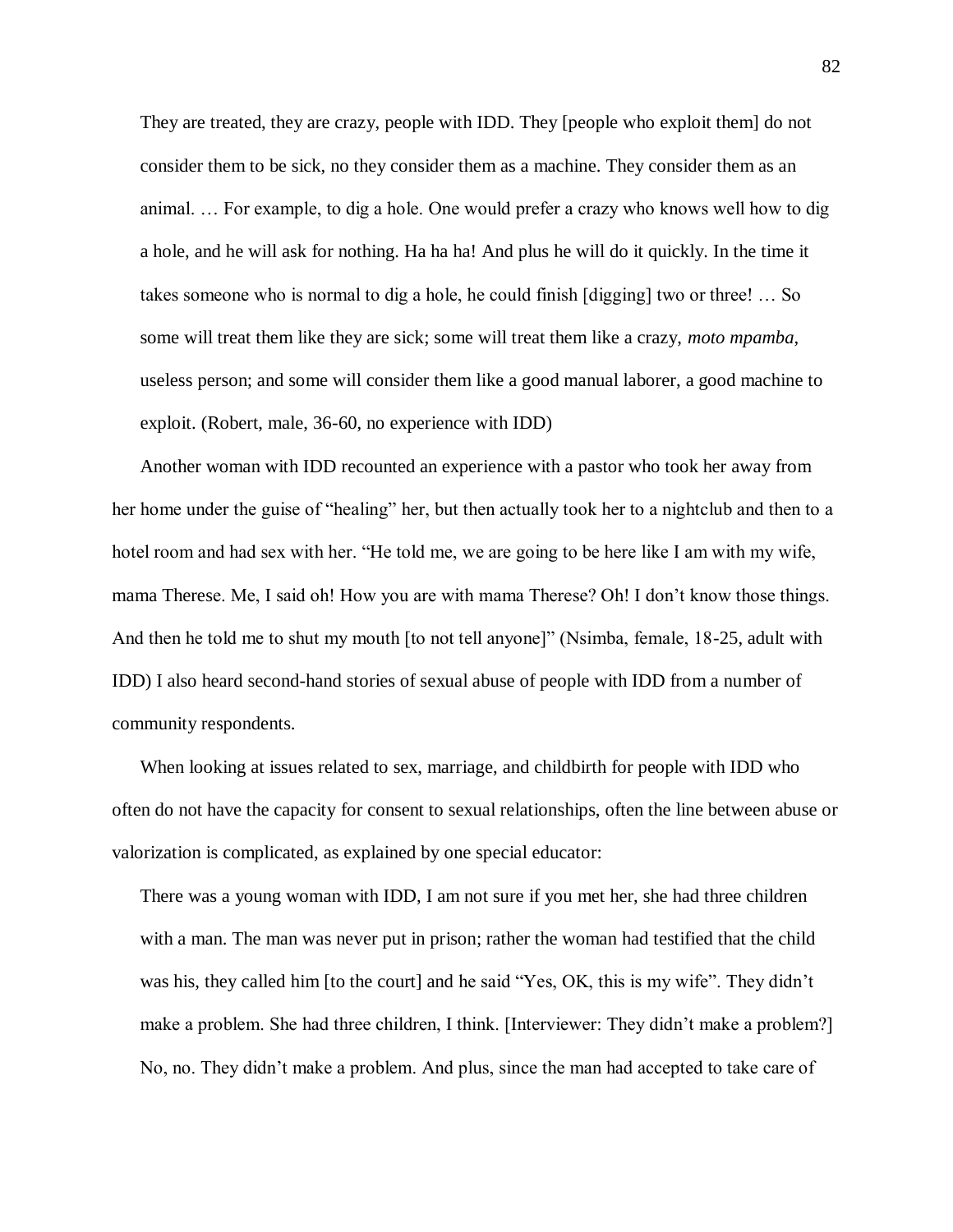> They are treated, they are crazy, people with IDD. They [people who exploit them] do not consider them to be sick, no they consider them as a machine. They consider them as an animal. … For example, to dig a hole. One would prefer a crazy who knows well how to dig a hole, and he will ask for nothing. Ha ha ha! And plus he will do it quickly. In the time it takes someone who is normal to dig a hole, he could finish [digging] two or three! … So some will treat them like they are sick; some will treat them like a crazy, *moto mpamba*, useless person; and some will consider them like a good manual laborer, a good machine to exploit. (Robert, male, 36-60, no experience with IDD)

Another woman with IDD recounted an experience with a pastor who took her away from her home under the guise of "healing" her, but then actually took her to a nightclub and then to a hotel room and had sex with her. "He told me, we are going to be here like I am with my wife, mama Therese. Me, I said oh! How you are with mama Therese? Oh! I don't know those things. And then he told me to shut my mouth [to not tell anyone]" (Nsimba, female, 18-25, adult with IDD) I also heard second-hand stories of sexual abuse of people with IDD from a number of community respondents.

When looking at issues related to sex, marriage, and childbirth for people with IDD who often do not have the capacity for consent to sexual relationships, often the line between abuse or valorization is complicated, as explained by one special educator:

> There was a young woman with IDD, I am not sure if you met her, she had three children with a man. The man was never put in prison; rather the woman had testified that the child was his, they called him [to the court] and he said "Yes, OK, this is my wife". They didn't make a problem. She had three children, I think. [Interviewer: They didn't make a problem?] No, no. They didn't make a problem. And plus, since the man had accepted to take care of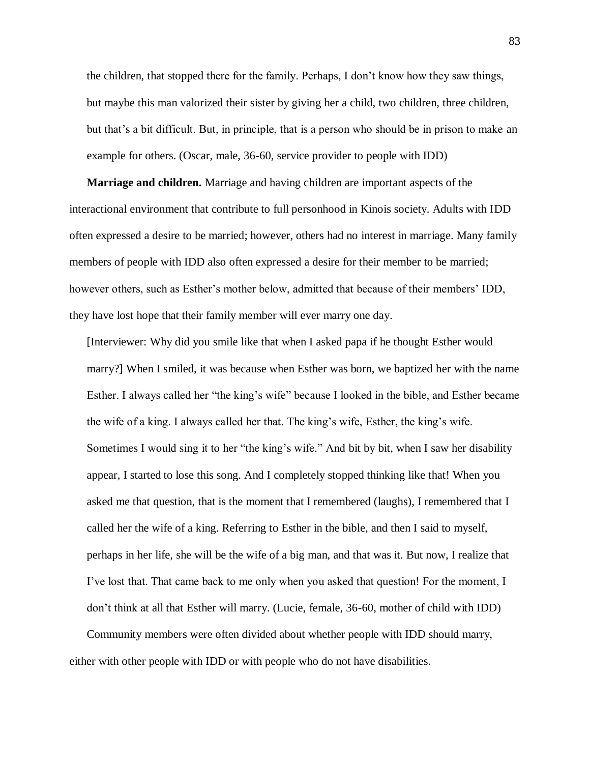the children, that stopped there for the family. Perhaps, I don't know how they saw things, but maybe this man valorized their sister by giving her a child, two children, three children, but that's a bit difficult. But, in principle, that is a person who should be in prison to make an example for others. (Oscar, male, 36-60, service provider to people with IDD)

**Marriage and children.** Marriage and having children are important aspects of the interactional environment that contribute to full personhood in Kinois society. Adults with IDD often expressed a desire to be married; however, others had no interest in marriage. Many family members of people with IDD also often expressed a desire for their member to be married; however others, such as Esther's mother below, admitted that because of their members' IDD, they have lost hope that their family member will ever marry one day.

> [Interviewer: Why did you smile like that when I asked papa if he thought Esther would marry?] When I smiled, it was because when Esther was born, we baptized her with the name Esther. I always called her "the king's wife" because I looked in the bible, and Esther became the wife of a king. I always called her that. The king's wife, Esther, the king's wife. Sometimes I would sing it to her "the king's wife." And bit by bit, when I saw her disability appear, I started to lose this song. And I completely stopped thinking like that! When you asked me that question, that is the moment that I remembered (laughs), I remembered that I called her the wife of a king. Referring to Esther in the bible, and then I said to myself, perhaps in her life, she will be the wife of a big man, and that was it. But now, I realize that I've lost that. That came back to me only when you asked that question! For the moment, I don't think at all that Esther will marry. (Lucie, female, 36-60, mother of child with IDD)

Community members were often divided about whether people with IDD should marry, either with other people with IDD or with people who do not have disabilities.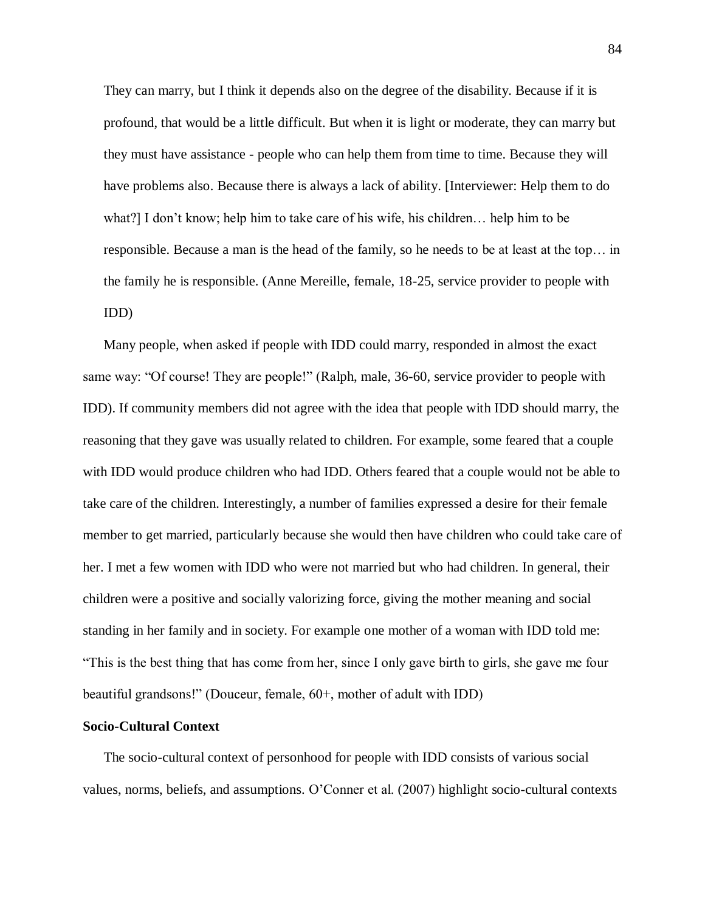> They can marry, but I think it depends also on the degree of the disability. Because if it is profound, that would be a little difficult. But when it is light or moderate, they can marry but they must have assistance - people who can help them from time to time. Because they will have problems also. Because there is always a lack of ability. [Interviewer: Help them to do what?] I don't know; help him to take care of his wife, his children… help him to be responsible. Because a man is the head of the family, so he needs to be at least at the top… in the family he is responsible. (Anne Mereille, female, 18-25, service provider to people with IDD)

Many people, when asked if people with IDD could marry, responded in almost the exact same way: "Of course! They are people!" (Ralph, male, 36-60, service provider to people with IDD). If community members did not agree with the idea that people with IDD should marry, the reasoning that they gave was usually related to children. For example, some feared that a couple with IDD would produce children who had IDD. Others feared that a couple would not be able to take care of the children. Interestingly, a number of families expressed a desire for their female member to get married, particularly because she would then have children who could take care of her. I met a few women with IDD who were not married but who had children. In general, their children were a positive and socially valorizing force, giving the mother meaning and social standing in her family and in society. For example one mother of a woman with IDD told me: "This is the best thing that has come from her, since I only gave birth to girls, she gave me four beautiful grandsons!" (Douceur, female, 60+, mother of adult with IDD)

**Socio-Cultural Context**

The socio-cultural context of personhood for people with IDD consists of various social values, norms, beliefs, and assumptions. O'Conner et al. (2007) highlight socio-cultural contexts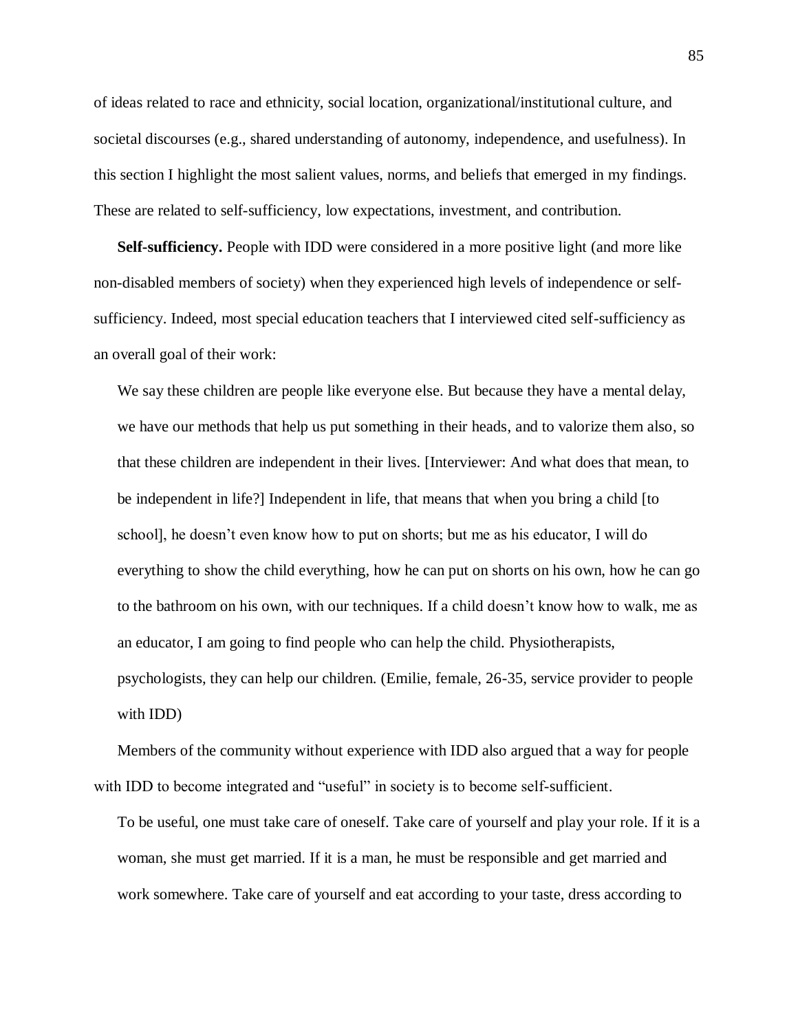of ideas related to race and ethnicity, social location, organizational/institutional culture, and societal discourses (e.g., shared understanding of autonomy, independence, and usefulness). In this section I highlight the most salient values, norms, and beliefs that emerged in my findings. These are related to self-sufficiency, low expectations, investment, and contribution.

**Self-sufficiency.** People with IDD were considered in a more positive light (and more like non-disabled members of society) when they experienced high levels of independence or self-sufficiency. Indeed, most special education teachers that I interviewed cited self-sufficiency as an overall goal of their work:

> We say these children are people like everyone else. But because they have a mental delay, we have our methods that help us put something in their heads, and to valorize them also, so that these children are independent in their lives. [Interviewer: And what does that mean, to be independent in life?] Independent in life, that means that when you bring a child [to school], he doesn't even know how to put on shorts; but me as his educator, I will do everything to show the child everything, how he can put on shorts on his own, how he can go to the bathroom on his own, with our techniques. If a child doesn't know how to walk, me as an educator, I am going to find people who can help the child. Physiotherapists, psychologists, they can help our children. (Emilie, female, 26-35, service provider to people with IDD)

Members of the community without experience with IDD also argued that a way for people with IDD to become integrated and "useful" in society is to become self-sufficient.

> To be useful, one must take care of oneself. Take care of yourself and play your role. If it is a woman, she must get married. If it is a man, he must be responsible and get married and work somewhere. Take care of yourself and eat according to your taste, dress according to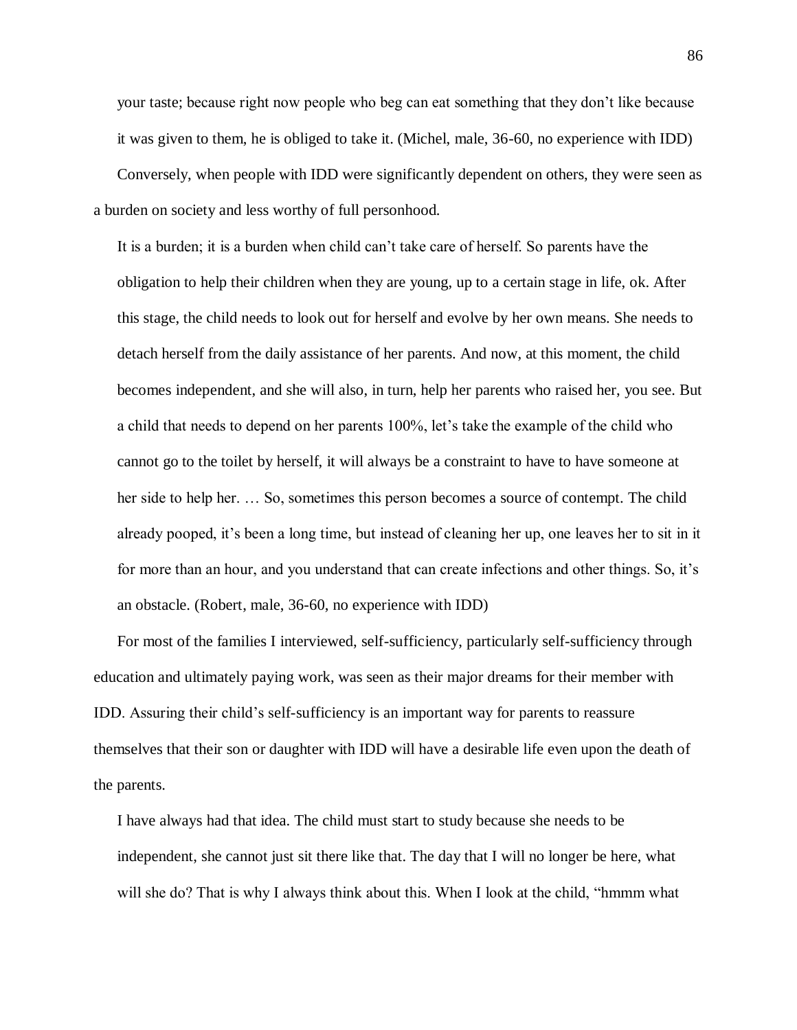your taste; because right now people who beg can eat something that they don't like because it was given to them, he is obliged to take it. (Michel, male, 36-60, no experience with IDD)

Conversely, when people with IDD were significantly dependent on others, they were seen as a burden on society and less worthy of full personhood.

> It is a burden; it is a burden when child can't take care of herself. So parents have the obligation to help their children when they are young, up to a certain stage in life, ok. After this stage, the child needs to look out for herself and evolve by her own means. She needs to detach herself from the daily assistance of her parents. And now, at this moment, the child becomes independent, and she will also, in turn, help her parents who raised her, you see. But a child that needs to depend on her parents 100%, let's take the example of the child who cannot go to the toilet by herself, it will always be a constraint to have to have someone at her side to help her. … So, sometimes this person becomes a source of contempt. The child already pooped, it's been a long time, but instead of cleaning her up, one leaves her to sit in it for more than an hour, and you understand that can create infections and other things. So, it's an obstacle. (Robert, male, 36-60, no experience with IDD)

For most of the families I interviewed, self-sufficiency, particularly self-sufficiency through education and ultimately paying work, was seen as their major dreams for their member with IDD. Assuring their child's self-sufficiency is an important way for parents to reassure themselves that their son or daughter with IDD will have a desirable life even upon the death of the parents.

> I have always had that idea. The child must start to study because she needs to be independent, she cannot just sit there like that. The day that I will no longer be here, what will she do? That is why I always think about this. When I look at the child, "hmmm what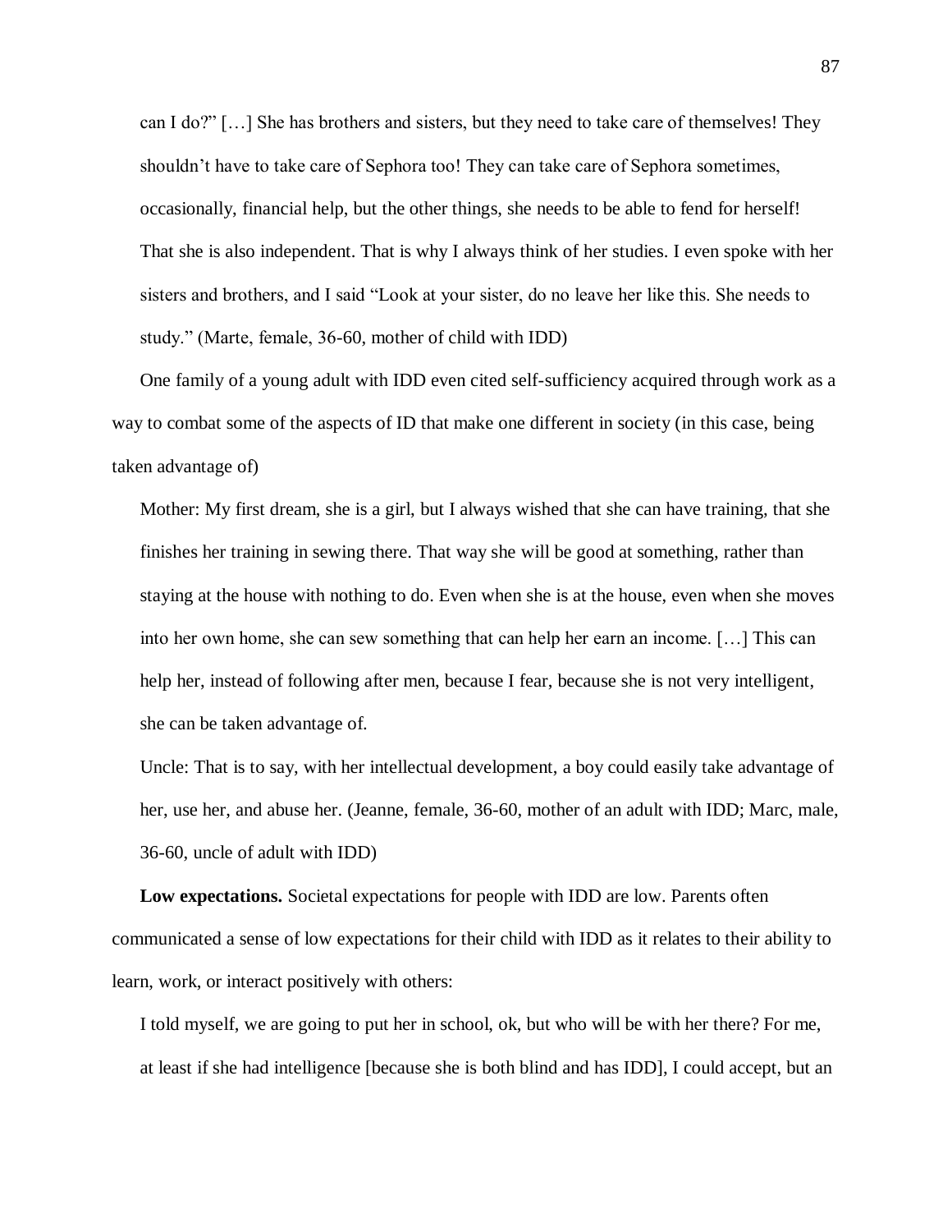can I do?" […] She has brothers and sisters, but they need to take care of themselves! They shouldn't have to take care of Sephora too! They can take care of Sephora sometimes, occasionally, financial help, but the other things, she needs to be able to fend for herself! That she is also independent. That is why I always think of her studies. I even spoke with her sisters and brothers, and I said "Look at your sister, do no leave her like this. She needs to study." (Marte, female, 36-60, mother of child with IDD)

One family of a young adult with IDD even cited self-sufficiency acquired through work as a way to combat some of the aspects of ID that make one different in society (in this case, being taken advantage of)

> Mother: My first dream, she is a girl, but I always wished that she can have training, that she finishes her training in sewing there. That way she will be good at something, rather than staying at the house with nothing to do. Even when she is at the house, even when she moves into her own home, she can sew something that can help her earn an income. […] This can help her, instead of following after men, because I fear, because she is not very intelligent, she can be taken advantage of.
>
> Uncle: That is to say, with her intellectual development, a boy could easily take advantage of her, use her, and abuse her. (Jeanne, female, 36-60, mother of an adult with IDD; Marc, male, 36-60, uncle of adult with IDD)

**Low expectations.** Societal expectations for people with IDD are low. Parents often communicated a sense of low expectations for their child with IDD as it relates to their ability to learn, work, or interact positively with others:

> I told myself, we are going to put her in school, ok, but who will be with her there? For me, at least if she had intelligence [because she is both blind and has IDD], I could accept, but an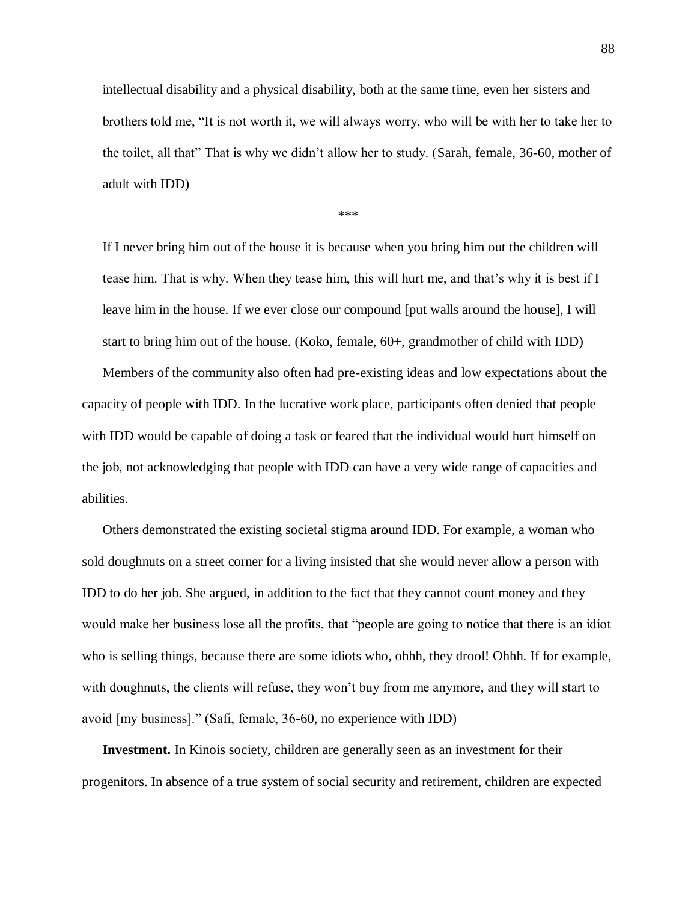> intellectual disability and a physical disability, both at the same time, even her sisters and brothers told me, "It is not worth it, we will always worry, who will be with her to take her to the toilet, all that" That is why we didn't allow her to study. (Sarah, female, 36-60, mother of adult with IDD)

\*\*\*

> If I never bring him out of the house it is because when you bring him out the children will tease him. That is why. When they tease him, this will hurt me, and that's why it is best if I leave him in the house. If we ever close our compound [put walls around the house], I will start to bring him out of the house. (Koko, female, 60+, grandmother of child with IDD)

Members of the community also often had pre-existing ideas and low expectations about the capacity of people with IDD. In the lucrative work place, participants often denied that people with IDD would be capable of doing a task or feared that the individual would hurt himself on the job, not acknowledging that people with IDD can have a very wide range of capacities and abilities.

Others demonstrated the existing societal stigma around IDD. For example, a woman who sold doughnuts on a street corner for a living insisted that she would never allow a person with IDD to do her job. She argued, in addition to the fact that they cannot count money and they would make her business lose all the profits, that "people are going to notice that there is an idiot who is selling things, because there are some idiots who, ohhh, they drool! Ohhh. If for example, with doughnuts, the clients will refuse, they won't buy from me anymore, and they will start to avoid [my business]." (Safi, female, 36-60, no experience with IDD)

**Investment.** In Kinois society, children are generally seen as an investment for their progenitors. In absence of a true system of social security and retirement, children are expected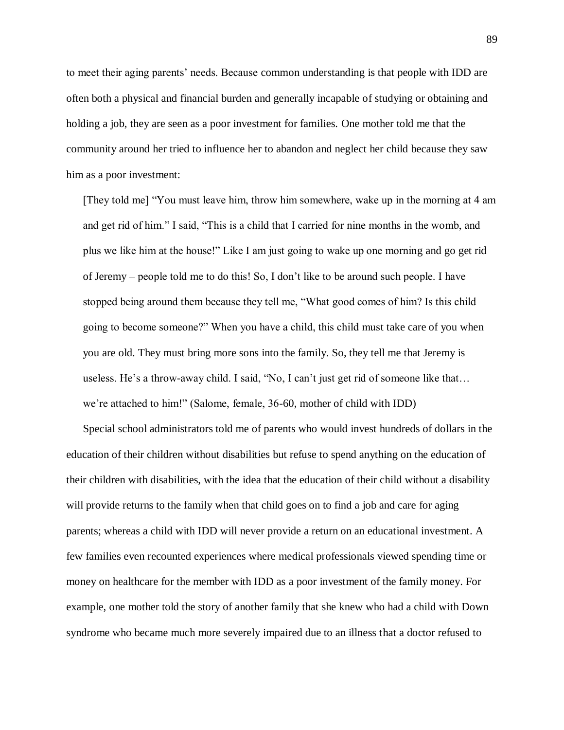to meet their aging parents' needs. Because common understanding is that people with IDD are often both a physical and financial burden and generally incapable of studying or obtaining and holding a job, they are seen as a poor investment for families. One mother told me that the community around her tried to influence her to abandon and neglect her child because they saw him as a poor investment:

> [They told me] "You must leave him, throw him somewhere, wake up in the morning at 4 am and get rid of him." I said, "This is a child that I carried for nine months in the womb, and plus we like him at the house!" Like I am just going to wake up one morning and go get rid of Jeremy – people told me to do this! So, I don't like to be around such people. I have stopped being around them because they tell me, "What good comes of him? Is this child going to become someone?" When you have a child, this child must take care of you when you are old. They must bring more sons into the family. So, they tell me that Jeremy is useless. He's a throw-away child. I said, "No, I can't just get rid of someone like that… we're attached to him!" (Salome, female, 36-60, mother of child with IDD)

Special school administrators told me of parents who would invest hundreds of dollars in the education of their children without disabilities but refuse to spend anything on the education of their children with disabilities, with the idea that the education of their child without a disability will provide returns to the family when that child goes on to find a job and care for aging parents; whereas a child with IDD will never provide a return on an educational investment. A few families even recounted experiences where medical professionals viewed spending time or money on healthcare for the member with IDD as a poor investment of the family money. For example, one mother told the story of another family that she knew who had a child with Down syndrome who became much more severely impaired due to an illness that a doctor refused to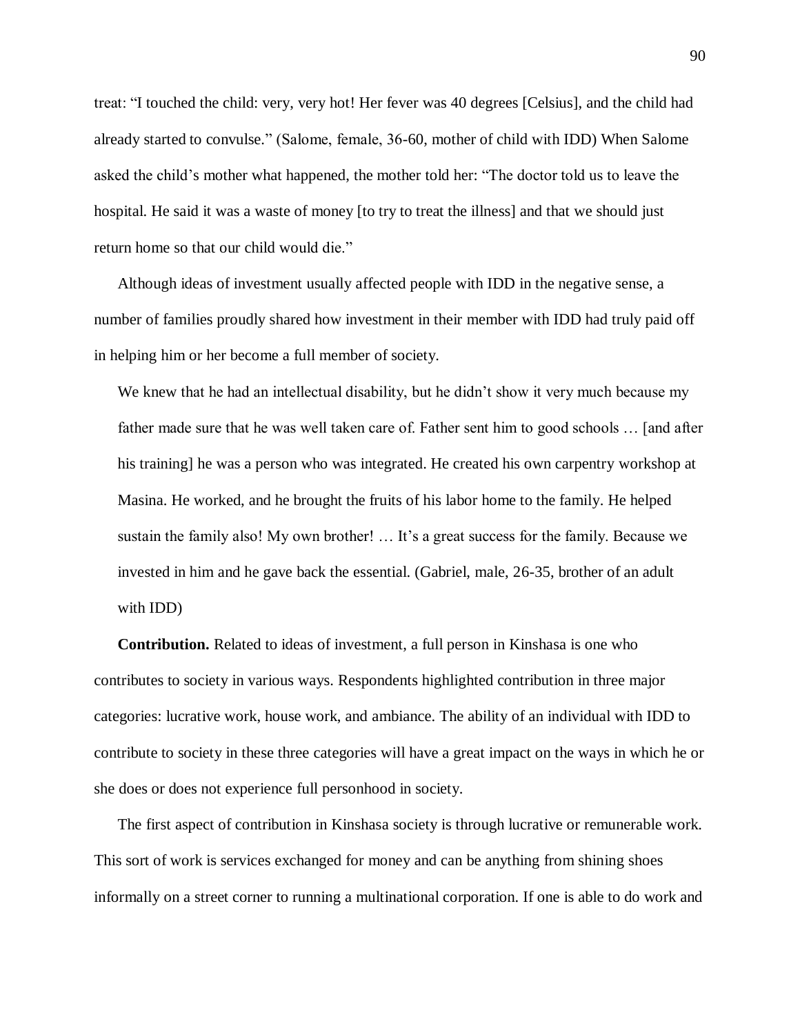treat: "I touched the child: very, very hot! Her fever was 40 degrees [Celsius], and the child had already started to convulse." (Salome, female, 36-60, mother of child with IDD) When Salome asked the child's mother what happened, the mother told her: "The doctor told us to leave the hospital. He said it was a waste of money [to try to treat the illness] and that we should just return home so that our child would die."

Although ideas of investment usually affected people with IDD in the negative sense, a number of families proudly shared how investment in their member with IDD had truly paid off in helping him or her become a full member of society.

> We knew that he had an intellectual disability, but he didn't show it very much because my father made sure that he was well taken care of. Father sent him to good schools … [and after his training] he was a person who was integrated. He created his own carpentry workshop at Masina. He worked, and he brought the fruits of his labor home to the family. He helped sustain the family also! My own brother! … It's a great success for the family. Because we invested in him and he gave back the essential. (Gabriel, male, 26-35, brother of an adult with IDD)

**Contribution.** Related to ideas of investment, a full person in Kinshasa is one who contributes to society in various ways. Respondents highlighted contribution in three major categories: lucrative work, house work, and ambiance. The ability of an individual with IDD to contribute to society in these three categories will have a great impact on the ways in which he or she does or does not experience full personhood in society.

The first aspect of contribution in Kinshasa society is through lucrative or remunerable work. This sort of work is services exchanged for money and can be anything from shining shoes informally on a street corner to running a multinational corporation. If one is able to do work and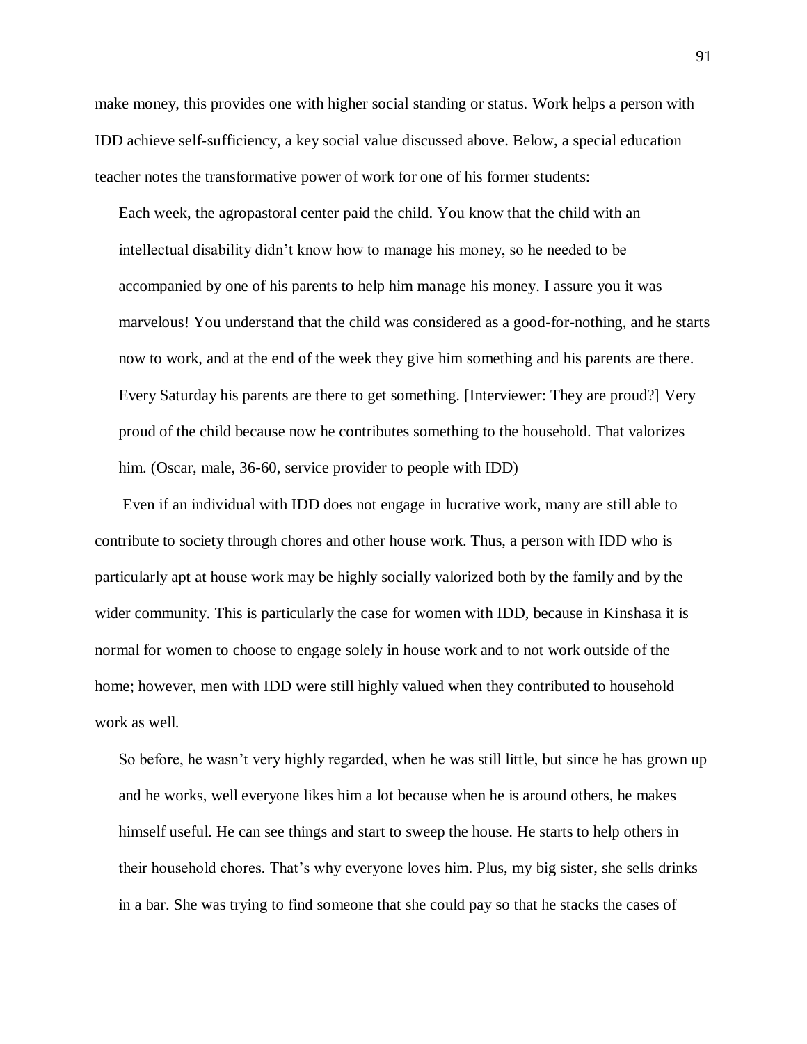make money, this provides one with higher social standing or status. Work helps a person with IDD achieve self-sufficiency, a key social value discussed above. Below, a special education teacher notes the transformative power of work for one of his former students:

> Each week, the agropastoral center paid the child. You know that the child with an intellectual disability didn't know how to manage his money, so he needed to be accompanied by one of his parents to help him manage his money. I assure you it was marvelous! You understand that the child was considered as a good-for-nothing, and he starts now to work, and at the end of the week they give him something and his parents are there. Every Saturday his parents are there to get something. [Interviewer: They are proud?] Very proud of the child because now he contributes something to the household. That valorizes him. (Oscar, male, 36-60, service provider to people with IDD)

Even if an individual with IDD does not engage in lucrative work, many are still able to contribute to society through chores and other house work. Thus, a person with IDD who is particularly apt at house work may be highly socially valorized both by the family and by the wider community. This is particularly the case for women with IDD, because in Kinshasa it is normal for women to choose to engage solely in house work and to not work outside of the home; however, men with IDD were still highly valued when they contributed to household work as well.

> So before, he wasn't very highly regarded, when he was still little, but since he has grown up and he works, well everyone likes him a lot because when he is around others, he makes himself useful. He can see things and start to sweep the house. He starts to help others in their household chores. That's why everyone loves him. Plus, my big sister, she sells drinks in a bar. She was trying to find someone that she could pay so that he stacks the cases of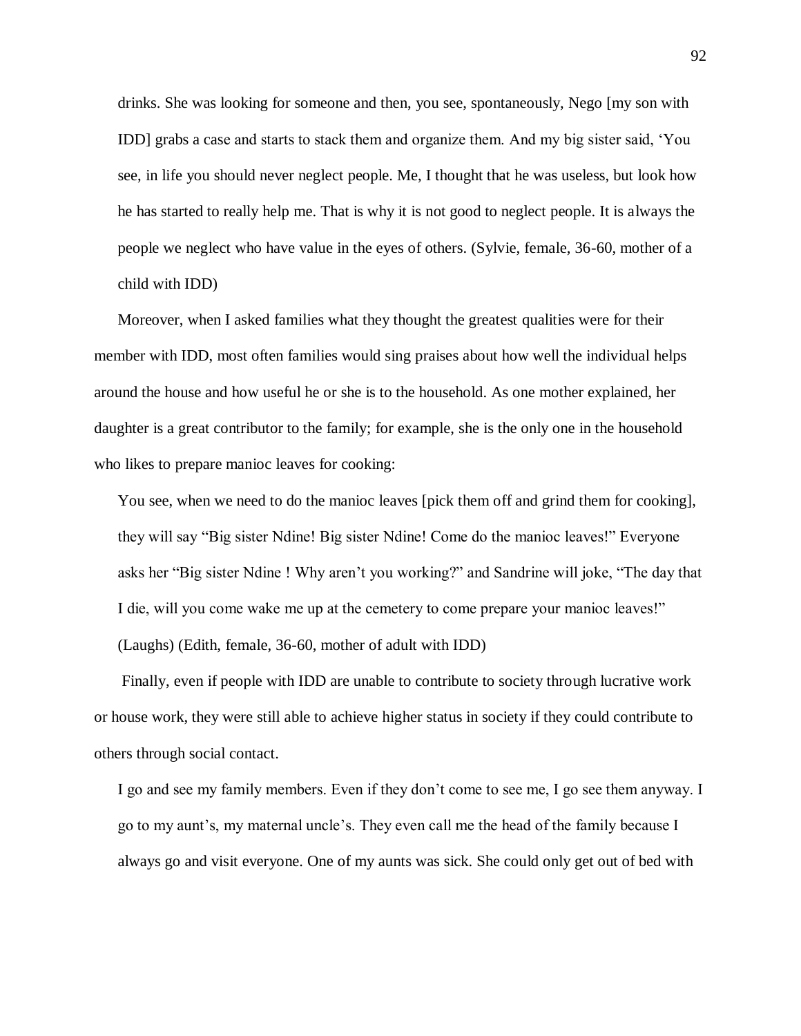drinks. She was looking for someone and then, you see, spontaneously, Nego [my son with IDD] grabs a case and starts to stack them and organize them. And my big sister said, 'You see, in life you should never neglect people. Me, I thought that he was useless, but look how he has started to really help me. That is why it is not good to neglect people. It is always the people we neglect who have value in the eyes of others. (Sylvie, female, 36-60, mother of a child with IDD)

Moreover, when I asked families what they thought the greatest qualities were for their member with IDD, most often families would sing praises about how well the individual helps around the house and how useful he or she is to the household. As one mother explained, her daughter is a great contributor to the family; for example, she is the only one in the household who likes to prepare manioc leaves for cooking:

> You see, when we need to do the manioc leaves [pick them off and grind them for cooking], they will say "Big sister Ndine! Big sister Ndine! Come do the manioc leaves!" Everyone asks her "Big sister Ndine ! Why aren't you working?" and Sandrine will joke, "The day that I die, will you come wake me up at the cemetery to come prepare your manioc leaves!" (Laughs) (Edith, female, 36-60, mother of adult with IDD)

Finally, even if people with IDD are unable to contribute to society through lucrative work or house work, they were still able to achieve higher status in society if they could contribute to others through social contact.

> I go and see my family members. Even if they don't come to see me, I go see them anyway. I go to my aunt's, my maternal uncle's. They even call me the head of the family because I always go and visit everyone. One of my aunts was sick. She could only get out of bed with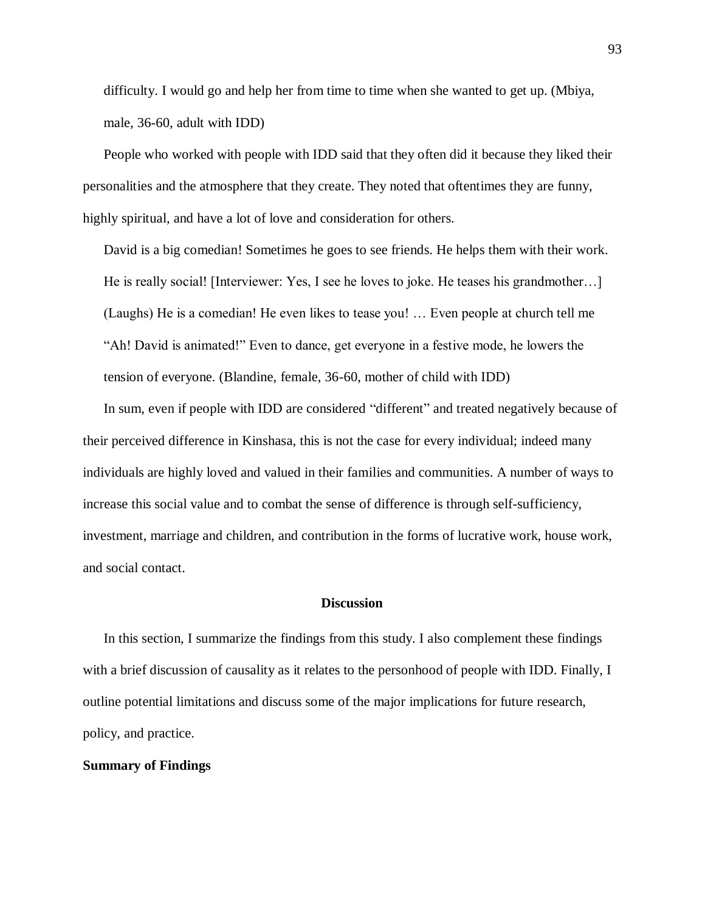difficulty. I would go and help her from time to time when she wanted to get up. (Mbiya, male, 36-60, adult with IDD)

People who worked with people with IDD said that they often did it because they liked their personalities and the atmosphere that they create. They noted that oftentimes they are funny, highly spiritual, and have a lot of love and consideration for others.

> David is a big comedian! Sometimes he goes to see friends. He helps them with their work. He is really social! [Interviewer: Yes, I see he loves to joke. He teases his grandmother…] (Laughs) He is a comedian! He even likes to tease you! … Even people at church tell me "Ah! David is animated!" Even to dance, get everyone in a festive mode, he lowers the tension of everyone. (Blandine, female, 36-60, mother of child with IDD)

In sum, even if people with IDD are considered "different" and treated negatively because of their perceived difference in Kinshasa, this is not the case for every individual; indeed many individuals are highly loved and valued in their families and communities. A number of ways to increase this social value and to combat the sense of difference is through self-sufficiency, investment, marriage and children, and contribution in the forms of lucrative work, house work, and social contact.

## Discussion

In this section, I summarize the findings from this study. I also complement these findings with a brief discussion of causality as it relates to the personhood of people with IDD. Finally, I outline potential limitations and discuss some of the major implications for future research, policy, and practice.

### Summary of Findings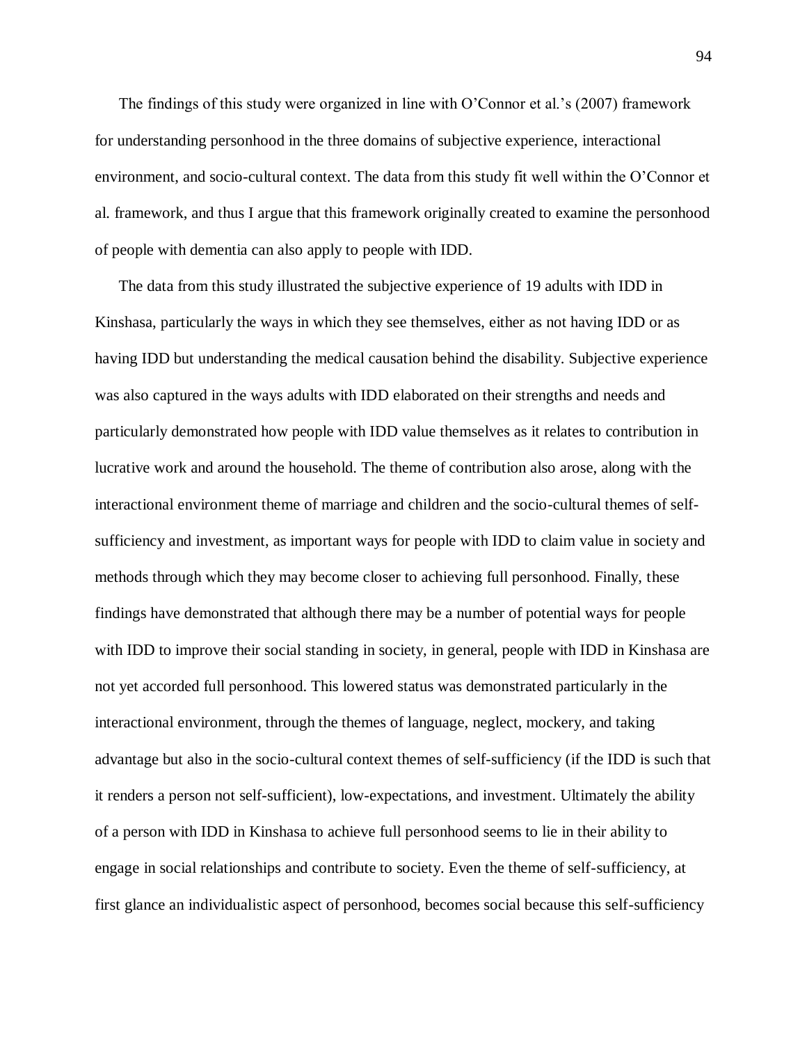The findings of this study were organized in line with O'Connor et al.'s (2007) framework for understanding personhood in the three domains of subjective experience, interactional environment, and socio-cultural context. The data from this study fit well within the O'Connor et al. framework, and thus I argue that this framework originally created to examine the personhood of people with dementia can also apply to people with IDD.

The data from this study illustrated the subjective experience of 19 adults with IDD in Kinshasa, particularly the ways in which they see themselves, either as not having IDD or as having IDD but understanding the medical causation behind the disability. Subjective experience was also captured in the ways adults with IDD elaborated on their strengths and needs and particularly demonstrated how people with IDD value themselves as it relates to contribution in lucrative work and around the household. The theme of contribution also arose, along with the interactional environment theme of marriage and children and the socio-cultural themes of self-sufficiency and investment, as important ways for people with IDD to claim value in society and methods through which they may become closer to achieving full personhood. Finally, these findings have demonstrated that although there may be a number of potential ways for people with IDD to improve their social standing in society, in general, people with IDD in Kinshasa are not yet accorded full personhood. This lowered status was demonstrated particularly in the interactional environment, through the themes of language, neglect, mockery, and taking advantage but also in the socio-cultural context themes of self-sufficiency (if the IDD is such that it renders a person not self-sufficient), low-expectations, and investment. Ultimately the ability of a person with IDD in Kinshasa to achieve full personhood seems to lie in their ability to engage in social relationships and contribute to society. Even the theme of self-sufficiency, at first glance an individualistic aspect of personhood, becomes social because this self-sufficiency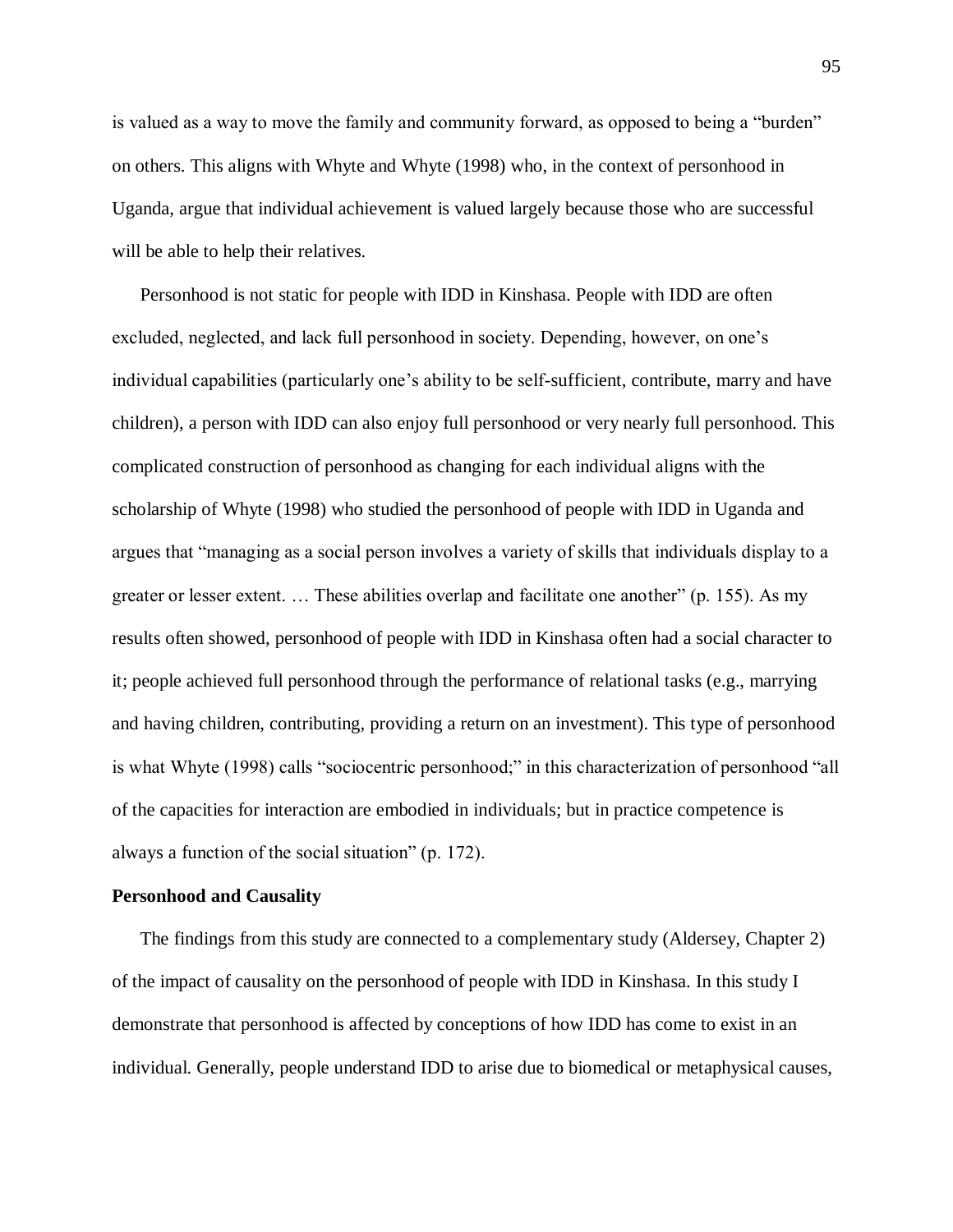is valued as a way to move the family and community forward, as opposed to being a "burden" on others. This aligns with Whyte and Whyte (1998) who, in the context of personhood in Uganda, argue that individual achievement is valued largely because those who are successful will be able to help their relatives.

Personhood is not static for people with IDD in Kinshasa. People with IDD are often excluded, neglected, and lack full personhood in society. Depending, however, on one's individual capabilities (particularly one's ability to be self-sufficient, contribute, marry and have children), a person with IDD can also enjoy full personhood or very nearly full personhood. This complicated construction of personhood as changing for each individual aligns with the scholarship of Whyte (1998) who studied the personhood of people with IDD in Uganda and argues that "managing as a social person involves a variety of skills that individuals display to a greater or lesser extent. … These abilities overlap and facilitate one another" (p. 155). As my results often showed, personhood of people with IDD in Kinshasa often had a social character to it; people achieved full personhood through the performance of relational tasks (e.g., marrying and having children, contributing, providing a return on an investment). This type of personhood is what Whyte (1998) calls "sociocentric personhood;" in this characterization of personhood "all of the capacities for interaction are embodied in individuals; but in practice competence is always a function of the social situation" (p. 172).

**Personhood and Causality**

The findings from this study are connected to a complementary study (Aldersey, Chapter 2) of the impact of causality on the personhood of people with IDD in Kinshasa. In this study I demonstrate that personhood is affected by conceptions of how IDD has come to exist in an individual. Generally, people understand IDD to arise due to biomedical or metaphysical causes,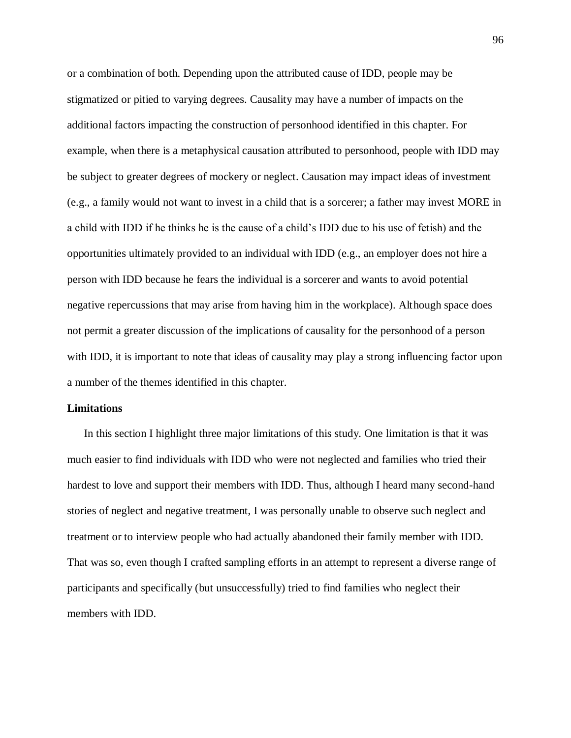or a combination of both. Depending upon the attributed cause of IDD, people may be stigmatized or pitied to varying degrees. Causality may have a number of impacts on the additional factors impacting the construction of personhood identified in this chapter. For example, when there is a metaphysical causation attributed to personhood, people with IDD may be subject to greater degrees of mockery or neglect. Causation may impact ideas of investment (e.g., a family would not want to invest in a child that is a sorcerer; a father may invest MORE in a child with IDD if he thinks he is the cause of a child's IDD due to his use of fetish) and the opportunities ultimately provided to an individual with IDD (e.g., an employer does not hire a person with IDD because he fears the individual is a sorcerer and wants to avoid potential negative repercussions that may arise from having him in the workplace). Although space does not permit a greater discussion of the implications of causality for the personhood of a person with IDD, it is important to note that ideas of causality may play a strong influencing factor upon a number of the themes identified in this chapter.

**Limitations**

In this section I highlight three major limitations of this study. One limitation is that it was much easier to find individuals with IDD who were not neglected and families who tried their hardest to love and support their members with IDD. Thus, although I heard many second-hand stories of neglect and negative treatment, I was personally unable to observe such neglect and treatment or to interview people who had actually abandoned their family member with IDD. That was so, even though I crafted sampling efforts in an attempt to represent a diverse range of participants and specifically (but unsuccessfully) tried to find families who neglect their members with IDD.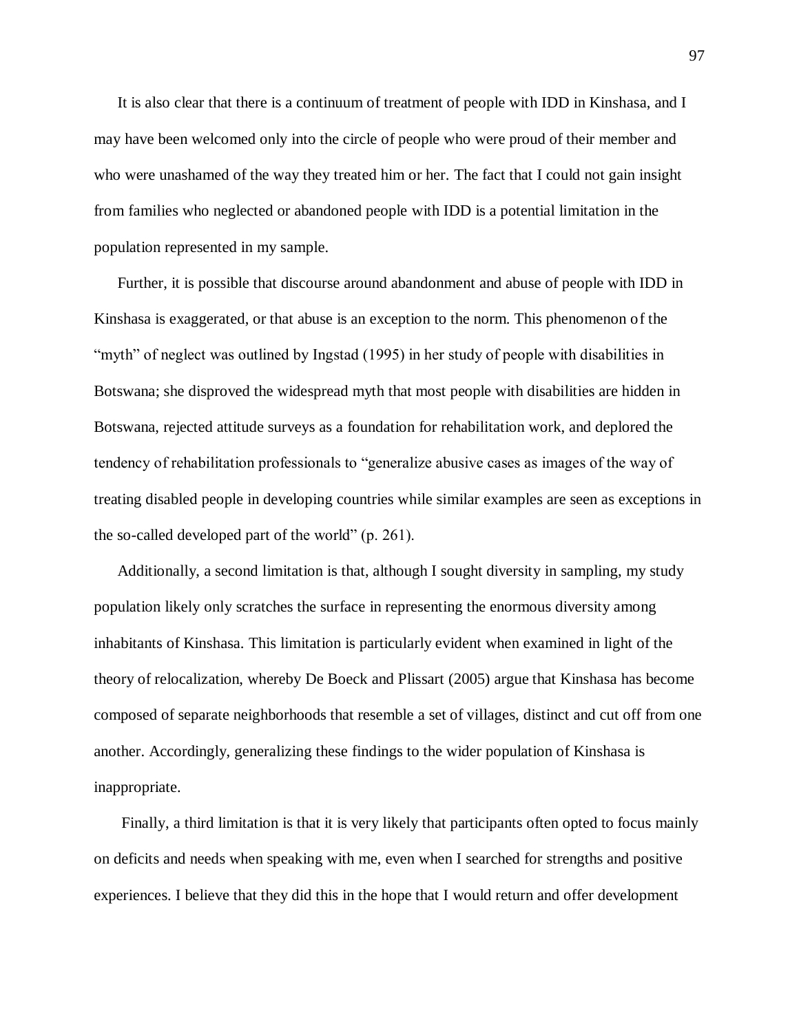It is also clear that there is a continuum of treatment of people with IDD in Kinshasa, and I may have been welcomed only into the circle of people who were proud of their member and who were unashamed of the way they treated him or her. The fact that I could not gain insight from families who neglected or abandoned people with IDD is a potential limitation in the population represented in my sample.

Further, it is possible that discourse around abandonment and abuse of people with IDD in Kinshasa is exaggerated, or that abuse is an exception to the norm. This phenomenon of the "myth" of neglect was outlined by Ingstad (1995) in her study of people with disabilities in Botswana; she disproved the widespread myth that most people with disabilities are hidden in Botswana, rejected attitude surveys as a foundation for rehabilitation work, and deplored the tendency of rehabilitation professionals to "generalize abusive cases as images of the way of treating disabled people in developing countries while similar examples are seen as exceptions in the so-called developed part of the world" (p. 261).

Additionally, a second limitation is that, although I sought diversity in sampling, my study population likely only scratches the surface in representing the enormous diversity among inhabitants of Kinshasa. This limitation is particularly evident when examined in light of the theory of relocalization, whereby De Boeck and Plissart (2005) argue that Kinshasa has become composed of separate neighborhoods that resemble a set of villages, distinct and cut off from one another. Accordingly, generalizing these findings to the wider population of Kinshasa is inappropriate.

Finally, a third limitation is that it is very likely that participants often opted to focus mainly on deficits and needs when speaking with me, even when I searched for strengths and positive experiences. I believe that they did this in the hope that I would return and offer development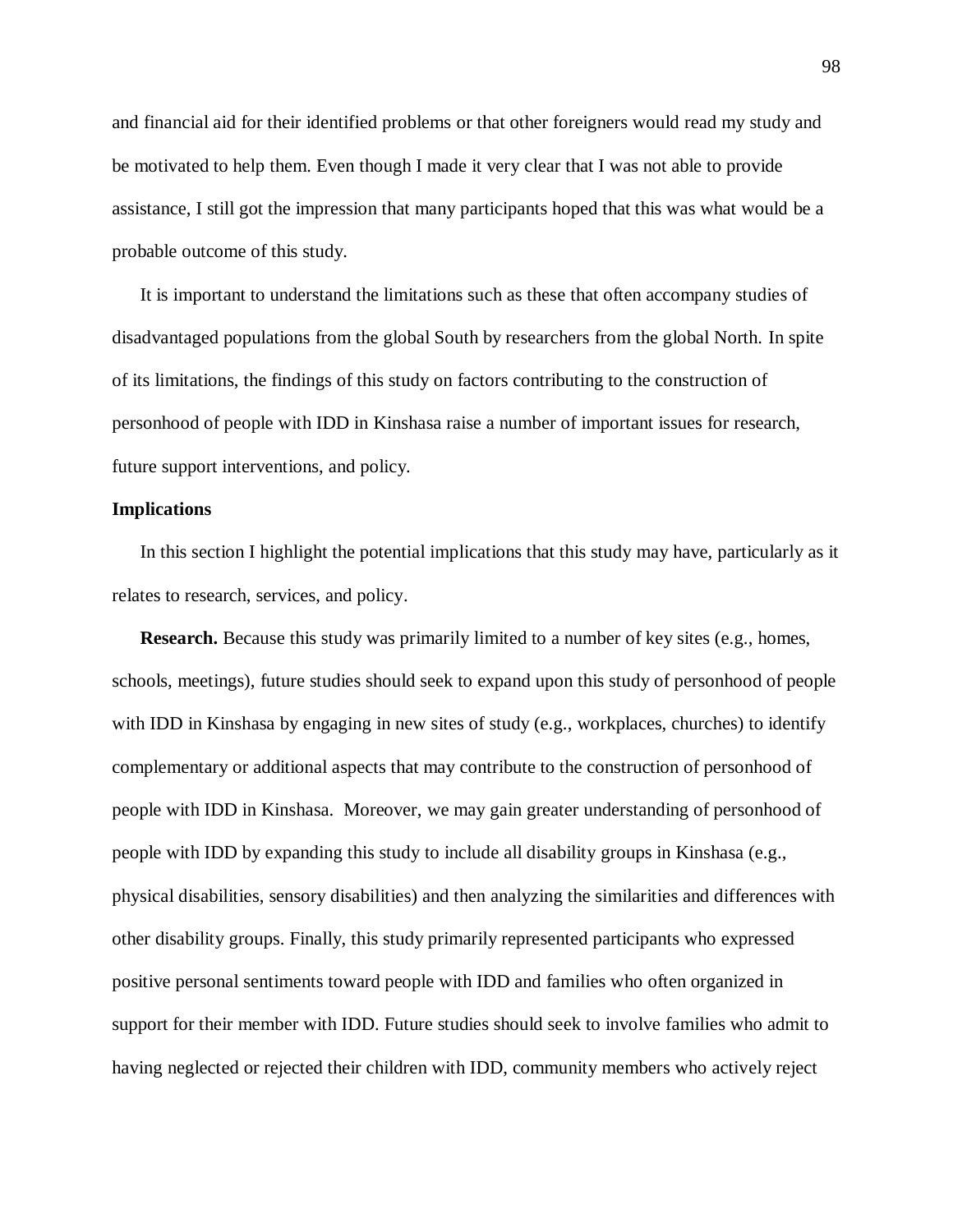and financial aid for their identified problems or that other foreigners would read my study and be motivated to help them. Even though I made it very clear that I was not able to provide assistance, I still got the impression that many participants hoped that this was what would be a probable outcome of this study.

It is important to understand the limitations such as these that often accompany studies of disadvantaged populations from the global South by researchers from the global North. In spite of its limitations, the findings of this study on factors contributing to the construction of personhood of people with IDD in Kinshasa raise a number of important issues for research, future support interventions, and policy.

**Implications**

In this section I highlight the potential implications that this study may have, particularly as it relates to research, services, and policy.

**Research.** Because this study was primarily limited to a number of key sites (e.g., homes, schools, meetings), future studies should seek to expand upon this study of personhood of people with IDD in Kinshasa by engaging in new sites of study (e.g., workplaces, churches) to identify complementary or additional aspects that may contribute to the construction of personhood of people with IDD in Kinshasa. Moreover, we may gain greater understanding of personhood of people with IDD by expanding this study to include all disability groups in Kinshasa (e.g., physical disabilities, sensory disabilities) and then analyzing the similarities and differences with other disability groups. Finally, this study primarily represented participants who expressed positive personal sentiments toward people with IDD and families who often organized in support for their member with IDD. Future studies should seek to involve families who admit to having neglected or rejected their children with IDD, community members who actively reject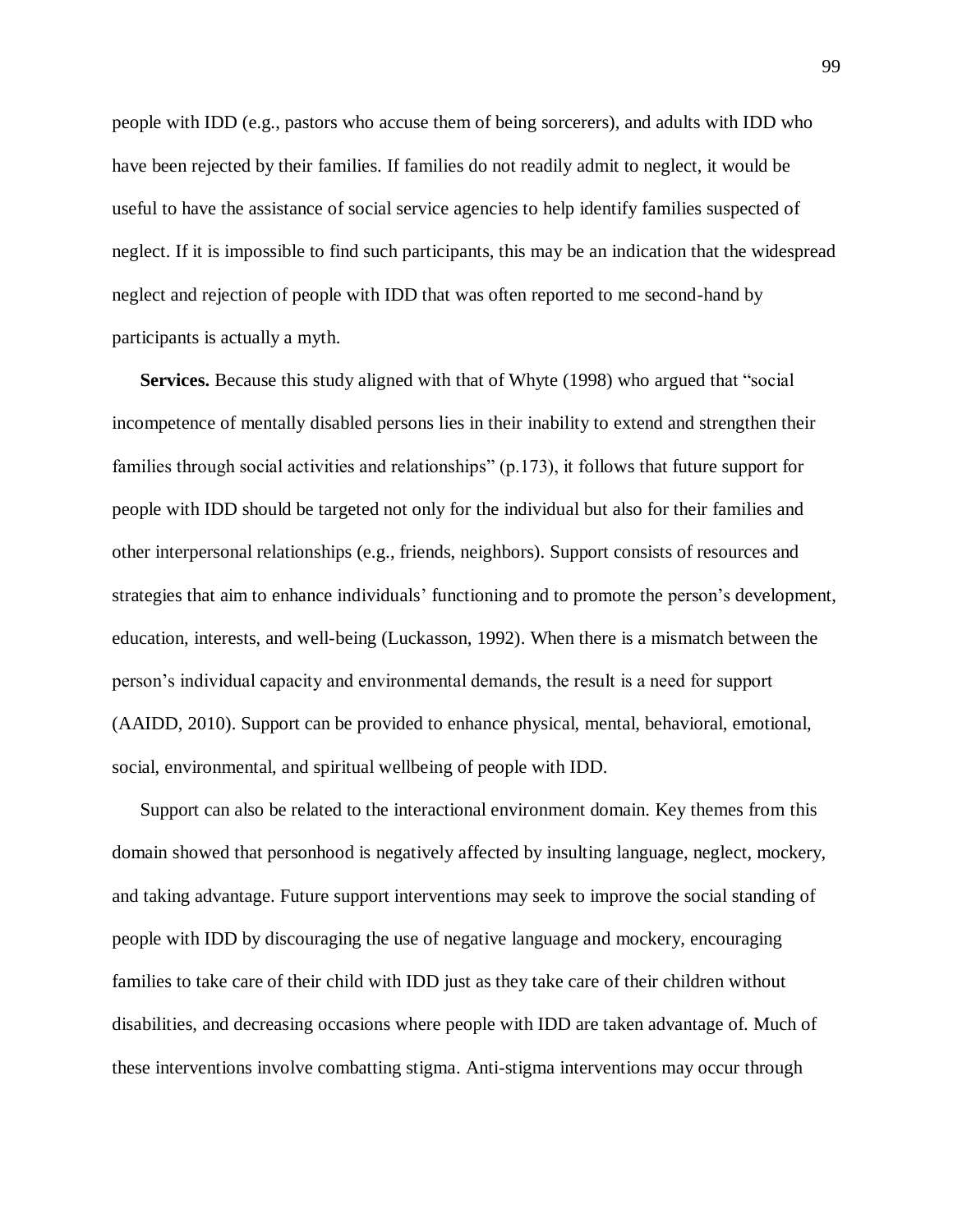people with IDD (e.g., pastors who accuse them of being sorcerers), and adults with IDD who have been rejected by their families. If families do not readily admit to neglect, it would be useful to have the assistance of social service agencies to help identify families suspected of neglect. If it is impossible to find such participants, this may be an indication that the widespread neglect and rejection of people with IDD that was often reported to me second-hand by participants is actually a myth.

**Services.** Because this study aligned with that of Whyte (1998) who argued that "social incompetence of mentally disabled persons lies in their inability to extend and strengthen their families through social activities and relationships" (p.173), it follows that future support for people with IDD should be targeted not only for the individual but also for their families and other interpersonal relationships (e.g., friends, neighbors). Support consists of resources and strategies that aim to enhance individuals' functioning and to promote the person's development, education, interests, and well-being (Luckasson, 1992). When there is a mismatch between the person's individual capacity and environmental demands, the result is a need for support (AAIDD, 2010). Support can be provided to enhance physical, mental, behavioral, emotional, social, environmental, and spiritual wellbeing of people with IDD.

Support can also be related to the interactional environment domain. Key themes from this domain showed that personhood is negatively affected by insulting language, neglect, mockery, and taking advantage. Future support interventions may seek to improve the social standing of people with IDD by discouraging the use of negative language and mockery, encouraging families to take care of their child with IDD just as they take care of their children without disabilities, and decreasing occasions where people with IDD are taken advantage of. Much of these interventions involve combatting stigma. Anti-stigma interventions may occur through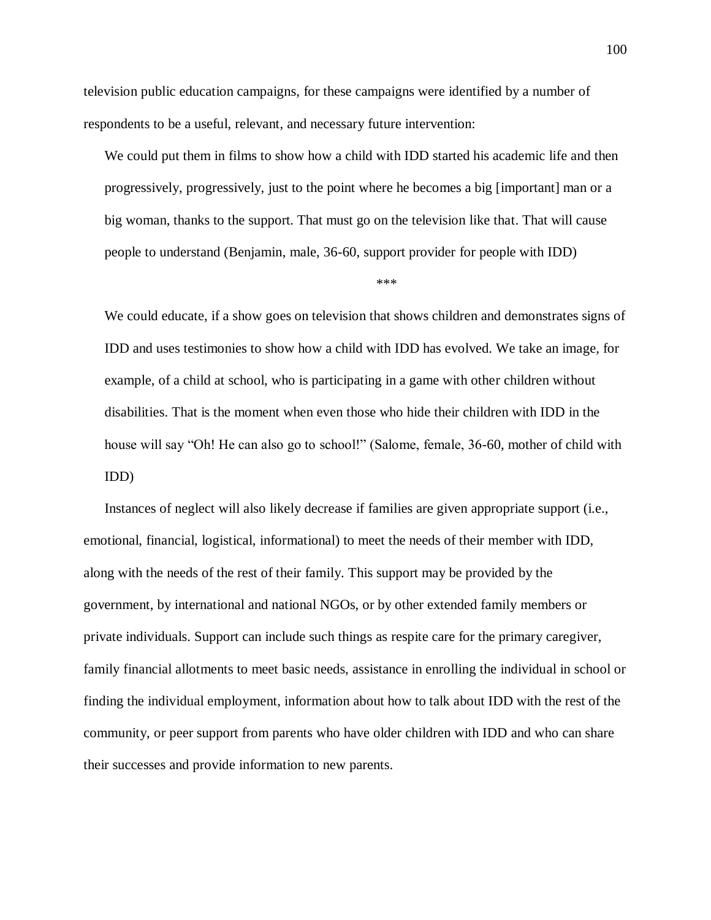television public education campaigns, for these campaigns were identified by a number of respondents to be a useful, relevant, and necessary future intervention:

> We could put them in films to show how a child with IDD started his academic life and then progressively, progressively, just to the point where he becomes a big [important] man or a big woman, thanks to the support. That must go on the television like that. That will cause people to understand (Benjamin, male, 36-60, support provider for people with IDD)

***

> We could educate, if a show goes on television that shows children and demonstrates signs of IDD and uses testimonies to show how a child with IDD has evolved. We take an image, for example, of a child at school, who is participating in a game with other children without disabilities. That is the moment when even those who hide their children with IDD in the house will say "Oh! He can also go to school!" (Salome, female, 36-60, mother of child with IDD)

Instances of neglect will also likely decrease if families are given appropriate support (i.e., emotional, financial, logistical, informational) to meet the needs of their member with IDD, along with the needs of the rest of their family. This support may be provided by the government, by international and national NGOs, or by other extended family members or private individuals. Support can include such things as respite care for the primary caregiver, family financial allotments to meet basic needs, assistance in enrolling the individual in school or finding the individual employment, information about how to talk about IDD with the rest of the community, or peer support from parents who have older children with IDD and who can share their successes and provide information to new parents.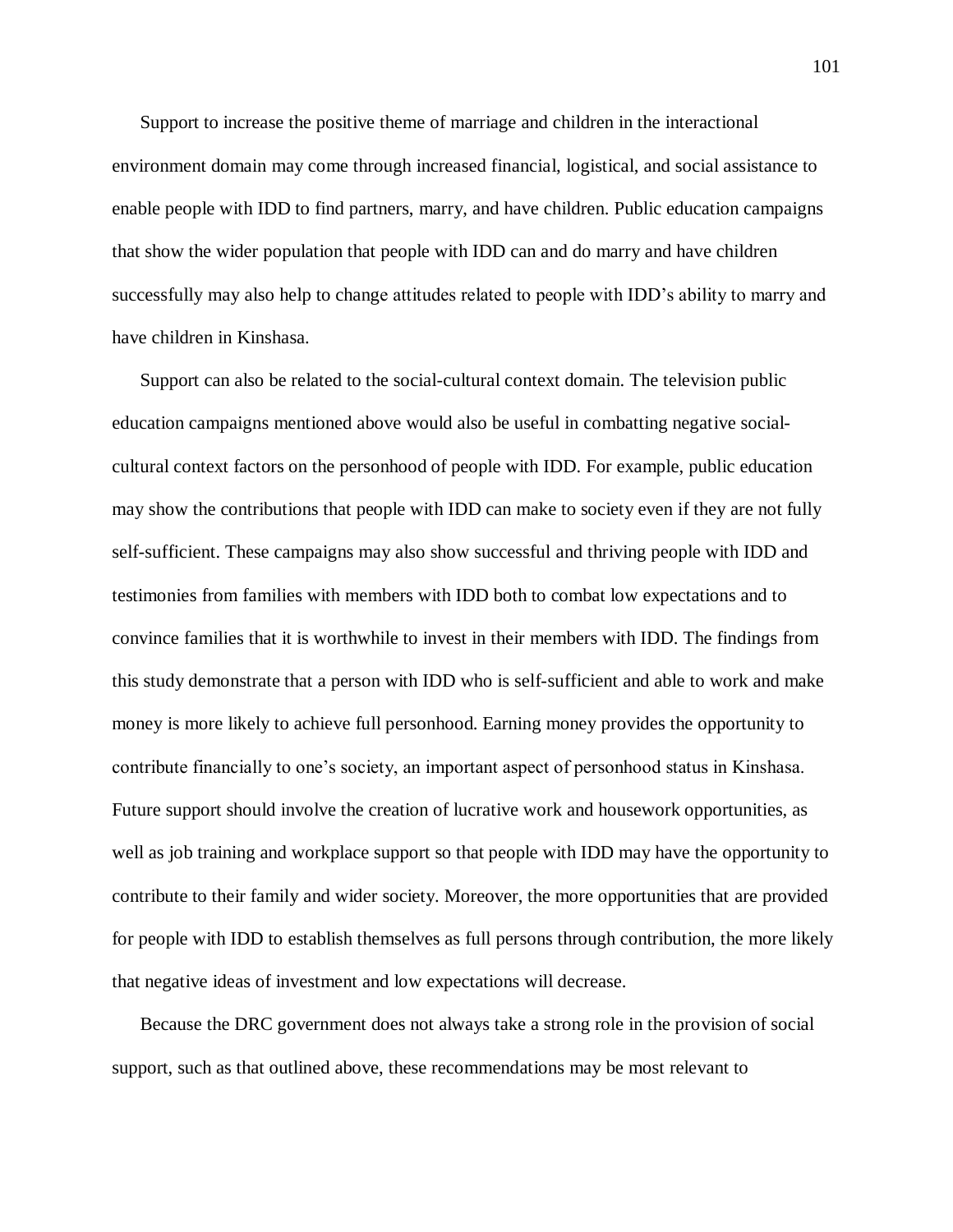Support to increase the positive theme of marriage and children in the interactional environment domain may come through increased financial, logistical, and social assistance to enable people with IDD to find partners, marry, and have children. Public education campaigns that show the wider population that people with IDD can and do marry and have children successfully may also help to change attitudes related to people with IDD's ability to marry and have children in Kinshasa.

Support can also be related to the social-cultural context domain. The television public education campaigns mentioned above would also be useful in combatting negative social-cultural context factors on the personhood of people with IDD. For example, public education may show the contributions that people with IDD can make to society even if they are not fully self-sufficient. These campaigns may also show successful and thriving people with IDD and testimonies from families with members with IDD both to combat low expectations and to convince families that it is worthwhile to invest in their members with IDD. The findings from this study demonstrate that a person with IDD who is self-sufficient and able to work and make money is more likely to achieve full personhood. Earning money provides the opportunity to contribute financially to one's society, an important aspect of personhood status in Kinshasa. Future support should involve the creation of lucrative work and housework opportunities, as well as job training and workplace support so that people with IDD may have the opportunity to contribute to their family and wider society. Moreover, the more opportunities that are provided for people with IDD to establish themselves as full persons through contribution, the more likely that negative ideas of investment and low expectations will decrease.

Because the DRC government does not always take a strong role in the provision of social support, such as that outlined above, these recommendations may be most relevant to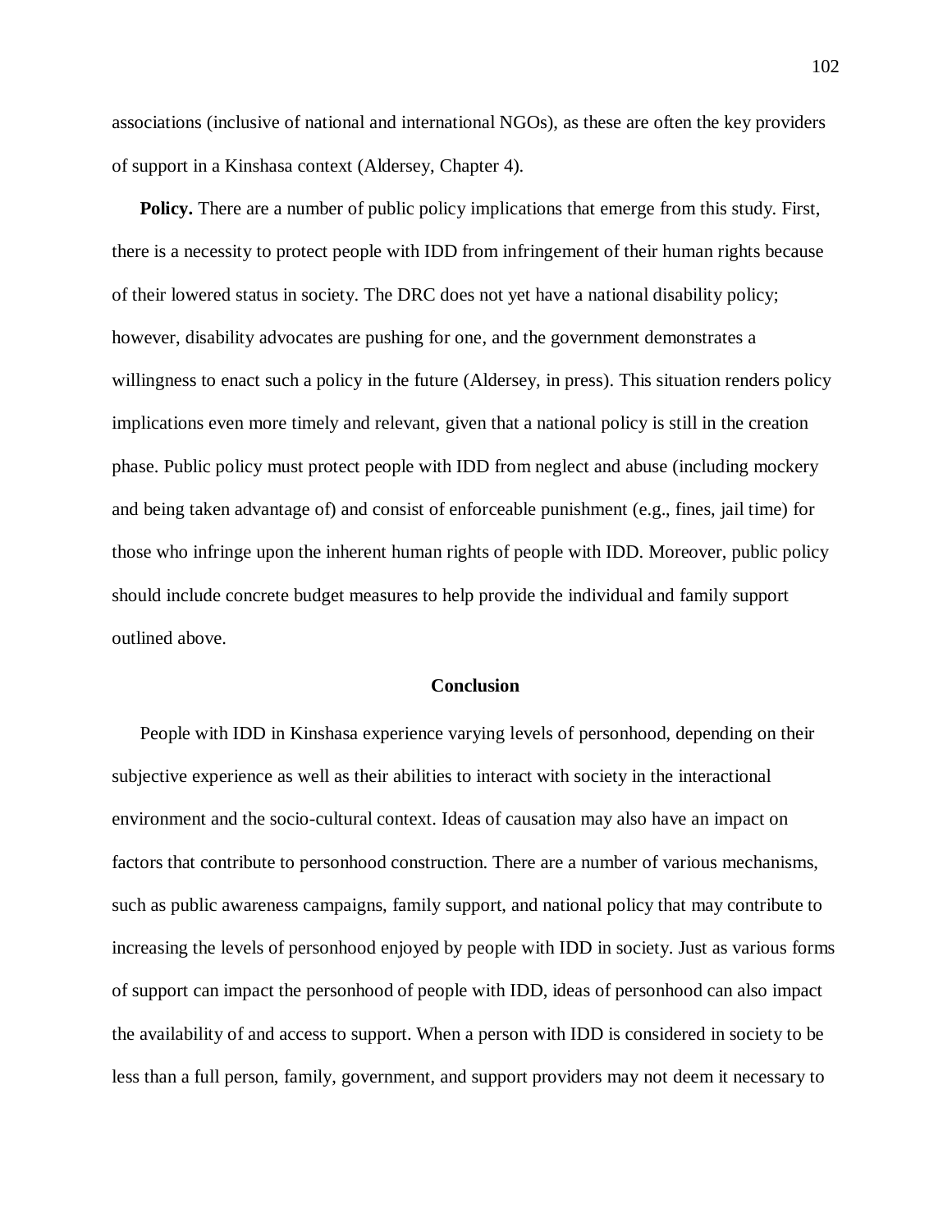associations (inclusive of national and international NGOs), as these are often the key providers of support in a Kinshasa context (Aldersey, Chapter 4).

**Policy.** There are a number of public policy implications that emerge from this study. First, there is a necessity to protect people with IDD from infringement of their human rights because of their lowered status in society. The DRC does not yet have a national disability policy; however, disability advocates are pushing for one, and the government demonstrates a willingness to enact such a policy in the future (Aldersey, in press). This situation renders policy implications even more timely and relevant, given that a national policy is still in the creation phase. Public policy must protect people with IDD from neglect and abuse (including mockery and being taken advantage of) and consist of enforceable punishment (e.g., fines, jail time) for those who infringe upon the inherent human rights of people with IDD. Moreover, public policy should include concrete budget measures to help provide the individual and family support outlined above.

## Conclusion

People with IDD in Kinshasa experience varying levels of personhood, depending on their subjective experience as well as their abilities to interact with society in the interactional environment and the socio-cultural context. Ideas of causation may also have an impact on factors that contribute to personhood construction. There are a number of various mechanisms, such as public awareness campaigns, family support, and national policy that may contribute to increasing the levels of personhood enjoyed by people with IDD in society. Just as various forms of support can impact the personhood of people with IDD, ideas of personhood can also impact the availability of and access to support. When a person with IDD is considered in society to be less than a full person, family, government, and support providers may not deem it necessary to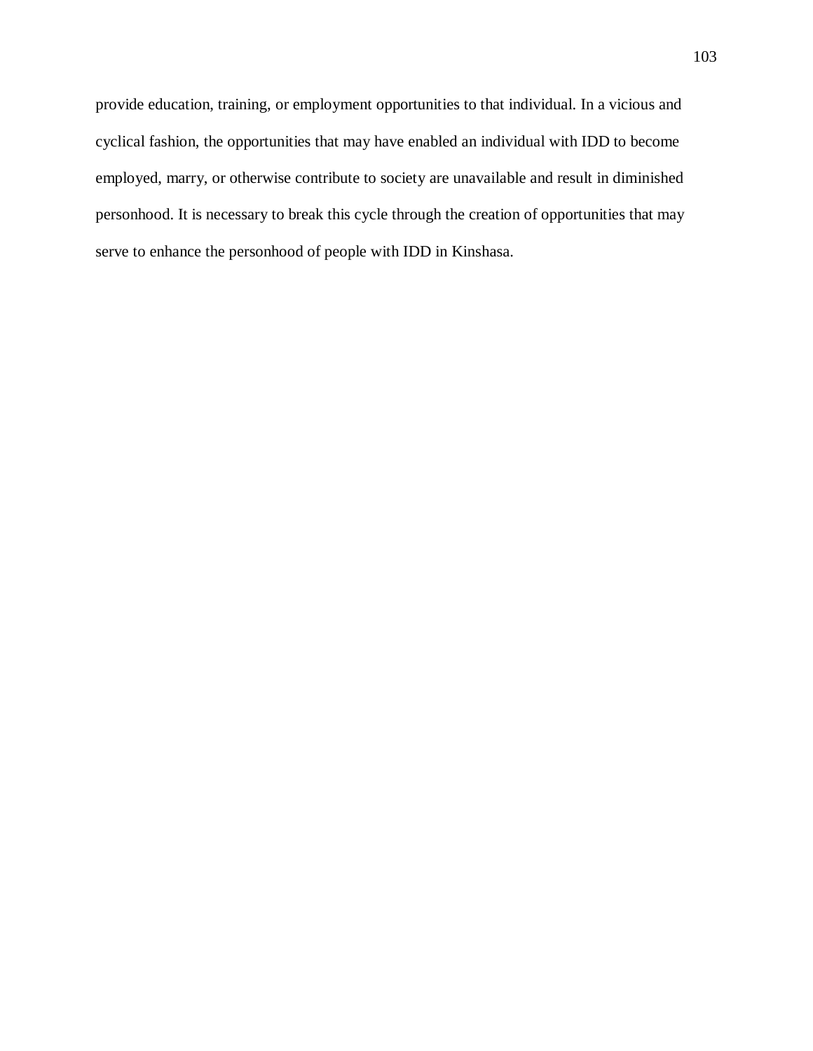provide education, training, or employment opportunities to that individual. In a vicious and cyclical fashion, the opportunities that may have enabled an individual with IDD to become employed, marry, or otherwise contribute to society are unavailable and result in diminished personhood. It is necessary to break this cycle through the creation of opportunities that may serve to enhance the personhood of people with IDD in Kinshasa.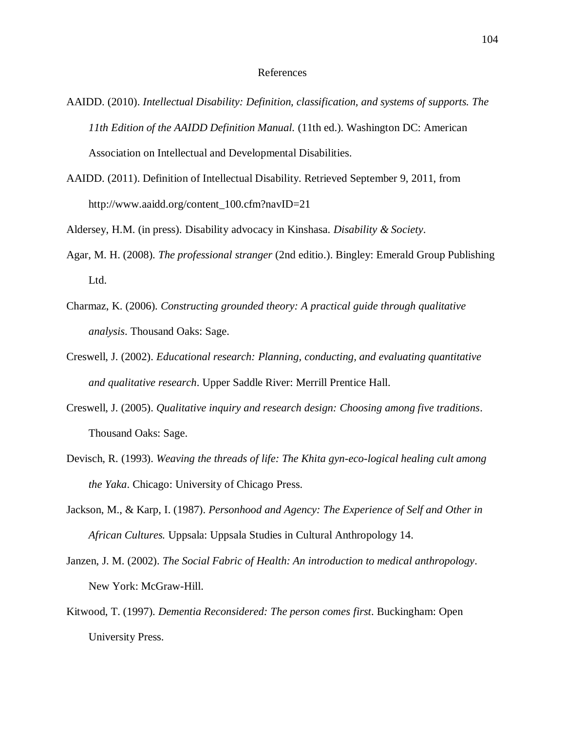# References

AAIDD. (2010). *Intellectual Disability: Definition, classification, and systems of supports. The 11th Edition of the AAIDD Definition Manual.* (11th ed.). Washington DC: American Association on Intellectual and Developmental Disabilities.

AAIDD. (2011). Definition of Intellectual Disability. Retrieved September 9, 2011, from http://www.aaidd.org/content_100.cfm?navID=21

Aldersey, H.M. (in press). Disability advocacy in Kinshasa. *Disability & Society*.

Agar, M. H. (2008). *The professional stranger* (2nd editio.). Bingley: Emerald Group Publishing Ltd.

Charmaz, K. (2006). *Constructing grounded theory: A practical guide through qualitative analysis*. Thousand Oaks: Sage.

Creswell, J. (2002). *Educational research: Planning, conducting, and evaluating quantitative and qualitative research*. Upper Saddle River: Merrill Prentice Hall.

Creswell, J. (2005). *Qualitative inquiry and research design: Choosing among five traditions*. Thousand Oaks: Sage.

Devisch, R. (1993). *Weaving the threads of life: The Khita gyn-eco-logical healing cult among the Yaka*. Chicago: University of Chicago Press.

Jackson, M., & Karp, I. (1987). *Personhood and Agency: The Experience of Self and Other in African Cultures.* Uppsala: Uppsala Studies in Cultural Anthropology 14.

Janzen, J. M. (2002). *The Social Fabric of Health: An introduction to medical anthropology*. New York: McGraw-Hill.

Kitwood, T. (1997). *Dementia Reconsidered: The person comes first*. Buckingham: Open University Press.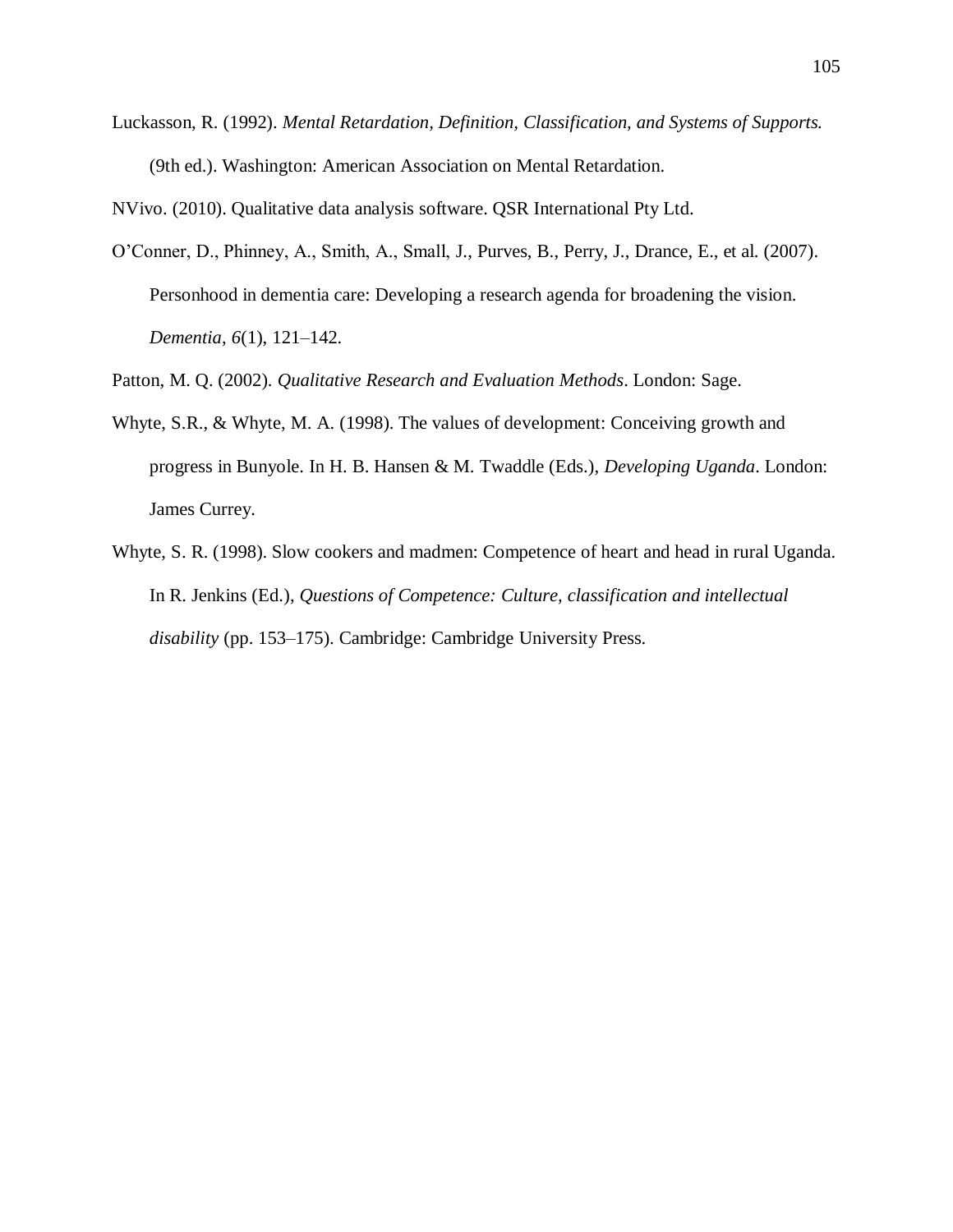Luckasson, R. (1992). *Mental Retardation, Definition, Classification, and Systems of Supports.* (9th ed.). Washington: American Association on Mental Retardation.

NVivo. (2010). Qualitative data analysis software. QSR International Pty Ltd.

O'Conner, D., Phinney, A., Smith, A., Small, J., Purves, B., Perry, J., Drance, E., et al. (2007). Personhood in dementia care: Developing a research agenda for broadening the vision. *Dementia*, *6*(1), 121–142.

Patton, M. Q. (2002). *Qualitative Research and Evaluation Methods*. London: Sage.

Whyte, S.R., & Whyte, M. A. (1998). The values of development: Conceiving growth and progress in Bunyole. In H. B. Hansen & M. Twaddle (Eds.), *Developing Uganda*. London: James Currey.

Whyte, S. R. (1998). Slow cookers and madmen: Competence of heart and head in rural Uganda. In R. Jenkins (Ed.), *Questions of Competence: Culture, classification and intellectual disability* (pp. 153–175). Cambridge: Cambridge University Press.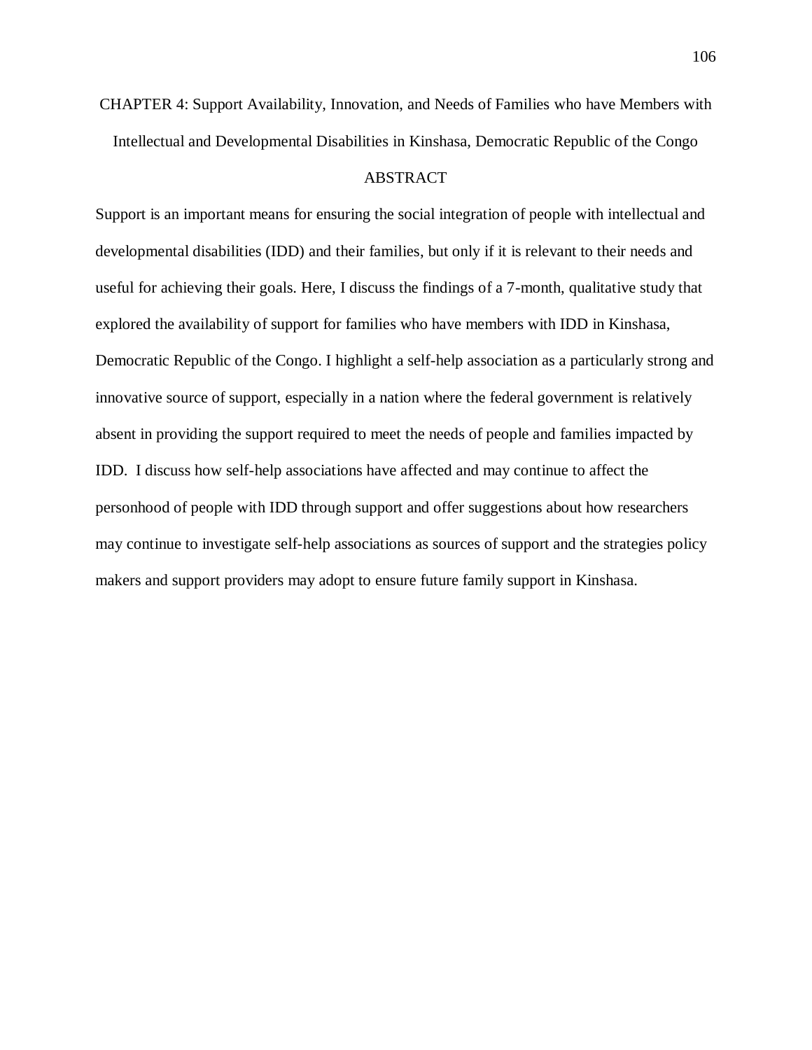# CHAPTER 4: Support Availability, Innovation, and Needs of Families who have Members with Intellectual and Developmental Disabilities in Kinshasa, Democratic Republic of the Congo

## ABSTRACT

Support is an important means for ensuring the social integration of people with intellectual and developmental disabilities (IDD) and their families, but only if it is relevant to their needs and useful for achieving their goals. Here, I discuss the findings of a 7-month, qualitative study that explored the availability of support for families who have members with IDD in Kinshasa, Democratic Republic of the Congo. I highlight a self-help association as a particularly strong and innovative source of support, especially in a nation where the federal government is relatively absent in providing the support required to meet the needs of people and families impacted by IDD. I discuss how self-help associations have affected and may continue to affect the personhood of people with IDD through support and offer suggestions about how researchers may continue to investigate self-help associations as sources of support and the strategies policy makers and support providers may adopt to ensure future family support in Kinshasa.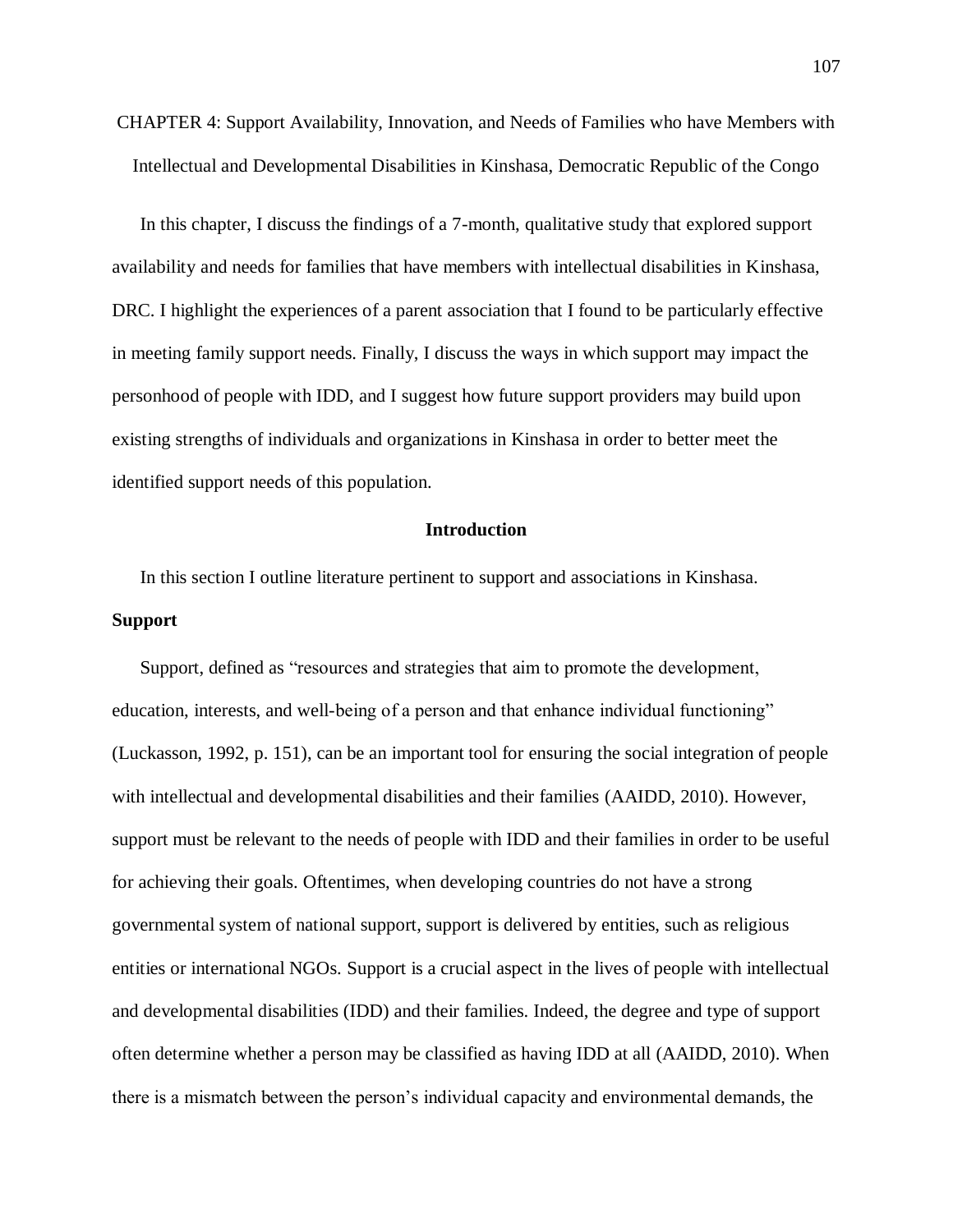# CHAPTER 4: Support Availability, Innovation, and Needs of Families who have Members with Intellectual and Developmental Disabilities in Kinshasa, Democratic Republic of the Congo

In this chapter, I discuss the findings of a 7-month, qualitative study that explored support availability and needs for families that have members with intellectual disabilities in Kinshasa, DRC. I highlight the experiences of a parent association that I found to be particularly effective in meeting family support needs. Finally, I discuss the ways in which support may impact the personhood of people with IDD, and I suggest how future support providers may build upon existing strengths of individuals and organizations in Kinshasa in order to better meet the identified support needs of this population.

## Introduction

In this section I outline literature pertinent to support and associations in Kinshasa.

### Support

Support, defined as "resources and strategies that aim to promote the development, education, interests, and well-being of a person and that enhance individual functioning" (Luckasson, 1992, p. 151), can be an important tool for ensuring the social integration of people with intellectual and developmental disabilities and their families (AAIDD, 2010). However, support must be relevant to the needs of people with IDD and their families in order to be useful for achieving their goals. Oftentimes, when developing countries do not have a strong governmental system of national support, support is delivered by entities, such as religious entities or international NGOs. Support is a crucial aspect in the lives of people with intellectual and developmental disabilities (IDD) and their families. Indeed, the degree and type of support often determine whether a person may be classified as having IDD at all (AAIDD, 2010). When there is a mismatch between the person's individual capacity and environmental demands, the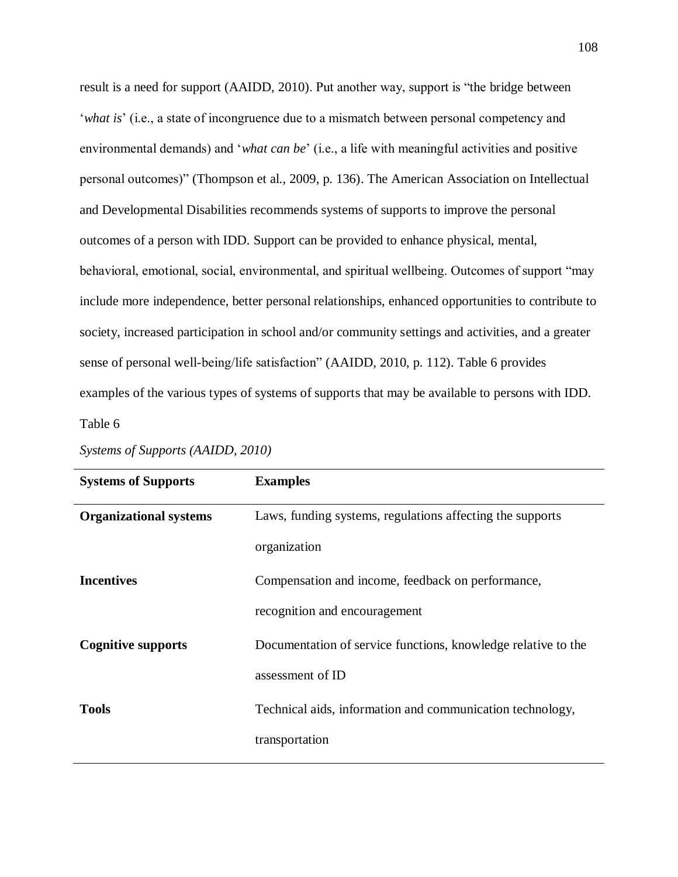result is a need for support (AAIDD, 2010). Put another way, support is "the bridge between '*what is*' (i.e., a state of incongruence due to a mismatch between personal competency and environmental demands) and '*what can be*' (i.e., a life with meaningful activities and positive personal outcomes)" (Thompson et al., 2009, p. 136). The American Association on Intellectual and Developmental Disabilities recommends systems of supports to improve the personal outcomes of a person with IDD. Support can be provided to enhance physical, mental, behavioral, emotional, social, environmental, and spiritual wellbeing. Outcomes of support "may include more independence, better personal relationships, enhanced opportunities to contribute to society, increased participation in school and/or community settings and activities, and a greater sense of personal well-being/life satisfaction" (AAIDD, 2010, p. 112). Table 6 provides examples of the various types of systems of supports that may be available to persons with IDD.

Table 6

*Systems of Supports (AAIDD, 2010)*

| **Systems of Supports** | **Examples** |
| --- | --- |
| **Organizational systems** | Laws, funding systems, regulations affecting the supports organization |
| **Incentives** | Compensation and income, feedback on performance, recognition and encouragement |
| **Cognitive supports** | Documentation of service functions, knowledge relative to the assessment of ID |
| **Tools** | Technical aids, information and communication technology, transportation |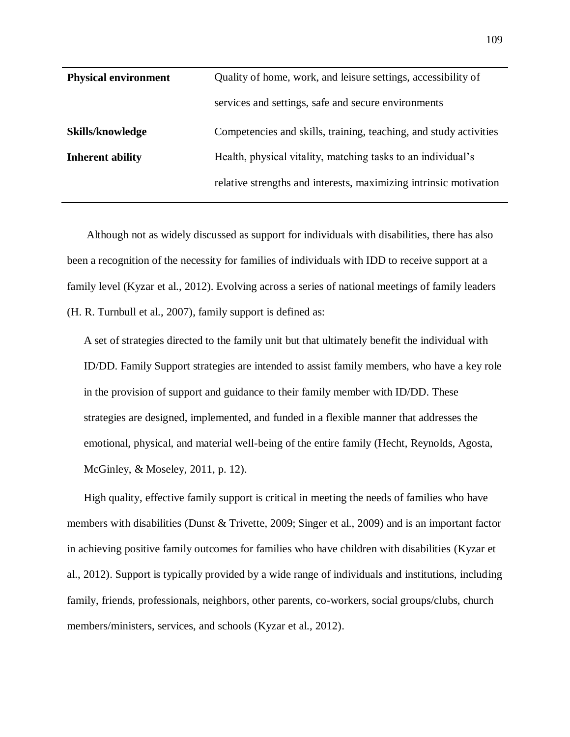| | |
|---|---|
| **Physical environment** | Quality of home, work, and leisure settings, accessibility of services and settings, safe and secure environments |
| **Skills/knowledge** | Competencies and skills, training, teaching, and study activities |
| **Inherent ability** | Health, physical vitality, matching tasks to an individual's relative strengths and interests, maximizing intrinsic motivation |

Although not as widely discussed as support for individuals with disabilities, there has also been a recognition of the necessity for families of individuals with IDD to receive support at a family level (Kyzar et al., 2012). Evolving across a series of national meetings of family leaders (H. R. Turnbull et al., 2007), family support is defined as:

> A set of strategies directed to the family unit but that ultimately benefit the individual with ID/DD. Family Support strategies are intended to assist family members, who have a key role in the provision of support and guidance to their family member with ID/DD. These strategies are designed, implemented, and funded in a flexible manner that addresses the emotional, physical, and material well-being of the entire family (Hecht, Reynolds, Agosta, McGinley, & Moseley, 2011, p. 12).

High quality, effective family support is critical in meeting the needs of families who have members with disabilities (Dunst & Trivette, 2009; Singer et al., 2009) and is an important factor in achieving positive family outcomes for families who have children with disabilities (Kyzar et al., 2012). Support is typically provided by a wide range of individuals and institutions, including family, friends, professionals, neighbors, other parents, co-workers, social groups/clubs, church members/ministers, services, and schools (Kyzar et al., 2012).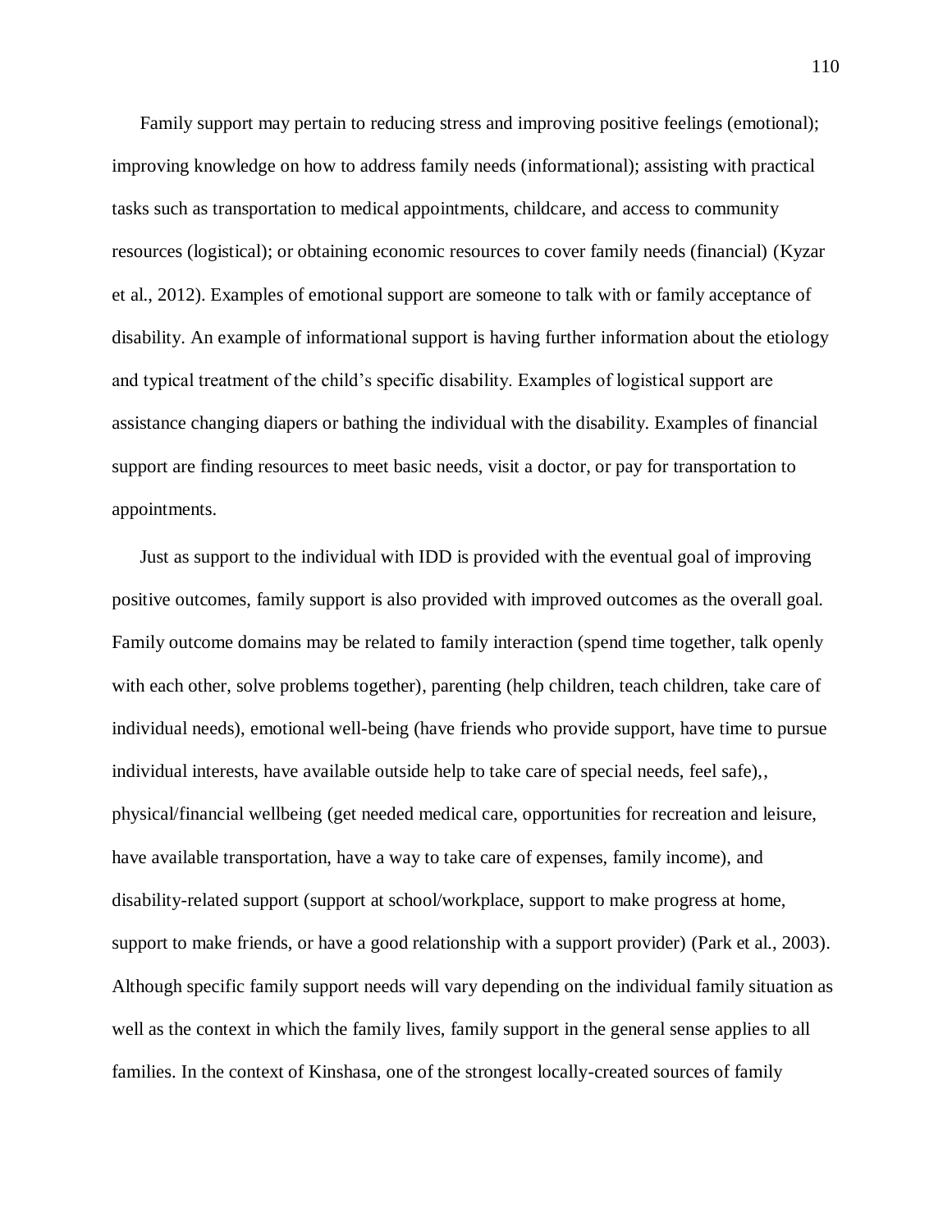Family support may pertain to reducing stress and improving positive feelings (emotional); improving knowledge on how to address family needs (informational); assisting with practical tasks such as transportation to medical appointments, childcare, and access to community resources (logistical); or obtaining economic resources to cover family needs (financial) (Kyzar et al., 2012). Examples of emotional support are someone to talk with or family acceptance of disability. An example of informational support is having further information about the etiology and typical treatment of the child's specific disability. Examples of logistical support are assistance changing diapers or bathing the individual with the disability. Examples of financial support are finding resources to meet basic needs, visit a doctor, or pay for transportation to appointments.

Just as support to the individual with IDD is provided with the eventual goal of improving positive outcomes, family support is also provided with improved outcomes as the overall goal. Family outcome domains may be related to family interaction (spend time together, talk openly with each other, solve problems together), parenting (help children, teach children, take care of individual needs), emotional well-being (have friends who provide support, have time to pursue individual interests, have available outside help to take care of special needs, feel safe),, physical/financial wellbeing (get needed medical care, opportunities for recreation and leisure, have available transportation, have a way to take care of expenses, family income), and disability-related support (support at school/workplace, support to make progress at home, support to make friends, or have a good relationship with a support provider) (Park et al., 2003). Although specific family support needs will vary depending on the individual family situation as well as the context in which the family lives, family support in the general sense applies to all families. In the context of Kinshasa, one of the strongest locally-created sources of family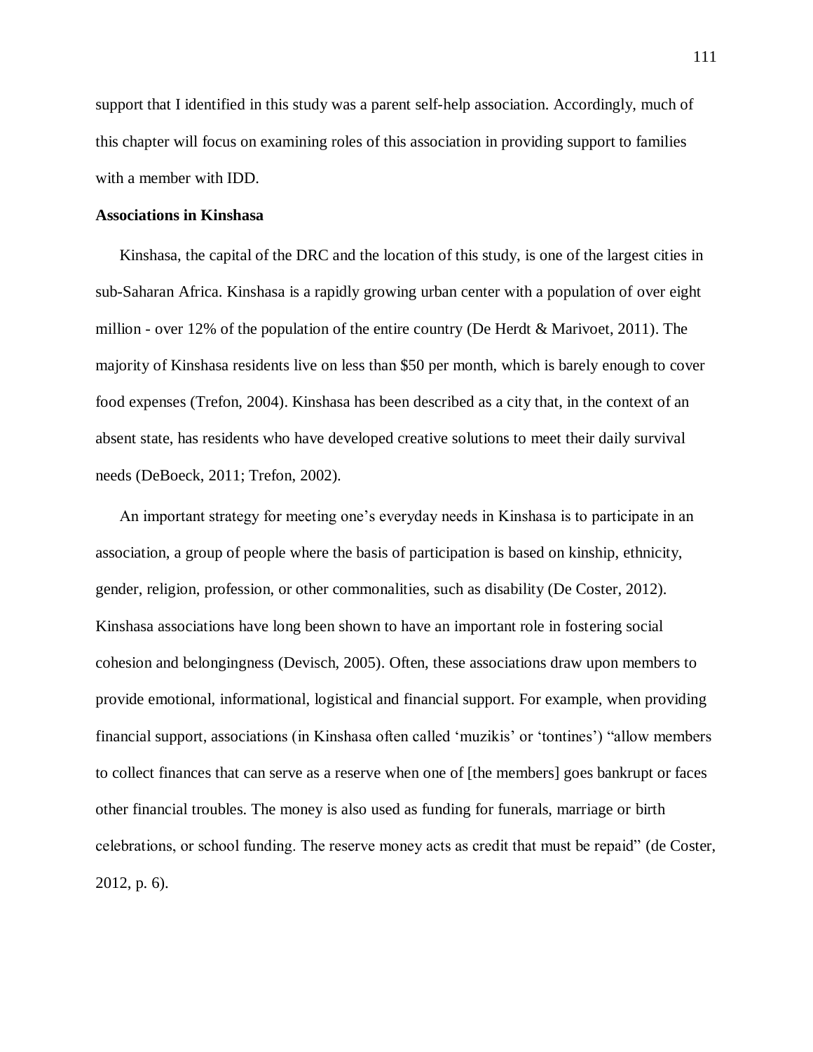support that I identified in this study was a parent self-help association. Accordingly, much of this chapter will focus on examining roles of this association in providing support to families with a member with IDD.

**Associations in Kinshasa**

Kinshasa, the capital of the DRC and the location of this study, is one of the largest cities in sub-Saharan Africa. Kinshasa is a rapidly growing urban center with a population of over eight million - over 12% of the population of the entire country (De Herdt & Marivoet, 2011). The majority of Kinshasa residents live on less than $50 per month, which is barely enough to cover food expenses (Trefon, 2004). Kinshasa has been described as a city that, in the context of an absent state, has residents who have developed creative solutions to meet their daily survival needs (DeBoeck, 2011; Trefon, 2002).

An important strategy for meeting one's everyday needs in Kinshasa is to participate in an association, a group of people where the basis of participation is based on kinship, ethnicity, gender, religion, profession, or other commonalities, such as disability (De Coster, 2012). Kinshasa associations have long been shown to have an important role in fostering social cohesion and belongingness (Devisch, 2005). Often, these associations draw upon members to provide emotional, informational, logistical and financial support. For example, when providing financial support, associations (in Kinshasa often called 'muzikis' or 'tontines') "allow members to collect finances that can serve as a reserve when one of [the members] goes bankrupt or faces other financial troubles. The money is also used as funding for funerals, marriage or birth celebrations, or school funding. The reserve money acts as credit that must be repaid" (de Coster, 2012, p. 6).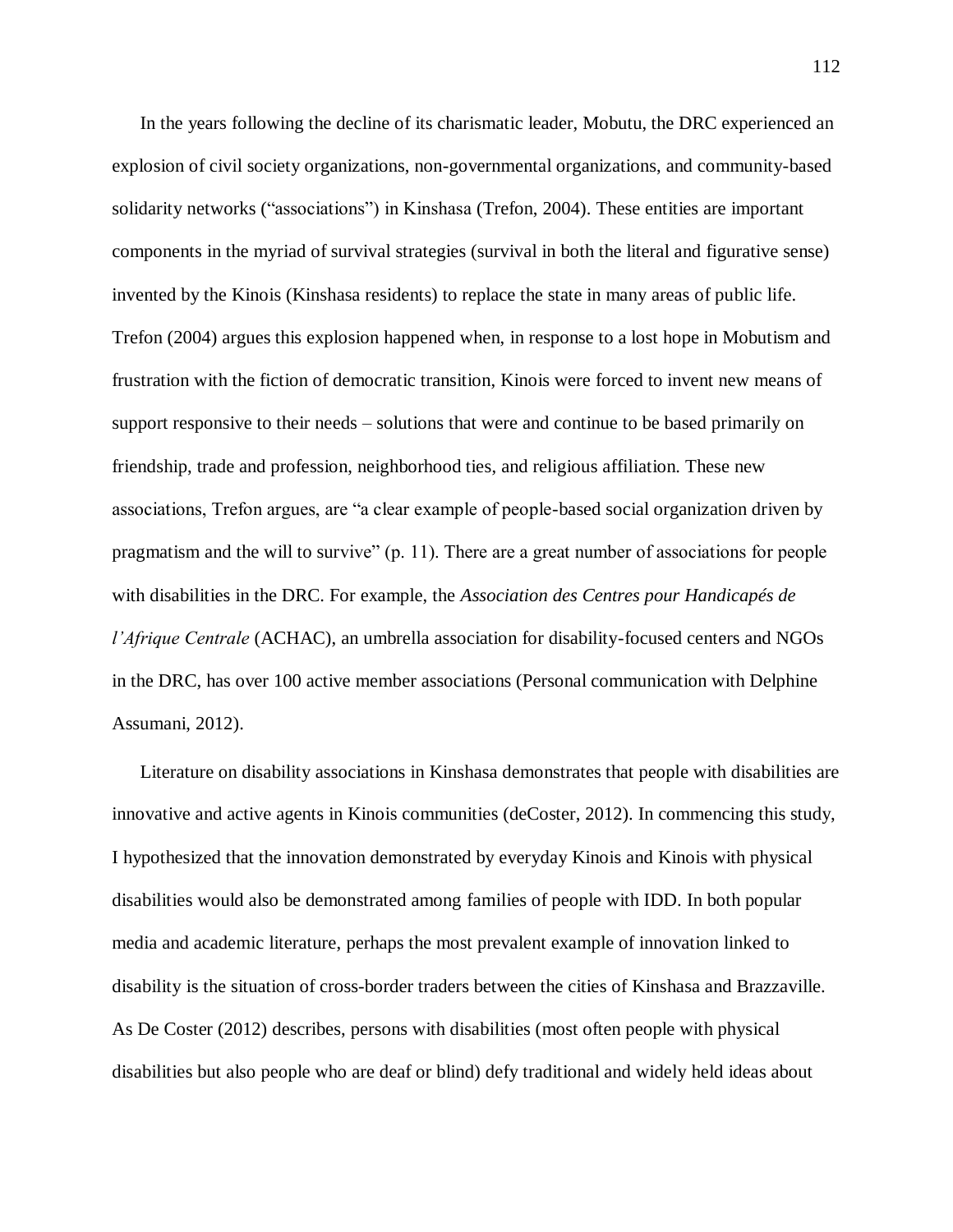In the years following the decline of its charismatic leader, Mobutu, the DRC experienced an explosion of civil society organizations, non-governmental organizations, and community-based solidarity networks ("associations") in Kinshasa (Trefon, 2004). These entities are important components in the myriad of survival strategies (survival in both the literal and figurative sense) invented by the Kinois (Kinshasa residents) to replace the state in many areas of public life. Trefon (2004) argues this explosion happened when, in response to a lost hope in Mobutism and frustration with the fiction of democratic transition, Kinois were forced to invent new means of support responsive to their needs – solutions that were and continue to be based primarily on friendship, trade and profession, neighborhood ties, and religious affiliation. These new associations, Trefon argues, are "a clear example of people-based social organization driven by pragmatism and the will to survive" (p. 11). There are a great number of associations for people with disabilities in the DRC. For example, the *Association des Centres pour Handicapés de l'Afrique Centrale* (ACHAC), an umbrella association for disability-focused centers and NGOs in the DRC, has over 100 active member associations (Personal communication with Delphine Assumani, 2012).

Literature on disability associations in Kinshasa demonstrates that people with disabilities are innovative and active agents in Kinois communities (deCoster, 2012). In commencing this study, I hypothesized that the innovation demonstrated by everyday Kinois and Kinois with physical disabilities would also be demonstrated among families of people with IDD. In both popular media and academic literature, perhaps the most prevalent example of innovation linked to disability is the situation of cross-border traders between the cities of Kinshasa and Brazzaville. As De Coster (2012) describes, persons with disabilities (most often people with physical disabilities but also people who are deaf or blind) defy traditional and widely held ideas about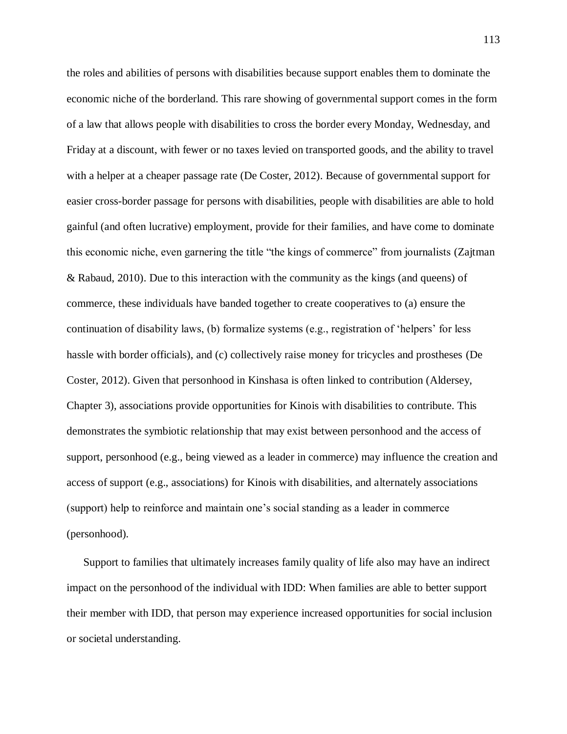the roles and abilities of persons with disabilities because support enables them to dominate the economic niche of the borderland. This rare showing of governmental support comes in the form of a law that allows people with disabilities to cross the border every Monday, Wednesday, and Friday at a discount, with fewer or no taxes levied on transported goods, and the ability to travel with a helper at a cheaper passage rate (De Coster, 2012). Because of governmental support for easier cross-border passage for persons with disabilities, people with disabilities are able to hold gainful (and often lucrative) employment, provide for their families, and have come to dominate this economic niche, even garnering the title "the kings of commerce" from journalists (Zajtman & Rabaud, 2010). Due to this interaction with the community as the kings (and queens) of commerce, these individuals have banded together to create cooperatives to (a) ensure the continuation of disability laws, (b) formalize systems (e.g., registration of 'helpers' for less hassle with border officials), and (c) collectively raise money for tricycles and prostheses (De Coster, 2012). Given that personhood in Kinshasa is often linked to contribution (Aldersey, Chapter 3), associations provide opportunities for Kinois with disabilities to contribute. This demonstrates the symbiotic relationship that may exist between personhood and the access of support, personhood (e.g., being viewed as a leader in commerce) may influence the creation and access of support (e.g., associations) for Kinois with disabilities, and alternately associations (support) help to reinforce and maintain one's social standing as a leader in commerce (personhood).

Support to families that ultimately increases family quality of life also may have an indirect impact on the personhood of the individual with IDD: When families are able to better support their member with IDD, that person may experience increased opportunities for social inclusion or societal understanding.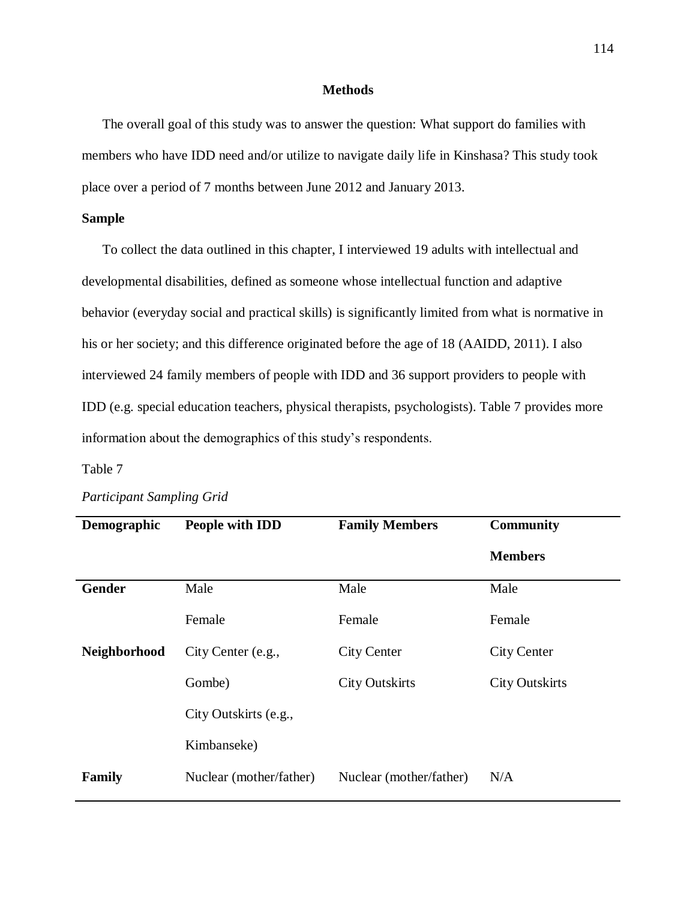## Methods

The overall goal of this study was to answer the question: What support do families with members who have IDD need and/or utilize to navigate daily life in Kinshasa? This study took place over a period of 7 months between June 2012 and January 2013.

### Sample

To collect the data outlined in this chapter, I interviewed 19 adults with intellectual and developmental disabilities, defined as someone whose intellectual function and adaptive behavior (everyday social and practical skills) is significantly limited from what is normative in his or her society; and this difference originated before the age of 18 (AAIDD, 2011). I also interviewed 24 family members of people with IDD and 36 support providers to people with IDD (e.g. special education teachers, physical therapists, psychologists). Table 7 provides more information about the demographics of this study's respondents.

Table 7

*Participant Sampling Grid*

| Demographic | People with IDD | Family Members | Community Members |
|---|---|---|---|
| **Gender** | Male | Male | Male |
| | Female | Female | Female |
| **Neighborhood** | City Center (e.g., Gombe) | City Center | City Center |
| | City Outskirts (e.g., Kimbanseke) | City Outskirts | City Outskirts |
| **Family** | Nuclear (mother/father) | Nuclear (mother/father) | N/A |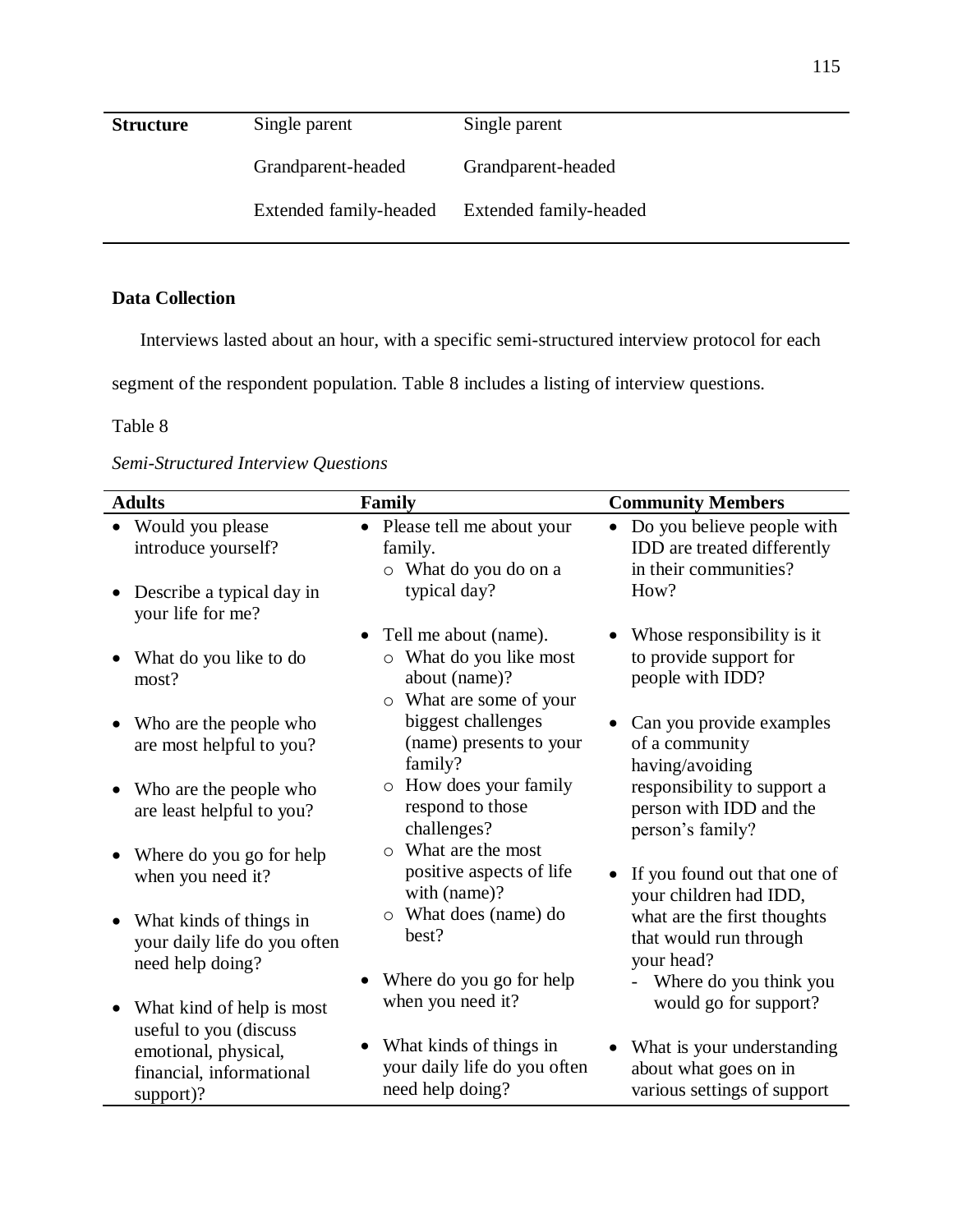| Structure | Single parent | Single parent |
|---|---|---|
| | Grandparent-headed | Grandparent-headed |
| | Extended family-headed | Extended family-headed |

**Data Collection**

Interviews lasted about an hour, with a specific semi-structured interview protocol for each segment of the respondent population. Table 8 includes a listing of interview questions.

Table 8

*Semi-Structured Interview Questions*

| Adults | Family | Community Members |
|---|---|---|
| • Would you please introduce yourself?<br><br>• Describe a typical day in your life for me?<br><br>• What do you like to do most?<br><br>• Who are the people who are most helpful to you?<br><br>• Who are the people who are least helpful to you?<br><br>• Where do you go for help when you need it?<br><br>• What kinds of things in your daily life do you often need help doing?<br><br>• What kind of help is most useful to you (discuss emotional, physical, financial, informational support)? | • Please tell me about your family.<br>  ○ What do you do on a typical day?<br><br>• Tell me about (name).<br>  ○ What do you like most about (name)?<br>  ○ What are some of your biggest challenges (name) presents to your family?<br>  ○ How does your family respond to those challenges?<br>  ○ What are the most positive aspects of life with (name)?<br>  ○ What does (name) do best?<br><br>• Where do you go for help when you need it?<br><br>• What kinds of things in your daily life do you often need help doing? | • Do you believe people with IDD are treated differently in their communities? How?<br><br>• Whose responsibility is it to provide support for people with IDD?<br><br>• Can you provide examples of a community having/avoiding responsibility to support a person with IDD and the person's family?<br><br>• If you found out that one of your children had IDD, what are the first thoughts that would run through your head?<br>  - Where do you think you would go for support?<br><br>• What is your understanding about what goes on in various settings of support |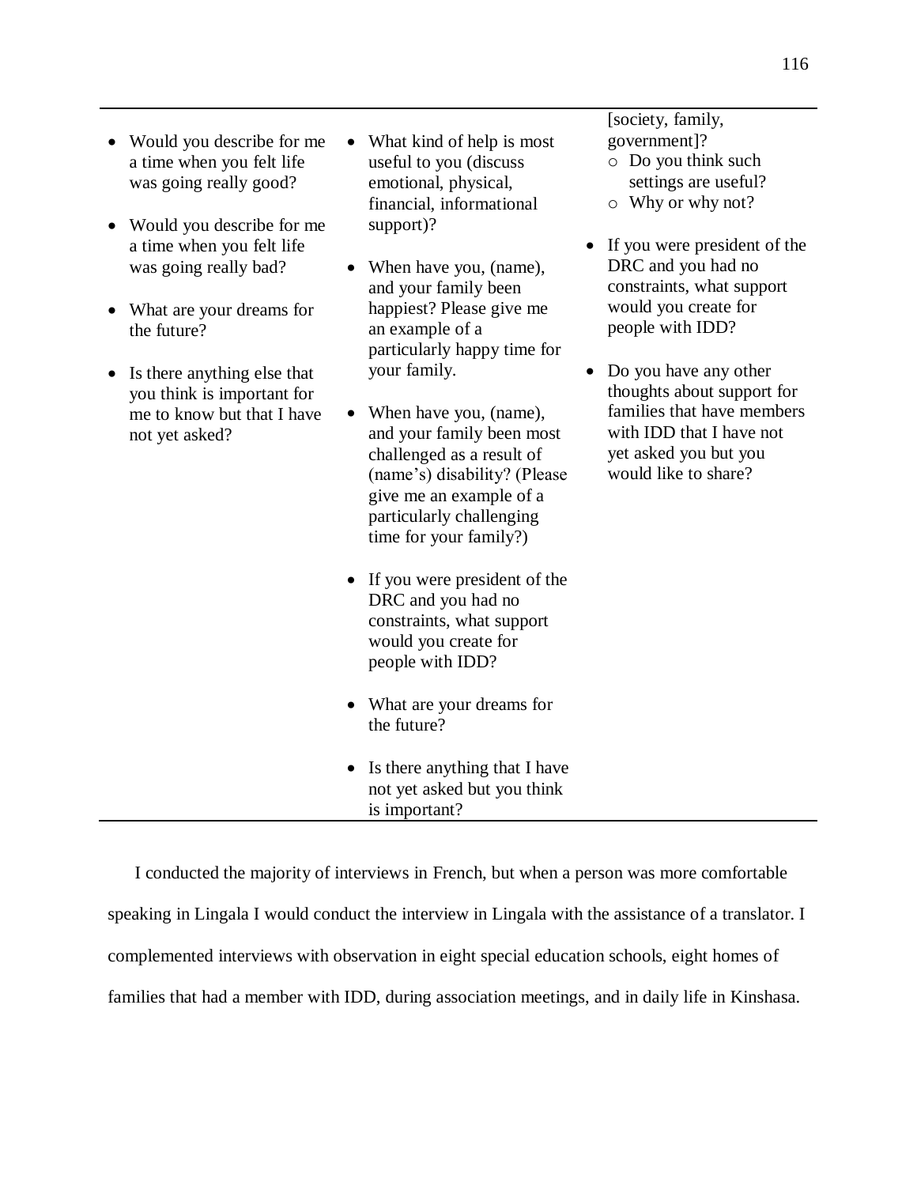| | | |
|---|---|---|
| • Would you describe for me a time when you felt life was going really good?<br><br>• Would you describe for me a time when you felt life was going really bad?<br><br>• What are your dreams for the future?<br><br>• Is there anything else that you think is important for me to know but that I have not yet asked? | • What kind of help is most useful to you (discuss emotional, physical, financial, informational support)?<br><br>• When have you, (name), and your family been happiest? Please give me an example of a particularly happy time for your family.<br><br>• When have you, (name), and your family been most challenged as a result of (name's) disability? (Please give me an example of a particularly challenging time for your family?)<br><br>• If you were president of the DRC and you had no constraints, what support would you create for people with IDD?<br><br>• What are your dreams for the future?<br><br>• Is there anything that I have not yet asked but you think is important? | [society, family, government]?<br>  ○ Do you think such settings are useful?<br>  ○ Why or why not?<br><br>• If you were president of the DRC and you had no constraints, what support would you create for people with IDD?<br><br>• Do you have any other thoughts about support for families that have members with IDD that I have not yet asked you but you would like to share? |

I conducted the majority of interviews in French, but when a person was more comfortable speaking in Lingala I would conduct the interview in Lingala with the assistance of a translator. I complemented interviews with observation in eight special education schools, eight homes of families that had a member with IDD, during association meetings, and in daily life in Kinshasa.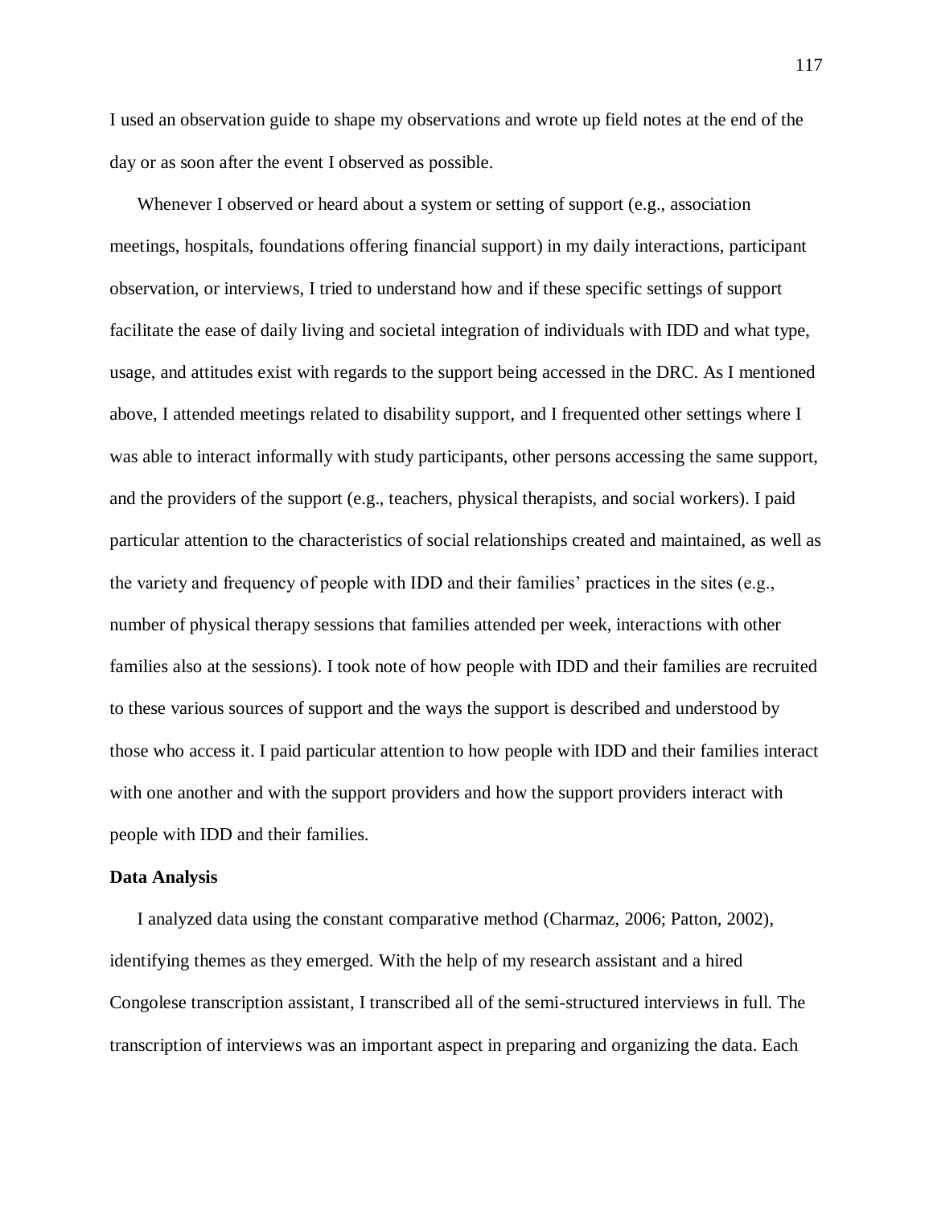I used an observation guide to shape my observations and wrote up field notes at the end of the day or as soon after the event I observed as possible.

Whenever I observed or heard about a system or setting of support (e.g., association meetings, hospitals, foundations offering financial support) in my daily interactions, participant observation, or interviews, I tried to understand how and if these specific settings of support facilitate the ease of daily living and societal integration of individuals with IDD and what type, usage, and attitudes exist with regards to the support being accessed in the DRC. As I mentioned above, I attended meetings related to disability support, and I frequented other settings where I was able to interact informally with study participants, other persons accessing the same support, and the providers of the support (e.g., teachers, physical therapists, and social workers). I paid particular attention to the characteristics of social relationships created and maintained, as well as the variety and frequency of people with IDD and their families' practices in the sites (e.g., number of physical therapy sessions that families attended per week, interactions with other families also at the sessions). I took note of how people with IDD and their families are recruited to these various sources of support and the ways the support is described and understood by those who access it. I paid particular attention to how people with IDD and their families interact with one another and with the support providers and how the support providers interact with people with IDD and their families.

**Data Analysis**

I analyzed data using the constant comparative method (Charmaz, 2006; Patton, 2002), identifying themes as they emerged. With the help of my research assistant and a hired Congolese transcription assistant, I transcribed all of the semi-structured interviews in full. The transcription of interviews was an important aspect in preparing and organizing the data. Each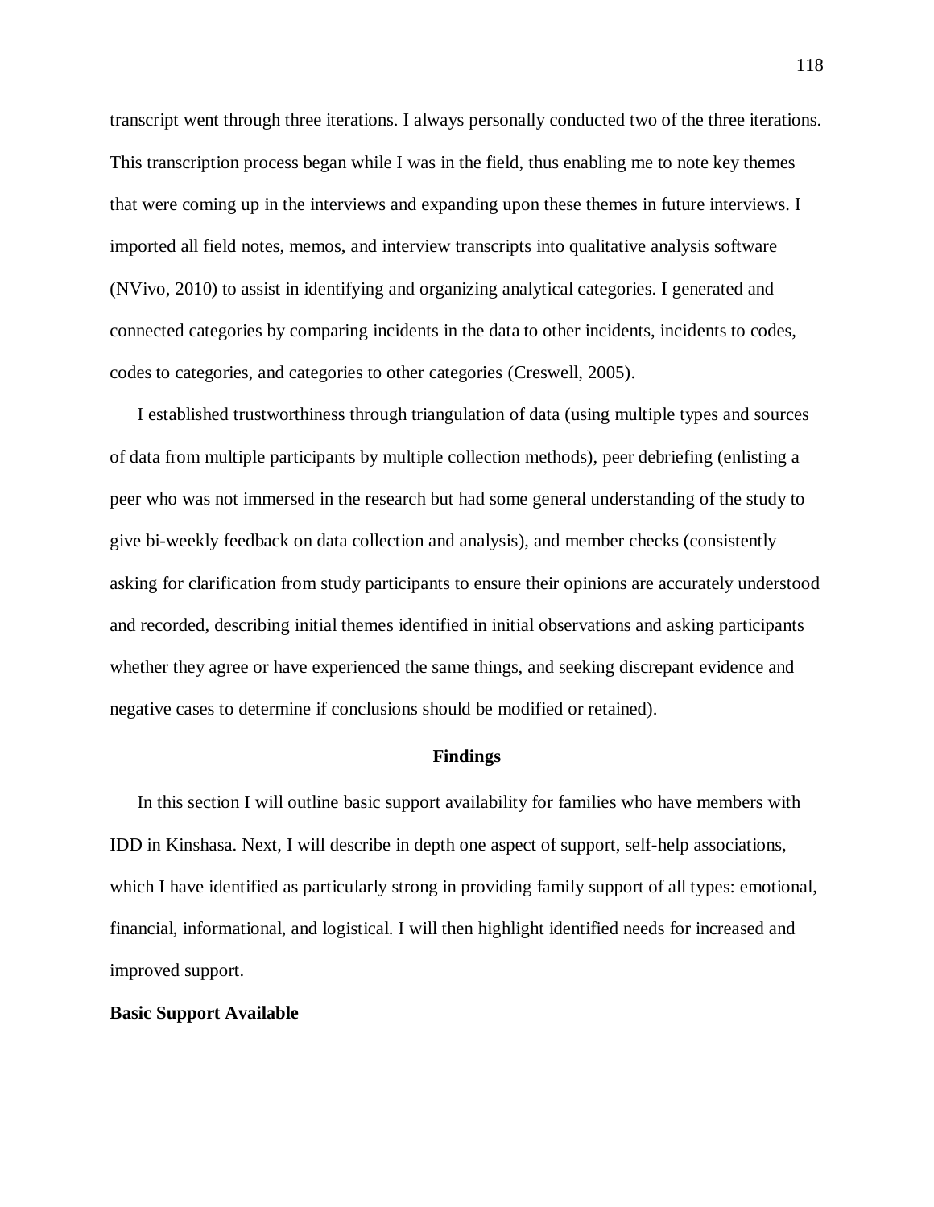transcript went through three iterations. I always personally conducted two of the three iterations. This transcription process began while I was in the field, thus enabling me to note key themes that were coming up in the interviews and expanding upon these themes in future interviews. I imported all field notes, memos, and interview transcripts into qualitative analysis software (NVivo, 2010) to assist in identifying and organizing analytical categories. I generated and connected categories by comparing incidents in the data to other incidents, incidents to codes, codes to categories, and categories to other categories (Creswell, 2005).

I established trustworthiness through triangulation of data (using multiple types and sources of data from multiple participants by multiple collection methods), peer debriefing (enlisting a peer who was not immersed in the research but had some general understanding of the study to give bi-weekly feedback on data collection and analysis), and member checks (consistently asking for clarification from study participants to ensure their opinions are accurately understood and recorded, describing initial themes identified in initial observations and asking participants whether they agree or have experienced the same things, and seeking discrepant evidence and negative cases to determine if conclusions should be modified or retained).

## Findings

In this section I will outline basic support availability for families who have members with IDD in Kinshasa. Next, I will describe in depth one aspect of support, self-help associations, which I have identified as particularly strong in providing family support of all types: emotional, financial, informational, and logistical. I will then highlight identified needs for increased and improved support.

### Basic Support Available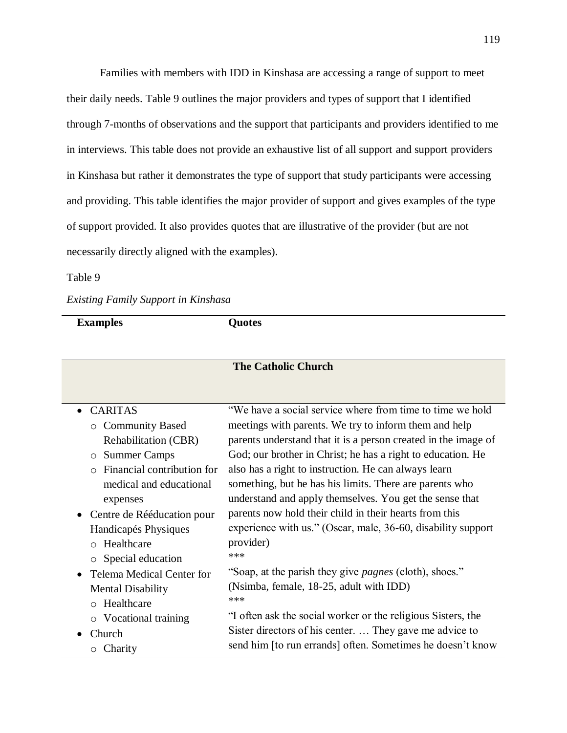Families with members with IDD in Kinshasa are accessing a range of support to meet their daily needs. Table 9 outlines the major providers and types of support that I identified through 7-months of observations and the support that participants and providers identified to me in interviews. This table does not provide an exhaustive list of all support and support providers in Kinshasa but rather it demonstrates the type of support that study participants were accessing and providing. This table identifies the major provider of support and gives examples of the type of support provided. It also provides quotes that are illustrative of the provider (but are not necessarily directly aligned with the examples).

Table 9

*Existing Family Support in Kinshasa*

| **Examples** | **Quotes** |
|---|---|
| **The Catholic Church** | |
| • CARITAS<br>  ○ Community Based Rehabilitation (CBR)<br>  ○ Summer Camps<br>  ○ Financial contribution for medical and educational expenses<br>• Centre de Rééducation pour Handicapés Physiques<br>  ○ Healthcare<br>  ○ Special education<br>• Telema Medical Center for Mental Disability<br>  ○ Healthcare<br>  ○ Vocational training<br>• Church<br>  ○ Charity | "We have a social service where from time to time we hold meetings with parents. We try to inform them and help parents understand that it is a person created in the image of God; our brother in Christ; he has a right to education. He also has a right to instruction. He can always learn something, but he has his limits. There are parents who understand and apply themselves. You get the sense that parents now hold their child in their hearts from this experience with us." (Oscar, male, 36-60, disability support provider)<br>***<br>"Soap, at the parish they give *pagnes* (cloth), shoes." (Nsimba, female, 18-25, adult with IDD)<br>***<br>"I often ask the social worker or the religious Sisters, the Sister directors of his center. … They gave me advice to send him [to run errands] often. Sometimes he doesn't know |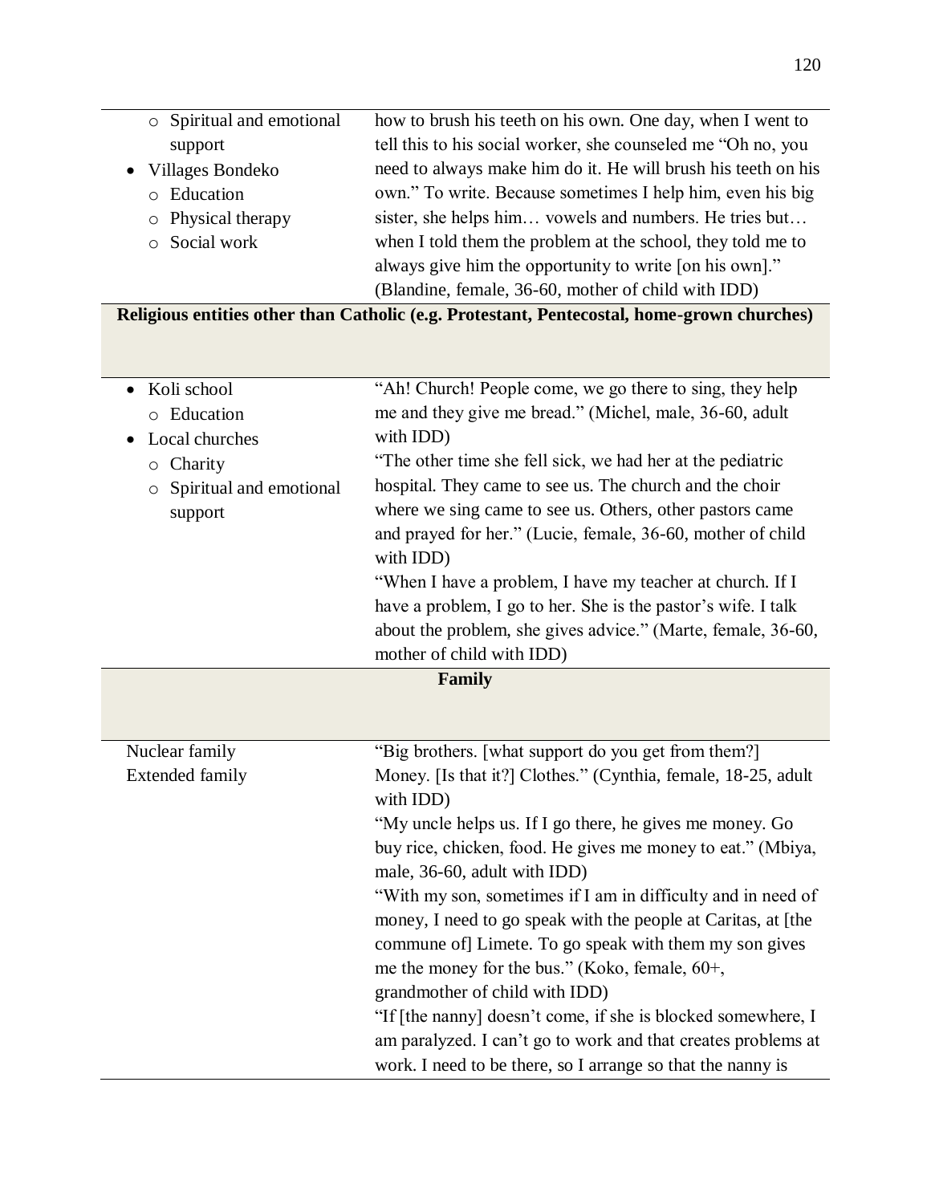| | |
|---|---|
| ○ Spiritual and emotional support<br>• Villages Bondeko<br>○ Education<br>○ Physical therapy<br>○ Social work | how to brush his teeth on his own. One day, when I went to tell this to his social worker, she counseled me "Oh no, you need to always make him do it. He will brush his teeth on his own." To write. Because sometimes I help him, even his big sister, she helps him… vowels and numbers. He tries but… when I told them the problem at the school, they told me to always give him the opportunity to write [on his own]." (Blandine, female, 36-60, mother of child with IDD) |
| **Religious entities other than Catholic (e.g. Protestant, Pentecostal, home-grown churches)** | |
| • Koli school<br>○ Education<br>• Local churches<br>○ Charity<br>○ Spiritual and emotional support | "Ah! Church! People come, we go there to sing, they help me and they give me bread." (Michel, male, 36-60, adult with IDD)<br>"The other time she fell sick, we had her at the pediatric hospital. They came to see us. The church and the choir where we sing came to see us. Others, other pastors came and prayed for her." (Lucie, female, 36-60, mother of child with IDD)<br>"When I have a problem, I have my teacher at church. If I have a problem, I go to her. She is the pastor's wife. I talk about the problem, she gives advice." (Marte, female, 36-60, mother of child with IDD) |
| **Family** | |
| Nuclear family<br>Extended family | "Big brothers. [what support do you get from them?] Money. [Is that it?] Clothes." (Cynthia, female, 18-25, adult with IDD)<br>"My uncle helps us. If I go there, he gives me money. Go buy rice, chicken, food. He gives me money to eat." (Mbiya, male, 36-60, adult with IDD)<br>"With my son, sometimes if I am in difficulty and in need of money, I need to go speak with the people at Caritas, at [the commune of] Limete. To go speak with them my son gives me the money for the bus." (Koko, female, 60+, grandmother of child with IDD)<br>"If [the nanny] doesn't come, if she is blocked somewhere, I am paralyzed. I can't go to work and that creates problems at work. I need to be there, so I arrange so that the nanny is |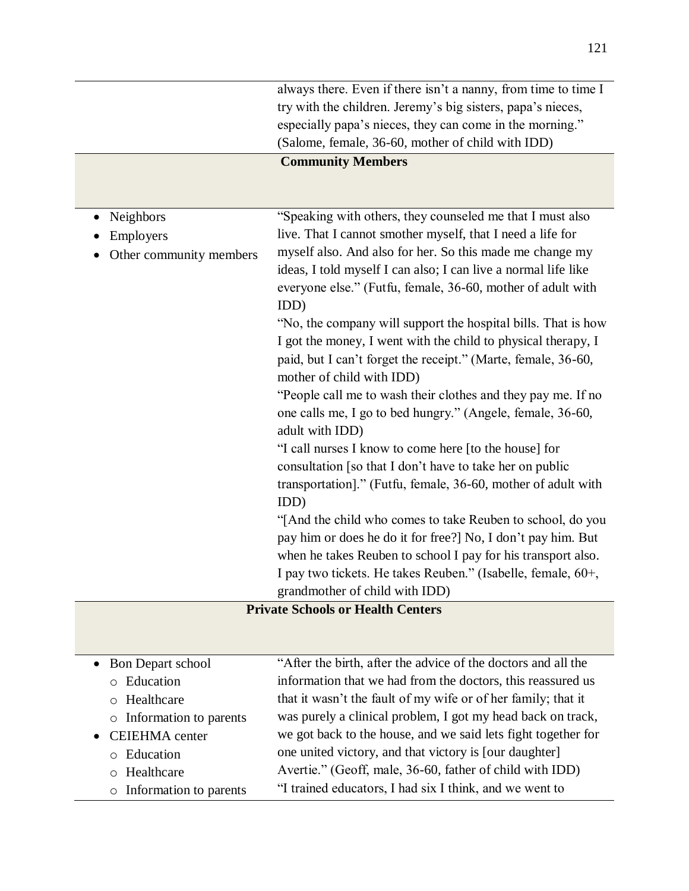| | |
|---|---|
| | always there. Even if there isn't a nanny, from time to time I try with the children. Jeremy's big sisters, papa's nieces, especially papa's nieces, they can come in the morning." (Salome, female, 36-60, mother of child with IDD) |
| **Community Members** | |
| • Neighbors<br>• Employers<br>• Other community members | "Speaking with others, they counseled me that I must also live. That I cannot smother myself, that I need a life for myself also. And also for her. So this made me change my ideas, I told myself I can also; I can live a normal life like everyone else." (Futfu, female, 36-60, mother of adult with IDD)<br>"No, the company will support the hospital bills. That is how I got the money, I went with the child to physical therapy, I paid, but I can't forget the receipt." (Marte, female, 36-60, mother of child with IDD)<br>"People call me to wash their clothes and they pay me. If no one calls me, I go to bed hungry." (Angele, female, 36-60, adult with IDD)<br>"I call nurses I know to come here [to the house] for consultation [so that I don't have to take her on public transportation]." (Futfu, female, 36-60, mother of adult with IDD)<br>"[And the child who comes to take Reuben to school, do you pay him or does he do it for free?] No, I don't pay him. But when he takes Reuben to school I pay for his transport also. I pay two tickets. He takes Reuben." (Isabelle, female, 60+, grandmother of child with IDD) |
| **Private Schools or Health Centers** | |
| • Bon Depart school<br>&nbsp;&nbsp;&nbsp;o Education<br>&nbsp;&nbsp;&nbsp;o Healthcare<br>&nbsp;&nbsp;&nbsp;o Information to parents<br>• CEIEHMA center<br>&nbsp;&nbsp;&nbsp;o Education<br>&nbsp;&nbsp;&nbsp;o Healthcare<br>&nbsp;&nbsp;&nbsp;o Information to parents | "After the birth, after the advice of the doctors and all the information that we had from the doctors, this reassured us that it wasn't the fault of my wife or of her family; that it was purely a clinical problem, I got my head back on track, we got back to the house, and we said lets fight together for one united victory, and that victory is [our daughter] Avertie." (Geoff, male, 36-60, father of child with IDD)<br>"I trained educators, I had six I think, and we went to |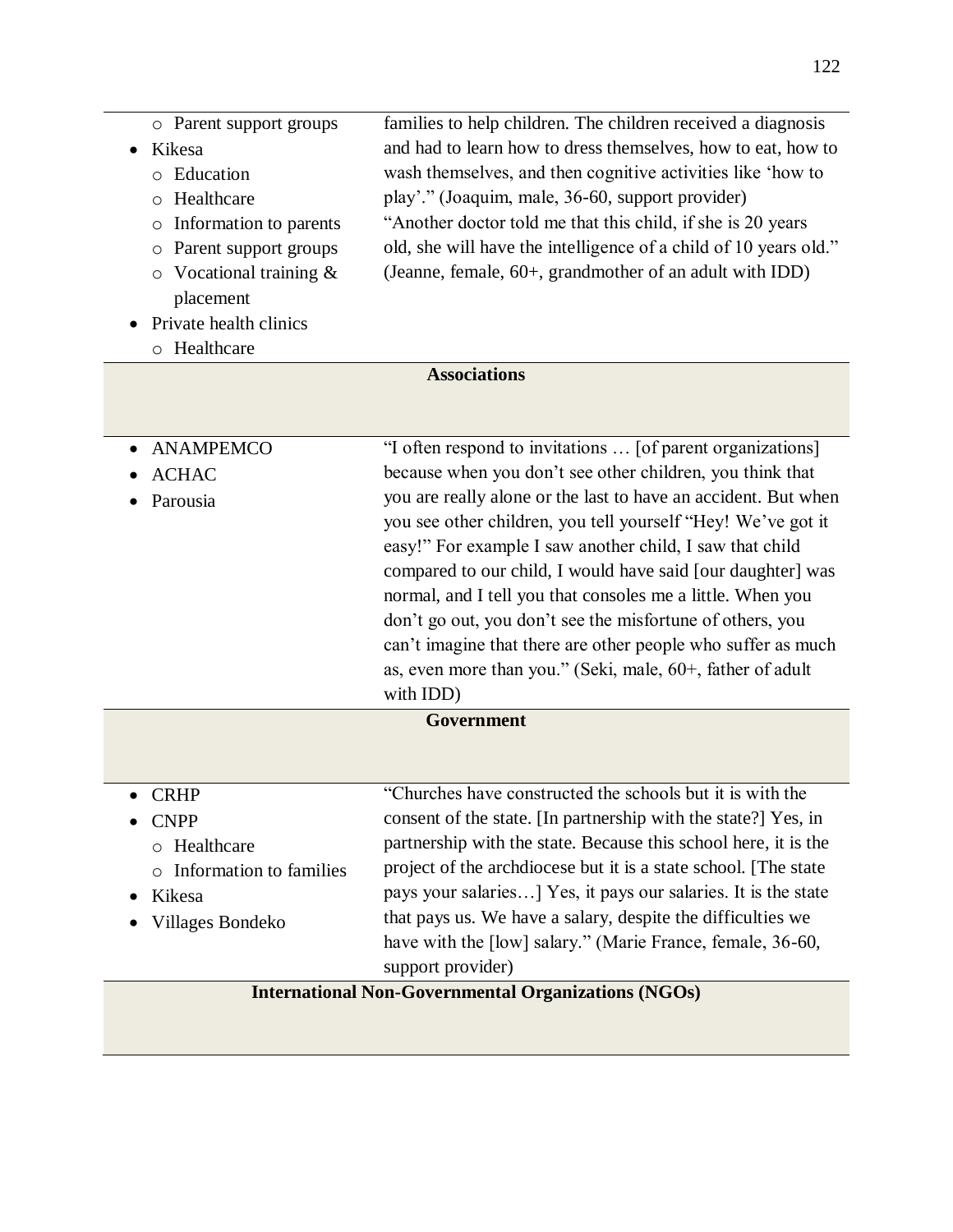| | |
|---|---|
| ○ Parent support groups<br>• Kikesa<br>○ Education<br>○ Healthcare<br>○ Information to parents<br>○ Parent support groups<br>○ Vocational training & placement<br>• Private health clinics<br>○ Healthcare | families to help children. The children received a diagnosis and had to learn how to dress themselves, how to eat, how to wash themselves, and then cognitive activities like 'how to play'." (Joaquim, male, 36-60, support provider)<br>"Another doctor told me that this child, if she is 20 years old, she will have the intelligence of a child of 10 years old." (Jeanne, female, 60+, grandmother of an adult with IDD) |
| **Associations** | |
| • ANAMPEMCO<br>• ACHAC<br>• Parousia | "I often respond to invitations … [of parent organizations] because when you don't see other children, you think that you are really alone or the last to have an accident. But when you see other children, you tell yourself "Hey! We've got it easy!" For example I saw another child, I saw that child compared to our child, I would have said [our daughter] was normal, and I tell you that consoles me a little. When you don't go out, you don't see the misfortune of others, you can't imagine that there are other people who suffer as much as, even more than you." (Seki, male, 60+, father of adult with IDD) |
| **Government** | |
| • CRHP<br>• CNPP<br>○ Healthcare<br>○ Information to families<br>• Kikesa<br>• Villages Bondeko | "Churches have constructed the schools but it is with the consent of the state. [In partnership with the state?] Yes, in partnership with the state. Because this school here, it is the project of the archdiocese but it is a state school. [The state pays your salaries…] Yes, it pays our salaries. It is the state that pays us. We have a salary, despite the difficulties we have with the [low] salary." (Marie France, female, 36-60, support provider) |
| **International Non-Governmental Organizations (NGOs)** | |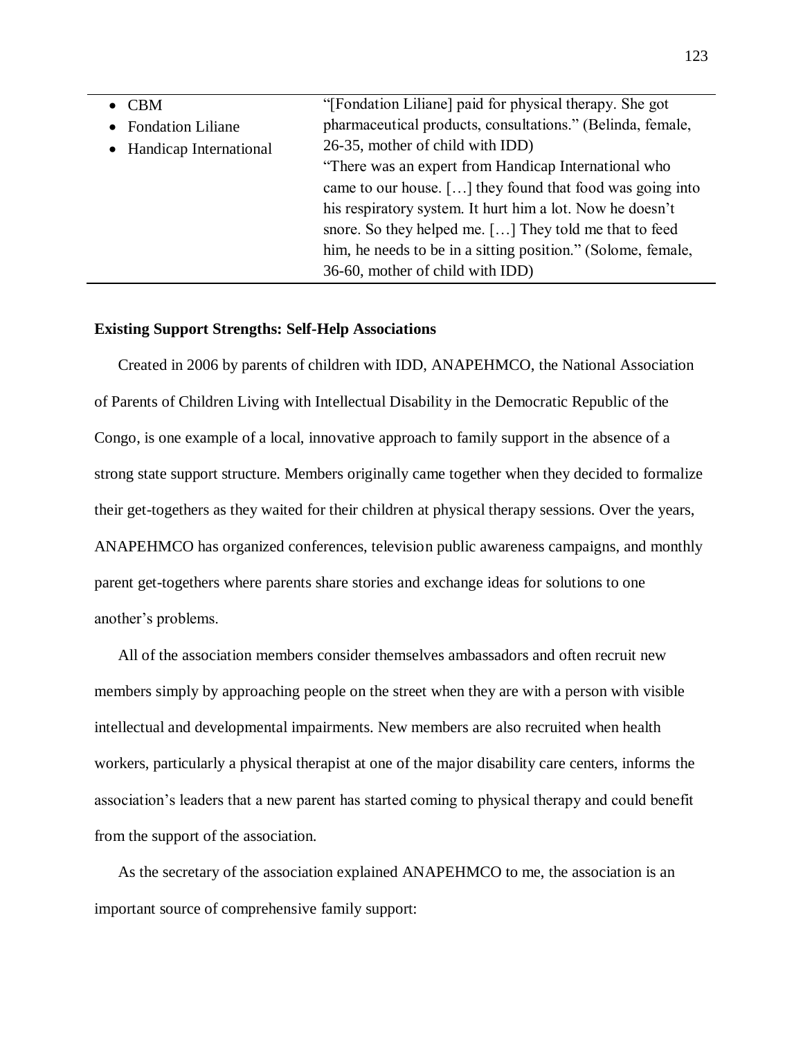| | |
|---|---|
| • CBM<br>• Fondation Liliane<br>• Handicap International | "[Fondation Liliane] paid for physical therapy. She got pharmaceutical products, consultations." (Belinda, female, 26-35, mother of child with IDD)<br>"There was an expert from Handicap International who came to our house. […] they found that food was going into his respiratory system. It hurt him a lot. Now he doesn't snore. So they helped me. […] They told me that to feed him, he needs to be in a sitting position." (Solome, female, 36-60, mother of child with IDD) |

**Existing Support Strengths: Self-Help Associations**

Created in 2006 by parents of children with IDD, ANAPEHMCO, the National Association of Parents of Children Living with Intellectual Disability in the Democratic Republic of the Congo, is one example of a local, innovative approach to family support in the absence of a strong state support structure. Members originally came together when they decided to formalize their get-togethers as they waited for their children at physical therapy sessions. Over the years, ANAPEHMCO has organized conferences, television public awareness campaigns, and monthly parent get-togethers where parents share stories and exchange ideas for solutions to one another's problems.

All of the association members consider themselves ambassadors and often recruit new members simply by approaching people on the street when they are with a person with visible intellectual and developmental impairments. New members are also recruited when health workers, particularly a physical therapist at one of the major disability care centers, informs the association's leaders that a new parent has started coming to physical therapy and could benefit from the support of the association.

As the secretary of the association explained ANAPEHMCO to me, the association is an important source of comprehensive family support: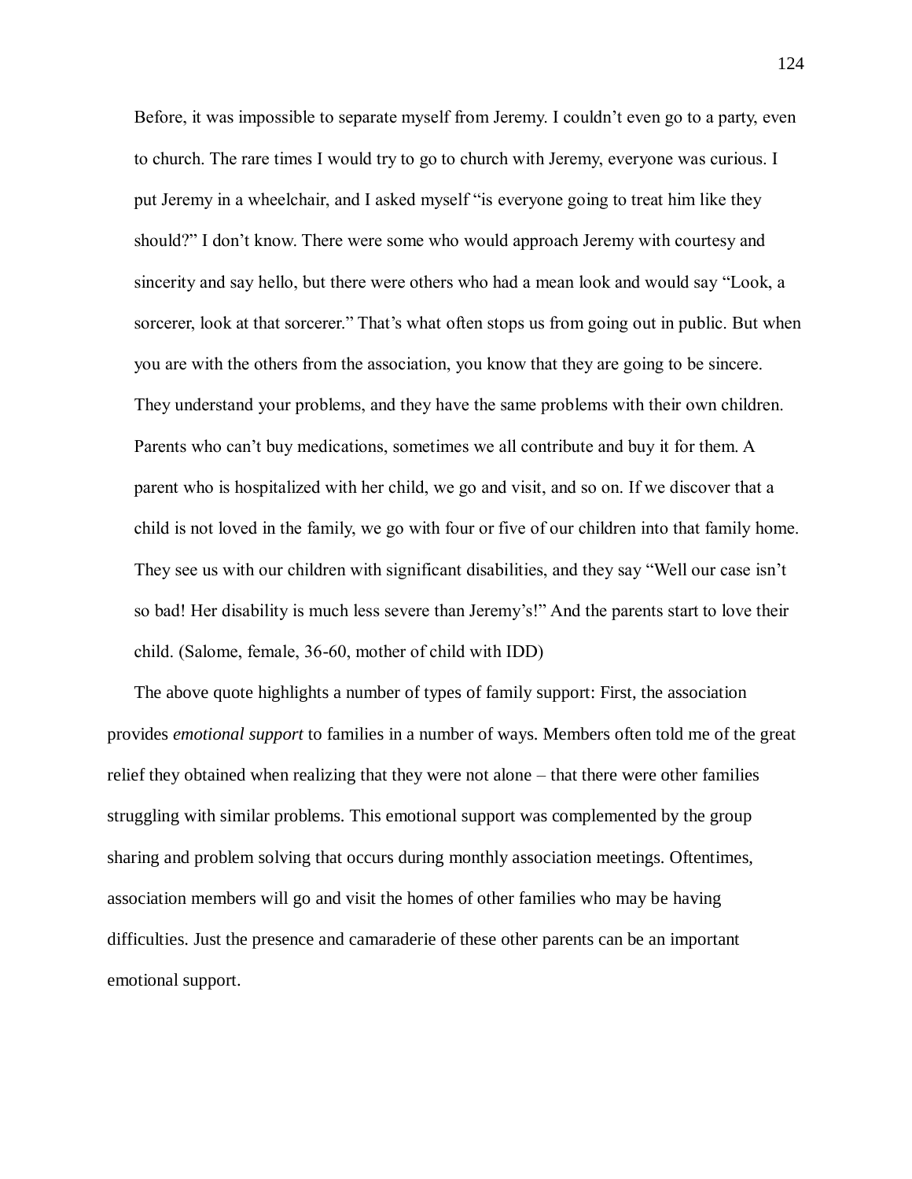> Before, it was impossible to separate myself from Jeremy. I couldn't even go to a party, even to church. The rare times I would try to go to church with Jeremy, everyone was curious. I put Jeremy in a wheelchair, and I asked myself "is everyone going to treat him like they should?" I don't know. There were some who would approach Jeremy with courtesy and sincerity and say hello, but there were others who had a mean look and would say "Look, a sorcerer, look at that sorcerer." That's what often stops us from going out in public. But when you are with the others from the association, you know that they are going to be sincere. They understand your problems, and they have the same problems with their own children. Parents who can't buy medications, sometimes we all contribute and buy it for them. A parent who is hospitalized with her child, we go and visit, and so on. If we discover that a child is not loved in the family, we go with four or five of our children into that family home. They see us with our children with significant disabilities, and they say "Well our case isn't so bad! Her disability is much less severe than Jeremy's!" And the parents start to love their child. (Salome, female, 36-60, mother of child with IDD)

The above quote highlights a number of types of family support: First, the association provides *emotional support* to families in a number of ways. Members often told me of the great relief they obtained when realizing that they were not alone – that there were other families struggling with similar problems. This emotional support was complemented by the group sharing and problem solving that occurs during monthly association meetings. Oftentimes, association members will go and visit the homes of other families who may be having difficulties. Just the presence and camaraderie of these other parents can be an important emotional support.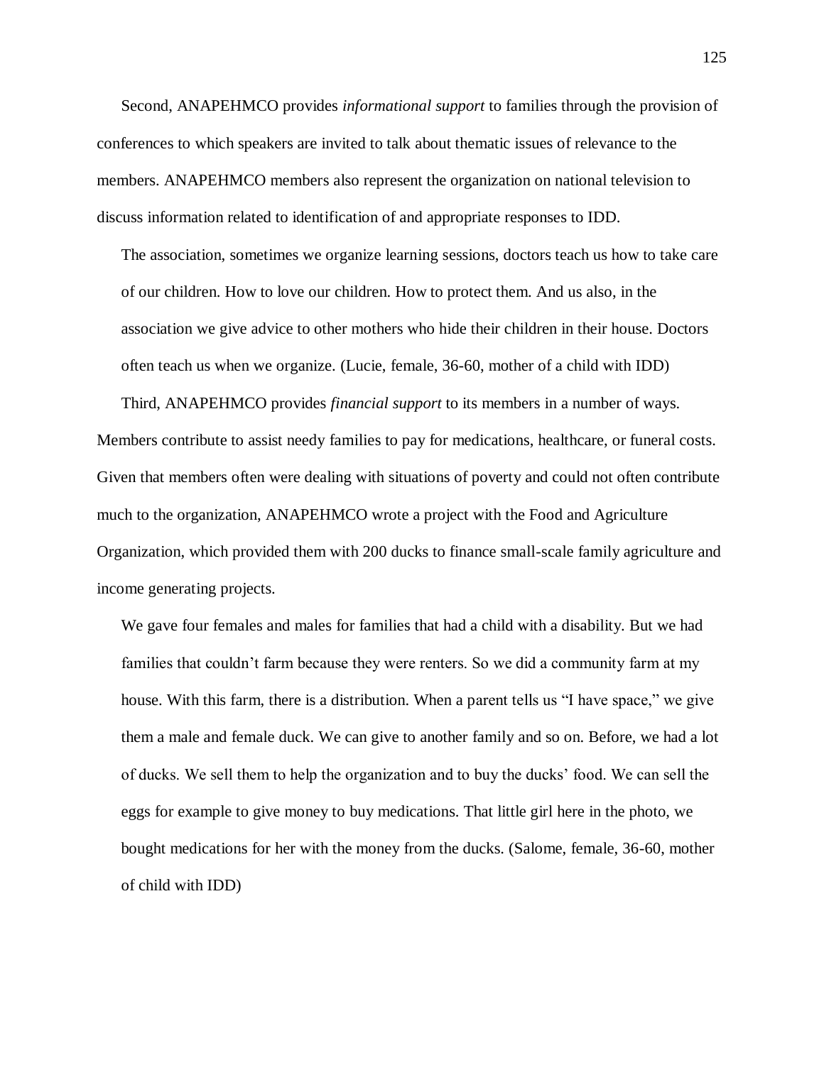Second, ANAPEHMCO provides *informational support* to families through the provision of conferences to which speakers are invited to talk about thematic issues of relevance to the members. ANAPEHMCO members also represent the organization on national television to discuss information related to identification of and appropriate responses to IDD.

> The association, sometimes we organize learning sessions, doctors teach us how to take care of our children. How to love our children. How to protect them. And us also, in the association we give advice to other mothers who hide their children in their house. Doctors often teach us when we organize. (Lucie, female, 36-60, mother of a child with IDD)

Third, ANAPEHMCO provides *financial support* to its members in a number of ways. Members contribute to assist needy families to pay for medications, healthcare, or funeral costs. Given that members often were dealing with situations of poverty and could not often contribute much to the organization, ANAPEHMCO wrote a project with the Food and Agriculture Organization, which provided them with 200 ducks to finance small-scale family agriculture and income generating projects.

> We gave four females and males for families that had a child with a disability. But we had families that couldn't farm because they were renters. So we did a community farm at my house. With this farm, there is a distribution. When a parent tells us "I have space," we give them a male and female duck. We can give to another family and so on. Before, we had a lot of ducks. We sell them to help the organization and to buy the ducks' food. We can sell the eggs for example to give money to buy medications. That little girl here in the photo, we bought medications for her with the money from the ducks. (Salome, female, 36-60, mother of child with IDD)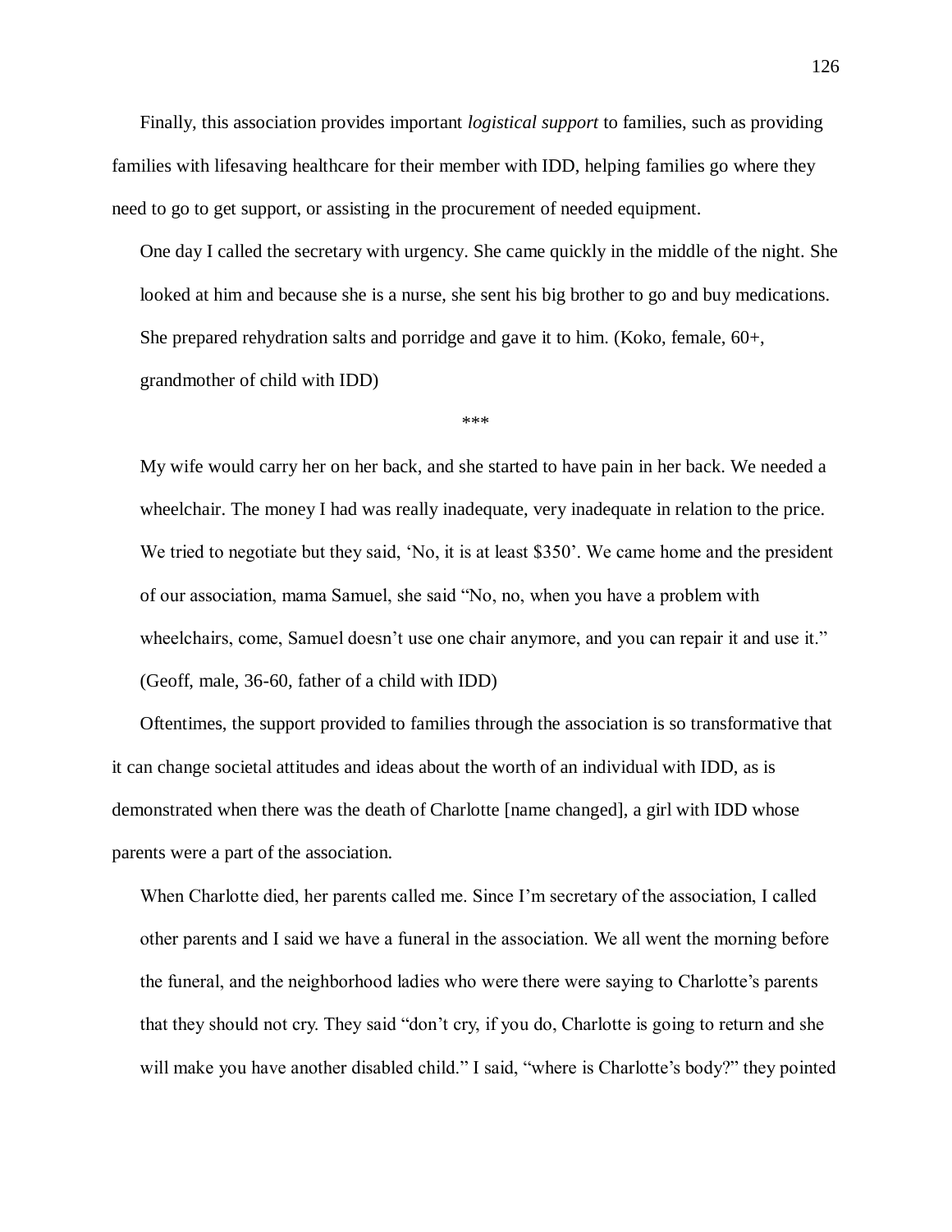Finally, this association provides important *logistical support* to families, such as providing families with lifesaving healthcare for their member with IDD, helping families go where they need to go to get support, or assisting in the procurement of needed equipment.

> One day I called the secretary with urgency. She came quickly in the middle of the night. She looked at him and because she is a nurse, she sent his big brother to go and buy medications. She prepared rehydration salts and porridge and gave it to him. (Koko, female, 60+, grandmother of child with IDD)

***

> My wife would carry her on her back, and she started to have pain in her back. We needed a wheelchair. The money I had was really inadequate, very inadequate in relation to the price. We tried to negotiate but they said, 'No, it is at least $350'. We came home and the president of our association, mama Samuel, she said "No, no, when you have a problem with wheelchairs, come, Samuel doesn't use one chair anymore, and you can repair it and use it." (Geoff, male, 36-60, father of a child with IDD)

Oftentimes, the support provided to families through the association is so transformative that it can change societal attitudes and ideas about the worth of an individual with IDD, as is demonstrated when there was the death of Charlotte [name changed], a girl with IDD whose parents were a part of the association.

> When Charlotte died, her parents called me. Since I'm secretary of the association, I called other parents and I said we have a funeral in the association. We all went the morning before the funeral, and the neighborhood ladies who were there were saying to Charlotte's parents that they should not cry. They said "don't cry, if you do, Charlotte is going to return and she will make you have another disabled child." I said, "where is Charlotte's body?" they pointed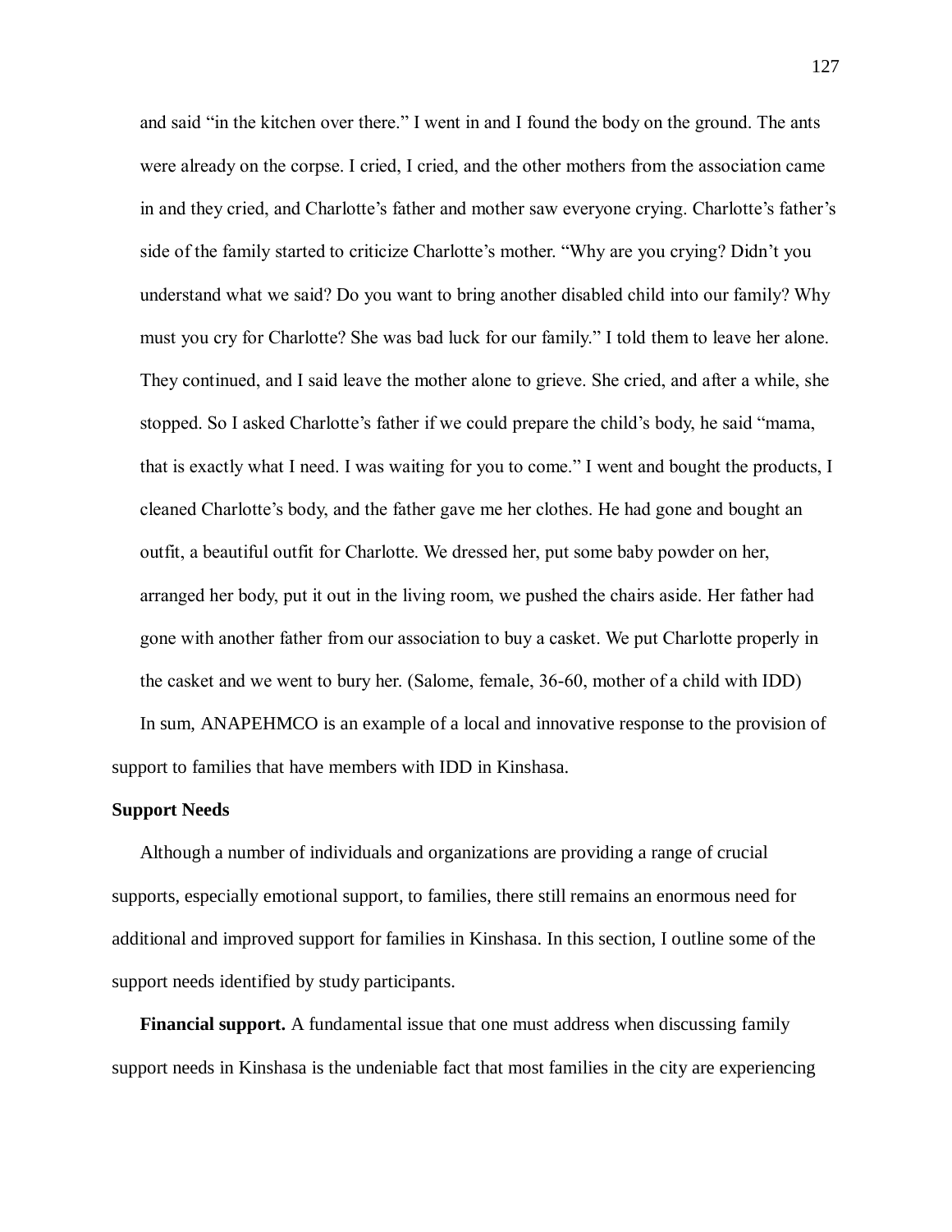and said "in the kitchen over there." I went in and I found the body on the ground. The ants were already on the corpse. I cried, I cried, and the other mothers from the association came in and they cried, and Charlotte's father and mother saw everyone crying. Charlotte's father's side of the family started to criticize Charlotte's mother. "Why are you crying? Didn't you understand what we said? Do you want to bring another disabled child into our family? Why must you cry for Charlotte? She was bad luck for our family." I told them to leave her alone. They continued, and I said leave the mother alone to grieve. She cried, and after a while, she stopped. So I asked Charlotte's father if we could prepare the child's body, he said "mama, that is exactly what I need. I was waiting for you to come." I went and bought the products, I cleaned Charlotte's body, and the father gave me her clothes. He had gone and bought an outfit, a beautiful outfit for Charlotte. We dressed her, put some baby powder on her, arranged her body, put it out in the living room, we pushed the chairs aside. Her father had gone with another father from our association to buy a casket. We put Charlotte properly in the casket and we went to bury her. (Salome, female, 36-60, mother of a child with IDD)

In sum, ANAPEHMCO is an example of a local and innovative response to the provision of support to families that have members with IDD in Kinshasa.

### Support Needs

Although a number of individuals and organizations are providing a range of crucial supports, especially emotional support, to families, there still remains an enormous need for additional and improved support for families in Kinshasa. In this section, I outline some of the support needs identified by study participants.

**Financial support.** A fundamental issue that one must address when discussing family support needs in Kinshasa is the undeniable fact that most families in the city are experiencing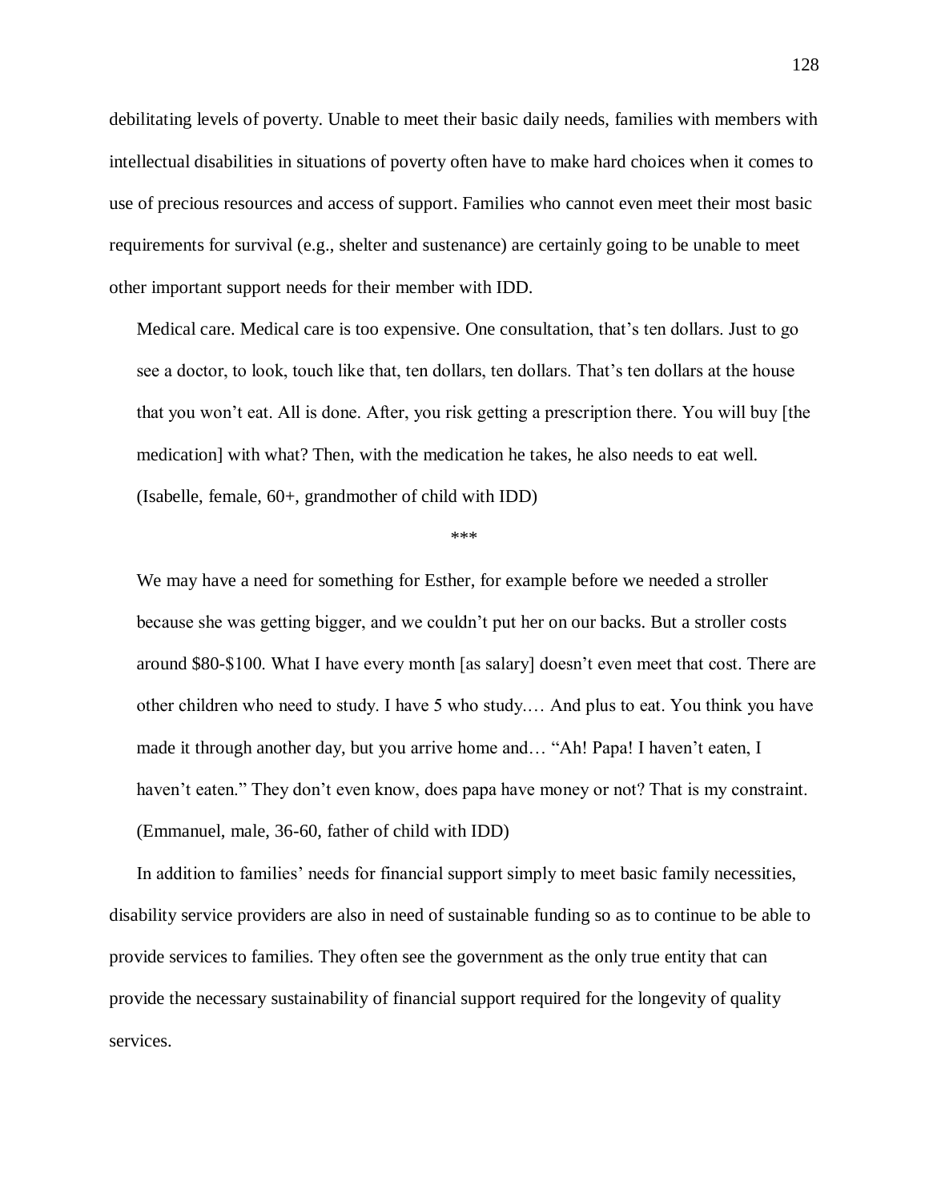debilitating levels of poverty. Unable to meet their basic daily needs, families with members with intellectual disabilities in situations of poverty often have to make hard choices when it comes to use of precious resources and access of support. Families who cannot even meet their most basic requirements for survival (e.g., shelter and sustenance) are certainly going to be unable to meet other important support needs for their member with IDD.

> Medical care. Medical care is too expensive. One consultation, that's ten dollars. Just to go see a doctor, to look, touch like that, ten dollars, ten dollars. That's ten dollars at the house that you won't eat. All is done. After, you risk getting a prescription there. You will buy [the medication] with what? Then, with the medication he takes, he also needs to eat well. (Isabelle, female, 60+, grandmother of child with IDD)

\*\*\*

> We may have a need for something for Esther, for example before we needed a stroller because she was getting bigger, and we couldn't put her on our backs. But a stroller costs around $80-$100. What I have every month [as salary] doesn't even meet that cost. There are other children who need to study. I have 5 who study.… And plus to eat. You think you have made it through another day, but you arrive home and… "Ah! Papa! I haven't eaten, I haven't eaten." They don't even know, does papa have money or not? That is my constraint. (Emmanuel, male, 36-60, father of child with IDD)

In addition to families' needs for financial support simply to meet basic family necessities, disability service providers are also in need of sustainable funding so as to continue to be able to provide services to families. They often see the government as the only true entity that can provide the necessary sustainability of financial support required for the longevity of quality services.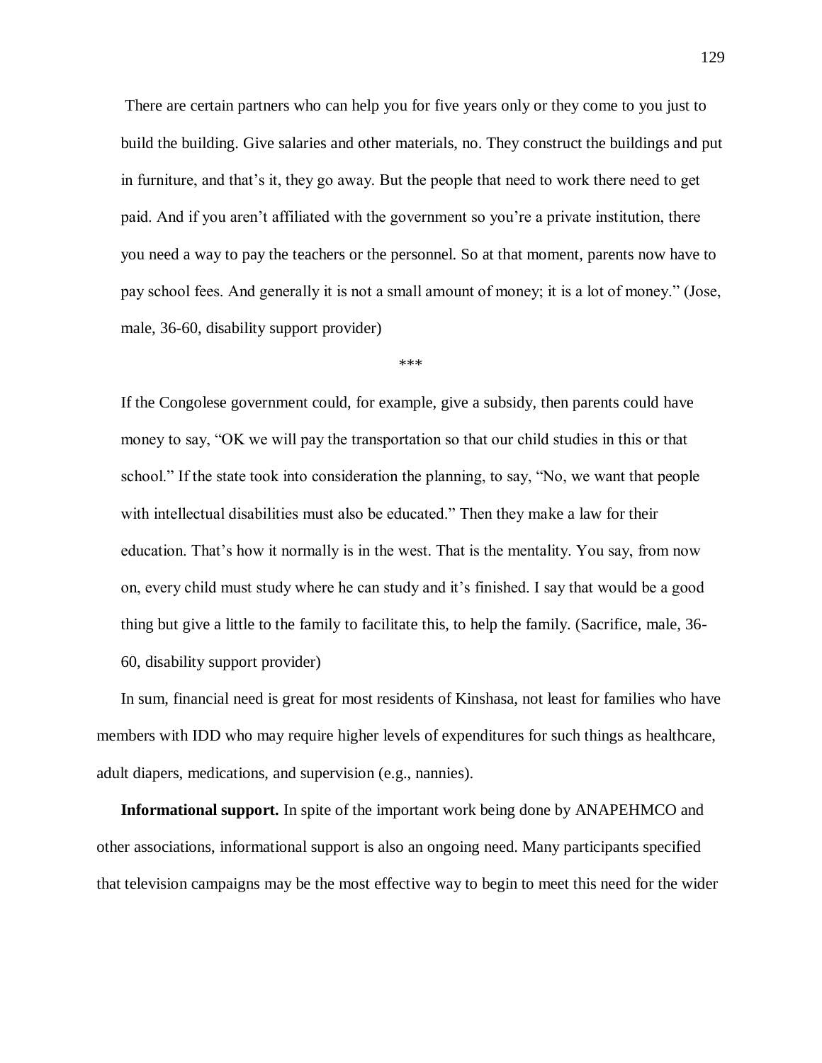> There are certain partners who can help you for five years only or they come to you just to build the building. Give salaries and other materials, no. They construct the buildings and put in furniture, and that's it, they go away. But the people that need to work there need to get paid. And if you aren't affiliated with the government so you're a private institution, there you need a way to pay the teachers or the personnel. So at that moment, parents now have to pay school fees. And generally it is not a small amount of money; it is a lot of money." (Jose, male, 36-60, disability support provider)

\*\*\*

> If the Congolese government could, for example, give a subsidy, then parents could have money to say, "OK we will pay the transportation so that our child studies in this or that school." If the state took into consideration the planning, to say, "No, we want that people with intellectual disabilities must also be educated." Then they make a law for their education. That's how it normally is in the west. That is the mentality. You say, from now on, every child must study where he can study and it's finished. I say that would be a good thing but give a little to the family to facilitate this, to help the family. (Sacrifice, male, 36-60, disability support provider)

In sum, financial need is great for most residents of Kinshasa, not least for families who have members with IDD who may require higher levels of expenditures for such things as healthcare, adult diapers, medications, and supervision (e.g., nannies).

**Informational support.** In spite of the important work being done by ANAPEHMCO and other associations, informational support is also an ongoing need. Many participants specified that television campaigns may be the most effective way to begin to meet this need for the wider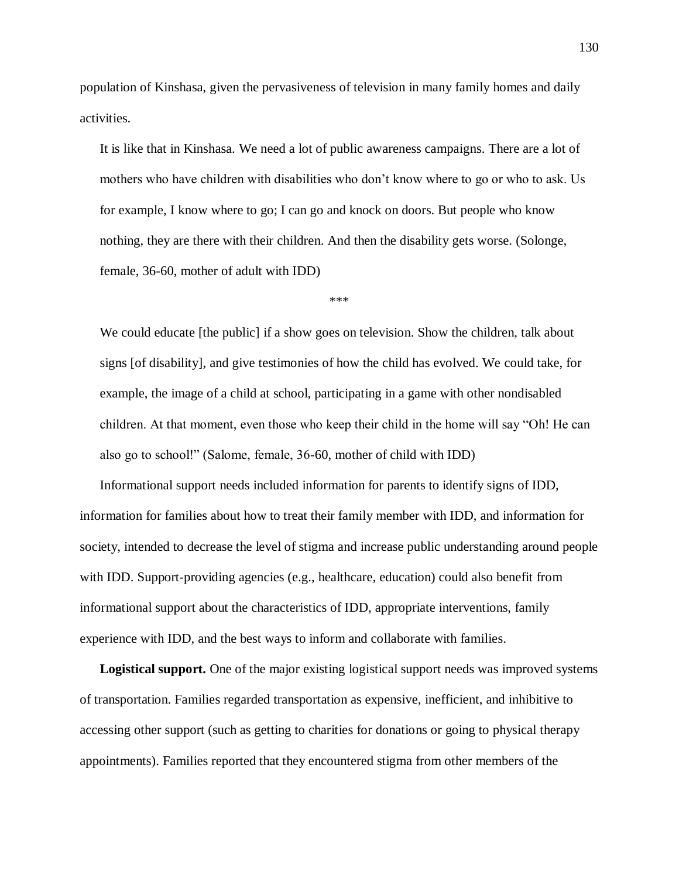population of Kinshasa, given the pervasiveness of television in many family homes and daily activities.

> It is like that in Kinshasa. We need a lot of public awareness campaigns. There are a lot of mothers who have children with disabilities who don't know where to go or who to ask. Us for example, I know where to go; I can go and knock on doors. But people who know nothing, they are there with their children. And then the disability gets worse. (Solonge, female, 36-60, mother of adult with IDD)

***

> We could educate [the public] if a show goes on television. Show the children, talk about signs [of disability], and give testimonies of how the child has evolved. We could take, for example, the image of a child at school, participating in a game with other nondisabled children. At that moment, even those who keep their child in the home will say "Oh! He can also go to school!" (Salome, female, 36-60, mother of child with IDD)

Informational support needs included information for parents to identify signs of IDD, information for families about how to treat their family member with IDD, and information for society, intended to decrease the level of stigma and increase public understanding around people with IDD. Support-providing agencies (e.g., healthcare, education) could also benefit from informational support about the characteristics of IDD, appropriate interventions, family experience with IDD, and the best ways to inform and collaborate with families.

**Logistical support.** One of the major existing logistical support needs was improved systems of transportation. Families regarded transportation as expensive, inefficient, and inhibitive to accessing other support (such as getting to charities for donations or going to physical therapy appointments). Families reported that they encountered stigma from other members of the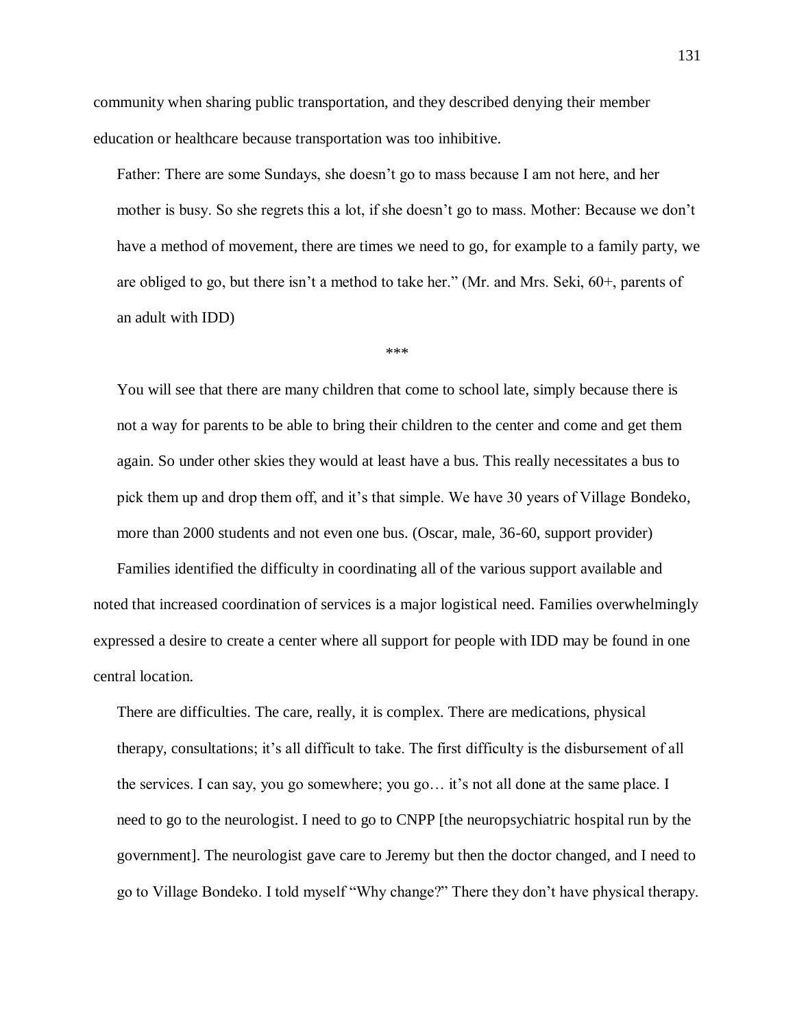community when sharing public transportation, and they described denying their member education or healthcare because transportation was too inhibitive.

> Father: There are some Sundays, she doesn't go to mass because I am not here, and her mother is busy. So she regrets this a lot, if she doesn't go to mass. Mother: Because we don't have a method of movement, there are times we need to go, for example to a family party, we are obliged to go, but there isn't a method to take her." (Mr. and Mrs. Seki, 60+, parents of an adult with IDD)

\*\*\*

> You will see that there are many children that come to school late, simply because there is not a way for parents to be able to bring their children to the center and come and get them again. So under other skies they would at least have a bus. This really necessitates a bus to pick them up and drop them off, and it's that simple. We have 30 years of Village Bondeko, more than 2000 students and not even one bus. (Oscar, male, 36-60, support provider)

Families identified the difficulty in coordinating all of the various support available and noted that increased coordination of services is a major logistical need. Families overwhelmingly expressed a desire to create a center where all support for people with IDD may be found in one central location.

> There are difficulties. The care, really, it is complex. There are medications, physical therapy, consultations; it's all difficult to take. The first difficulty is the disbursement of all the services. I can say, you go somewhere; you go… it's not all done at the same place. I need to go to the neurologist. I need to go to CNPP [the neuropsychiatric hospital run by the government]. The neurologist gave care to Jeremy but then the doctor changed, and I need to go to Village Bondeko. I told myself "Why change?" There they don't have physical therapy.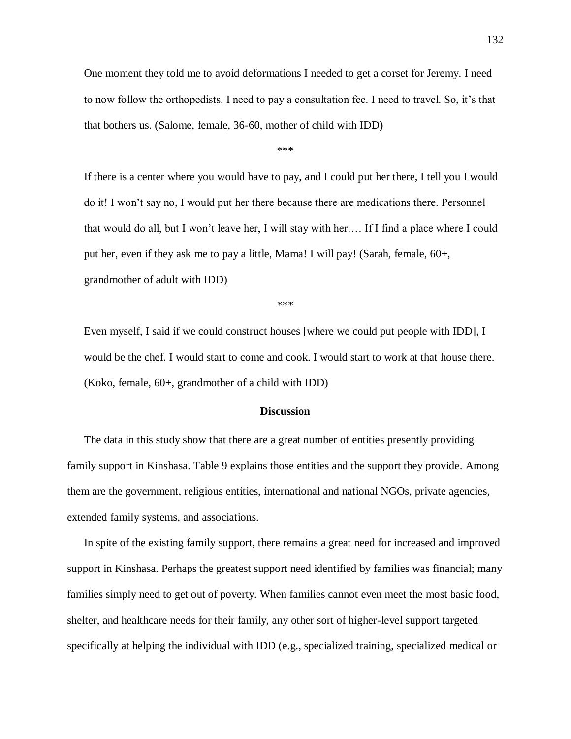> One moment they told me to avoid deformations I needed to get a corset for Jeremy. I need to now follow the orthopedists. I need to pay a consultation fee. I need to travel. So, it's that that bothers us. (Salome, female, 36-60, mother of child with IDD)

\*\*\*

> If there is a center where you would have to pay, and I could put her there, I tell you I would do it! I won't say no, I would put her there because there are medications there. Personnel that would do all, but I won't leave her, I will stay with her.… If I find a place where I could put her, even if they ask me to pay a little, Mama! I will pay! (Sarah, female, 60+, grandmother of adult with IDD)

\*\*\*

> Even myself, I said if we could construct houses [where we could put people with IDD], I would be the chef. I would start to come and cook. I would start to work at that house there. (Koko, female, 60+, grandmother of a child with IDD)

## Discussion

The data in this study show that there are a great number of entities presently providing family support in Kinshasa. Table 9 explains those entities and the support they provide. Among them are the government, religious entities, international and national NGOs, private agencies, extended family systems, and associations.

In spite of the existing family support, there remains a great need for increased and improved support in Kinshasa. Perhaps the greatest support need identified by families was financial; many families simply need to get out of poverty. When families cannot even meet the most basic food, shelter, and healthcare needs for their family, any other sort of higher-level support targeted specifically at helping the individual with IDD (e.g., specialized training, specialized medical or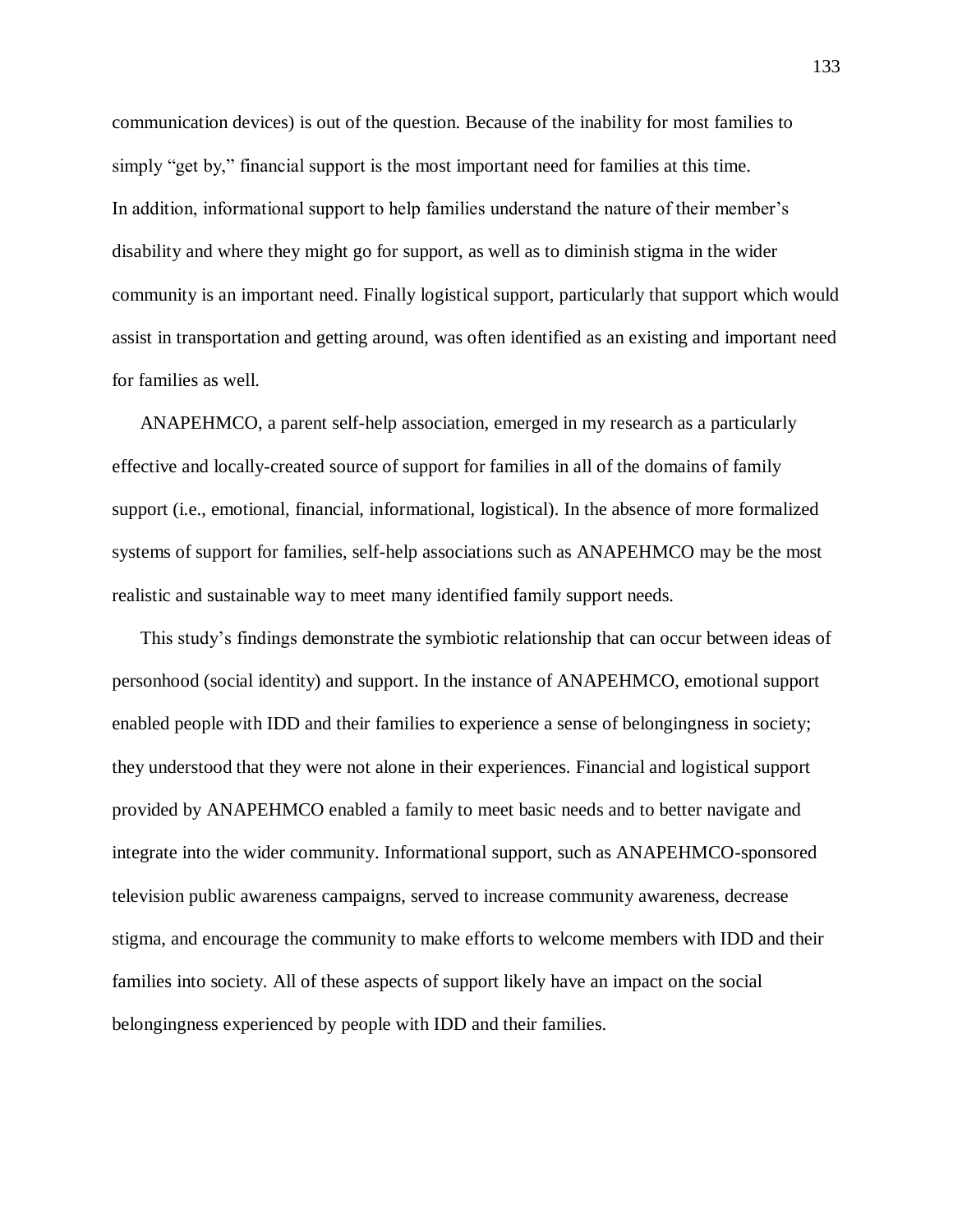communication devices) is out of the question. Because of the inability for most families to simply "get by," financial support is the most important need for families at this time. In addition, informational support to help families understand the nature of their member's disability and where they might go for support, as well as to diminish stigma in the wider community is an important need. Finally logistical support, particularly that support which would assist in transportation and getting around, was often identified as an existing and important need for families as well.

ANAPEHMCO, a parent self-help association, emerged in my research as a particularly effective and locally-created source of support for families in all of the domains of family support (i.e., emotional, financial, informational, logistical). In the absence of more formalized systems of support for families, self-help associations such as ANAPEHMCO may be the most realistic and sustainable way to meet many identified family support needs.

This study's findings demonstrate the symbiotic relationship that can occur between ideas of personhood (social identity) and support. In the instance of ANAPEHMCO, emotional support enabled people with IDD and their families to experience a sense of belongingness in society; they understood that they were not alone in their experiences. Financial and logistical support provided by ANAPEHMCO enabled a family to meet basic needs and to better navigate and integrate into the wider community. Informational support, such as ANAPEHMCO-sponsored television public awareness campaigns, served to increase community awareness, decrease stigma, and encourage the community to make efforts to welcome members with IDD and their families into society. All of these aspects of support likely have an impact on the social belongingness experienced by people with IDD and their families.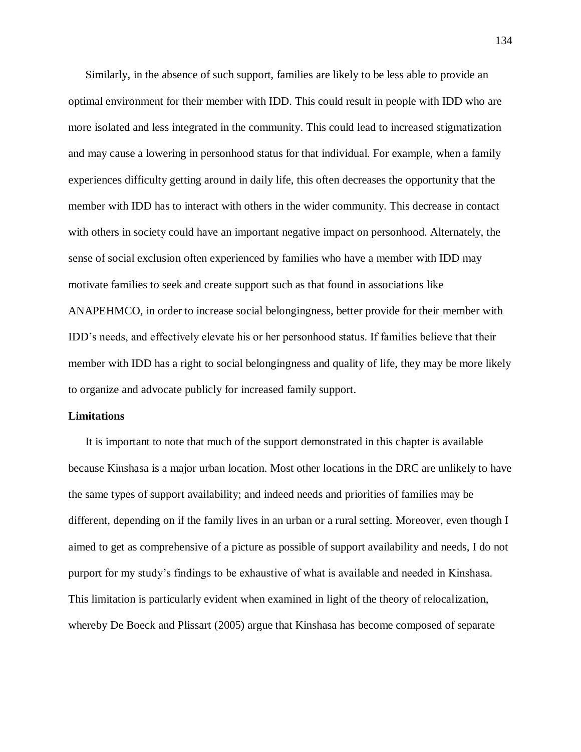Similarly, in the absence of such support, families are likely to be less able to provide an optimal environment for their member with IDD. This could result in people with IDD who are more isolated and less integrated in the community. This could lead to increased stigmatization and may cause a lowering in personhood status for that individual. For example, when a family experiences difficulty getting around in daily life, this often decreases the opportunity that the member with IDD has to interact with others in the wider community. This decrease in contact with others in society could have an important negative impact on personhood. Alternately, the sense of social exclusion often experienced by families who have a member with IDD may motivate families to seek and create support such as that found in associations like ANAPEHMCO, in order to increase social belongingness, better provide for their member with IDD's needs, and effectively elevate his or her personhood status. If families believe that their member with IDD has a right to social belongingness and quality of life, they may be more likely to organize and advocate publicly for increased family support.

**Limitations**

It is important to note that much of the support demonstrated in this chapter is available because Kinshasa is a major urban location. Most other locations in the DRC are unlikely to have the same types of support availability; and indeed needs and priorities of families may be different, depending on if the family lives in an urban or a rural setting. Moreover, even though I aimed to get as comprehensive of a picture as possible of support availability and needs, I do not purport for my study's findings to be exhaustive of what is available and needed in Kinshasa. This limitation is particularly evident when examined in light of the theory of relocalization, whereby De Boeck and Plissart (2005) argue that Kinshasa has become composed of separate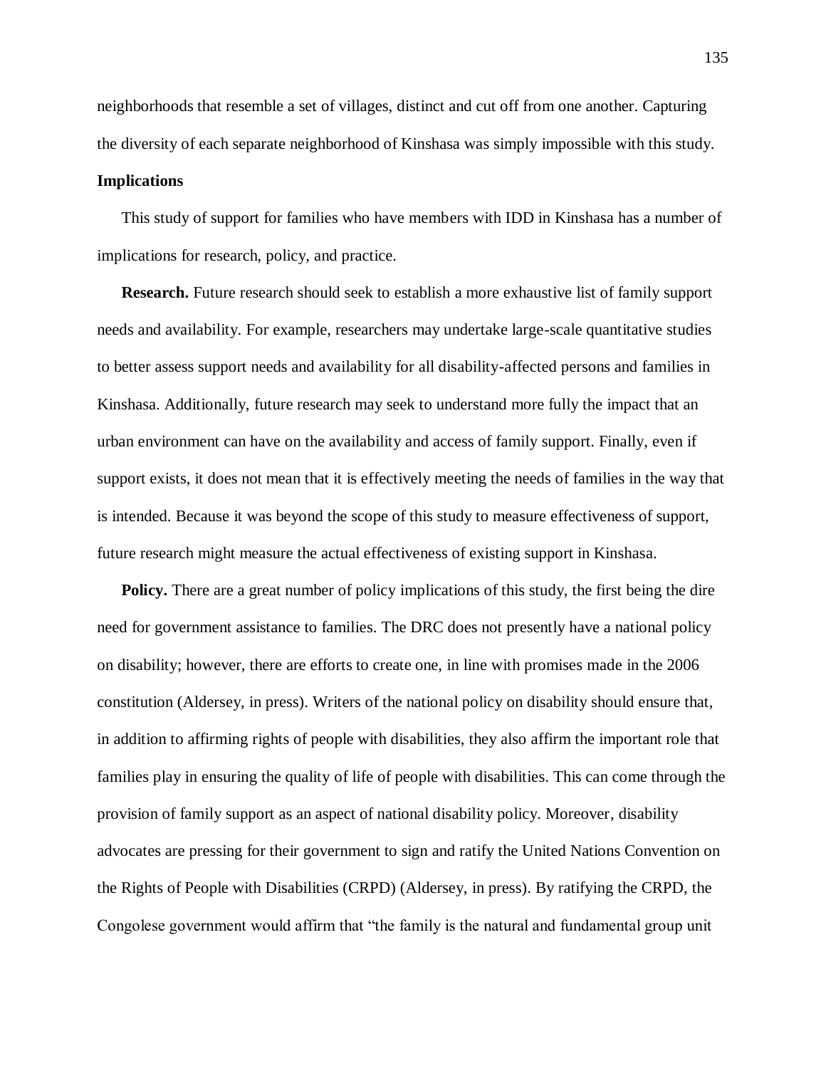neighborhoods that resemble a set of villages, distinct and cut off from one another. Capturing the diversity of each separate neighborhood of Kinshasa was simply impossible with this study.

## Implications

This study of support for families who have members with IDD in Kinshasa has a number of implications for research, policy, and practice.

**Research.** Future research should seek to establish a more exhaustive list of family support needs and availability. For example, researchers may undertake large-scale quantitative studies to better assess support needs and availability for all disability-affected persons and families in Kinshasa. Additionally, future research may seek to understand more fully the impact that an urban environment can have on the availability and access of family support. Finally, even if support exists, it does not mean that it is effectively meeting the needs of families in the way that is intended. Because it was beyond the scope of this study to measure effectiveness of support, future research might measure the actual effectiveness of existing support in Kinshasa.

**Policy.** There are a great number of policy implications of this study, the first being the dire need for government assistance to families. The DRC does not presently have a national policy on disability; however, there are efforts to create one, in line with promises made in the 2006 constitution (Aldersey, in press). Writers of the national policy on disability should ensure that, in addition to affirming rights of people with disabilities, they also affirm the important role that families play in ensuring the quality of life of people with disabilities. This can come through the provision of family support as an aspect of national disability policy. Moreover, disability advocates are pressing for their government to sign and ratify the United Nations Convention on the Rights of People with Disabilities (CRPD) (Aldersey, in press). By ratifying the CRPD, the Congolese government would affirm that "the family is the natural and fundamental group unit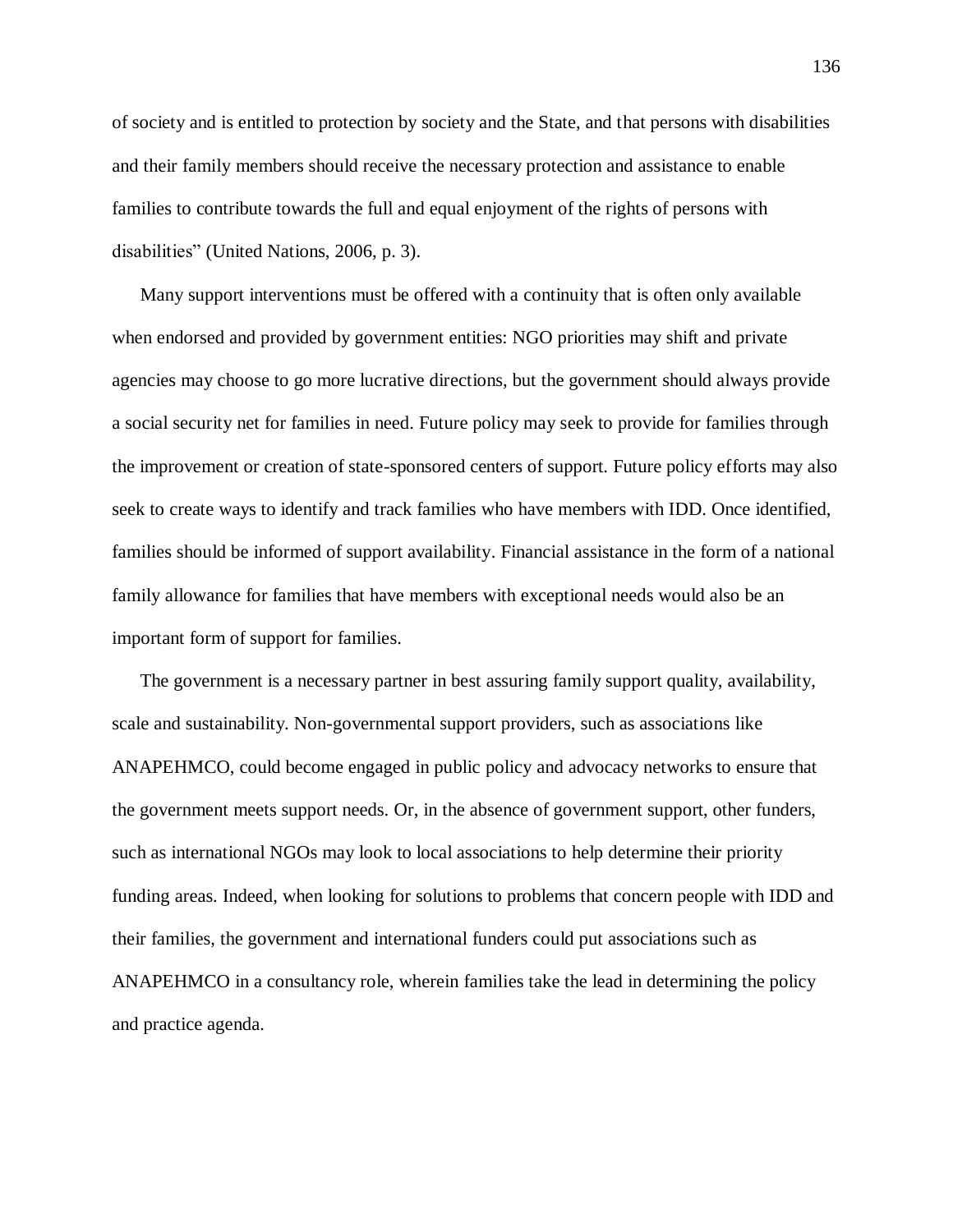of society and is entitled to protection by society and the State, and that persons with disabilities and their family members should receive the necessary protection and assistance to enable families to contribute towards the full and equal enjoyment of the rights of persons with disabilities" (United Nations, 2006, p. 3).

Many support interventions must be offered with a continuity that is often only available when endorsed and provided by government entities: NGO priorities may shift and private agencies may choose to go more lucrative directions, but the government should always provide a social security net for families in need. Future policy may seek to provide for families through the improvement or creation of state-sponsored centers of support. Future policy efforts may also seek to create ways to identify and track families who have members with IDD. Once identified, families should be informed of support availability. Financial assistance in the form of a national family allowance for families that have members with exceptional needs would also be an important form of support for families.

The government is a necessary partner in best assuring family support quality, availability, scale and sustainability. Non-governmental support providers, such as associations like ANAPEHMCO, could become engaged in public policy and advocacy networks to ensure that the government meets support needs. Or, in the absence of government support, other funders, such as international NGOs may look to local associations to help determine their priority funding areas. Indeed, when looking for solutions to problems that concern people with IDD and their families, the government and international funders could put associations such as ANAPEHMCO in a consultancy role, wherein families take the lead in determining the policy and practice agenda.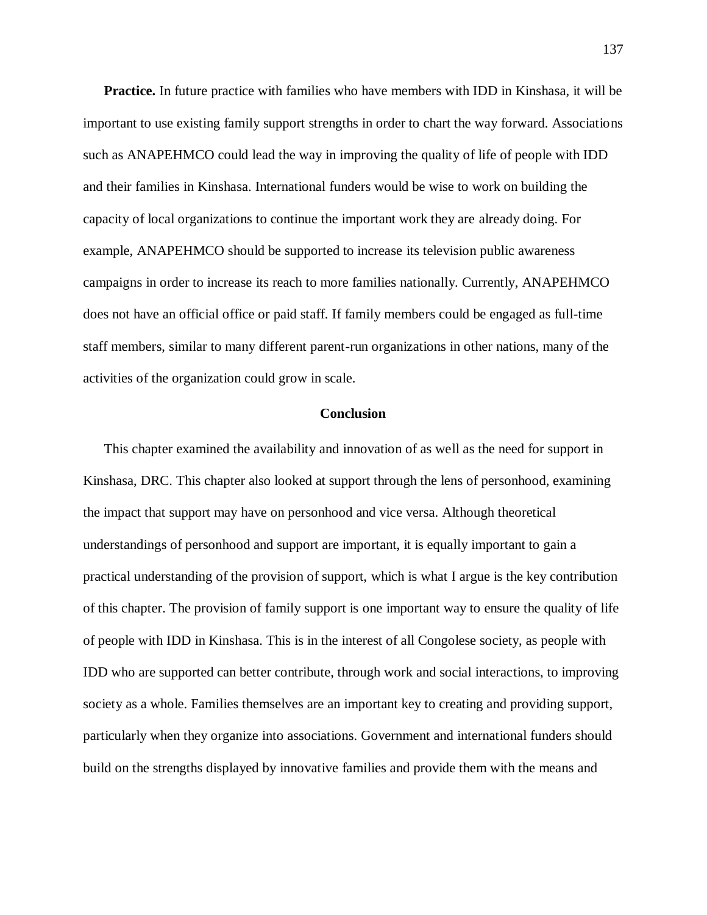**Practice.** In future practice with families who have members with IDD in Kinshasa, it will be important to use existing family support strengths in order to chart the way forward. Associations such as ANAPEHMCO could lead the way in improving the quality of life of people with IDD and their families in Kinshasa. International funders would be wise to work on building the capacity of local organizations to continue the important work they are already doing. For example, ANAPEHMCO should be supported to increase its television public awareness campaigns in order to increase its reach to more families nationally. Currently, ANAPEHMCO does not have an official office or paid staff. If family members could be engaged as full-time staff members, similar to many different parent-run organizations in other nations, many of the activities of the organization could grow in scale.

## Conclusion

This chapter examined the availability and innovation of as well as the need for support in Kinshasa, DRC. This chapter also looked at support through the lens of personhood, examining the impact that support may have on personhood and vice versa. Although theoretical understandings of personhood and support are important, it is equally important to gain a practical understanding of the provision of support, which is what I argue is the key contribution of this chapter. The provision of family support is one important way to ensure the quality of life of people with IDD in Kinshasa. This is in the interest of all Congolese society, as people with IDD who are supported can better contribute, through work and social interactions, to improving society as a whole. Families themselves are an important key to creating and providing support, particularly when they organize into associations. Government and international funders should build on the strengths displayed by innovative families and provide them with the means and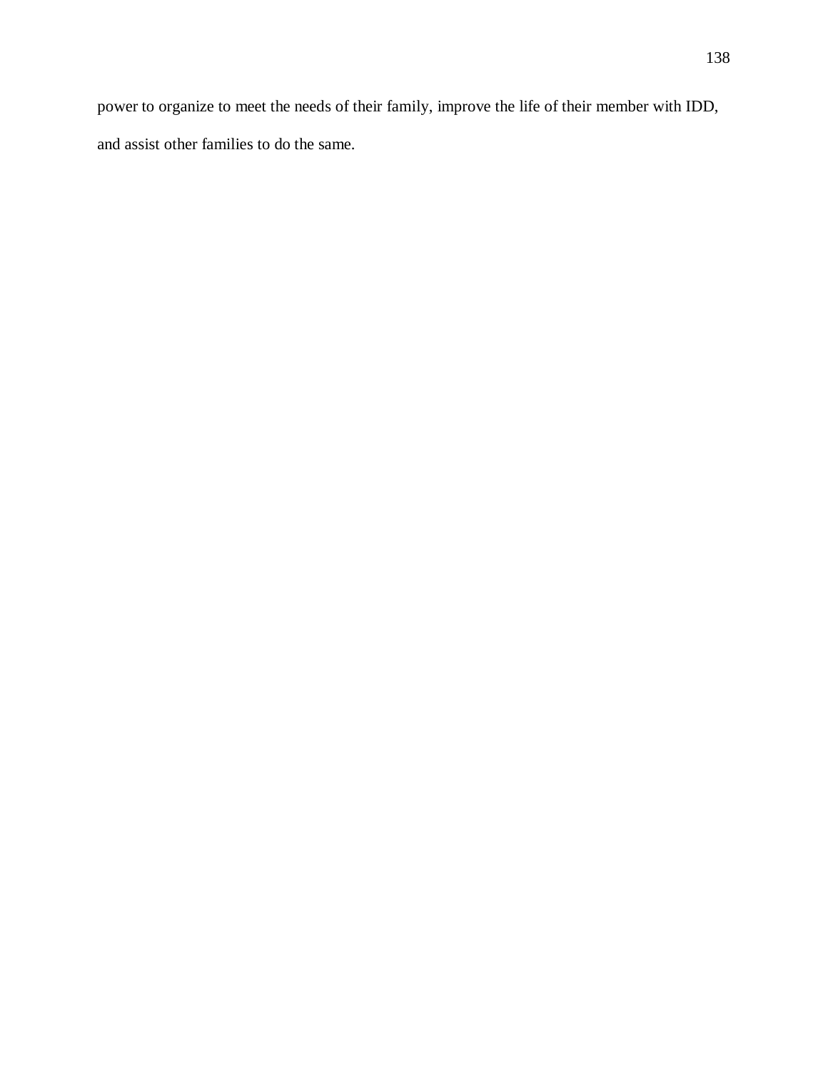power to organize to meet the needs of their family, improve the life of their member with IDD, and assist other families to do the same.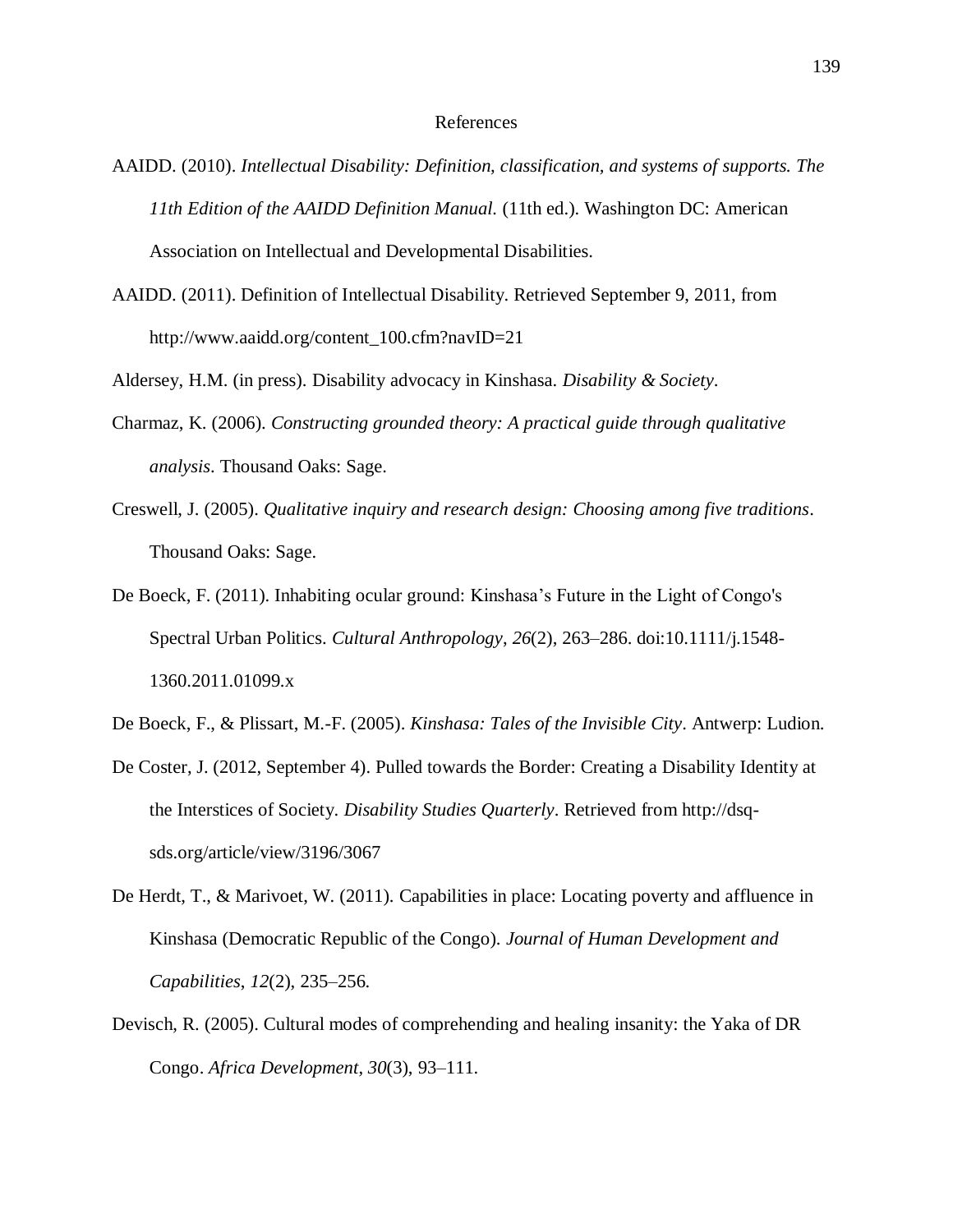# References

AAIDD. (2010). *Intellectual Disability: Definition, classification, and systems of supports. The 11th Edition of the AAIDD Definition Manual.* (11th ed.). Washington DC: American Association on Intellectual and Developmental Disabilities.

AAIDD. (2011). Definition of Intellectual Disability. Retrieved September 9, 2011, from http://www.aaidd.org/content_100.cfm?navID=21

Aldersey, H.M. (in press). Disability advocacy in Kinshasa. *Disability & Society*.

Charmaz, K. (2006). *Constructing grounded theory: A practical guide through qualitative analysis*. Thousand Oaks: Sage.

Creswell, J. (2005). *Qualitative inquiry and research design: Choosing among five traditions*. Thousand Oaks: Sage.

De Boeck, F. (2011). Inhabiting ocular ground: Kinshasa's Future in the Light of Congo's Spectral Urban Politics. *Cultural Anthropology*, *26*(2), 263–286. doi:10.1111/j.1548-1360.2011.01099.x

De Boeck, F., & Plissart, M.-F. (2005). *Kinshasa: Tales of the Invisible City*. Antwerp: Ludion.

De Coster, J. (2012, September 4). Pulled towards the Border: Creating a Disability Identity at the Interstices of Society. *Disability Studies Quarterly*. Retrieved from http://dsq-sds.org/article/view/3196/3067

De Herdt, T., & Marivoet, W. (2011). Capabilities in place: Locating poverty and affluence in Kinshasa (Democratic Republic of the Congo). *Journal of Human Development and Capabilities*, *12*(2), 235–256.

Devisch, R. (2005). Cultural modes of comprehending and healing insanity: the Yaka of DR Congo. *Africa Development*, *30*(3), 93–111.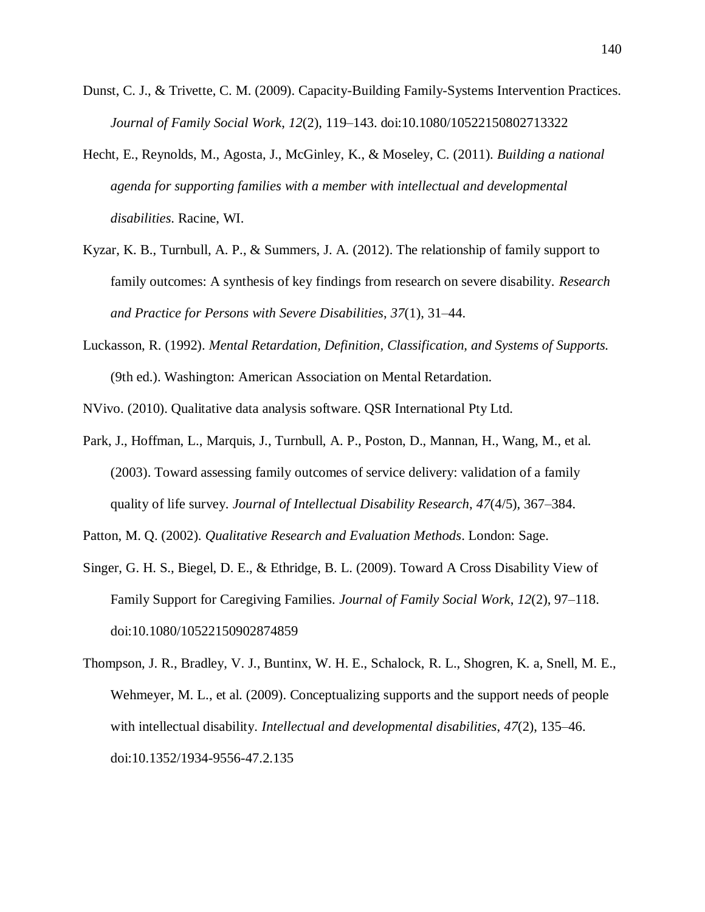Dunst, C. J., & Trivette, C. M. (2009). Capacity-Building Family-Systems Intervention Practices. *Journal of Family Social Work*, *12*(2), 119–143. doi:10.1080/10522150802713322

Hecht, E., Reynolds, M., Agosta, J., McGinley, K., & Moseley, C. (2011). *Building a national agenda for supporting families with a member with intellectual and developmental disabilities*. Racine, WI.

Kyzar, K. B., Turnbull, A. P., & Summers, J. A. (2012). The relationship of family support to family outcomes: A synthesis of key findings from research on severe disability. *Research and Practice for Persons with Severe Disabilities*, *37*(1), 31–44.

Luckasson, R. (1992). *Mental Retardation, Definition, Classification, and Systems of Supports.* (9th ed.). Washington: American Association on Mental Retardation.

NVivo. (2010). Qualitative data analysis software. QSR International Pty Ltd.

Park, J., Hoffman, L., Marquis, J., Turnbull, A. P., Poston, D., Mannan, H., Wang, M., et al. (2003). Toward assessing family outcomes of service delivery: validation of a family quality of life survey. *Journal of Intellectual Disability Research*, *47*(4/5), 367–384.

Patton, M. Q. (2002). *Qualitative Research and Evaluation Methods*. London: Sage.

Singer, G. H. S., Biegel, D. E., & Ethridge, B. L. (2009). Toward A Cross Disability View of Family Support for Caregiving Families. *Journal of Family Social Work*, *12*(2), 97–118. doi:10.1080/10522150902874859

Thompson, J. R., Bradley, V. J., Buntinx, W. H. E., Schalock, R. L., Shogren, K. a, Snell, M. E., Wehmeyer, M. L., et al. (2009). Conceptualizing supports and the support needs of people with intellectual disability. *Intellectual and developmental disabilities*, *47*(2), 135–46. doi:10.1352/1934-9556-47.2.135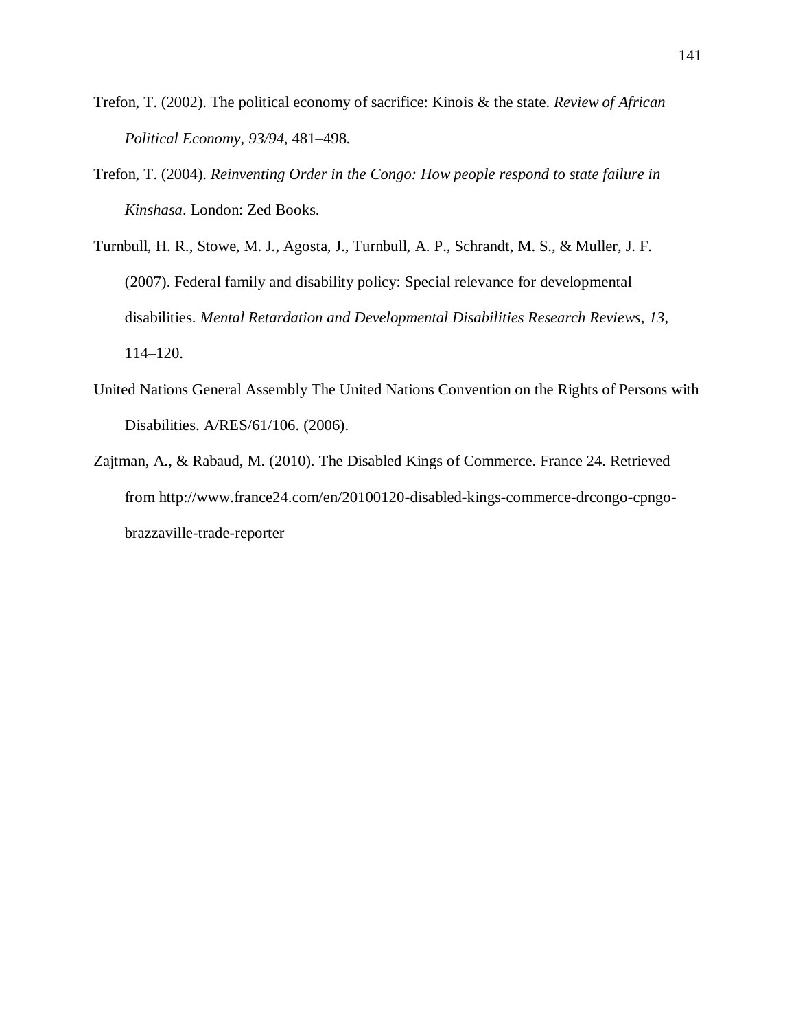Trefon, T. (2002). The political economy of sacrifice: Kinois & the state. *Review of African Political Economy*, *93/94*, 481–498.

Trefon, T. (2004). *Reinventing Order in the Congo: How people respond to state failure in Kinshasa*. London: Zed Books.

Turnbull, H. R., Stowe, M. J., Agosta, J., Turnbull, A. P., Schrandt, M. S., & Muller, J. F. (2007). Federal family and disability policy: Special relevance for developmental disabilities. *Mental Retardation and Developmental Disabilities Research Reviews*, *13*, 114–120.

United Nations General Assembly The United Nations Convention on the Rights of Persons with Disabilities. A/RES/61/106. (2006).

Zajtman, A., & Rabaud, M. (2010). The Disabled Kings of Commerce. France 24. Retrieved from http://www.france24.com/en/20100120-disabled-kings-commerce-drcongo-cpngo-brazzaville-trade-reporter